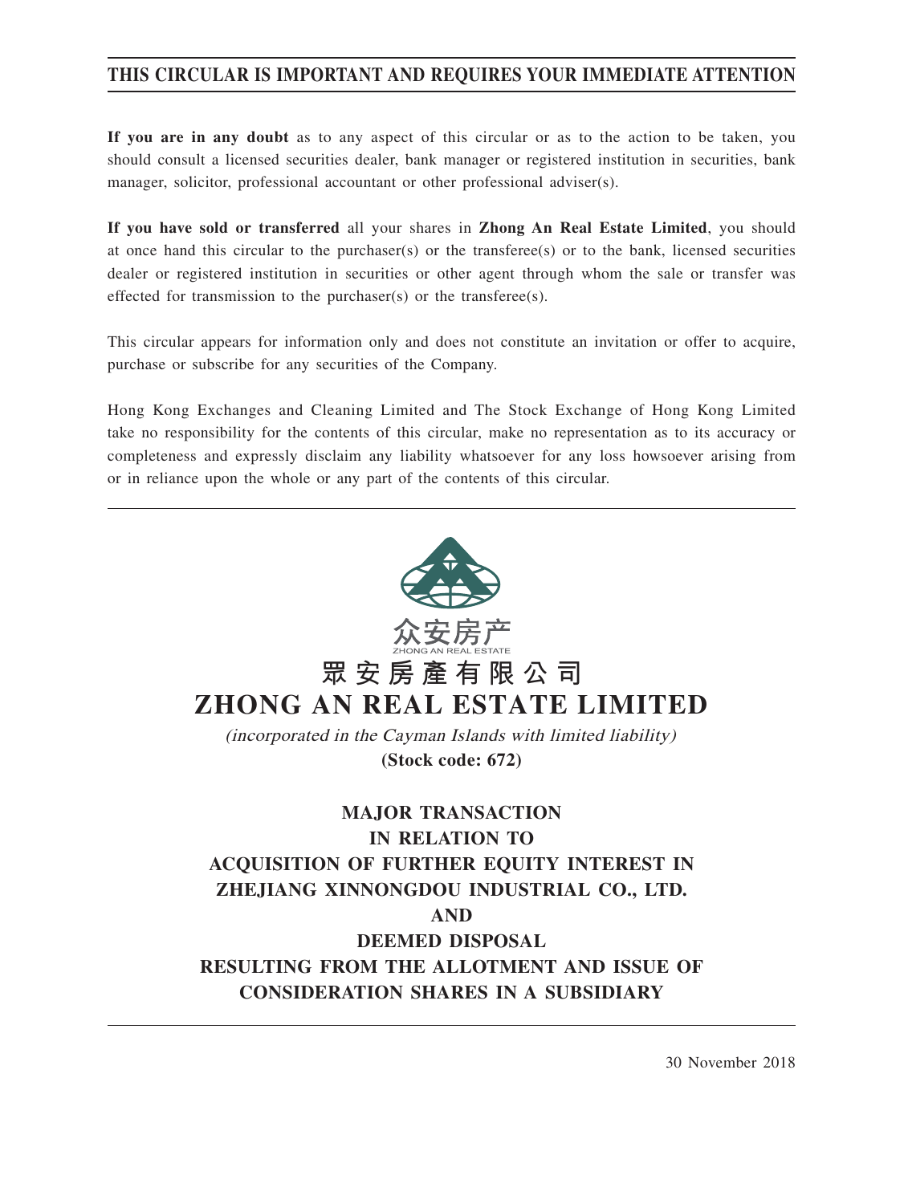**THIS CIRCULAR IS IMPORTANT AND REQUIRES YOUR IMMEDIATE ATTENTION**

**If you are in any doubt** as to any aspect of this circular or as to the action to be taken, you should consult a licensed securities dealer, bank manager or registered institution in securities, bank manager, solicitor, professional accountant or other professional adviser(s).

**If you have sold or transferred** all your shares in **Zhong An Real Estate Limited**, you should at once hand this circular to the purchaser(s) or the transferee(s) or to the bank, licensed securities dealer or registered institution in securities or other agent through whom the sale or transfer was effected for transmission to the purchaser(s) or the transferee(s).

This circular appears for information only and does not constitute an invitation or offer to acquire, purchase or subscribe for any securities of the Company.

Hong Kong Exchanges and Cleaning Limited and The Stock Exchange of Hong Kong Limited take no responsibility for the contents of this circular, make no representation as to its accuracy or completeness and expressly disclaim any liability whatsoever for any loss howsoever arising from or in reliance upon the whole or any part of the contents of this circular.

众安房产

ZHONG AN REAL ESTATE

# 眾安房產有限公司
# ZHONG AN REAL ESTATE LIMITED

*(incorporated in the Cayman Islands with limited liability)*

**(Stock code: 672)**

## MAJOR TRANSACTION IN RELATION TO ACQUISITION OF FURTHER EQUITY INTEREST IN ZHEJIANG XINNONGDOU INDUSTRIAL CO., LTD. AND DEEMED DISPOSAL RESULTING FROM THE ALLOTMENT AND ISSUE OF CONSIDERATION SHARES IN A SUBSIDIARY

30 November 2018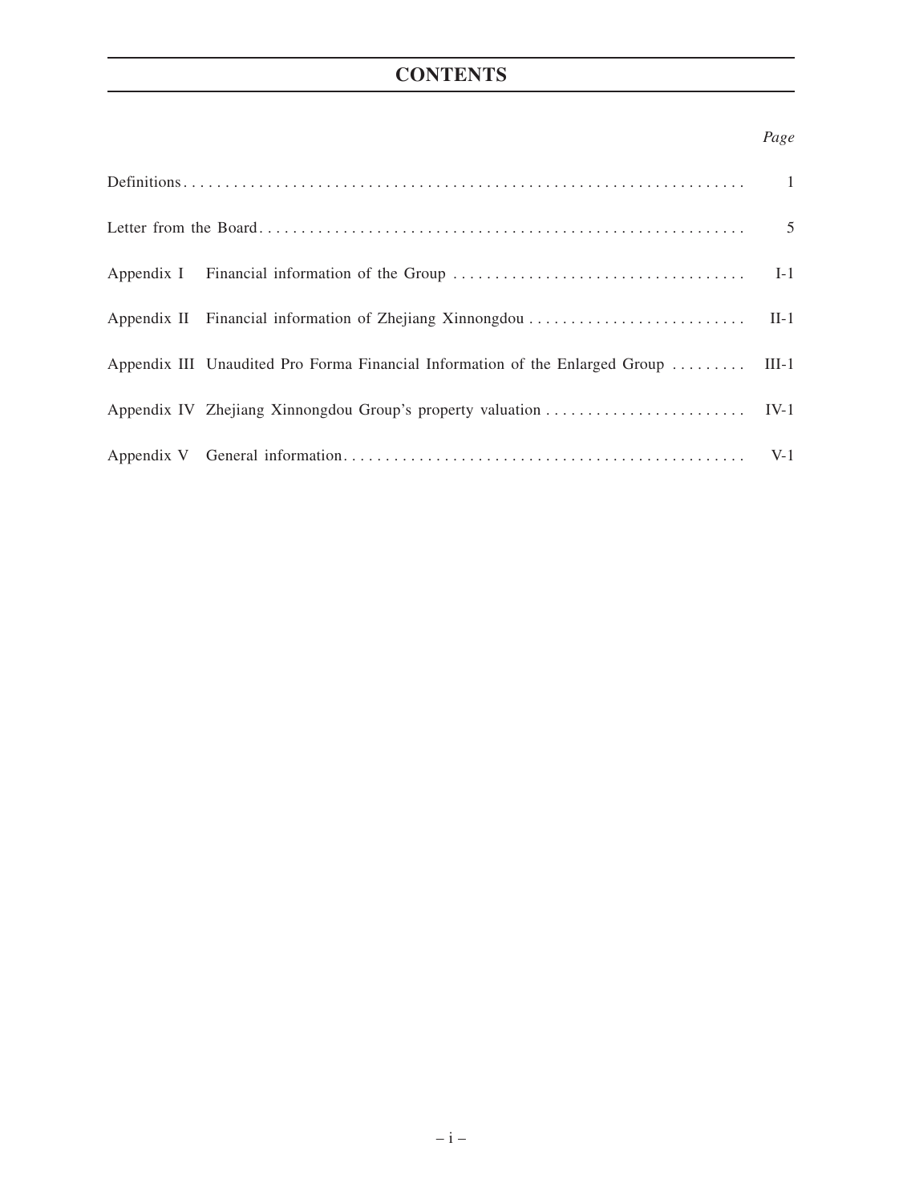# CONTENTS

| | *Page* |
|---|---|
| Definitions | 1 |
| Letter from the Board | 5 |
| Appendix I Financial information of the Group | I-1 |
| Appendix II Financial information of Zhejiang Xinnongdou | II-1 |
| Appendix III Unaudited Pro Forma Financial Information of the Enlarged Group | III-1 |
| Appendix IV Zhejiang Xinnongdou Group's property valuation | IV-1 |
| Appendix V General information | V-1 |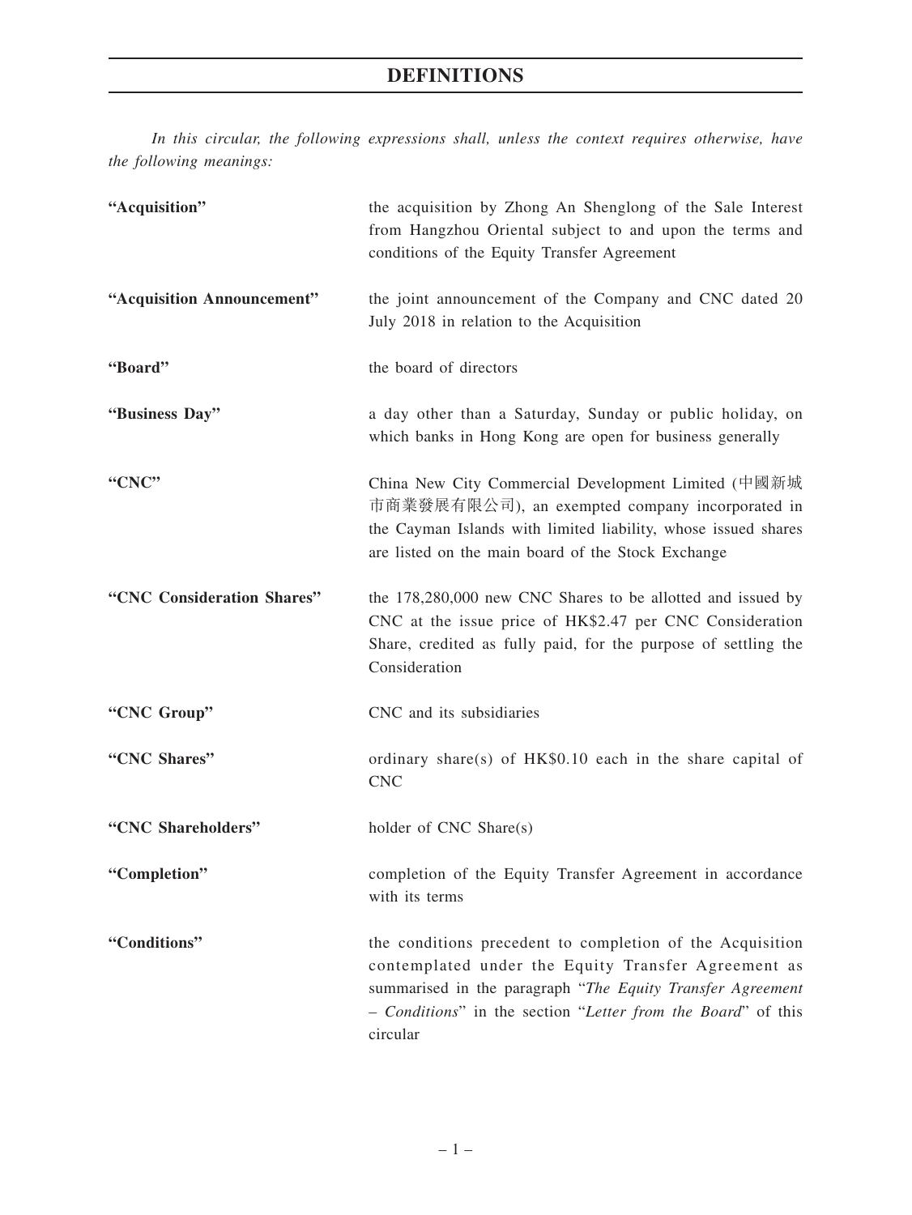# DEFINITIONS

*In this circular, the following expressions shall, unless the context requires otherwise, have the following meanings:*

| | |
|---|---|
| **"Acquisition"** | the acquisition by Zhong An Shenglong of the Sale Interest from Hangzhou Oriental subject to and upon the terms and conditions of the Equity Transfer Agreement |
| **"Acquisition Announcement"** | the joint announcement of the Company and CNC dated 20 July 2018 in relation to the Acquisition |
| **"Board"** | the board of directors |
| **"Business Day"** | a day other than a Saturday, Sunday or public holiday, on which banks in Hong Kong are open for business generally |
| **"CNC"** | China New City Commercial Development Limited (中國新城市商業發展有限公司), an exempted company incorporated in the Cayman Islands with limited liability, whose issued shares are listed on the main board of the Stock Exchange |
| **"CNC Consideration Shares"** | the 178,280,000 new CNC Shares to be allotted and issued by CNC at the issue price of HK$2.47 per CNC Consideration Share, credited as fully paid, for the purpose of settling the Consideration |
| **"CNC Group"** | CNC and its subsidiaries |
| **"CNC Shares"** | ordinary share(s) of HK$0.10 each in the share capital of CNC |
| **"CNC Shareholders"** | holder of CNC Share(s) |
| **"Completion"** | completion of the Equity Transfer Agreement in accordance with its terms |
| **"Conditions"** | the conditions precedent to completion of the Acquisition contemplated under the Equity Transfer Agreement as summarised in the paragraph "*The Equity Transfer Agreement – Conditions*" in the section "*Letter from the Board*" of this circular |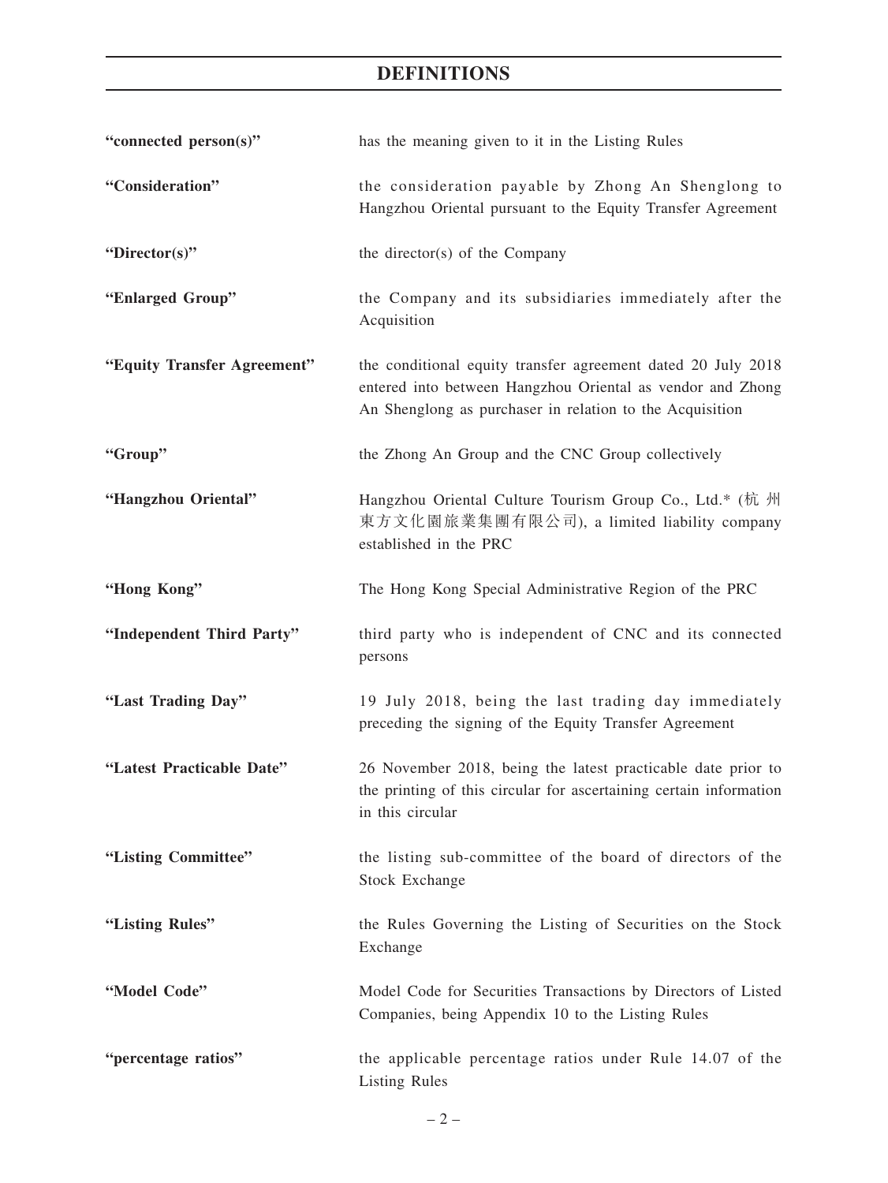# DEFINITIONS

| | |
|---|---|
| **"connected person(s)"** | has the meaning given to it in the Listing Rules |
| **"Consideration"** | the consideration payable by Zhong An Shenglong to Hangzhou Oriental pursuant to the Equity Transfer Agreement |
| **"Director(s)"** | the director(s) of the Company |
| **"Enlarged Group"** | the Company and its subsidiaries immediately after the Acquisition |
| **"Equity Transfer Agreement"** | the conditional equity transfer agreement dated 20 July 2018 entered into between Hangzhou Oriental as vendor and Zhong An Shenglong as purchaser in relation to the Acquisition |
| **"Group"** | the Zhong An Group and the CNC Group collectively |
| **"Hangzhou Oriental"** | Hangzhou Oriental Culture Tourism Group Co., Ltd.* (杭州東方文化園旅業集團有限公司), a limited liability company established in the PRC |
| **"Hong Kong"** | The Hong Kong Special Administrative Region of the PRC |
| **"Independent Third Party"** | third party who is independent of CNC and its connected persons |
| **"Last Trading Day"** | 19 July 2018, being the last trading day immediately preceding the signing of the Equity Transfer Agreement |
| **"Latest Practicable Date"** | 26 November 2018, being the latest practicable date prior to the printing of this circular for ascertaining certain information in this circular |
| **"Listing Committee"** | the listing sub-committee of the board of directors of the Stock Exchange |
| **"Listing Rules"** | the Rules Governing the Listing of Securities on the Stock Exchange |
| **"Model Code"** | Model Code for Securities Transactions by Directors of Listed Companies, being Appendix 10 to the Listing Rules |
| **"percentage ratios"** | the applicable percentage ratios under Rule 14.07 of the Listing Rules |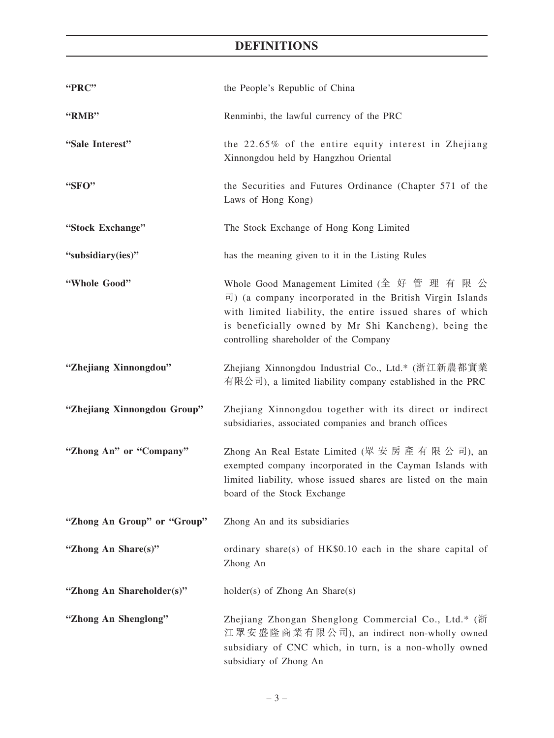# DEFINITIONS

| | |
|---|---|
| "PRC" | the People's Republic of China |
| "RMB" | Renminbi, the lawful currency of the PRC |
| "Sale Interest" | the 22.65% of the entire equity interest in Zhejiang Xinnongdou held by Hangzhou Oriental |
| "SFO" | the Securities and Futures Ordinance (Chapter 571 of the Laws of Hong Kong) |
| "Stock Exchange" | The Stock Exchange of Hong Kong Limited |
| "subsidiary(ies)" | has the meaning given to it in the Listing Rules |
| "Whole Good" | Whole Good Management Limited (全好管理有限公司) (a company incorporated in the British Virgin Islands with limited liability, the entire issued shares of which is beneficially owned by Mr Shi Kancheng), being the controlling shareholder of the Company |
| "Zhejiang Xinnongdou" | Zhejiang Xinnongdou Industrial Co., Ltd.* (浙江新農都實業有限公司), a limited liability company established in the PRC |
| "Zhejiang Xinnongdou Group" | Zhejiang Xinnongdou together with its direct or indirect subsidiaries, associated companies and branch offices |
| "Zhong An" or "Company" | Zhong An Real Estate Limited (眾安房產有限公司), an exempted company incorporated in the Cayman Islands with limited liability, whose issued shares are listed on the main board of the Stock Exchange |
| "Zhong An Group" or "Group" | Zhong An and its subsidiaries |
| "Zhong An Share(s)" | ordinary share(s) of HK$0.10 each in the share capital of Zhong An |
| "Zhong An Shareholder(s)" | holder(s) of Zhong An Share(s) |
| "Zhong An Shenglong" | Zhejiang Zhongan Shenglong Commercial Co., Ltd.* (浙江眾安盛隆商業有限公司), an indirect non-wholly owned subsidiary of CNC which, in turn, is a non-wholly owned subsidiary of Zhong An |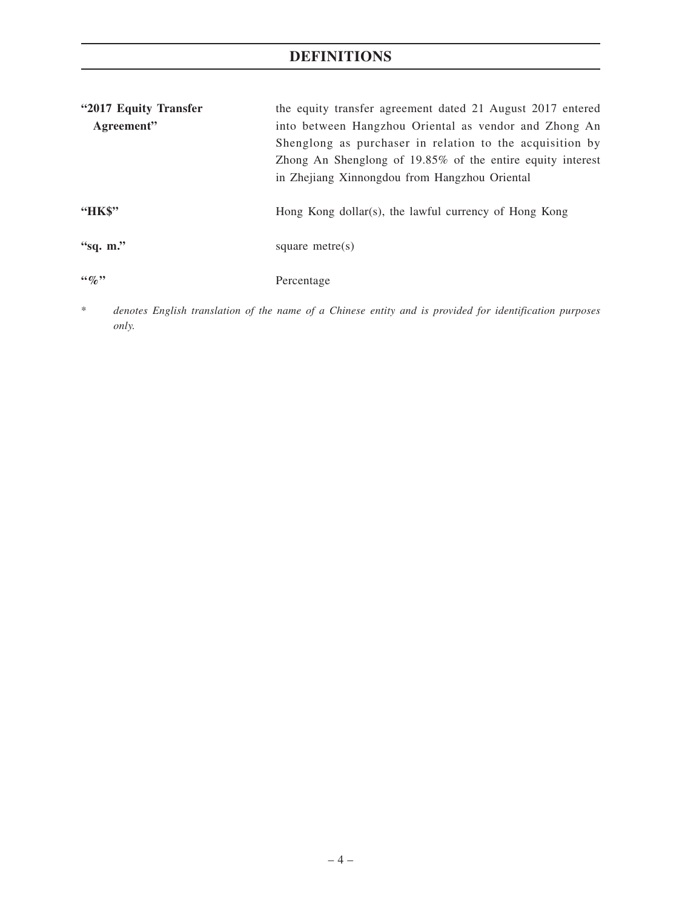# DEFINITIONS

| | |
|---|---|
| **"2017 Equity Transfer Agreement"** | the equity transfer agreement dated 21 August 2017 entered into between Hangzhou Oriental as vendor and Zhong An Shenglong as purchaser in relation to the acquisition by Zhong An Shenglong of 19.85% of the entire equity interest in Zhejiang Xinnongdou from Hangzhou Oriental |
| **"HK$"** | Hong Kong dollar(s), the lawful currency of Hong Kong |
| **"sq. m."** | square metre(s) |
| **"%"** | Percentage |

\* *denotes English translation of the name of a Chinese entity and is provided for identification purposes only.*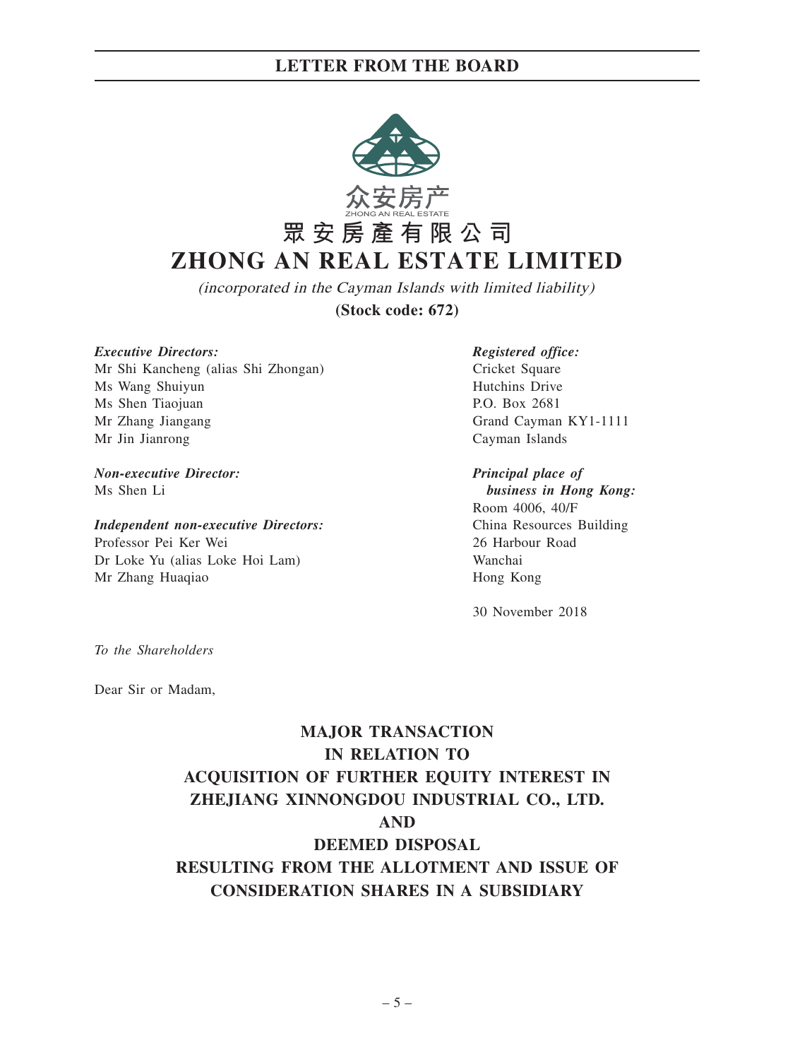众安房产
ZHONG AN REAL ESTATE

# 眾安房產有限公司
# ZHONG AN REAL ESTATE LIMITED

*(incorporated in the Cayman Islands with limited liability)*

**(Stock code: 672)**

***Executive Directors:***
Mr Shi Kancheng (alias Shi Zhongan)
Ms Wang Shuiyun
Ms Shen Tiaojuan
Mr Zhang Jiangang
Mr Jin Jianrong

***Non-executive Director:***
Ms Shen Li

***Independent non-executive Directors:***
Professor Pei Ker Wei
Dr Loke Yu (alias Loke Hoi Lam)
Mr Zhang Huaqiao

***Registered office:***
Cricket Square
Hutchins Drive
P.O. Box 2681
Grand Cayman KY1-1111
Cayman Islands

***Principal place of business in Hong Kong:***
Room 4006, 40/F
China Resources Building
26 Harbour Road
Wanchai
Hong Kong

30 November 2018

*To the Shareholders*

Dear Sir or Madam,

## MAJOR TRANSACTION IN RELATION TO ACQUISITION OF FURTHER EQUITY INTEREST IN ZHEJIANG XINNONGDOU INDUSTRIAL CO., LTD. AND DEEMED DISPOSAL RESULTING FROM THE ALLOTMENT AND ISSUE OF CONSIDERATION SHARES IN A SUBSIDIARY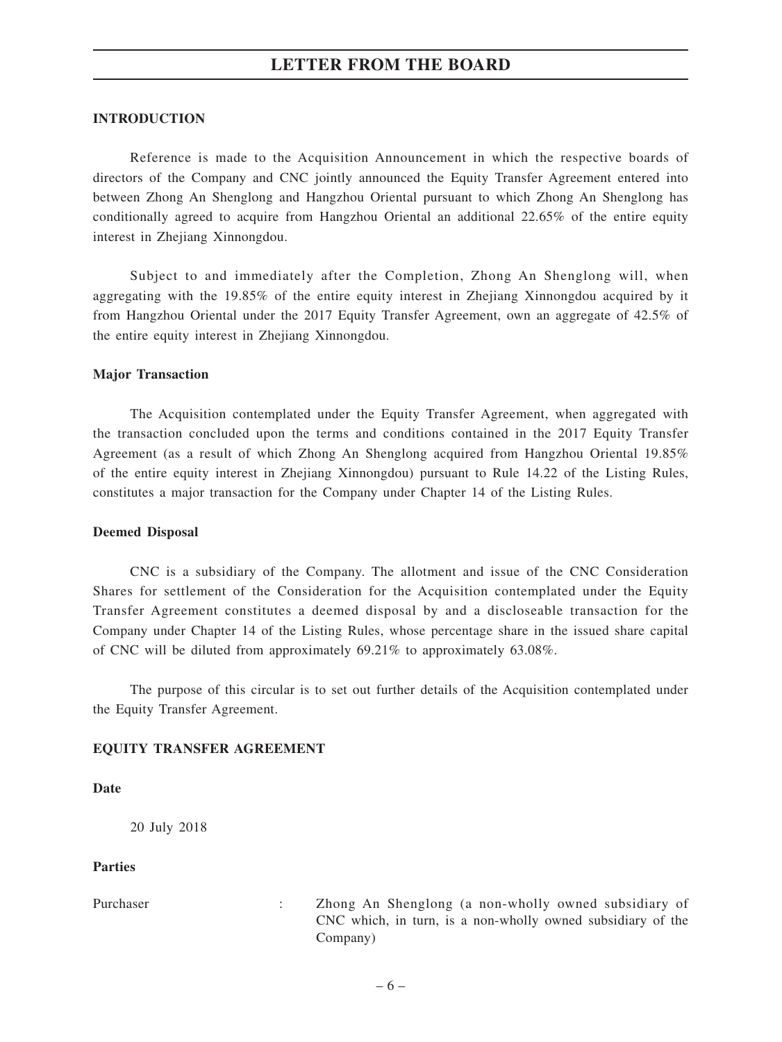# LETTER FROM THE BOARD

**INTRODUCTION**

Reference is made to the Acquisition Announcement in which the respective boards of directors of the Company and CNC jointly announced the Equity Transfer Agreement entered into between Zhong An Shenglong and Hangzhou Oriental pursuant to which Zhong An Shenglong has conditionally agreed to acquire from Hangzhou Oriental an additional 22.65% of the entire equity interest in Zhejiang Xinnongdou.

Subject to and immediately after the Completion, Zhong An Shenglong will, when aggregating with the 19.85% of the entire equity interest in Zhejiang Xinnongdou acquired by it from Hangzhou Oriental under the 2017 Equity Transfer Agreement, own an aggregate of 42.5% of the entire equity interest in Zhejiang Xinnongdou.

**Major Transaction**

The Acquisition contemplated under the Equity Transfer Agreement, when aggregated with the transaction concluded upon the terms and conditions contained in the 2017 Equity Transfer Agreement (as a result of which Zhong An Shenglong acquired from Hangzhou Oriental 19.85% of the entire equity interest in Zhejiang Xinnongdou) pursuant to Rule 14.22 of the Listing Rules, constitutes a major transaction for the Company under Chapter 14 of the Listing Rules.

**Deemed Disposal**

CNC is a subsidiary of the Company. The allotment and issue of the CNC Consideration Shares for settlement of the Consideration for the Acquisition contemplated under the Equity Transfer Agreement constitutes a deemed disposal by and a discloseable transaction for the Company under Chapter 14 of the Listing Rules, whose percentage share in the issued share capital of CNC will be diluted from approximately 69.21% to approximately 63.08%.

The purpose of this circular is to set out further details of the Acquisition contemplated under the Equity Transfer Agreement.

**EQUITY TRANSFER AGREEMENT**

**Date**

20 July 2018

**Parties**

| | | |
|---|---|---|
| Purchaser | : | Zhong An Shenglong (a non-wholly owned subsidiary of CNC which, in turn, is a non-wholly owned subsidiary of the Company) |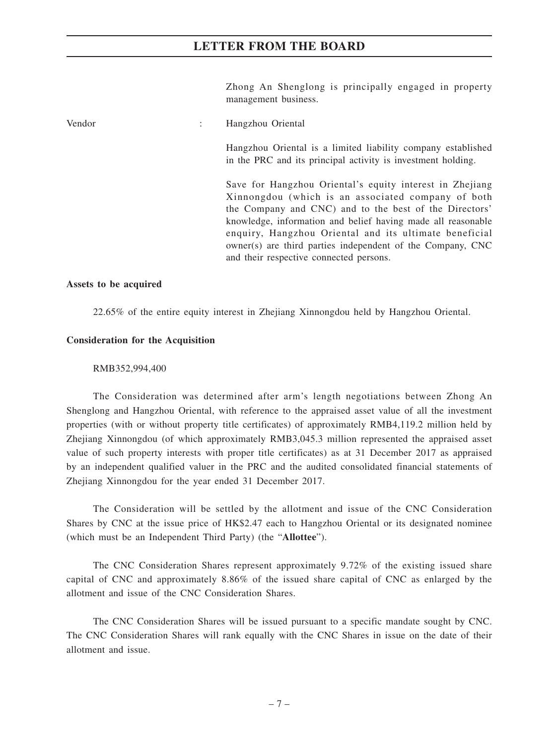Zhong An Shenglong is principally engaged in property management business.

Vendor : Hangzhou Oriental

Hangzhou Oriental is a limited liability company established in the PRC and its principal activity is investment holding.

Save for Hangzhou Oriental's equity interest in Zhejiang Xinnongdou (which is an associated company of both the Company and CNC) and to the best of the Directors' knowledge, information and belief having made all reasonable enquiry, Hangzhou Oriental and its ultimate beneficial owner(s) are third parties independent of the Company, CNC and their respective connected persons.

**Assets to be acquired**

22.65% of the entire equity interest in Zhejiang Xinnongdou held by Hangzhou Oriental.

**Consideration for the Acquisition**

RMB352,994,400

The Consideration was determined after arm's length negotiations between Zhong An Shenglong and Hangzhou Oriental, with reference to the appraised asset value of all the investment properties (with or without property title certificates) of approximately RMB4,119.2 million held by Zhejiang Xinnongdou (of which approximately RMB3,045.3 million represented the appraised asset value of such property interests with proper title certificates) as at 31 December 2017 as appraised by an independent qualified valuer in the PRC and the audited consolidated financial statements of Zhejiang Xinnongdou for the year ended 31 December 2017.

The Consideration will be settled by the allotment and issue of the CNC Consideration Shares by CNC at the issue price of HK$2.47 each to Hangzhou Oriental or its designated nominee (which must be an Independent Third Party) (the "**Allottee**").

The CNC Consideration Shares represent approximately 9.72% of the existing issued share capital of CNC and approximately 8.86% of the issued share capital of CNC as enlarged by the allotment and issue of the CNC Consideration Shares.

The CNC Consideration Shares will be issued pursuant to a specific mandate sought by CNC. The CNC Consideration Shares will rank equally with the CNC Shares in issue on the date of their allotment and issue.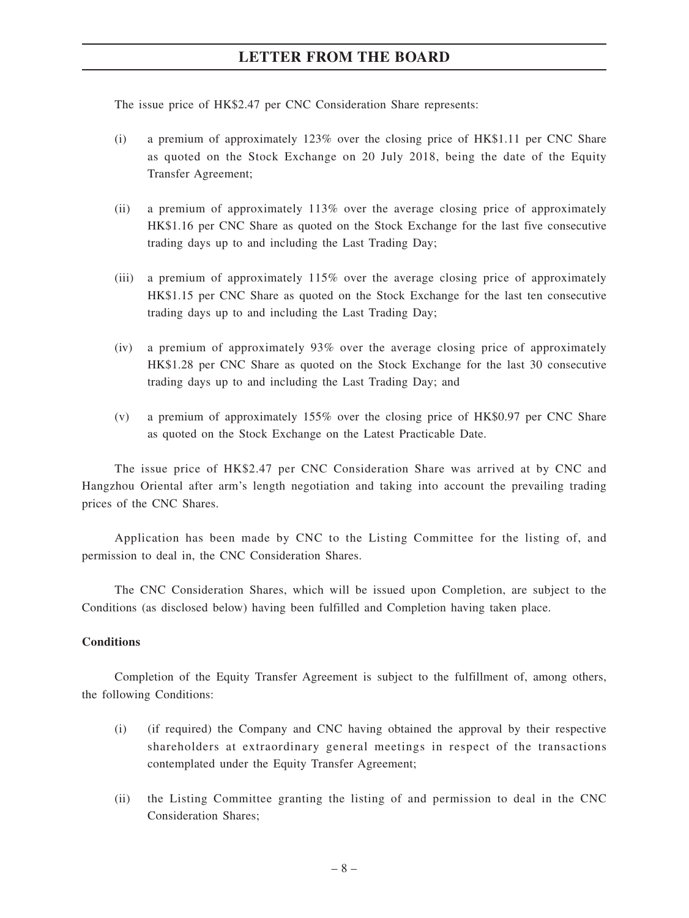The issue price of HK$2.47 per CNC Consideration Share represents:

(i) a premium of approximately 123% over the closing price of HK$1.11 per CNC Share as quoted on the Stock Exchange on 20 July 2018, being the date of the Equity Transfer Agreement;

(ii) a premium of approximately 113% over the average closing price of approximately HK$1.16 per CNC Share as quoted on the Stock Exchange for the last five consecutive trading days up to and including the Last Trading Day;

(iii) a premium of approximately 115% over the average closing price of approximately HK$1.15 per CNC Share as quoted on the Stock Exchange for the last ten consecutive trading days up to and including the Last Trading Day;

(iv) a premium of approximately 93% over the average closing price of approximately HK$1.28 per CNC Share as quoted on the Stock Exchange for the last 30 consecutive trading days up to and including the Last Trading Day; and

(v) a premium of approximately 155% over the closing price of HK$0.97 per CNC Share as quoted on the Stock Exchange on the Latest Practicable Date.

The issue price of HK$2.47 per CNC Consideration Share was arrived at by CNC and Hangzhou Oriental after arm's length negotiation and taking into account the prevailing trading prices of the CNC Shares.

Application has been made by CNC to the Listing Committee for the listing of, and permission to deal in, the CNC Consideration Shares.

The CNC Consideration Shares, which will be issued upon Completion, are subject to the Conditions (as disclosed below) having been fulfilled and Completion having taken place.

**Conditions**

Completion of the Equity Transfer Agreement is subject to the fulfillment of, among others, the following Conditions:

(i) (if required) the Company and CNC having obtained the approval by their respective shareholders at extraordinary general meetings in respect of the transactions contemplated under the Equity Transfer Agreement;

(ii) the Listing Committee granting the listing of and permission to deal in the CNC Consideration Shares;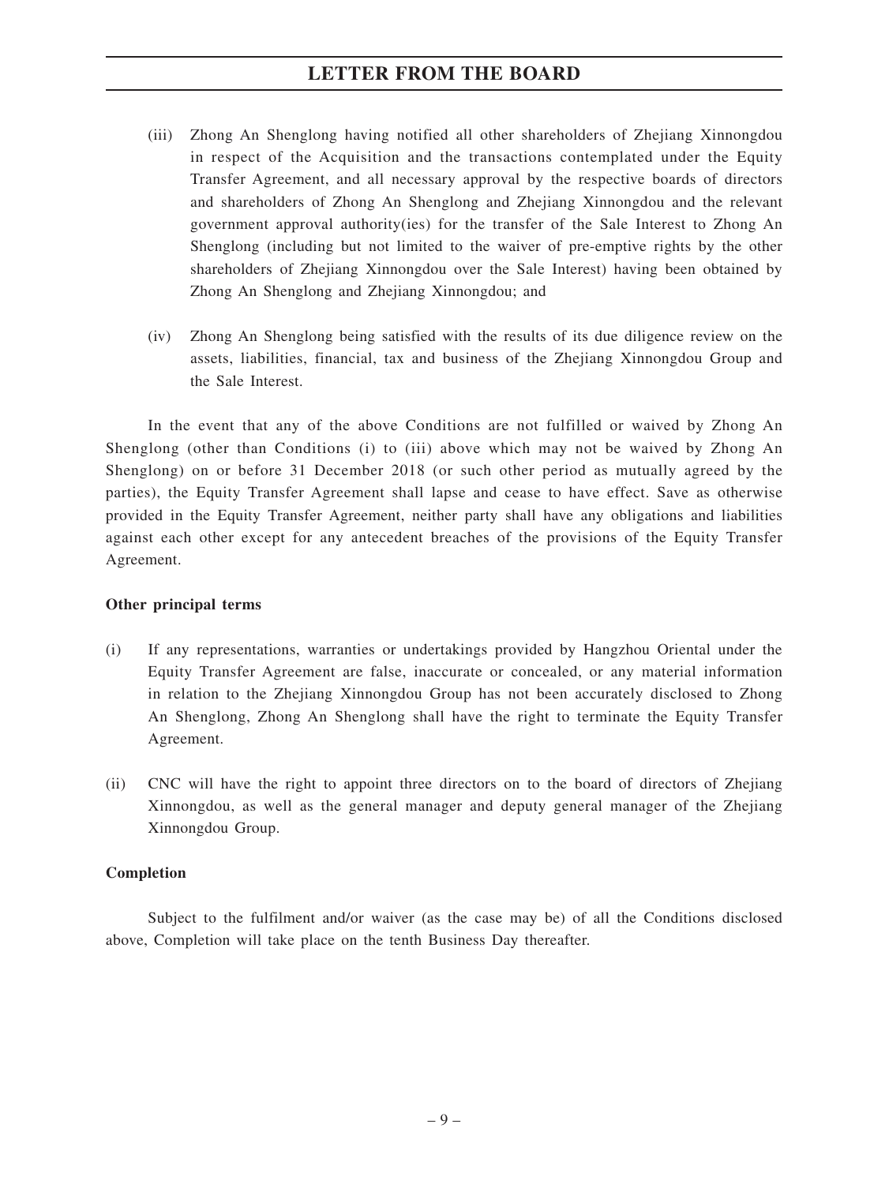(iii) Zhong An Shenglong having notified all other shareholders of Zhejiang Xinnongdou in respect of the Acquisition and the transactions contemplated under the Equity Transfer Agreement, and all necessary approval by the respective boards of directors and shareholders of Zhong An Shenglong and Zhejiang Xinnongdou and the relevant government approval authority(ies) for the transfer of the Sale Interest to Zhong An Shenglong (including but not limited to the waiver of pre-emptive rights by the other shareholders of Zhejiang Xinnongdou over the Sale Interest) having been obtained by Zhong An Shenglong and Zhejiang Xinnongdou; and

(iv) Zhong An Shenglong being satisfied with the results of its due diligence review on the assets, liabilities, financial, tax and business of the Zhejiang Xinnongdou Group and the Sale Interest.

In the event that any of the above Conditions are not fulfilled or waived by Zhong An Shenglong (other than Conditions (i) to (iii) above which may not be waived by Zhong An Shenglong) on or before 31 December 2018 (or such other period as mutually agreed by the parties), the Equity Transfer Agreement shall lapse and cease to have effect. Save as otherwise provided in the Equity Transfer Agreement, neither party shall have any obligations and liabilities against each other except for any antecedent breaches of the provisions of the Equity Transfer Agreement.

**Other principal terms**

(i) If any representations, warranties or undertakings provided by Hangzhou Oriental under the Equity Transfer Agreement are false, inaccurate or concealed, or any material information in relation to the Zhejiang Xinnongdou Group has not been accurately disclosed to Zhong An Shenglong, Zhong An Shenglong shall have the right to terminate the Equity Transfer Agreement.

(ii) CNC will have the right to appoint three directors on to the board of directors of Zhejiang Xinnongdou, as well as the general manager and deputy general manager of the Zhejiang Xinnongdou Group.

**Completion**

Subject to the fulfilment and/or waiver (as the case may be) of all the Conditions disclosed above, Completion will take place on the tenth Business Day thereafter.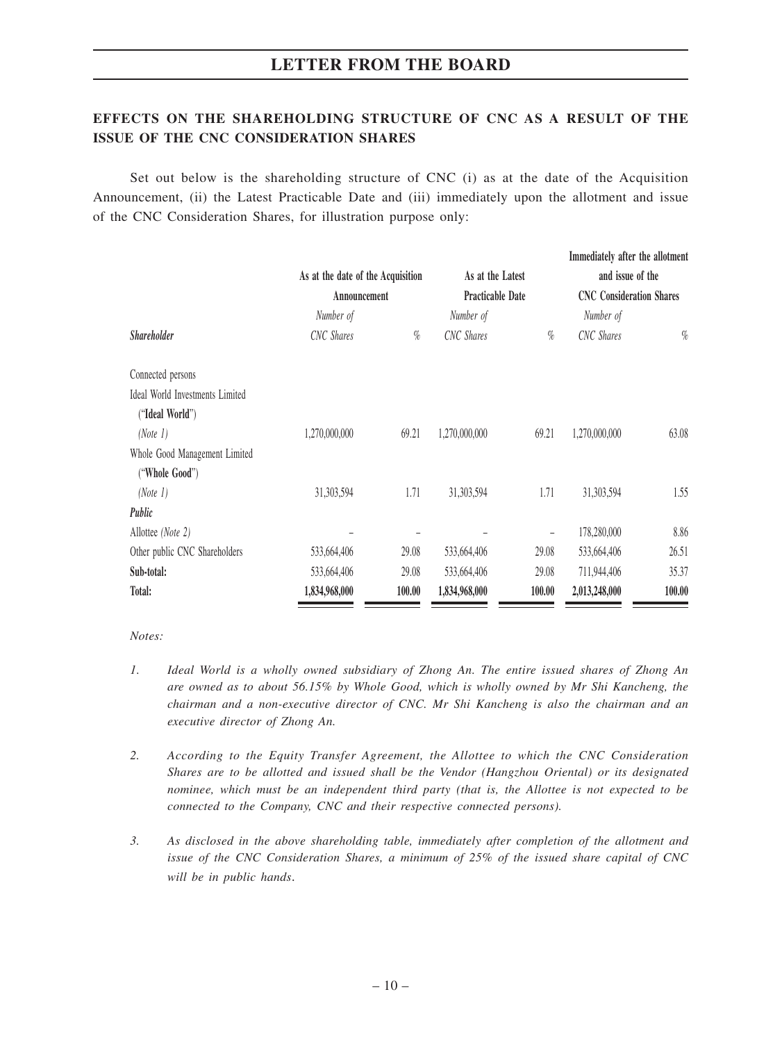## EFFECTS ON THE SHAREHOLDING STRUCTURE OF CNC AS A RESULT OF THE ISSUE OF THE CNC CONSIDERATION SHARES

Set out below is the shareholding structure of CNC (i) as at the date of the Acquisition Announcement, (ii) the Latest Practicable Date and (iii) immediately upon the allotment and issue of the CNC Consideration Shares, for illustration purpose only:

| | As at the date of the Acquisition Announcement | | As at the Latest Practicable Date | | Immediately after the allotment and issue of the CNC Consideration Shares | |
|---|---|---|---|---|---|---|
| ***Shareholder*** | *Number of CNC Shares* | *%* | *Number of CNC Shares* | *%* | *Number of CNC Shares* | *%* |
| Connected persons | | | | | | |
| Ideal World Investments Limited ("**Ideal World**") *(Note 1)* | 1,270,000,000 | 69.21 | 1,270,000,000 | 69.21 | 1,270,000,000 | 63.08 |
| Whole Good Management Limited ("**Whole Good**") *(Note 1)* | 31,303,594 | 1.71 | 31,303,594 | 1.71 | 31,303,594 | 1.55 |
| ***Public*** | | | | | | |
| Allottee *(Note 2)* | – | – | – | – | 178,280,000 | 8.86 |
| Other public CNC Shareholders | 533,664,406 | 29.08 | 533,664,406 | 29.08 | 533,664,406 | 26.51 |
| **Sub-total:** | 533,664,406 | 29.08 | 533,664,406 | 29.08 | 711,944,406 | 35.37 |
| **Total:** | **1,834,968,000** | **100.00** | **1,834,968,000** | **100.00** | **2,013,248,000** | **100.00** |

*Notes:*

1. *Ideal World is a wholly owned subsidiary of Zhong An. The entire issued shares of Zhong An are owned as to about 56.15% by Whole Good, which is wholly owned by Mr Shi Kancheng, the chairman and a non-executive director of CNC. Mr Shi Kancheng is also the chairman and an executive director of Zhong An.*

2. *According to the Equity Transfer Agreement, the Allottee to which the CNC Consideration Shares are to be allotted and issued shall be the Vendor (Hangzhou Oriental) or its designated nominee, which must be an independent third party (that is, the Allottee is not expected to be connected to the Company, CNC and their respective connected persons).*

3. *As disclosed in the above shareholding table, immediately after completion of the allotment and issue of the CNC Consideration Shares, a minimum of 25% of the issued share capital of CNC will be in public hands.*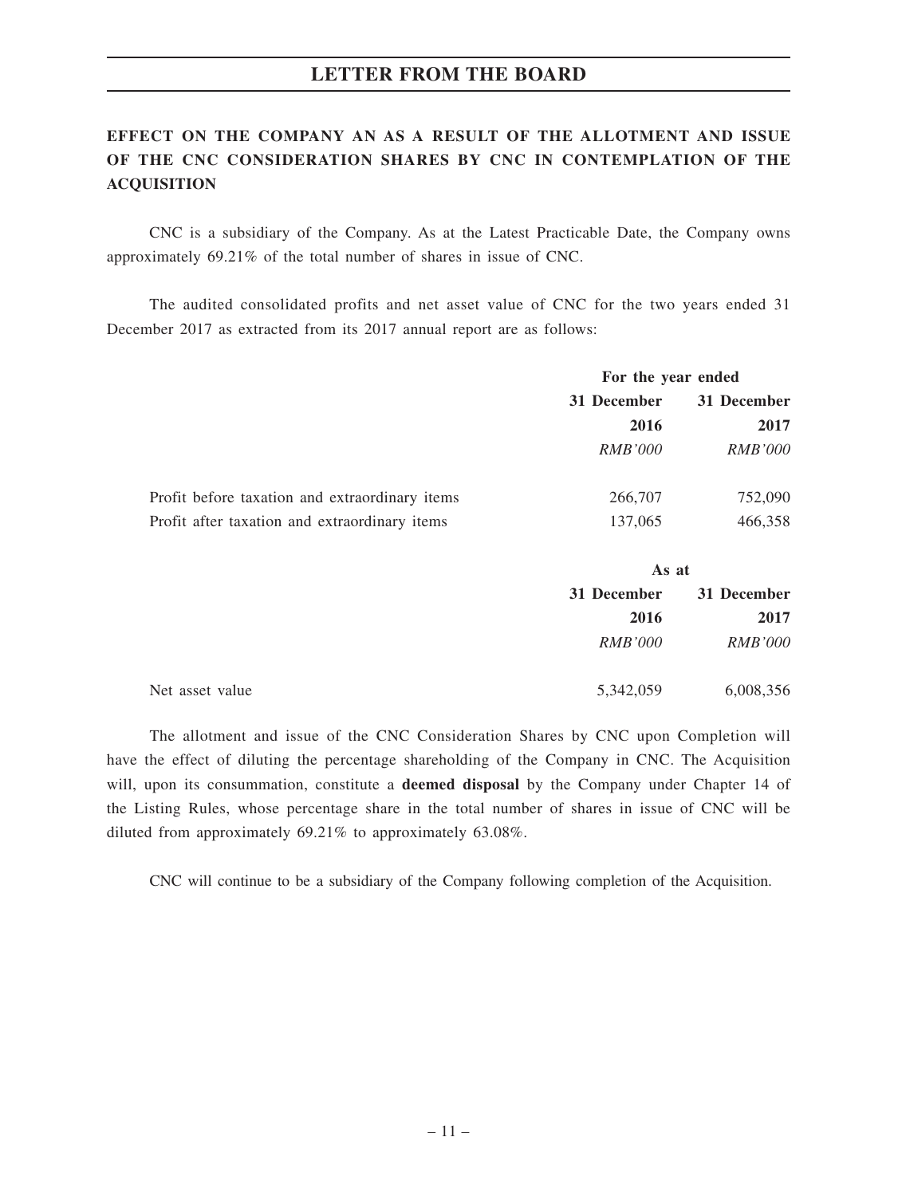## EFFECT ON THE COMPANY AN AS A RESULT OF THE ALLOTMENT AND ISSUE OF THE CNC CONSIDERATION SHARES BY CNC IN CONTEMPLATION OF THE ACQUISITION

CNC is a subsidiary of the Company. As at the Latest Practicable Date, the Company owns approximately 69.21% of the total number of shares in issue of CNC.

The audited consolidated profits and net asset value of CNC for the two years ended 31 December 2017 as extracted from its 2017 annual report are as follows:

| | For the year ended | |
|---|---|---|
| | 31 December 2016 | 31 December 2017 |
| | *RMB'000* | *RMB'000* |
| Profit before taxation and extraordinary items | 266,707 | 752,090 |
| Profit after taxation and extraordinary items | 137,065 | 466,358 |

| | As at | |
|---|---|---|
| | 31 December 2016 | 31 December 2017 |
| | *RMB'000* | *RMB'000* |
| Net asset value | 5,342,059 | 6,008,356 |

The allotment and issue of the CNC Consideration Shares by CNC upon Completion will have the effect of diluting the percentage shareholding of the Company in CNC. The Acquisition will, upon its consummation, constitute a **deemed disposal** by the Company under Chapter 14 of the Listing Rules, whose percentage share in the total number of shares in issue of CNC will be diluted from approximately 69.21% to approximately 63.08%.

CNC will continue to be a subsidiary of the Company following completion of the Acquisition.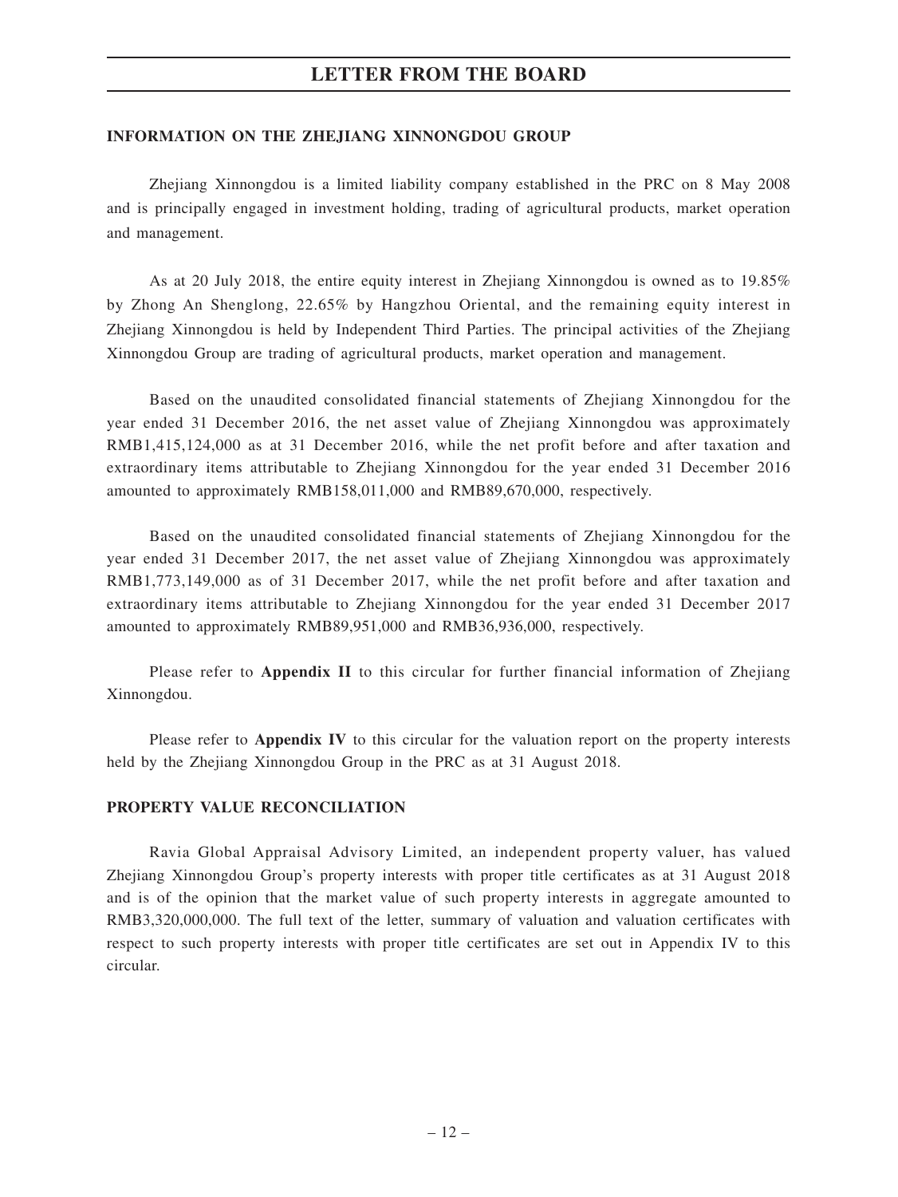## INFORMATION ON THE ZHEJIANG XINNONGDOU GROUP

Zhejiang Xinnongdou is a limited liability company established in the PRC on 8 May 2008 and is principally engaged in investment holding, trading of agricultural products, market operation and management.

As at 20 July 2018, the entire equity interest in Zhejiang Xinnongdou is owned as to 19.85% by Zhong An Shenglong, 22.65% by Hangzhou Oriental, and the remaining equity interest in Zhejiang Xinnongdou is held by Independent Third Parties. The principal activities of the Zhejiang Xinnongdou Group are trading of agricultural products, market operation and management.

Based on the unaudited consolidated financial statements of Zhejiang Xinnongdou for the year ended 31 December 2016, the net asset value of Zhejiang Xinnongdou was approximately RMB1,415,124,000 as at 31 December 2016, while the net profit before and after taxation and extraordinary items attributable to Zhejiang Xinnongdou for the year ended 31 December 2016 amounted to approximately RMB158,011,000 and RMB89,670,000, respectively.

Based on the unaudited consolidated financial statements of Zhejiang Xinnongdou for the year ended 31 December 2017, the net asset value of Zhejiang Xinnongdou was approximately RMB1,773,149,000 as of 31 December 2017, while the net profit before and after taxation and extraordinary items attributable to Zhejiang Xinnongdou for the year ended 31 December 2017 amounted to approximately RMB89,951,000 and RMB36,936,000, respectively.

Please refer to **Appendix II** to this circular for further financial information of Zhejiang Xinnongdou.

Please refer to **Appendix IV** to this circular for the valuation report on the property interests held by the Zhejiang Xinnongdou Group in the PRC as at 31 August 2018.

## PROPERTY VALUE RECONCILIATION

Ravia Global Appraisal Advisory Limited, an independent property valuer, has valued Zhejiang Xinnongdou Group's property interests with proper title certificates as at 31 August 2018 and is of the opinion that the market value of such property interests in aggregate amounted to RMB3,320,000,000. The full text of the letter, summary of valuation and valuation certificates with respect to such property interests with proper title certificates are set out in Appendix IV to this circular.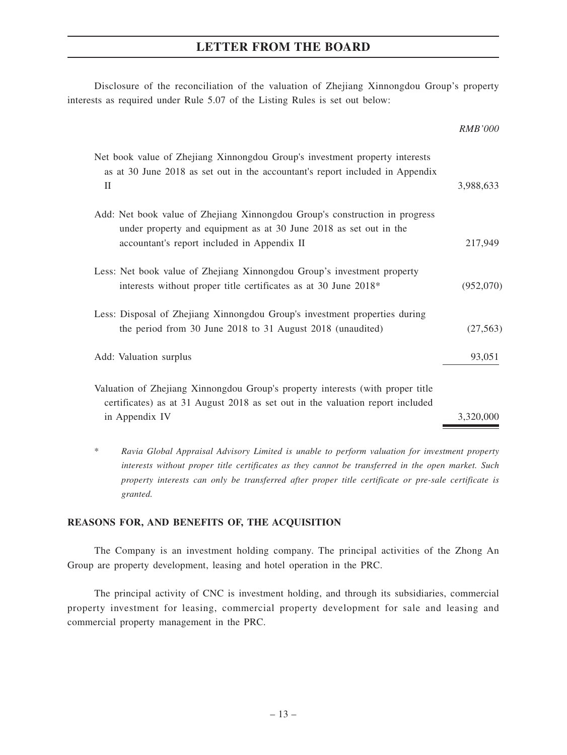Disclosure of the reconciliation of the valuation of Zhejiang Xinnongdou Group's property interests as required under Rule 5.07 of the Listing Rules is set out below:

| | *RMB'000* |
|---|---|
| Net book value of Zhejiang Xinnongdou Group's investment property interests as at 30 June 2018 as set out in the accountant's report included in Appendix II | 3,988,633 |
| Add: Net book value of Zhejiang Xinnongdou Group's construction in progress under property and equipment as at 30 June 2018 as set out in the accountant's report included in Appendix II | 217,949 |
| Less: Net book value of Zhejiang Xinnongdou Group's investment property interests without proper title certificates as at 30 June 2018* | (952,070) |
| Less: Disposal of Zhejiang Xinnongdou Group's investment properties during the period from 30 June 2018 to 31 August 2018 (unaudited) | (27,563) |
| Add: Valuation surplus | 93,051 |
| Valuation of Zhejiang Xinnongdou Group's property interests (with proper title certificates) as at 31 August 2018 as set out in the valuation report included in Appendix IV | 3,320,000 |

\* *Ravia Global Appraisal Advisory Limited is unable to perform valuation for investment property interests without proper title certificates as they cannot be transferred in the open market. Such property interests can only be transferred after proper title certificate or pre-sale certificate is granted.*

**REASONS FOR, AND BENEFITS OF, THE ACQUISITION**

The Company is an investment holding company. The principal activities of the Zhong An Group are property development, leasing and hotel operation in the PRC.

The principal activity of CNC is investment holding, and through its subsidiaries, commercial property investment for leasing, commercial property development for sale and leasing and commercial property management in the PRC.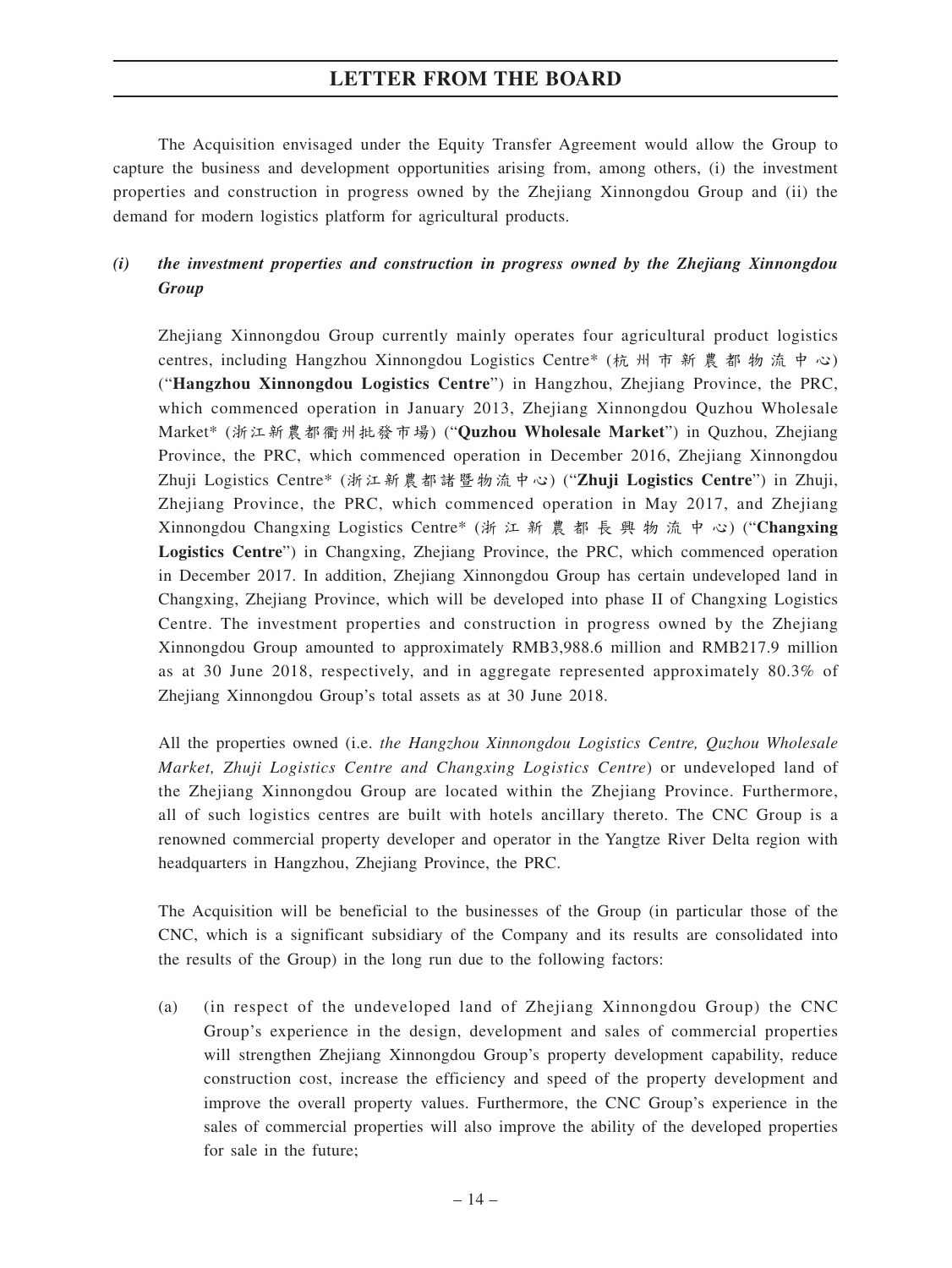The Acquisition envisaged under the Equity Transfer Agreement would allow the Group to capture the business and development opportunities arising from, among others, (i) the investment properties and construction in progress owned by the Zhejiang Xinnongdou Group and (ii) the demand for modern logistics platform for agricultural products.

### *(i) the investment properties and construction in progress owned by the Zhejiang Xinnongdou Group*

Zhejiang Xinnongdou Group currently mainly operates four agricultural product logistics centres, including Hangzhou Xinnongdou Logistics Centre* (杭州市新農都物流中心) ("**Hangzhou Xinnongdou Logistics Centre**") in Hangzhou, Zhejiang Province, the PRC, which commenced operation in January 2013, Zhejiang Xinnongdou Quzhou Wholesale Market* (浙江新農都衢州批發市場) ("**Quzhou Wholesale Market**") in Quzhou, Zhejiang Province, the PRC, which commenced operation in December 2016, Zhejiang Xinnongdou Zhuji Logistics Centre* (浙江新農都諸暨物流中心) ("**Zhuji Logistics Centre**") in Zhuji, Zhejiang Province, the PRC, which commenced operation in May 2017, and Zhejiang Xinnongdou Changxing Logistics Centre* (浙江新農都長興物流中心) ("**Changxing Logistics Centre**") in Changxing, Zhejiang Province, the PRC, which commenced operation in December 2017. In addition, Zhejiang Xinnongdou Group has certain undeveloped land in Changxing, Zhejiang Province, which will be developed into phase II of Changxing Logistics Centre. The investment properties and construction in progress owned by the Zhejiang Xinnongdou Group amounted to approximately RMB3,988.6 million and RMB217.9 million as at 30 June 2018, respectively, and in aggregate represented approximately 80.3% of Zhejiang Xinnongdou Group's total assets as at 30 June 2018.

All the properties owned (i.e. *the Hangzhou Xinnongdou Logistics Centre, Quzhou Wholesale Market, Zhuji Logistics Centre and Changxing Logistics Centre*) or undeveloped land of the Zhejiang Xinnongdou Group are located within the Zhejiang Province. Furthermore, all of such logistics centres are built with hotels ancillary thereto. The CNC Group is a renowned commercial property developer and operator in the Yangtze River Delta region with headquarters in Hangzhou, Zhejiang Province, the PRC.

The Acquisition will be beneficial to the businesses of the Group (in particular those of the CNC, which is a significant subsidiary of the Company and its results are consolidated into the results of the Group) in the long run due to the following factors:

(a) (in respect of the undeveloped land of Zhejiang Xinnongdou Group) the CNC Group's experience in the design, development and sales of commercial properties will strengthen Zhejiang Xinnongdou Group's property development capability, reduce construction cost, increase the efficiency and speed of the property development and improve the overall property values. Furthermore, the CNC Group's experience in the sales of commercial properties will also improve the ability of the developed properties for sale in the future;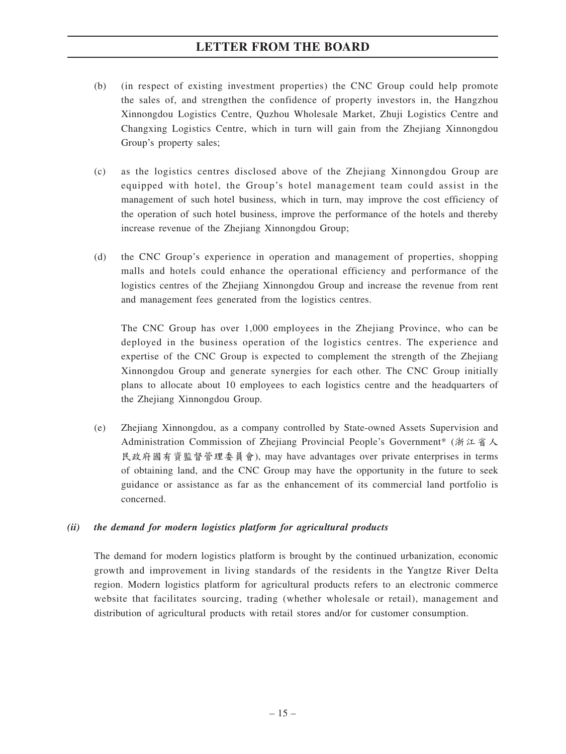(b) (in respect of existing investment properties) the CNC Group could help promote the sales of, and strengthen the confidence of property investors in, the Hangzhou Xinnongdou Logistics Centre, Quzhou Wholesale Market, Zhuji Logistics Centre and Changxing Logistics Centre, which in turn will gain from the Zhejiang Xinnongdou Group's property sales;

(c) as the logistics centres disclosed above of the Zhejiang Xinnongdou Group are equipped with hotel, the Group's hotel management team could assist in the management of such hotel business, which in turn, may improve the cost efficiency of the operation of such hotel business, improve the performance of the hotels and thereby increase revenue of the Zhejiang Xinnongdou Group;

(d) the CNC Group's experience in operation and management of properties, shopping malls and hotels could enhance the operational efficiency and performance of the logistics centres of the Zhejiang Xinnongdou Group and increase the revenue from rent and management fees generated from the logistics centres.

   The CNC Group has over 1,000 employees in the Zhejiang Province, who can be deployed in the business operation of the logistics centres. The experience and expertise of the CNC Group is expected to complement the strength of the Zhejiang Xinnongdou Group and generate synergies for each other. The CNC Group initially plans to allocate about 10 employees to each logistics centre and the headquarters of the Zhejiang Xinnongdou Group.

(e) Zhejiang Xinnongdou, as a company controlled by State-owned Assets Supervision and Administration Commission of Zhejiang Provincial People's Government* (浙江省人民政府國有資監督管理委員會), may have advantages over private enterprises in terms of obtaining land, and the CNC Group may have the opportunity in the future to seek guidance or assistance as far as the enhancement of its commercial land portfolio is concerned.

***(ii) the demand for modern logistics platform for agricultural products***

The demand for modern logistics platform is brought by the continued urbanization, economic growth and improvement in living standards of the residents in the Yangtze River Delta region. Modern logistics platform for agricultural products refers to an electronic commerce website that facilitates sourcing, trading (whether wholesale or retail), management and distribution of agricultural products with retail stores and/or for customer consumption.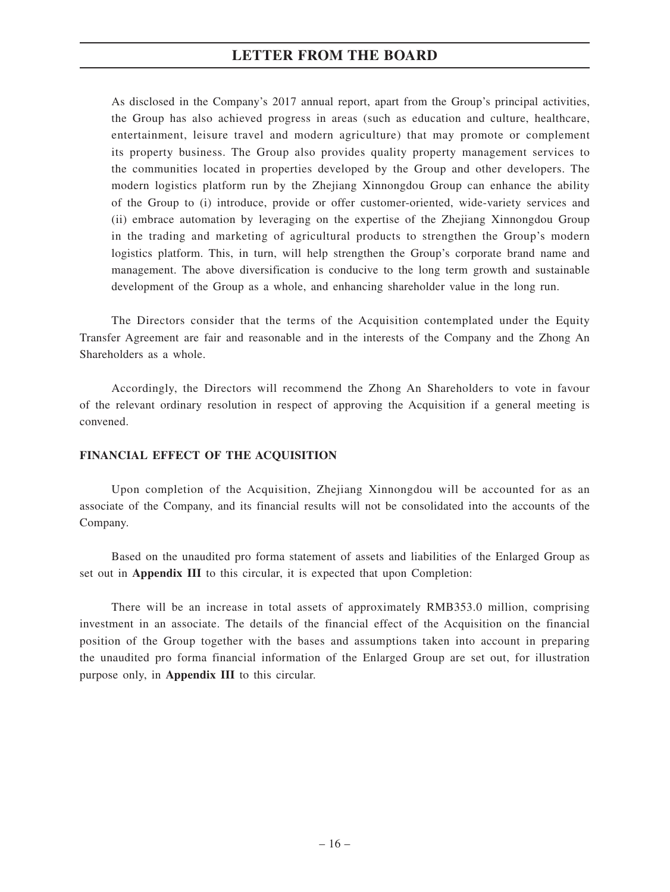As disclosed in the Company's 2017 annual report, apart from the Group's principal activities, the Group has also achieved progress in areas (such as education and culture, healthcare, entertainment, leisure travel and modern agriculture) that may promote or complement its property business. The Group also provides quality property management services to the communities located in properties developed by the Group and other developers. The modern logistics platform run by the Zhejiang Xinnongdou Group can enhance the ability of the Group to (i) introduce, provide or offer customer-oriented, wide-variety services and (ii) embrace automation by leveraging on the expertise of the Zhejiang Xinnongdou Group in the trading and marketing of agricultural products to strengthen the Group's modern logistics platform. This, in turn, will help strengthen the Group's corporate brand name and management. The above diversification is conducive to the long term growth and sustainable development of the Group as a whole, and enhancing shareholder value in the long run.

The Directors consider that the terms of the Acquisition contemplated under the Equity Transfer Agreement are fair and reasonable and in the interests of the Company and the Zhong An Shareholders as a whole.

Accordingly, the Directors will recommend the Zhong An Shareholders to vote in favour of the relevant ordinary resolution in respect of approving the Acquisition if a general meeting is convened.

## FINANCIAL EFFECT OF THE ACQUISITION

Upon completion of the Acquisition, Zhejiang Xinnongdou will be accounted for as an associate of the Company, and its financial results will not be consolidated into the accounts of the Company.

Based on the unaudited pro forma statement of assets and liabilities of the Enlarged Group as set out in **Appendix III** to this circular, it is expected that upon Completion:

There will be an increase in total assets of approximately RMB353.0 million, comprising investment in an associate. The details of the financial effect of the Acquisition on the financial position of the Group together with the bases and assumptions taken into account in preparing the unaudited pro forma financial information of the Enlarged Group are set out, for illustration purpose only, in **Appendix III** to this circular.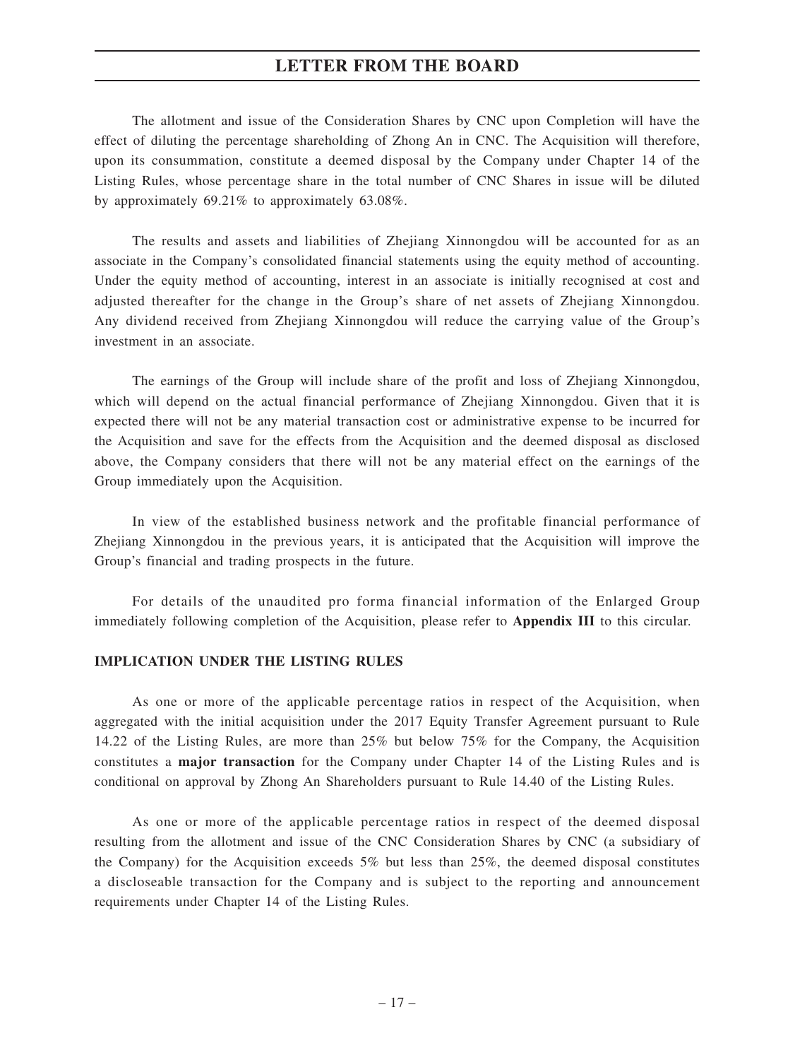The allotment and issue of the Consideration Shares by CNC upon Completion will have the effect of diluting the percentage shareholding of Zhong An in CNC. The Acquisition will therefore, upon its consummation, constitute a deemed disposal by the Company under Chapter 14 of the Listing Rules, whose percentage share in the total number of CNC Shares in issue will be diluted by approximately 69.21% to approximately 63.08%.

The results and assets and liabilities of Zhejiang Xinnongdou will be accounted for as an associate in the Company's consolidated financial statements using the equity method of accounting. Under the equity method of accounting, interest in an associate is initially recognised at cost and adjusted thereafter for the change in the Group's share of net assets of Zhejiang Xinnongdou. Any dividend received from Zhejiang Xinnongdou will reduce the carrying value of the Group's investment in an associate.

The earnings of the Group will include share of the profit and loss of Zhejiang Xinnongdou, which will depend on the actual financial performance of Zhejiang Xinnongdou. Given that it is expected there will not be any material transaction cost or administrative expense to be incurred for the Acquisition and save for the effects from the Acquisition and the deemed disposal as disclosed above, the Company considers that there will not be any material effect on the earnings of the Group immediately upon the Acquisition.

In view of the established business network and the profitable financial performance of Zhejiang Xinnongdou in the previous years, it is anticipated that the Acquisition will improve the Group's financial and trading prospects in the future.

For details of the unaudited pro forma financial information of the Enlarged Group immediately following completion of the Acquisition, please refer to **Appendix III** to this circular.

## IMPLICATION UNDER THE LISTING RULES

As one or more of the applicable percentage ratios in respect of the Acquisition, when aggregated with the initial acquisition under the 2017 Equity Transfer Agreement pursuant to Rule 14.22 of the Listing Rules, are more than 25% but below 75% for the Company, the Acquisition constitutes a **major transaction** for the Company under Chapter 14 of the Listing Rules and is conditional on approval by Zhong An Shareholders pursuant to Rule 14.40 of the Listing Rules.

As one or more of the applicable percentage ratios in respect of the deemed disposal resulting from the allotment and issue of the CNC Consideration Shares by CNC (a subsidiary of the Company) for the Acquisition exceeds 5% but less than 25%, the deemed disposal constitutes a discloseable transaction for the Company and is subject to the reporting and announcement requirements under Chapter 14 of the Listing Rules.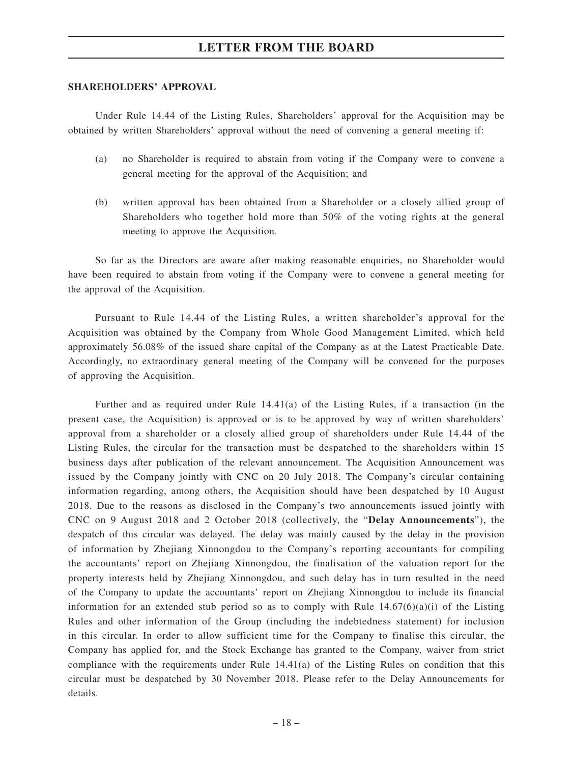**SHAREHOLDERS' APPROVAL**

Under Rule 14.44 of the Listing Rules, Shareholders' approval for the Acquisition may be obtained by written Shareholders' approval without the need of convening a general meeting if:

(a) no Shareholder is required to abstain from voting if the Company were to convene a general meeting for the approval of the Acquisition; and

(b) written approval has been obtained from a Shareholder or a closely allied group of Shareholders who together hold more than 50% of the voting rights at the general meeting to approve the Acquisition.

So far as the Directors are aware after making reasonable enquiries, no Shareholder would have been required to abstain from voting if the Company were to convene a general meeting for the approval of the Acquisition.

Pursuant to Rule 14.44 of the Listing Rules, a written shareholder's approval for the Acquisition was obtained by the Company from Whole Good Management Limited, which held approximately 56.08% of the issued share capital of the Company as at the Latest Practicable Date. Accordingly, no extraordinary general meeting of the Company will be convened for the purposes of approving the Acquisition.

Further and as required under Rule 14.41(a) of the Listing Rules, if a transaction (in the present case, the Acquisition) is approved or is to be approved by way of written shareholders' approval from a shareholder or a closely allied group of shareholders under Rule 14.44 of the Listing Rules, the circular for the transaction must be despatched to the shareholders within 15 business days after publication of the relevant announcement. The Acquisition Announcement was issued by the Company jointly with CNC on 20 July 2018. The Company's circular containing information regarding, among others, the Acquisition should have been despatched by 10 August 2018. Due to the reasons as disclosed in the Company's two announcements issued jointly with CNC on 9 August 2018 and 2 October 2018 (collectively, the "**Delay Announcements**"), the despatch of this circular was delayed. The delay was mainly caused by the delay in the provision of information by Zhejiang Xinnongdou to the Company's reporting accountants for compiling the accountants' report on Zhejiang Xinnongdou, the finalisation of the valuation report for the property interests held by Zhejiang Xinnongdou, and such delay has in turn resulted in the need of the Company to update the accountants' report on Zhejiang Xinnongdou to include its financial information for an extended stub period so as to comply with Rule 14.67(6)(a)(i) of the Listing Rules and other information of the Group (including the indebtedness statement) for inclusion in this circular. In order to allow sufficient time for the Company to finalise this circular, the Company has applied for, and the Stock Exchange has granted to the Company, waiver from strict compliance with the requirements under Rule 14.41(a) of the Listing Rules on condition that this circular must be despatched by 30 November 2018. Please refer to the Delay Announcements for details.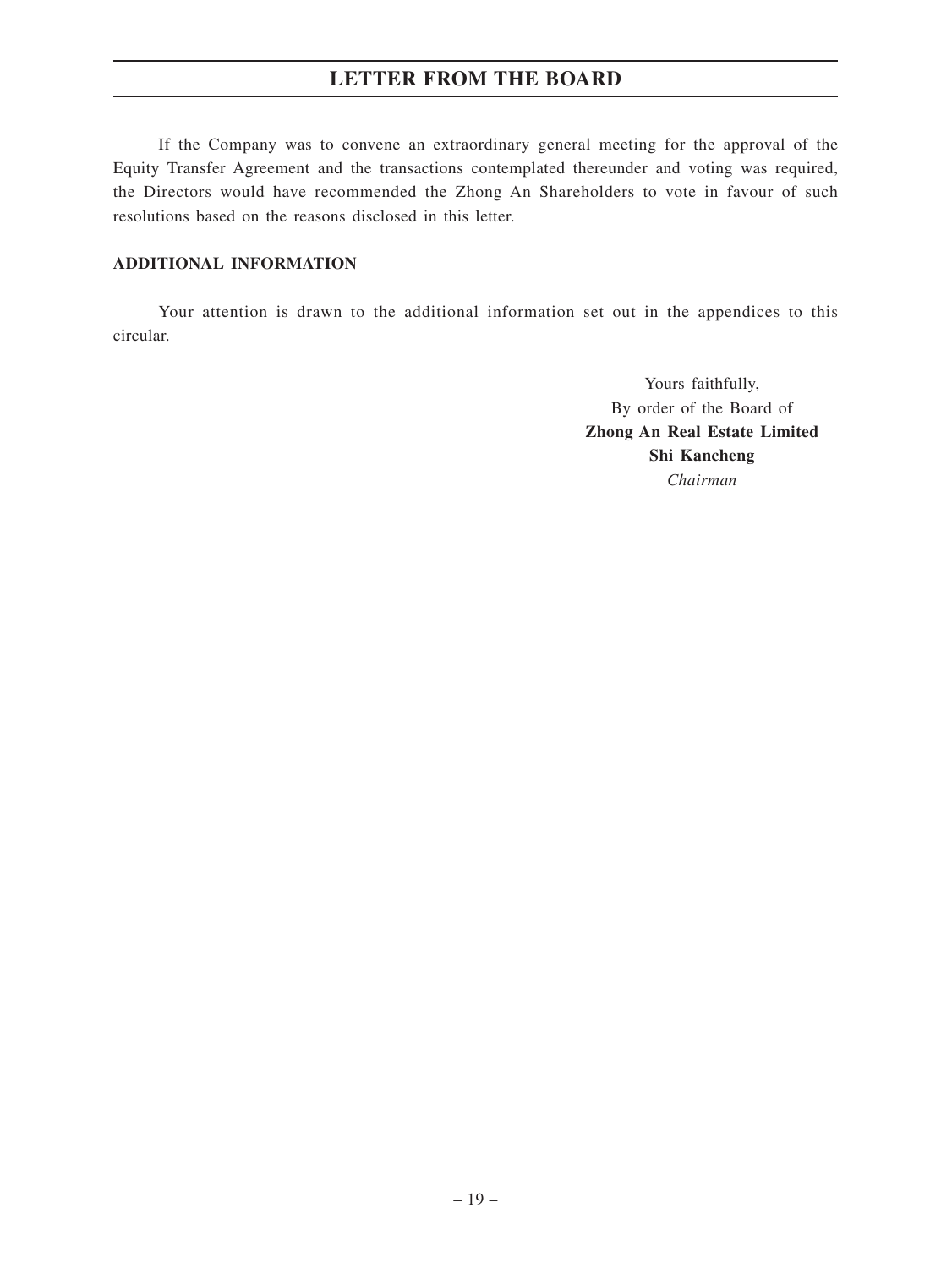If the Company was to convene an extraordinary general meeting for the approval of the Equity Transfer Agreement and the transactions contemplated thereunder and voting was required, the Directors would have recommended the Zhong An Shareholders to vote in favour of such resolutions based on the reasons disclosed in this letter.

**ADDITIONAL INFORMATION**

Your attention is drawn to the additional information set out in the appendices to this circular.

Yours faithfully,
By order of the Board of
**Zhong An Real Estate Limited**
**Shi Kancheng**
*Chairman*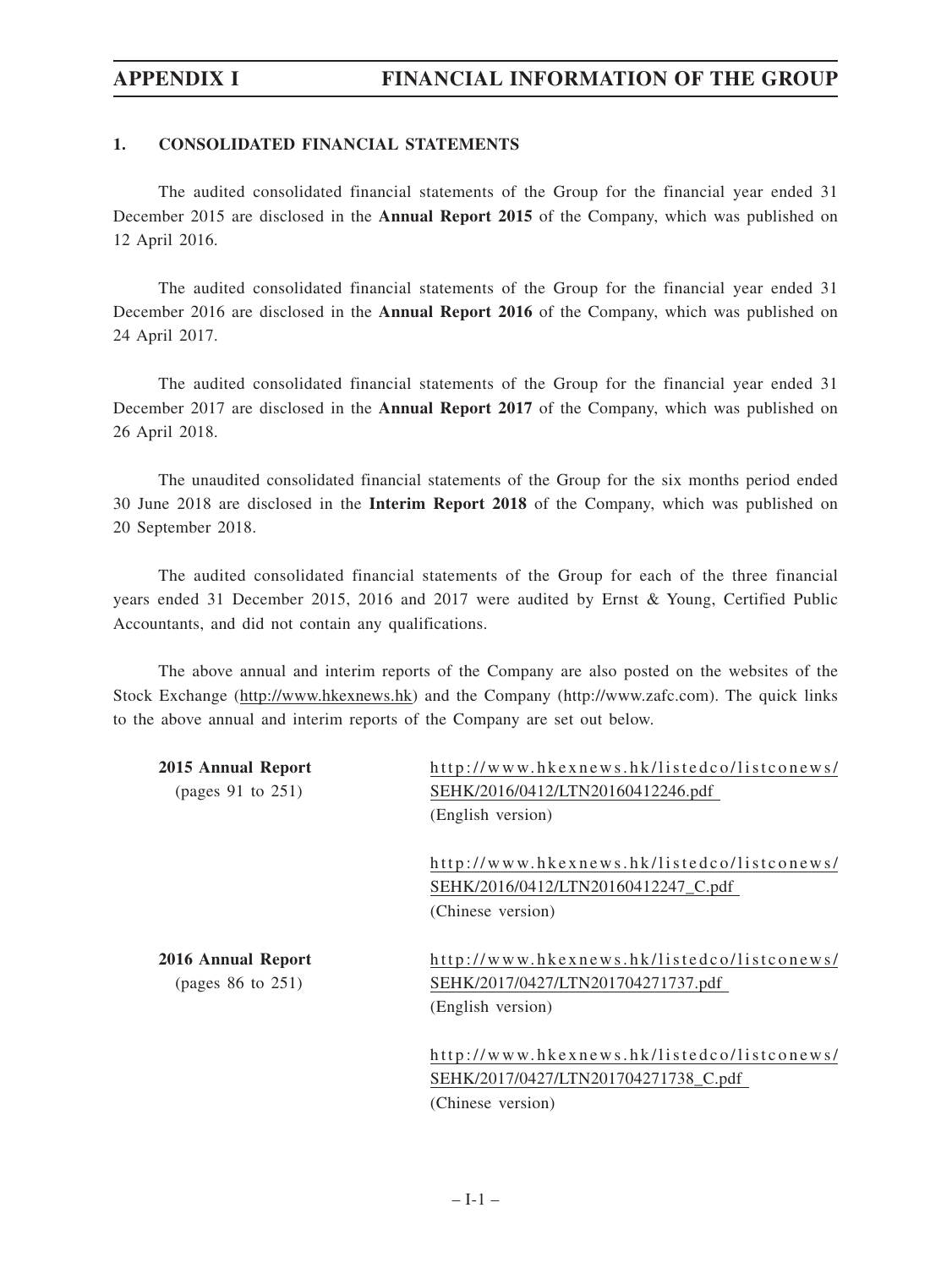## APPENDIX I FINANCIAL INFORMATION OF THE GROUP

### 1. CONSOLIDATED FINANCIAL STATEMENTS

The audited consolidated financial statements of the Group for the financial year ended 31 December 2015 are disclosed in the **Annual Report 2015** of the Company, which was published on 12 April 2016.

The audited consolidated financial statements of the Group for the financial year ended 31 December 2016 are disclosed in the **Annual Report 2016** of the Company, which was published on 24 April 2017.

The audited consolidated financial statements of the Group for the financial year ended 31 December 2017 are disclosed in the **Annual Report 2017** of the Company, which was published on 26 April 2018.

The unaudited consolidated financial statements of the Group for the six months period ended 30 June 2018 are disclosed in the **Interim Report 2018** of the Company, which was published on 20 September 2018.

The audited consolidated financial statements of the Group for each of the three financial years ended 31 December 2015, 2016 and 2017 were audited by Ernst & Young, Certified Public Accountants, and did not contain any qualifications.

The above annual and interim reports of the Company are also posted on the websites of the Stock Exchange (http://www.hkexnews.hk) and the Company (http://www.zafc.com). The quick links to the above annual and interim reports of the Company are set out below.

**2015 Annual Report**
(pages 91 to 251)

http://www.hkexnews.hk/listedco/listconews/SEHK/2016/0412/LTN20160412246.pdf
(English version)

http://www.hkexnews.hk/listedco/listconews/SEHK/2016/0412/LTN20160412247_C.pdf
(Chinese version)

**2016 Annual Report**
(pages 86 to 251)

http://www.hkexnews.hk/listedco/listconews/SEHK/2017/0427/LTN201704271737.pdf
(English version)

http://www.hkexnews.hk/listedco/listconews/SEHK/2017/0427/LTN201704271738_C.pdf
(Chinese version)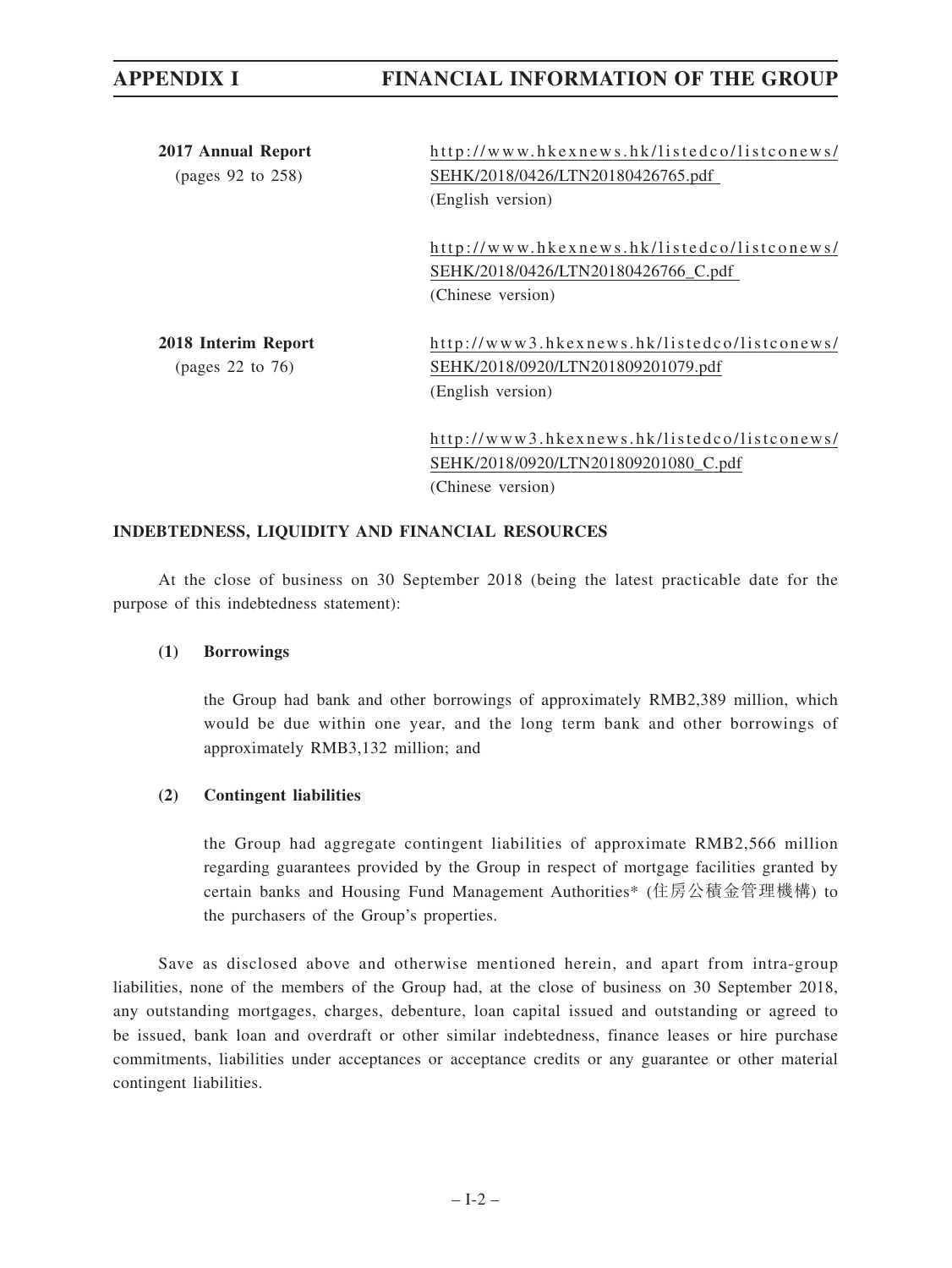| | |
|---|---|
| **2017 Annual Report** (pages 92 to 258) | http://www.hkexnews.hk/listedco/listconews/SEHK/2018/0426/LTN20180426765.pdf (English version) |
| | http://www.hkexnews.hk/listedco/listconews/SEHK/2018/0426/LTN20180426766_C.pdf (Chinese version) |
| **2018 Interim Report** (pages 22 to 76) | http://www3.hkexnews.hk/listedco/listconews/SEHK/2018/0920/LTN201809201079.pdf (English version) |
| | http://www3.hkexnews.hk/listedco/listconews/SEHK/2018/0920/LTN201809201080_C.pdf (Chinese version) |

## INDEBTEDNESS, LIQUIDITY AND FINANCIAL RESOURCES

At the close of business on 30 September 2018 (being the latest practicable date for the purpose of this indebtedness statement):

**(1) Borrowings**

the Group had bank and other borrowings of approximately RMB2,389 million, which would be due within one year, and the long term bank and other borrowings of approximately RMB3,132 million; and

**(2) Contingent liabilities**

the Group had aggregate contingent liabilities of approximate RMB2,566 million regarding guarantees provided by the Group in respect of mortgage facilities granted by certain banks and Housing Fund Management Authorities* (住房公積金管理機構) to the purchasers of the Group's properties.

Save as disclosed above and otherwise mentioned herein, and apart from intra-group liabilities, none of the members of the Group had, at the close of business on 30 September 2018, any outstanding mortgages, charges, debenture, loan capital issued and outstanding or agreed to be issued, bank loan and overdraft or other similar indebtedness, finance leases or hire purchase commitments, liabilities under acceptances or acceptance credits or any guarantee or other material contingent liabilities.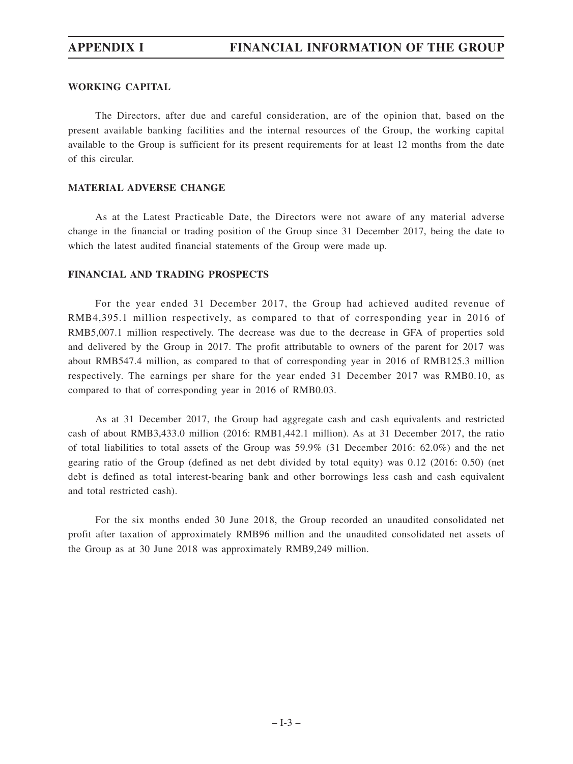## WORKING CAPITAL

The Directors, after due and careful consideration, are of the opinion that, based on the present available banking facilities and the internal resources of the Group, the working capital available to the Group is sufficient for its present requirements for at least 12 months from the date of this circular.

## MATERIAL ADVERSE CHANGE

As at the Latest Practicable Date, the Directors were not aware of any material adverse change in the financial or trading position of the Group since 31 December 2017, being the date to which the latest audited financial statements of the Group were made up.

## FINANCIAL AND TRADING PROSPECTS

For the year ended 31 December 2017, the Group had achieved audited revenue of RMB4,395.1 million respectively, as compared to that of corresponding year in 2016 of RMB5,007.1 million respectively. The decrease was due to the decrease in GFA of properties sold and delivered by the Group in 2017. The profit attributable to owners of the parent for 2017 was about RMB547.4 million, as compared to that of corresponding year in 2016 of RMB125.3 million respectively. The earnings per share for the year ended 31 December 2017 was RMB0.10, as compared to that of corresponding year in 2016 of RMB0.03.

As at 31 December 2017, the Group had aggregate cash and cash equivalents and restricted cash of about RMB3,433.0 million (2016: RMB1,442.1 million). As at 31 December 2017, the ratio of total liabilities to total assets of the Group was 59.9% (31 December 2016: 62.0%) and the net gearing ratio of the Group (defined as net debt divided by total equity) was 0.12 (2016: 0.50) (net debt is defined as total interest-bearing bank and other borrowings less cash and cash equivalent and total restricted cash).

For the six months ended 30 June 2018, the Group recorded an unaudited consolidated net profit after taxation of approximately RMB96 million and the unaudited consolidated net assets of the Group as at 30 June 2018 was approximately RMB9,249 million.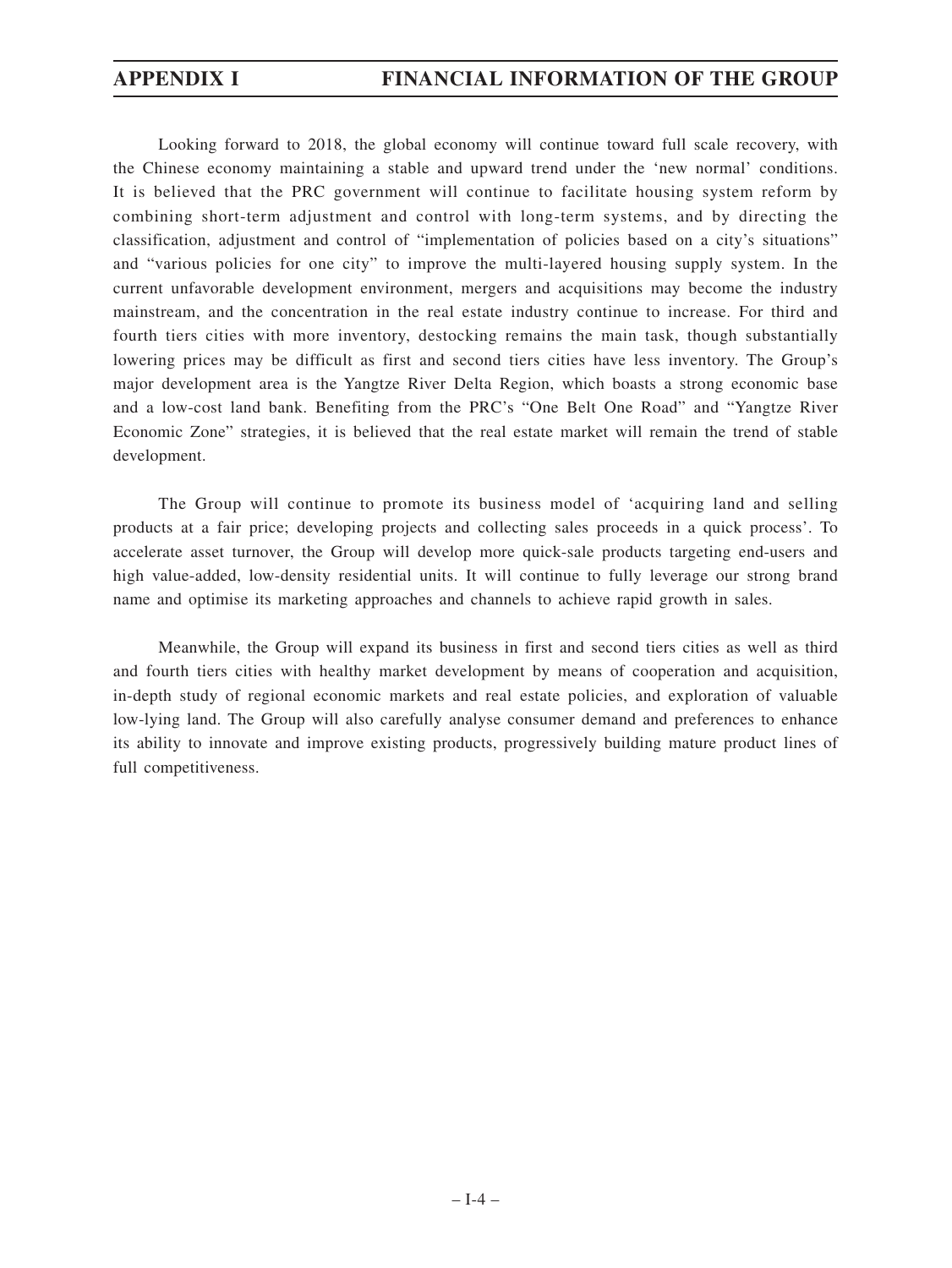Looking forward to 2018, the global economy will continue toward full scale recovery, with the Chinese economy maintaining a stable and upward trend under the 'new normal' conditions. It is believed that the PRC government will continue to facilitate housing system reform by combining short-term adjustment and control with long-term systems, and by directing the classification, adjustment and control of "implementation of policies based on a city's situations" and "various policies for one city" to improve the multi-layered housing supply system. In the current unfavorable development environment, mergers and acquisitions may become the industry mainstream, and the concentration in the real estate industry continue to increase. For third and fourth tiers cities with more inventory, destocking remains the main task, though substantially lowering prices may be difficult as first and second tiers cities have less inventory. The Group's major development area is the Yangtze River Delta Region, which boasts a strong economic base and a low-cost land bank. Benefiting from the PRC's "One Belt One Road" and "Yangtze River Economic Zone" strategies, it is believed that the real estate market will remain the trend of stable development.

The Group will continue to promote its business model of 'acquiring land and selling products at a fair price; developing projects and collecting sales proceeds in a quick process'. To accelerate asset turnover, the Group will develop more quick-sale products targeting end-users and high value-added, low-density residential units. It will continue to fully leverage our strong brand name and optimise its marketing approaches and channels to achieve rapid growth in sales.

Meanwhile, the Group will expand its business in first and second tiers cities as well as third and fourth tiers cities with healthy market development by means of cooperation and acquisition, in-depth study of regional economic markets and real estate policies, and exploration of valuable low-lying land. The Group will also carefully analyse consumer demand and preferences to enhance its ability to innovate and improve existing products, progressively building mature product lines of full competitiveness.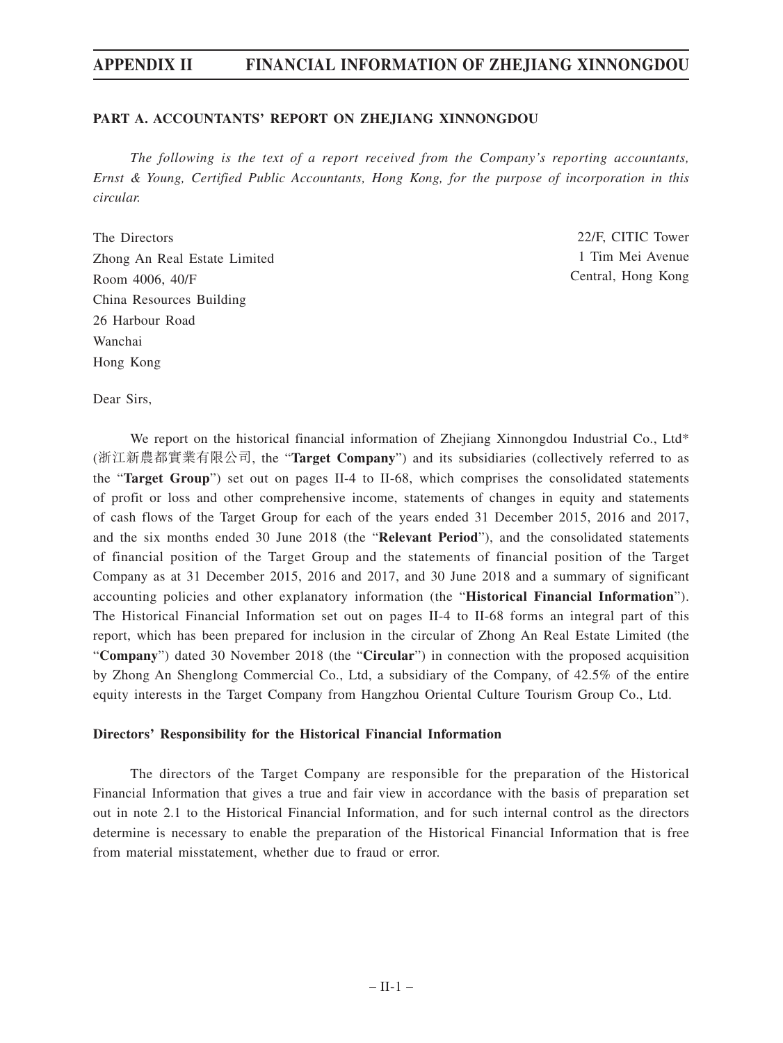## PART A. ACCOUNTANTS' REPORT ON ZHEJIANG XINNONGDOU

*The following is the text of a report received from the Company's reporting accountants, Ernst & Young, Certified Public Accountants, Hong Kong, for the purpose of incorporation in this circular.*

22/F, CITIC Tower
1 Tim Mei Avenue
Central, Hong Kong

The Directors
Zhong An Real Estate Limited
Room 4006, 40/F
China Resources Building
26 Harbour Road
Wanchai
Hong Kong

Dear Sirs,

We report on the historical financial information of Zhejiang Xinnongdou Industrial Co., Ltd* (浙江新農都實業有限公司, the "**Target Company**") and its subsidiaries (collectively referred to as the "**Target Group**") set out on pages II-4 to II-68, which comprises the consolidated statements of profit or loss and other comprehensive income, statements of changes in equity and statements of cash flows of the Target Group for each of the years ended 31 December 2015, 2016 and 2017, and the six months ended 30 June 2018 (the "**Relevant Period**"), and the consolidated statements of financial position of the Target Group and the statements of financial position of the Target Company as at 31 December 2015, 2016 and 2017, and 30 June 2018 and a summary of significant accounting policies and other explanatory information (the "**Historical Financial Information**"). The Historical Financial Information set out on pages II-4 to II-68 forms an integral part of this report, which has been prepared for inclusion in the circular of Zhong An Real Estate Limited (the "**Company**") dated 30 November 2018 (the "**Circular**") in connection with the proposed acquisition by Zhong An Shenglong Commercial Co., Ltd, a subsidiary of the Company, of 42.5% of the entire equity interests in the Target Company from Hangzhou Oriental Culture Tourism Group Co., Ltd.

### Directors' Responsibility for the Historical Financial Information

The directors of the Target Company are responsible for the preparation of the Historical Financial Information that gives a true and fair view in accordance with the basis of preparation set out in note 2.1 to the Historical Financial Information, and for such internal control as the directors determine is necessary to enable the preparation of the Historical Financial Information that is free from material misstatement, whether due to fraud or error.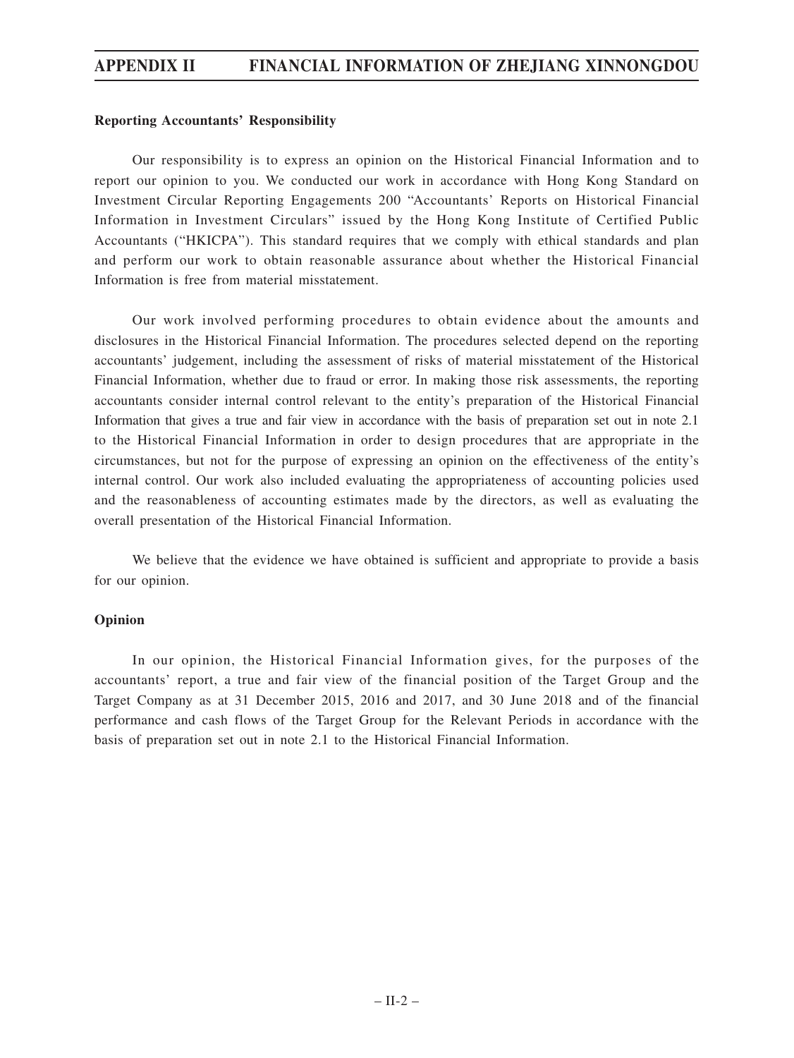**Reporting Accountants' Responsibility**

Our responsibility is to express an opinion on the Historical Financial Information and to report our opinion to you. We conducted our work in accordance with Hong Kong Standard on Investment Circular Reporting Engagements 200 "Accountants' Reports on Historical Financial Information in Investment Circulars" issued by the Hong Kong Institute of Certified Public Accountants ("HKICPA"). This standard requires that we comply with ethical standards and plan and perform our work to obtain reasonable assurance about whether the Historical Financial Information is free from material misstatement.

Our work involved performing procedures to obtain evidence about the amounts and disclosures in the Historical Financial Information. The procedures selected depend on the reporting accountants' judgement, including the assessment of risks of material misstatement of the Historical Financial Information, whether due to fraud or error. In making those risk assessments, the reporting accountants consider internal control relevant to the entity's preparation of the Historical Financial Information that gives a true and fair view in accordance with the basis of preparation set out in note 2.1 to the Historical Financial Information in order to design procedures that are appropriate in the circumstances, but not for the purpose of expressing an opinion on the effectiveness of the entity's internal control. Our work also included evaluating the appropriateness of accounting policies used and the reasonableness of accounting estimates made by the directors, as well as evaluating the overall presentation of the Historical Financial Information.

We believe that the evidence we have obtained is sufficient and appropriate to provide a basis for our opinion.

**Opinion**

In our opinion, the Historical Financial Information gives, for the purposes of the accountants' report, a true and fair view of the financial position of the Target Group and the Target Company as at 31 December 2015, 2016 and 2017, and 30 June 2018 and of the financial performance and cash flows of the Target Group for the Relevant Periods in accordance with the basis of preparation set out in note 2.1 to the Historical Financial Information.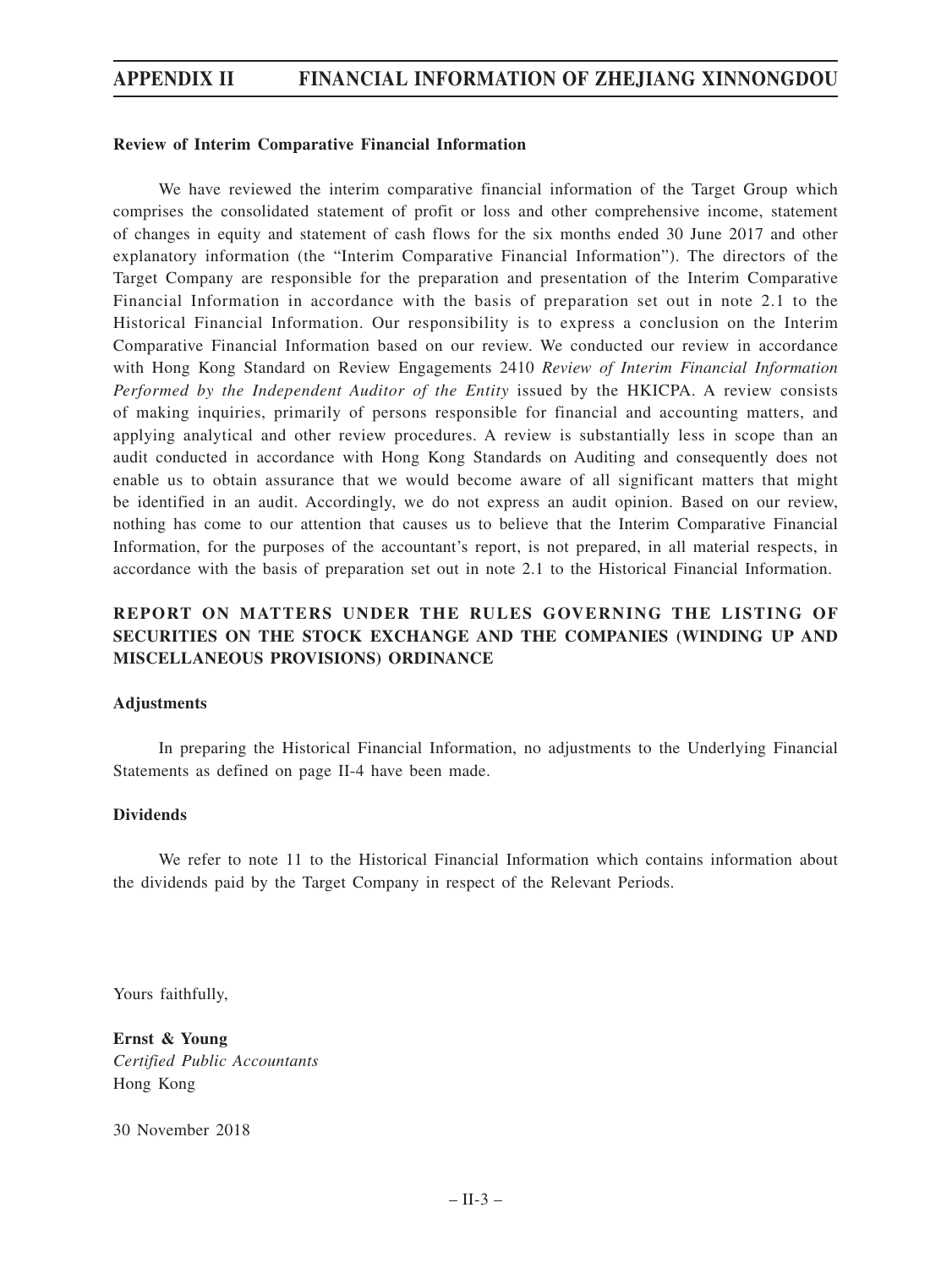**Review of Interim Comparative Financial Information**

We have reviewed the interim comparative financial information of the Target Group which comprises the consolidated statement of profit or loss and other comprehensive income, statement of changes in equity and statement of cash flows for the six months ended 30 June 2017 and other explanatory information (the "Interim Comparative Financial Information"). The directors of the Target Company are responsible for the preparation and presentation of the Interim Comparative Financial Information in accordance with the basis of preparation set out in note 2.1 to the Historical Financial Information. Our responsibility is to express a conclusion on the Interim Comparative Financial Information based on our review. We conducted our review in accordance with Hong Kong Standard on Review Engagements 2410 *Review of Interim Financial Information Performed by the Independent Auditor of the Entity* issued by the HKICPA. A review consists of making inquiries, primarily of persons responsible for financial and accounting matters, and applying analytical and other review procedures. A review is substantially less in scope than an audit conducted in accordance with Hong Kong Standards on Auditing and consequently does not enable us to obtain assurance that we would become aware of all significant matters that might be identified in an audit. Accordingly, we do not express an audit opinion. Based on our review, nothing has come to our attention that causes us to believe that the Interim Comparative Financial Information, for the purposes of the accountant's report, is not prepared, in all material respects, in accordance with the basis of preparation set out in note 2.1 to the Historical Financial Information.

## REPORT ON MATTERS UNDER THE RULES GOVERNING THE LISTING OF SECURITIES ON THE STOCK EXCHANGE AND THE COMPANIES (WINDING UP AND MISCELLANEOUS PROVISIONS) ORDINANCE

**Adjustments**

In preparing the Historical Financial Information, no adjustments to the Underlying Financial Statements as defined on page II-4 have been made.

**Dividends**

We refer to note 11 to the Historical Financial Information which contains information about the dividends paid by the Target Company in respect of the Relevant Periods.

Yours faithfully,

**Ernst & Young**
*Certified Public Accountants*
Hong Kong

30 November 2018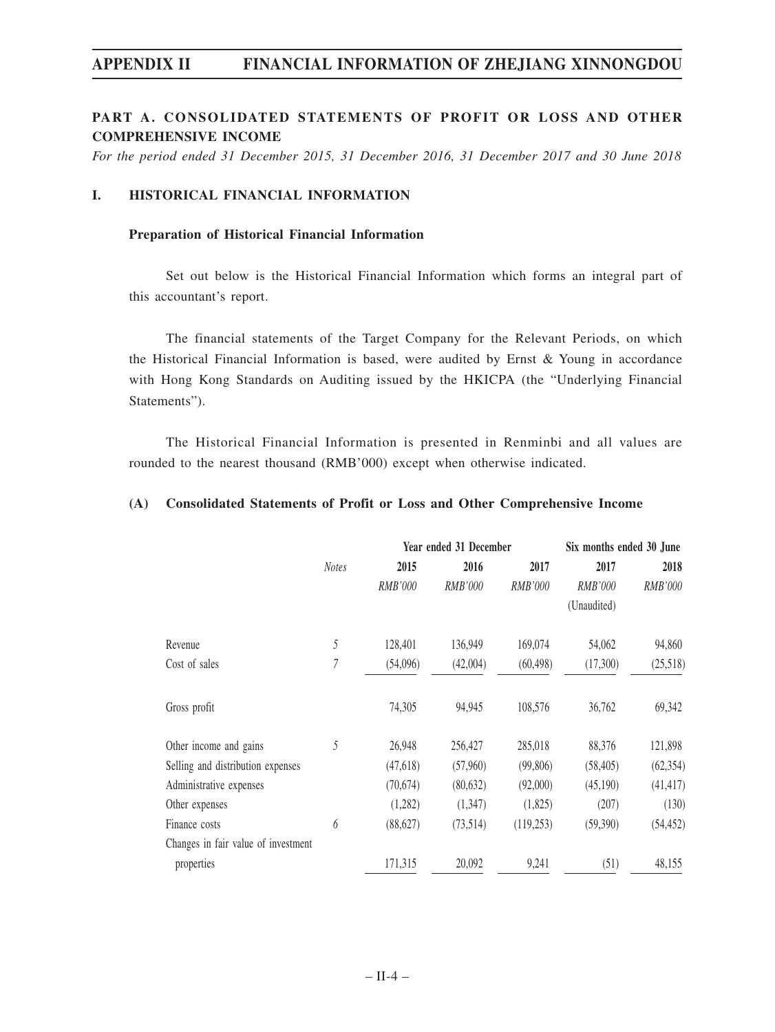## PART A. CONSOLIDATED STATEMENTS OF PROFIT OR LOSS AND OTHER COMPREHENSIVE INCOME

*For the period ended 31 December 2015, 31 December 2016, 31 December 2017 and 30 June 2018*

### I. HISTORICAL FINANCIAL INFORMATION

**Preparation of Historical Financial Information**

Set out below is the Historical Financial Information which forms an integral part of this accountant's report.

The financial statements of the Target Company for the Relevant Periods, on which the Historical Financial Information is based, were audited by Ernst & Young in accordance with Hong Kong Standards on Auditing issued by the HKICPA (the "Underlying Financial Statements").

The Historical Financial Information is presented in Renminbi and all values are rounded to the nearest thousand (RMB'000) except when otherwise indicated.

**(A) Consolidated Statements of Profit or Loss and Other Comprehensive Income**

| | *Notes* | Year ended 31 December | | | Six months ended 30 June | |
|---|---|---|---|---|---|---|
| | | 2015 | 2016 | 2017 | 2017 | 2018 |
| | | *RMB'000* | *RMB'000* | *RMB'000* | *RMB'000* (Unaudited) | *RMB'000* |
| Revenue | 5 | 128,401 | 136,949 | 169,074 | 54,062 | 94,860 |
| Cost of sales | 7 | (54,096) | (42,004) | (60,498) | (17,300) | (25,518) |
| Gross profit | | 74,305 | 94,945 | 108,576 | 36,762 | 69,342 |
| Other income and gains | 5 | 26,948 | 256,427 | 285,018 | 88,376 | 121,898 |
| Selling and distribution expenses | | (47,618) | (57,960) | (99,806) | (58,405) | (62,354) |
| Administrative expenses | | (70,674) | (80,632) | (92,000) | (45,190) | (41,417) |
| Other expenses | | (1,282) | (1,347) | (1,825) | (207) | (130) |
| Finance costs | 6 | (88,627) | (73,514) | (119,253) | (59,390) | (54,452) |
| Changes in fair value of investment properties | | 171,315 | 20,092 | 9,241 | (51) | 48,155 |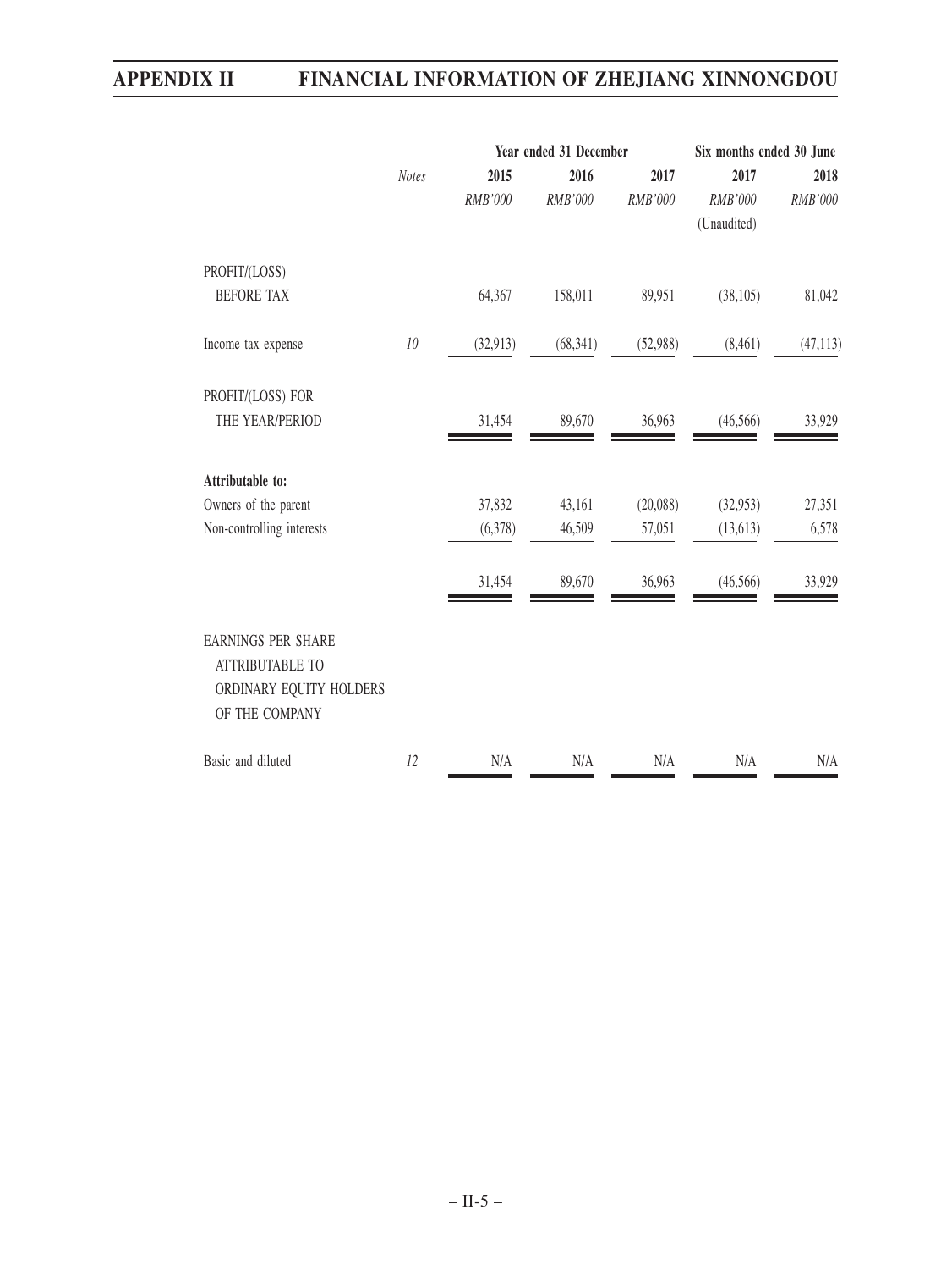| | Notes | Year ended 31 December | | | Six months ended 30 June | |
|---|---|---|---|---|---|---|
| | | 2015 | 2016 | 2017 | 2017 | 2018 |
| | | *RMB'000* | *RMB'000* | *RMB'000* | *RMB'000* | *RMB'000* |
| | | | | | (Unaudited) | |
| PROFIT/(LOSS) BEFORE TAX | | 64,367 | 158,011 | 89,951 | (38,105) | 81,042 |
| Income tax expense | *10* | (32,913) | (68,341) | (52,988) | (8,461) | (47,113) |
| PROFIT/(LOSS) FOR THE YEAR/PERIOD | | 31,454 | 89,670 | 36,963 | (46,566) | 33,929 |
| **Attributable to:** | | | | | | |
| Owners of the parent | | 37,832 | 43,161 | (20,088) | (32,953) | 27,351 |
| Non-controlling interests | | (6,378) | 46,509 | 57,051 | (13,613) | 6,578 |
| | | 31,454 | 89,670 | 36,963 | (46,566) | 33,929 |
| EARNINGS PER SHARE ATTRIBUTABLE TO ORDINARY EQUITY HOLDERS OF THE COMPANY | | | | | | |
| Basic and diluted | *12* | N/A | N/A | N/A | N/A | N/A |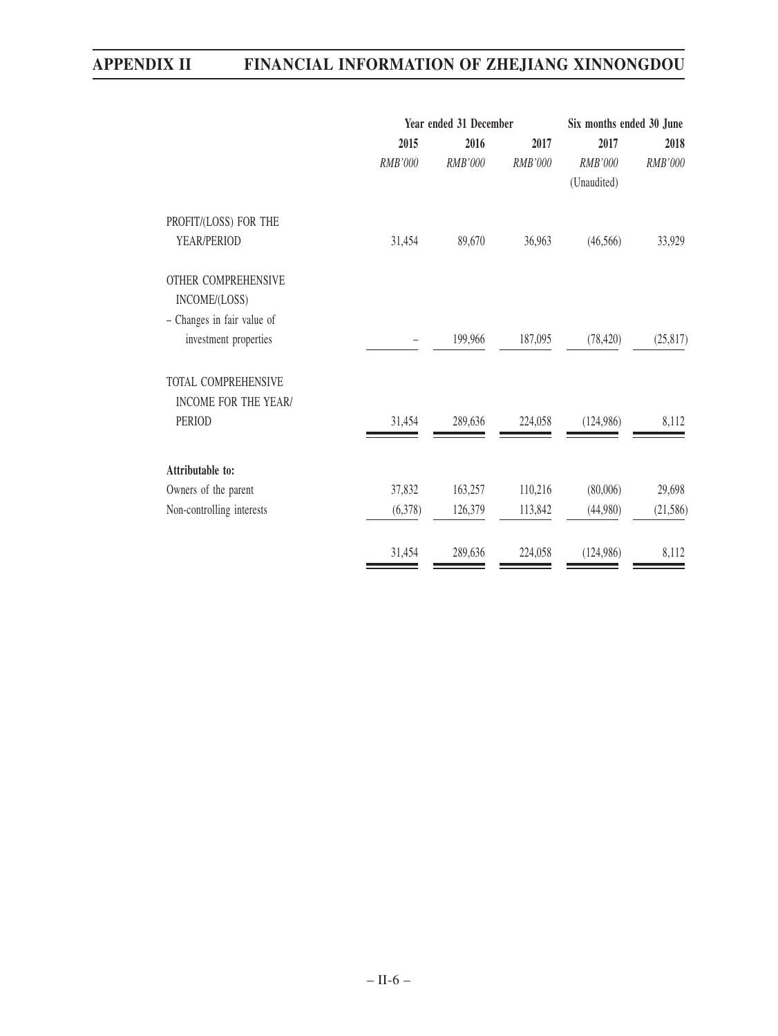| | Year ended 31 December | | | Six months ended 30 June | |
|---|---|---|---|---|---|
| | 2015 | 2016 | 2017 | 2017 | 2018 |
| | *RMB'000* | *RMB'000* | *RMB'000* | *RMB'000* | *RMB'000* |
| | | | | (Unaudited) | |
| PROFIT/(LOSS) FOR THE YEAR/PERIOD | 31,454 | 89,670 | 36,963 | (46,566) | 33,929 |
| OTHER COMPREHENSIVE INCOME/(LOSS) | | | | | |
| – Changes in fair value of investment properties | – | 199,966 | 187,095 | (78,420) | (25,817) |
| TOTAL COMPREHENSIVE INCOME FOR THE YEAR/ PERIOD | 31,454 | 289,636 | 224,058 | (124,986) | 8,112 |
| **Attributable to:** | | | | | |
| Owners of the parent | 37,832 | 163,257 | 110,216 | (80,006) | 29,698 |
| Non-controlling interests | (6,378) | 126,379 | 113,842 | (44,980) | (21,586) |
| | 31,454 | 289,636 | 224,058 | (124,986) | 8,112 |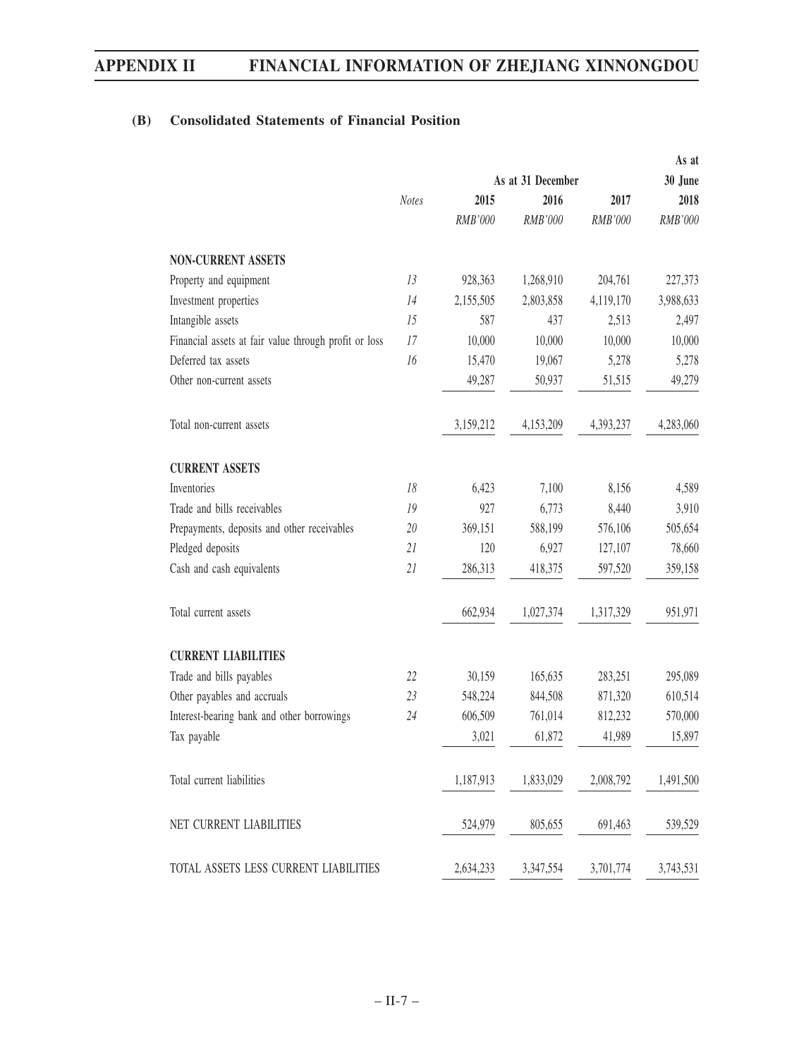### (B) Consolidated Statements of Financial Position

| | Notes | As at 31 December | | | As at 30 June |
|---|---|---|---|---|---|
| | | 2015 | 2016 | 2017 | 2018 |
| | | *RMB'000* | *RMB'000* | *RMB'000* | *RMB'000* |
| **NON-CURRENT ASSETS** | | | | | |
| Property and equipment | *13* | 928,363 | 1,268,910 | 204,761 | 227,373 |
| Investment properties | *14* | 2,155,505 | 2,803,858 | 4,119,170 | 3,988,633 |
| Intangible assets | *15* | 587 | 437 | 2,513 | 2,497 |
| Financial assets at fair value through profit or loss | *17* | 10,000 | 10,000 | 10,000 | 10,000 |
| Deferred tax assets | *16* | 15,470 | 19,067 | 5,278 | 5,278 |
| Other non-current assets | | 49,287 | 50,937 | 51,515 | 49,279 |
| Total non-current assets | | 3,159,212 | 4,153,209 | 4,393,237 | 4,283,060 |
| **CURRENT ASSETS** | | | | | |
| Inventories | *18* | 6,423 | 7,100 | 8,156 | 4,589 |
| Trade and bills receivables | *19* | 927 | 6,773 | 8,440 | 3,910 |
| Prepayments, deposits and other receivables | *20* | 369,151 | 588,199 | 576,106 | 505,654 |
| Pledged deposits | *21* | 120 | 6,927 | 127,107 | 78,660 |
| Cash and cash equivalents | *21* | 286,313 | 418,375 | 597,520 | 359,158 |
| Total current assets | | 662,934 | 1,027,374 | 1,317,329 | 951,971 |
| **CURRENT LIABILITIES** | | | | | |
| Trade and bills payables | *22* | 30,159 | 165,635 | 283,251 | 295,089 |
| Other payables and accruals | *23* | 548,224 | 844,508 | 871,320 | 610,514 |
| Interest-bearing bank and other borrowings | *24* | 606,509 | 761,014 | 812,232 | 570,000 |
| Tax payable | | 3,021 | 61,872 | 41,989 | 15,897 |
| Total current liabilities | | 1,187,913 | 1,833,029 | 2,008,792 | 1,491,500 |
| NET CURRENT LIABILITIES | | 524,979 | 805,655 | 691,463 | 539,529 |
| TOTAL ASSETS LESS CURRENT LIABILITIES | | 2,634,233 | 3,347,554 | 3,701,774 | 3,743,531 |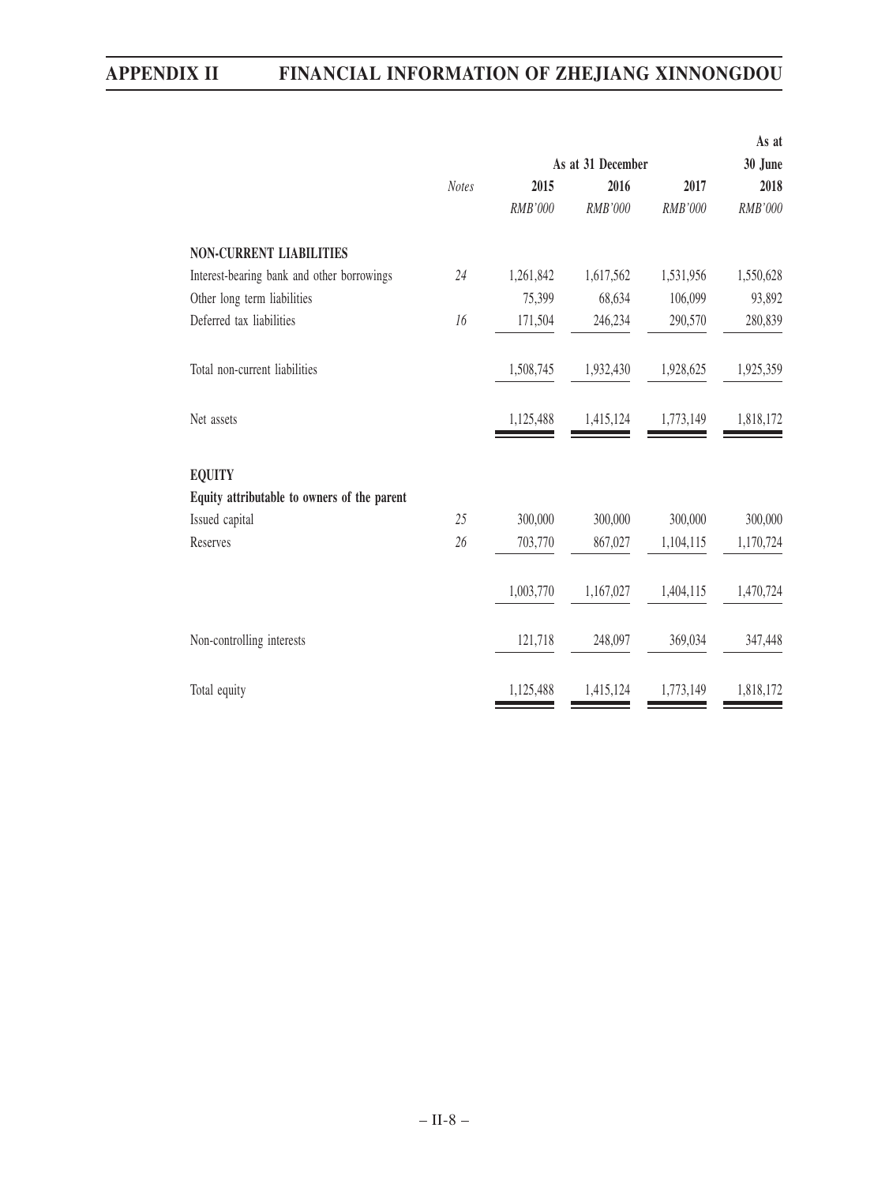| | Notes | As at 31 December | | | As at 30 June |
|---|---|---|---|---|---|
| | | 2015 | 2016 | 2017 | 2018 |
| | | *RMB'000* | *RMB'000* | *RMB'000* | *RMB'000* |
| **NON-CURRENT LIABILITIES** | | | | | |
| Interest-bearing bank and other borrowings | *24* | 1,261,842 | 1,617,562 | 1,531,956 | 1,550,628 |
| Other long term liabilities | | 75,399 | 68,634 | 106,099 | 93,892 |
| Deferred tax liabilities | *16* | 171,504 | 246,234 | 290,570 | 280,839 |
| Total non-current liabilities | | 1,508,745 | 1,932,430 | 1,928,625 | 1,925,359 |
| Net assets | | 1,125,488 | 1,415,124 | 1,773,149 | 1,818,172 |
| **EQUITY** | | | | | |
| **Equity attributable to owners of the parent** | | | | | |
| Issued capital | *25* | 300,000 | 300,000 | 300,000 | 300,000 |
| Reserves | *26* | 703,770 | 867,027 | 1,104,115 | 1,170,724 |
| | | 1,003,770 | 1,167,027 | 1,404,115 | 1,470,724 |
| Non-controlling interests | | 121,718 | 248,097 | 369,034 | 347,448 |
| Total equity | | 1,125,488 | 1,415,124 | 1,773,149 | 1,818,172 |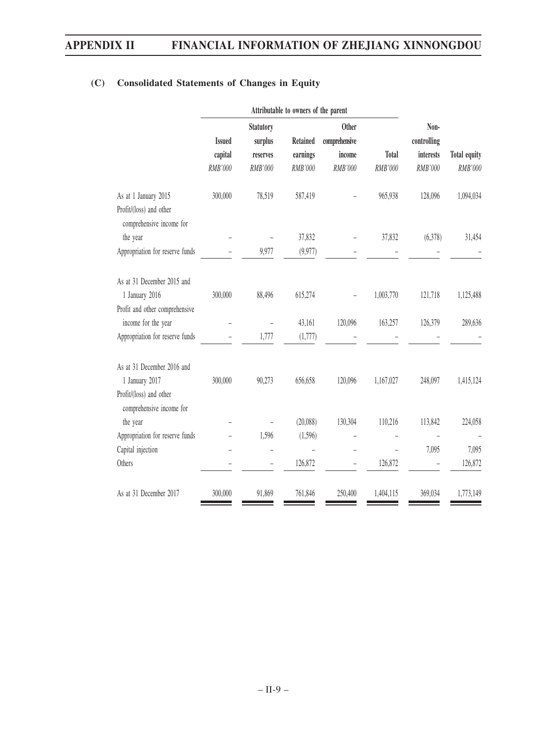## (C) Consolidated Statements of Changes in Equity

| | Attributable to owners of the parent | | | | | | |
|---|---|---|---|---|---|---|---|
| | Issued capital | Statutory surplus reserves | Retained earnings | Other comprehensive income | Total | Non-controlling interests | Total equity |
| | *RMB'000* | *RMB'000* | *RMB'000* | *RMB'000* | *RMB'000* | *RMB'000* | *RMB'000* |
| As at 1 January 2015 | 300,000 | 78,519 | 587,419 | – | 965,938 | 128,096 | 1,094,034 |
| Profit/(loss) and other comprehensive income for the year | – | – | 37,832 | – | 37,832 | (6,378) | 31,454 |
| Appropriation for reserve funds | – | 9,977 | (9,977) | – | – | – | – |
| As at 31 December 2015 and 1 January 2016 | 300,000 | 88,496 | 615,274 | – | 1,003,770 | 121,718 | 1,125,488 |
| Profit and other comprehensive income for the year | – | – | 43,161 | 120,096 | 163,257 | 126,379 | 289,636 |
| Appropriation for reserve funds | – | 1,777 | (1,777) | – | – | – | – |
| As at 31 December 2016 and 1 January 2017 | 300,000 | 90,273 | 656,658 | 120,096 | 1,167,027 | 248,097 | 1,415,124 |
| Profit/(loss) and other comprehensive income for the year | – | – | (20,088) | 130,304 | 110,216 | 113,842 | 224,058 |
| Appropriation for reserve funds | – | 1,596 | (1,596) | – | – | – | – |
| Capital injection | – | – | – | – | – | 7,095 | 7,095 |
| Others | – | – | 126,872 | – | 126,872 | – | 126,872 |
| As at 31 December 2017 | 300,000 | 91,869 | 761,846 | 250,400 | 1,404,115 | 369,034 | 1,773,149 |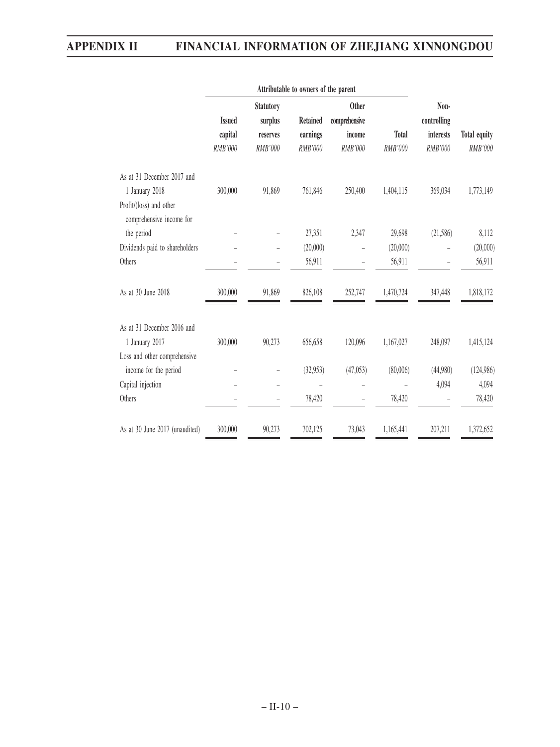| | Attributable to owners of the parent | | | | | | |
|---|---|---|---|---|---|---|---|
| | Issued capital | Statutory surplus reserves | Retained earnings | Other comprehensive income | Total | Non-controlling interests | Total equity |
| | *RMB'000* | *RMB'000* | *RMB'000* | *RMB'000* | *RMB'000* | *RMB'000* | *RMB'000* |
| As at 31 December 2017 and 1 January 2018 | 300,000 | 91,869 | 761,846 | 250,400 | 1,404,115 | 369,034 | 1,773,149 |
| Profit/(loss) and other comprehensive income for the period | – | – | 27,351 | 2,347 | 29,698 | (21,586) | 8,112 |
| Dividends paid to shareholders | – | – | (20,000) | – | (20,000) | – | (20,000) |
| Others | – | – | 56,911 | – | 56,911 | – | 56,911 |
| As at 30 June 2018 | 300,000 | 91,869 | 826,108 | 252,747 | 1,470,724 | 347,448 | 1,818,172 |
| As at 31 December 2016 and 1 January 2017 | 300,000 | 90,273 | 656,658 | 120,096 | 1,167,027 | 248,097 | 1,415,124 |
| Loss and other comprehensive income for the period | – | – | (32,953) | (47,053) | (80,006) | (44,980) | (124,986) |
| Capital injection | – | – | – | – | – | 4,094 | 4,094 |
| Others | – | – | 78,420 | – | 78,420 | – | 78,420 |
| As at 30 June 2017 (unaudited) | 300,000 | 90,273 | 702,125 | 73,043 | 1,165,441 | 207,211 | 1,372,652 |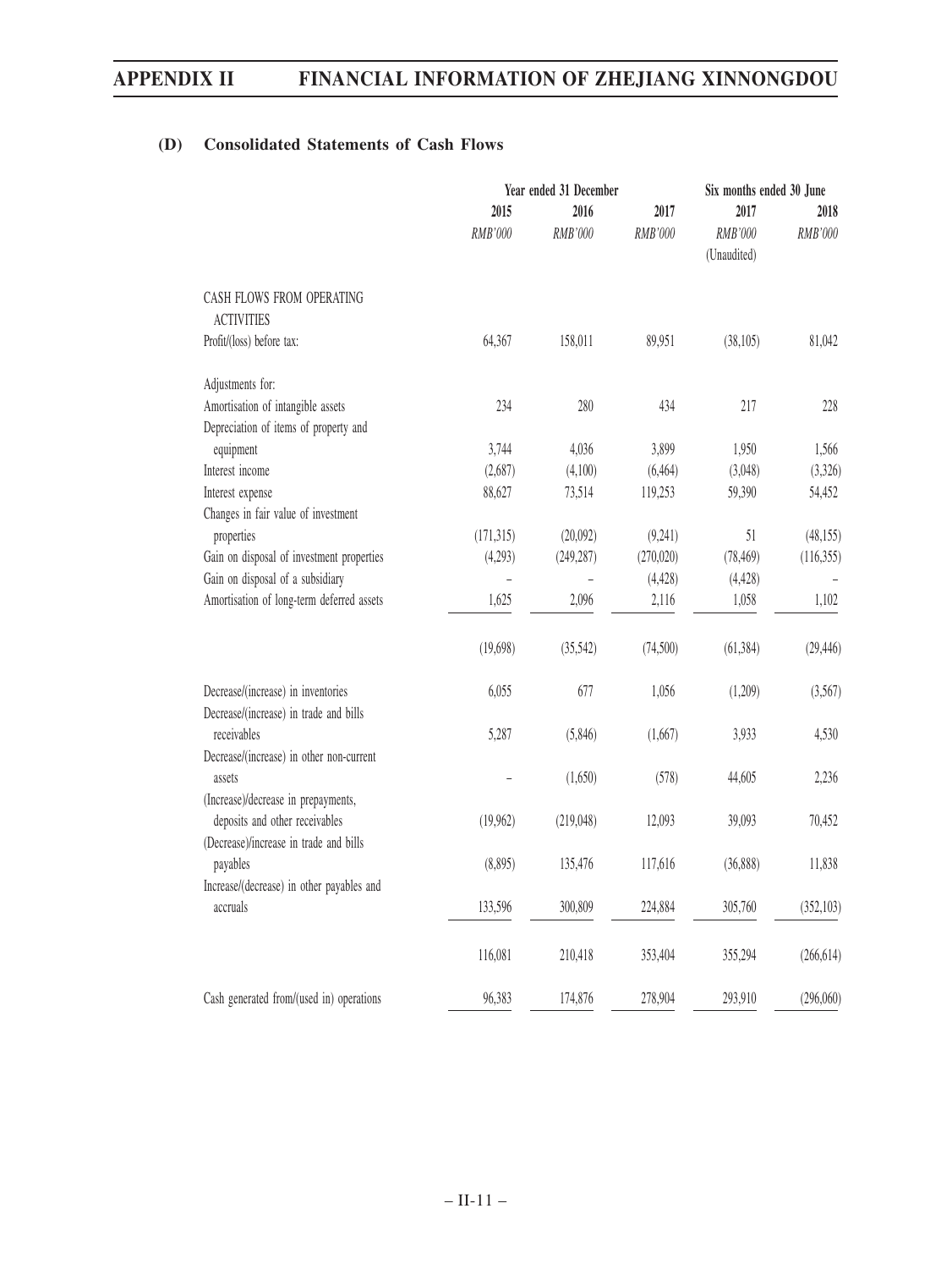### (D) Consolidated Statements of Cash Flows

| | Year ended 31 December | | | Six months ended 30 June | |
|---|---|---|---|---|---|
| | 2015 | 2016 | 2017 | 2017 | 2018 |
| | *RMB'000* | *RMB'000* | *RMB'000* | *RMB'000* | *RMB'000* |
| | | | | (Unaudited) | |
| CASH FLOWS FROM OPERATING ACTIVITIES | | | | | |
| Profit/(loss) before tax: | 64,367 | 158,011 | 89,951 | (38,105) | 81,042 |
| Adjustments for: | | | | | |
| Amortisation of intangible assets | 234 | 280 | 434 | 217 | 228 |
| Depreciation of items of property and equipment | 3,744 | 4,036 | 3,899 | 1,950 | 1,566 |
| Interest income | (2,687) | (4,100) | (6,464) | (3,048) | (3,326) |
| Interest expense | 88,627 | 73,514 | 119,253 | 59,390 | 54,452 |
| Changes in fair value of investment properties | (171,315) | (20,092) | (9,241) | 51 | (48,155) |
| Gain on disposal of investment properties | (4,293) | (249,287) | (270,020) | (78,469) | (116,355) |
| Gain on disposal of a subsidiary | – | – | (4,428) | (4,428) | – |
| Amortisation of long-term deferred assets | 1,625 | 2,096 | 2,116 | 1,058 | 1,102 |
| | (19,698) | (35,542) | (74,500) | (61,384) | (29,446) |
| Decrease/(increase) in inventories | 6,055 | 677 | 1,056 | (1,209) | (3,567) |
| Decrease/(increase) in trade and bills receivables | 5,287 | (5,846) | (1,667) | 3,933 | 4,530 |
| Decrease/(increase) in other non-current assets | – | (1,650) | (578) | 44,605 | 2,236 |
| (Increase)/decrease in prepayments, deposits and other receivables | (19,962) | (219,048) | 12,093 | 39,093 | 70,452 |
| (Decrease)/increase in trade and bills payables | (8,895) | 135,476 | 117,616 | (36,888) | 11,838 |
| Increase/(decrease) in other payables and accruals | 133,596 | 300,809 | 224,884 | 305,760 | (352,103) |
| | 116,081 | 210,418 | 353,404 | 355,294 | (266,614) |
| Cash generated from/(used in) operations | 96,383 | 174,876 | 278,904 | 293,910 | (296,060) |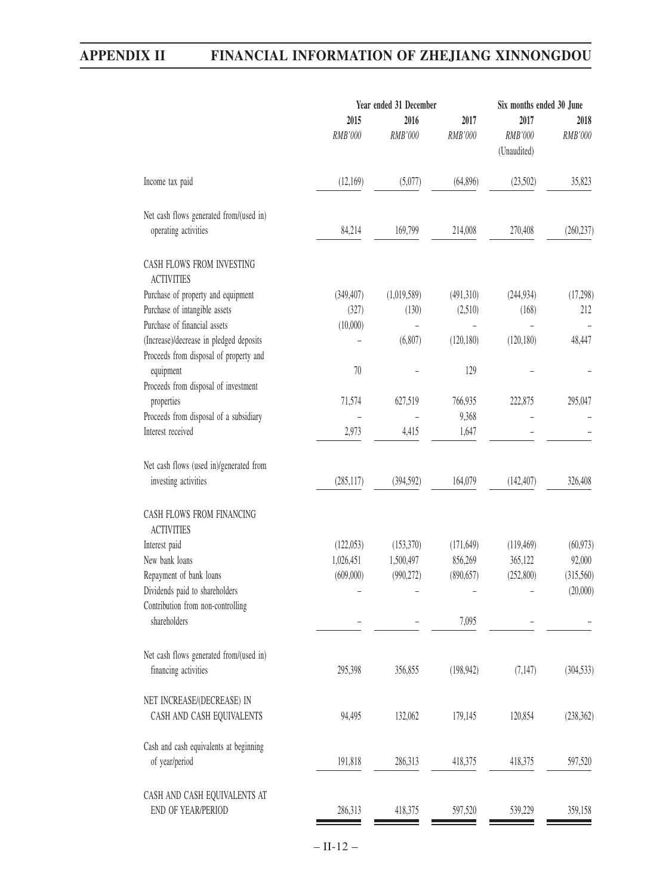| | Year ended 31 December | | | Six months ended 30 June | |
|---|---|---|---|---|---|
| | 2015 | 2016 | 2017 | 2017 | 2018 |
| | *RMB'000* | *RMB'000* | *RMB'000* | *RMB'000* | *RMB'000* |
| | | | | (Unaudited) | |
| Income tax paid | (12,169) | (5,077) | (64,896) | (23,502) | 35,823 |
| Net cash flows generated from/(used in) operating activities | 84,214 | 169,799 | 214,008 | 270,408 | (260,237) |
| CASH FLOWS FROM INVESTING ACTIVITIES | | | | | |
| Purchase of property and equipment | (349,407) | (1,019,589) | (491,310) | (244,934) | (17,298) |
| Purchase of intangible assets | (327) | (130) | (2,510) | (168) | 212 |
| Purchase of financial assets | (10,000) | – | – | – | – |
| (Increase)/decrease in pledged deposits | – | (6,807) | (120,180) | (120,180) | 48,447 |
| Proceeds from disposal of property and equipment | 70 | – | 129 | – | – |
| Proceeds from disposal of investment properties | 71,574 | 627,519 | 766,935 | 222,875 | 295,047 |
| Proceeds from disposal of a subsidiary | – | – | 9,368 | – | – |
| Interest received | 2,973 | 4,415 | 1,647 | – | – |
| Net cash flows (used in)/generated from investing activities | (285,117) | (394,592) | 164,079 | (142,407) | 326,408 |
| CASH FLOWS FROM FINANCING ACTIVITIES | | | | | |
| Interest paid | (122,053) | (153,370) | (171,649) | (119,469) | (60,973) |
| New bank loans | 1,026,451 | 1,500,497 | 856,269 | 365,122 | 92,000 |
| Repayment of bank loans | (609,000) | (990,272) | (890,657) | (252,800) | (315,560) |
| Dividends paid to shareholders | – | – | – | – | (20,000) |
| Contribution from non-controlling shareholders | – | – | 7,095 | – | – |
| Net cash flows generated from/(used in) financing activities | 295,398 | 356,855 | (198,942) | (7,147) | (304,533) |
| NET INCREASE/(DECREASE) IN CASH AND CASH EQUIVALENTS | 94,495 | 132,062 | 179,145 | 120,854 | (238,362) |
| Cash and cash equivalents at beginning of year/period | 191,818 | 286,313 | 418,375 | 418,375 | 597,520 |
| CASH AND CASH EQUIVALENTS AT END OF YEAR/PERIOD | 286,313 | 418,375 | 597,520 | 539,229 | 359,158 |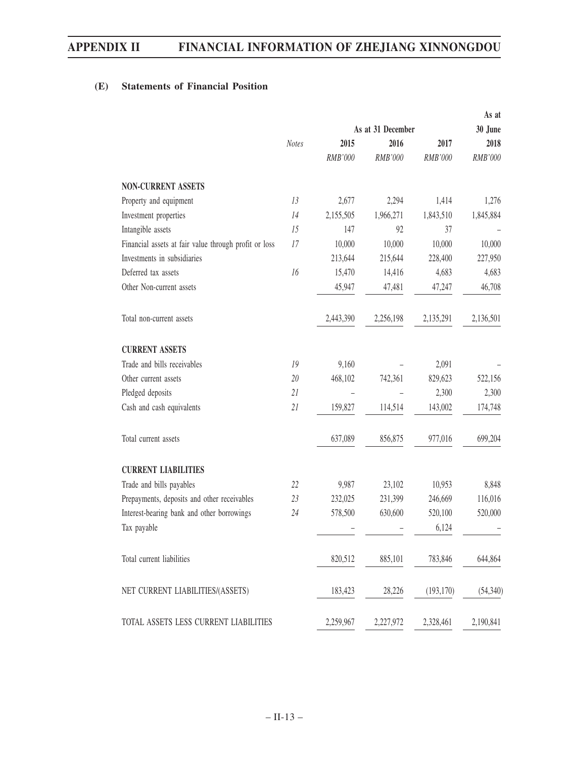## (E) Statements of Financial Position

| | Notes | As at 31 December 2015 | As at 31 December 2016 | As at 31 December 2017 | As at 30 June 2018 |
|---|---|---|---|---|---|
| | | RMB'000 | RMB'000 | RMB'000 | RMB'000 |
| **NON-CURRENT ASSETS** | | | | | |
| Property and equipment | 13 | 2,677 | 2,294 | 1,414 | 1,276 |
| Investment properties | 14 | 2,155,505 | 1,966,271 | 1,843,510 | 1,845,884 |
| Intangible assets | 15 | 147 | 92 | 37 | – |
| Financial assets at fair value through profit or loss | 17 | 10,000 | 10,000 | 10,000 | 10,000 |
| Investments in subsidiaries | | 213,644 | 215,644 | 228,400 | 227,950 |
| Deferred tax assets | 16 | 15,470 | 14,416 | 4,683 | 4,683 |
| Other Non-current assets | | 45,947 | 47,481 | 47,247 | 46,708 |
| Total non-current assets | | 2,443,390 | 2,256,198 | 2,135,291 | 2,136,501 |
| **CURRENT ASSETS** | | | | | |
| Trade and bills receivables | 19 | 9,160 | – | 2,091 | – |
| Other current assets | 20 | 468,102 | 742,361 | 829,623 | 522,156 |
| Pledged deposits | 21 | – | – | 2,300 | 2,300 |
| Cash and cash equivalents | 21 | 159,827 | 114,514 | 143,002 | 174,748 |
| Total current assets | | 637,089 | 856,875 | 977,016 | 699,204 |
| **CURRENT LIABILITIES** | | | | | |
| Trade and bills payables | 22 | 9,987 | 23,102 | 10,953 | 8,848 |
| Prepayments, deposits and other receivables | 23 | 232,025 | 231,399 | 246,669 | 116,016 |
| Interest-bearing bank and other borrowings | 24 | 578,500 | 630,600 | 520,100 | 520,000 |
| Tax payable | | – | – | 6,124 | – |
| Total current liabilities | | 820,512 | 885,101 | 783,846 | 644,864 |
| NET CURRENT LIABILITIES/(ASSETS) | | 183,423 | 28,226 | (193,170) | (54,340) |
| TOTAL ASSETS LESS CURRENT LIABILITIES | | 2,259,967 | 2,227,972 | 2,328,461 | 2,190,841 |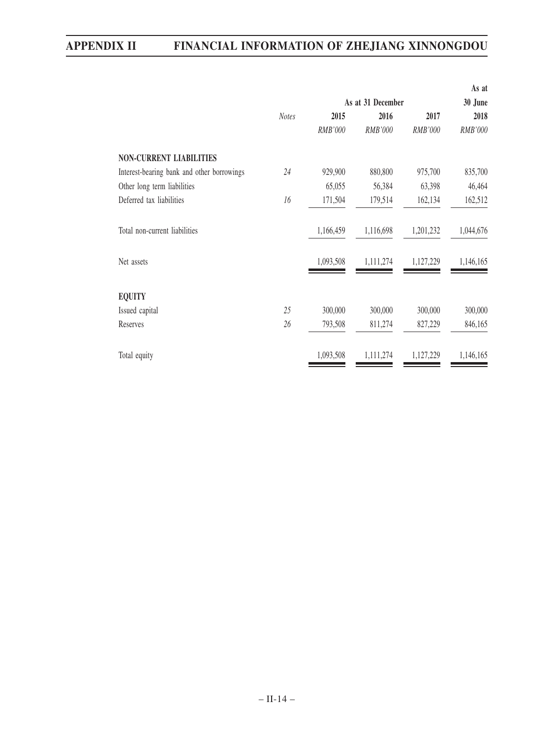| | Notes | As at 31 December | | | As at 30 June |
|---|---|---|---|---|---|
| | | 2015 | 2016 | 2017 | 2018 |
| | | *RMB'000* | *RMB'000* | *RMB'000* | *RMB'000* |
| **NON-CURRENT LIABILITIES** | | | | | |
| Interest-bearing bank and other borrowings | *24* | 929,900 | 880,800 | 975,700 | 835,700 |
| Other long term liabilities | | 65,055 | 56,384 | 63,398 | 46,464 |
| Deferred tax liabilities | *16* | 171,504 | 179,514 | 162,134 | 162,512 |
| Total non-current liabilities | | 1,166,459 | 1,116,698 | 1,201,232 | 1,044,676 |
| Net assets | | 1,093,508 | 1,111,274 | 1,127,229 | 1,146,165 |
| **EQUITY** | | | | | |
| Issued capital | *25* | 300,000 | 300,000 | 300,000 | 300,000 |
| Reserves | *26* | 793,508 | 811,274 | 827,229 | 846,165 |
| Total equity | | 1,093,508 | 1,111,274 | 1,127,229 | 1,146,165 |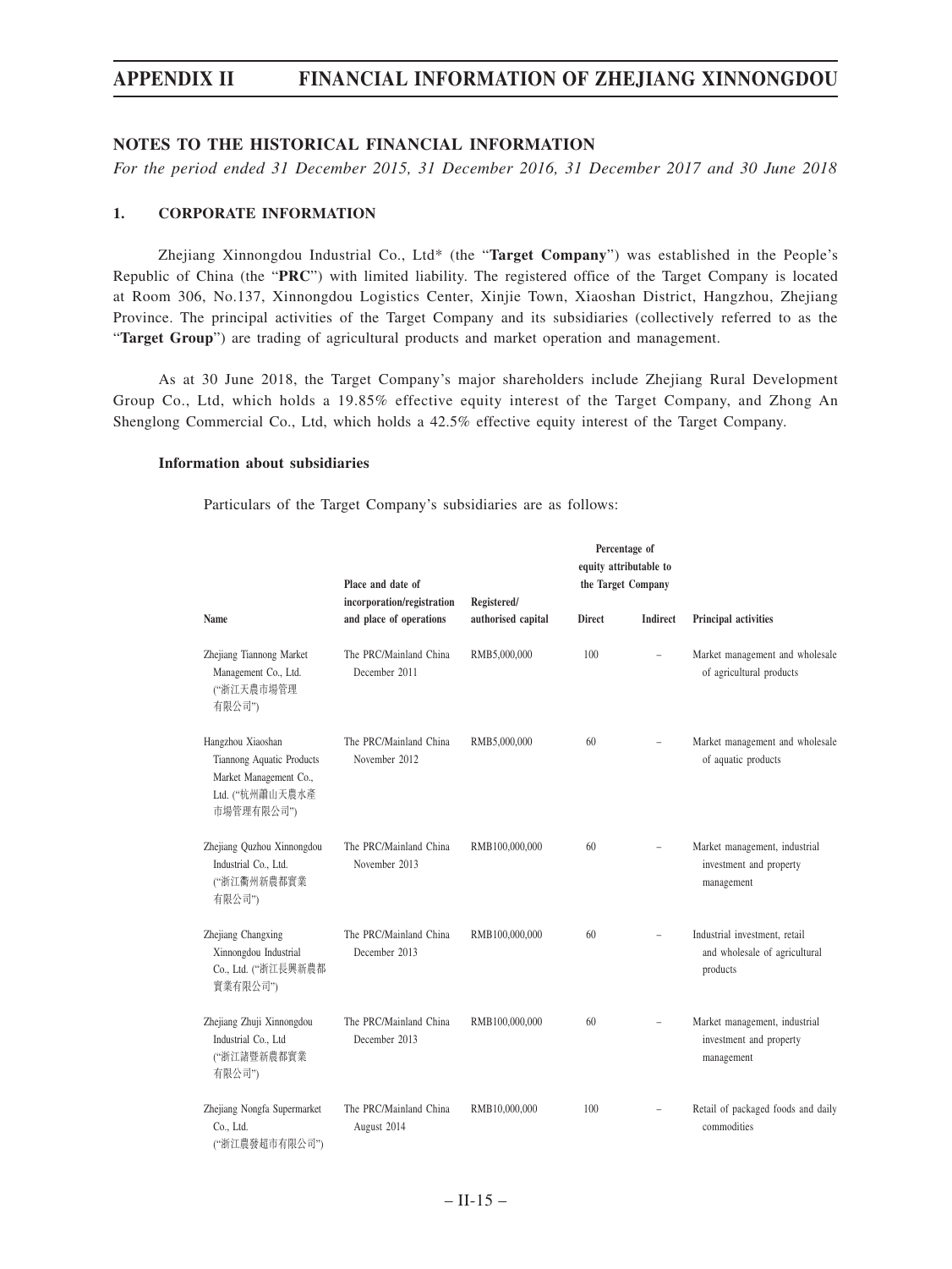## NOTES TO THE HISTORICAL FINANCIAL INFORMATION

*For the period ended 31 December 2015, 31 December 2016, 31 December 2017 and 30 June 2018*

### 1. CORPORATE INFORMATION

Zhejiang Xinnongdou Industrial Co., Ltd* (the "**Target Company**") was established in the People's Republic of China (the "**PRC**") with limited liability. The registered office of the Target Company is located at Room 306, No.137, Xinnongdou Logistics Center, Xinjie Town, Xiaoshan District, Hangzhou, Zhejiang Province. The principal activities of the Target Company and its subsidiaries (collectively referred to as the "**Target Group**") are trading of agricultural products and market operation and management.

As at 30 June 2018, the Target Company's major shareholders include Zhejiang Rural Development Group Co., Ltd, which holds a 19.85% effective equity interest of the Target Company, and Zhong An Shenglong Commercial Co., Ltd, which holds a 42.5% effective equity interest of the Target Company.

#### Information about subsidiaries

Particulars of the Target Company's subsidiaries are as follows:

| Name | Place and date of incorporation/registration and place of operations | Registered/ authorised capital | Percentage of equity attributable to the Target Company | | Principal activities |
|---|---|---|---|---|---|
| | | | Direct | Indirect | |
| Zhejiang Tiannong Market Management Co., Ltd. ("浙江天農市場管理有限公司") | The PRC/Mainland China December 2011 | RMB5,000,000 | 100 | – | Market management and wholesale of agricultural products |
| Hangzhou Xiaoshan Tiannong Aquatic Products Market Management Co., Ltd. ("杭州蕭山天農水產市場管理有限公司") | The PRC/Mainland China November 2012 | RMB5,000,000 | 60 | – | Market management and wholesale of aquatic products |
| Zhejiang Quzhou Xinnongdou Industrial Co., Ltd. ("浙江衢州新農都實業有限公司") | The PRC/Mainland China November 2013 | RMB100,000,000 | 60 | – | Market management, industrial investment and property management |
| Zhejiang Changxing Xinnongdou Industrial Co., Ltd. ("浙江長興新農都實業有限公司") | The PRC/Mainland China December 2013 | RMB100,000,000 | 60 | – | Industrial investment, retail and wholesale of agricultural products |
| Zhejiang Zhuji Xinnongdou Industrial Co., Ltd ("浙江諸暨新農都實業有限公司") | The PRC/Mainland China December 2013 | RMB100,000,000 | 60 | – | Market management, industrial investment and property management |
| Zhejiang Nongfa Supermarket Co., Ltd. ("浙江農發超市有限公司") | The PRC/Mainland China August 2014 | RMB10,000,000 | 100 | – | Retail of packaged foods and daily commodities |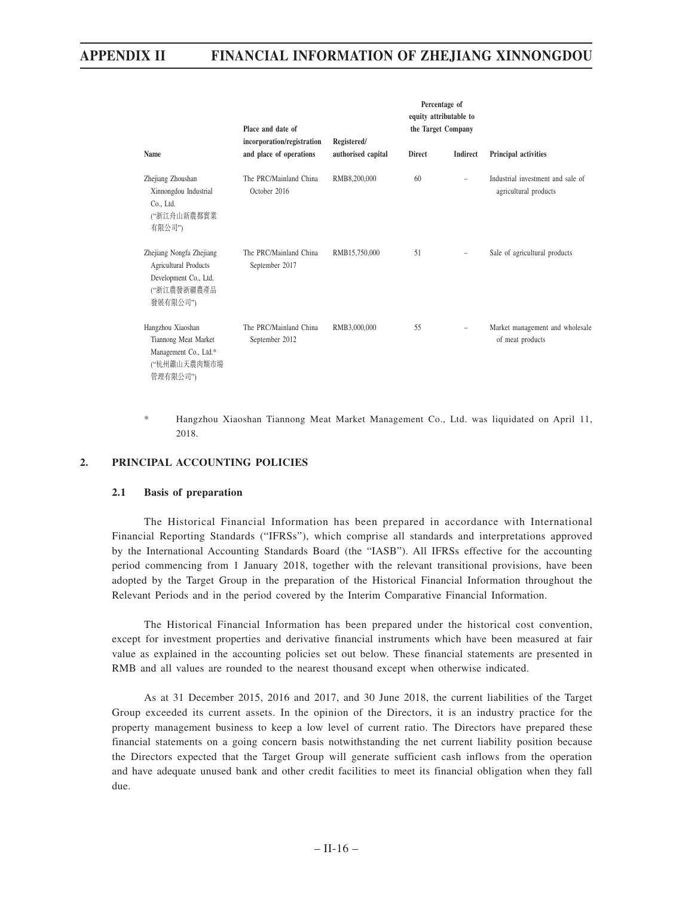| Name | Place and date of incorporation/registration and place of operations | Registered/ authorised capital | Percentage of equity attributable to the Target Company | | Principal activities |
|---|---|---|---|---|---|
| | | | Direct | Indirect | |
| Zhejiang Zhoushan Xinnongdou Industrial Co., Ltd. ("浙江舟山新農都實業有限公司") | The PRC/Mainland China October 2016 | RMB8,200,000 | 60 | – | Industrial investment and sale of agricultural products |
| Zhejiang Nongfa Zhejiang Agricultural Products Development Co., Ltd. ("浙江農發浙疆農產品發展有限公司") | The PRC/Mainland China September 2017 | RMB15,750,000 | 51 | – | Sale of agricultural products |
| Hangzhou Xiaoshan Tiannong Meat Market Management Co., Ltd.* ("杭州蕭山天農肉類市場管理有限公司") | The PRC/Mainland China September 2012 | RMB3,000,000 | 55 | – | Market management and wholesale of meat products |

\* Hangzhou Xiaoshan Tiannong Meat Market Management Co., Ltd. was liquidated on April 11, 2018.

## 2. PRINCIPAL ACCOUNTING POLICIES

### 2.1 Basis of preparation

The Historical Financial Information has been prepared in accordance with International Financial Reporting Standards ("IFRSs"), which comprise all standards and interpretations approved by the International Accounting Standards Board (the "IASB"). All IFRSs effective for the accounting period commencing from 1 January 2018, together with the relevant transitional provisions, have been adopted by the Target Group in the preparation of the Historical Financial Information throughout the Relevant Periods and in the period covered by the Interim Comparative Financial Information.

The Historical Financial Information has been prepared under the historical cost convention, except for investment properties and derivative financial instruments which have been measured at fair value as explained in the accounting policies set out below. These financial statements are presented in RMB and all values are rounded to the nearest thousand except when otherwise indicated.

As at 31 December 2015, 2016 and 2017, and 30 June 2018, the current liabilities of the Target Group exceeded its current assets. In the opinion of the Directors, it is an industry practice for the property management business to keep a low level of current ratio. The Directors have prepared these financial statements on a going concern basis notwithstanding the net current liability position because the Directors expected that the Target Group will generate sufficient cash inflows from the operation and have adequate unused bank and other credit facilities to meet its financial obligation when they fall due.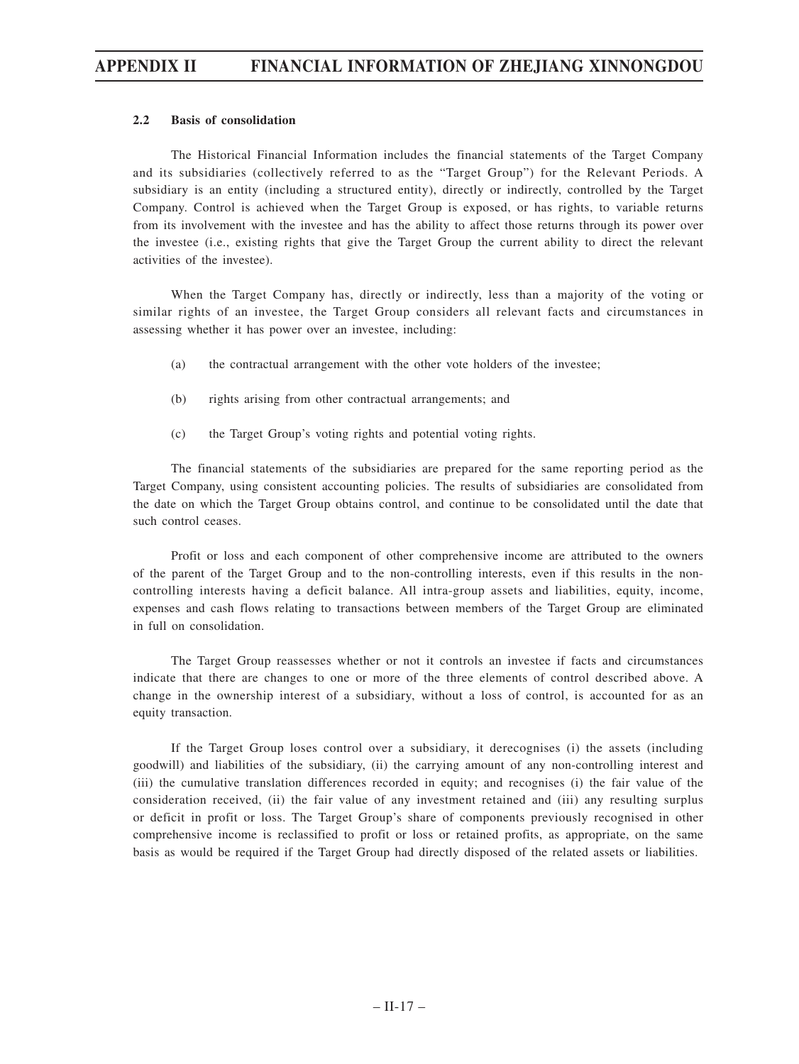### 2.2 Basis of consolidation

The Historical Financial Information includes the financial statements of the Target Company and its subsidiaries (collectively referred to as the "Target Group") for the Relevant Periods. A subsidiary is an entity (including a structured entity), directly or indirectly, controlled by the Target Company. Control is achieved when the Target Group is exposed, or has rights, to variable returns from its involvement with the investee and has the ability to affect those returns through its power over the investee (i.e., existing rights that give the Target Group the current ability to direct the relevant activities of the investee).

When the Target Company has, directly or indirectly, less than a majority of the voting or similar rights of an investee, the Target Group considers all relevant facts and circumstances in assessing whether it has power over an investee, including:

(a) the contractual arrangement with the other vote holders of the investee;

(b) rights arising from other contractual arrangements; and

(c) the Target Group's voting rights and potential voting rights.

The financial statements of the subsidiaries are prepared for the same reporting period as the Target Company, using consistent accounting policies. The results of subsidiaries are consolidated from the date on which the Target Group obtains control, and continue to be consolidated until the date that such control ceases.

Profit or loss and each component of other comprehensive income are attributed to the owners of the parent of the Target Group and to the non-controlling interests, even if this results in the non-controlling interests having a deficit balance. All intra-group assets and liabilities, equity, income, expenses and cash flows relating to transactions between members of the Target Group are eliminated in full on consolidation.

The Target Group reassesses whether or not it controls an investee if facts and circumstances indicate that there are changes to one or more of the three elements of control described above. A change in the ownership interest of a subsidiary, without a loss of control, is accounted for as an equity transaction.

If the Target Group loses control over a subsidiary, it derecognises (i) the assets (including goodwill) and liabilities of the subsidiary, (ii) the carrying amount of any non-controlling interest and (iii) the cumulative translation differences recorded in equity; and recognises (i) the fair value of the consideration received, (ii) the fair value of any investment retained and (iii) any resulting surplus or deficit in profit or loss. The Target Group's share of components previously recognised in other comprehensive income is reclassified to profit or loss or retained profits, as appropriate, on the same basis as would be required if the Target Group had directly disposed of the related assets or liabilities.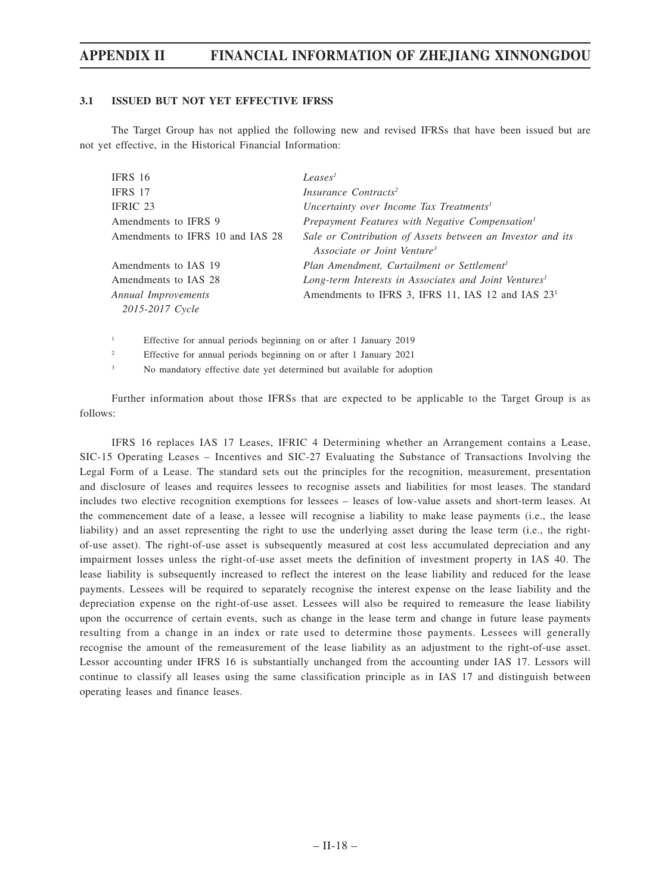### 3.1 ISSUED BUT NOT YET EFFECTIVE IFRSS

The Target Group has not applied the following new and revised IFRSs that have been issued but are not yet effective, in the Historical Financial Information:

| | |
|---|---|
| IFRS 16 | *Leases*[1] |
| IFRS 17 | *Insurance Contracts*[2] |
| IFRIC 23 | *Uncertainty over Income Tax Treatments*[1] |
| Amendments to IFRS 9 | *Prepayment Features with Negative Compensation*[1] |
| Amendments to IFRS 10 and IAS 28 | *Sale or Contribution of Assets between an Investor and its Associate or Joint Venture*[3] |
| Amendments to IAS 19 | *Plan Amendment, Curtailment or Settlement*[1] |
| Amendments to IAS 28 | *Long-term Interests in Associates and Joint Ventures*[1] |
| *Annual Improvements 2015-2017 Cycle* | Amendments to IFRS 3, IFRS 11, IAS 12 and IAS 23[1] |

[1] Effective for annual periods beginning on or after 1 January 2019

[2] Effective for annual periods beginning on or after 1 January 2021

[3] No mandatory effective date yet determined but available for adoption

Further information about those IFRSs that are expected to be applicable to the Target Group is as follows:

IFRS 16 replaces IAS 17 Leases, IFRIC 4 Determining whether an Arrangement contains a Lease, SIC-15 Operating Leases – Incentives and SIC-27 Evaluating the Substance of Transactions Involving the Legal Form of a Lease. The standard sets out the principles for the recognition, measurement, presentation and disclosure of leases and requires lessees to recognise assets and liabilities for most leases. The standard includes two elective recognition exemptions for lessees – leases of low-value assets and short-term leases. At the commencement date of a lease, a lessee will recognise a liability to make lease payments (i.e., the lease liability) and an asset representing the right to use the underlying asset during the lease term (i.e., the right-of-use asset). The right-of-use asset is subsequently measured at cost less accumulated depreciation and any impairment losses unless the right-of-use asset meets the definition of investment property in IAS 40. The lease liability is subsequently increased to reflect the interest on the lease liability and reduced for the lease payments. Lessees will be required to separately recognise the interest expense on the lease liability and the depreciation expense on the right-of-use asset. Lessees will also be required to remeasure the lease liability upon the occurrence of certain events, such as change in the lease term and change in future lease payments resulting from a change in an index or rate used to determine those payments. Lessees will generally recognise the amount of the remeasurement of the lease liability as an adjustment to the right-of-use asset. Lessor accounting under IFRS 16 is substantially unchanged from the accounting under IAS 17. Lessors will continue to classify all leases using the same classification principle as in IAS 17 and distinguish between operating leases and finance leases.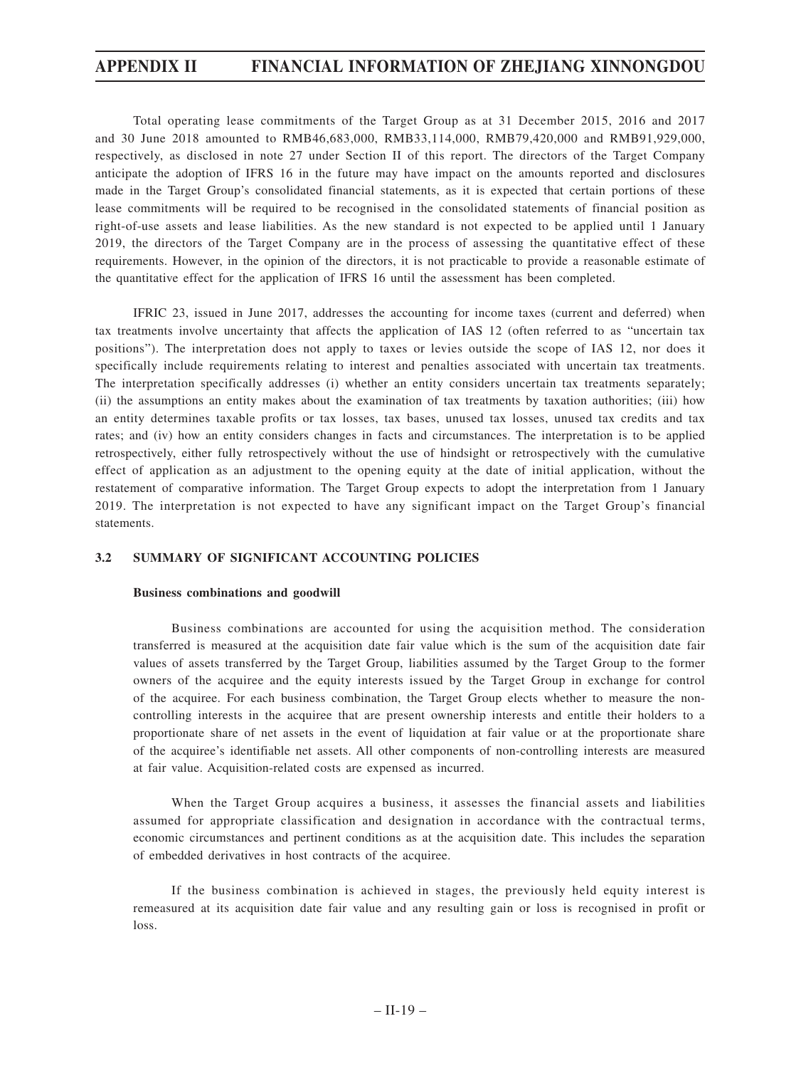Total operating lease commitments of the Target Group as at 31 December 2015, 2016 and 2017 and 30 June 2018 amounted to RMB46,683,000, RMB33,114,000, RMB79,420,000 and RMB91,929,000, respectively, as disclosed in note 27 under Section II of this report. The directors of the Target Company anticipate the adoption of IFRS 16 in the future may have impact on the amounts reported and disclosures made in the Target Group's consolidated financial statements, as it is expected that certain portions of these lease commitments will be required to be recognised in the consolidated statements of financial position as right-of-use assets and lease liabilities. As the new standard is not expected to be applied until 1 January 2019, the directors of the Target Company are in the process of assessing the quantitative effect of these requirements. However, in the opinion of the directors, it is not practicable to provide a reasonable estimate of the quantitative effect for the application of IFRS 16 until the assessment has been completed.

IFRIC 23, issued in June 2017, addresses the accounting for income taxes (current and deferred) when tax treatments involve uncertainty that affects the application of IAS 12 (often referred to as "uncertain tax positions"). The interpretation does not apply to taxes or levies outside the scope of IAS 12, nor does it specifically include requirements relating to interest and penalties associated with uncertain tax treatments. The interpretation specifically addresses (i) whether an entity considers uncertain tax treatments separately; (ii) the assumptions an entity makes about the examination of tax treatments by taxation authorities; (iii) how an entity determines taxable profits or tax losses, tax bases, unused tax losses, unused tax credits and tax rates; and (iv) how an entity considers changes in facts and circumstances. The interpretation is to be applied retrospectively, either fully retrospectively without the use of hindsight or retrospectively with the cumulative effect of application as an adjustment to the opening equity at the date of initial application, without the restatement of comparative information. The Target Group expects to adopt the interpretation from 1 January 2019. The interpretation is not expected to have any significant impact on the Target Group's financial statements.

## 3.2 SUMMARY OF SIGNIFICANT ACCOUNTING POLICIES

**Business combinations and goodwill**

Business combinations are accounted for using the acquisition method. The consideration transferred is measured at the acquisition date fair value which is the sum of the acquisition date fair values of assets transferred by the Target Group, liabilities assumed by the Target Group to the former owners of the acquiree and the equity interests issued by the Target Group in exchange for control of the acquiree. For each business combination, the Target Group elects whether to measure the non-controlling interests in the acquiree that are present ownership interests and entitle their holders to a proportionate share of net assets in the event of liquidation at fair value or at the proportionate share of the acquiree's identifiable net assets. All other components of non-controlling interests are measured at fair value. Acquisition-related costs are expensed as incurred.

When the Target Group acquires a business, it assesses the financial assets and liabilities assumed for appropriate classification and designation in accordance with the contractual terms, economic circumstances and pertinent conditions as at the acquisition date. This includes the separation of embedded derivatives in host contracts of the acquiree.

If the business combination is achieved in stages, the previously held equity interest is remeasured at its acquisition date fair value and any resulting gain or loss is recognised in profit or loss.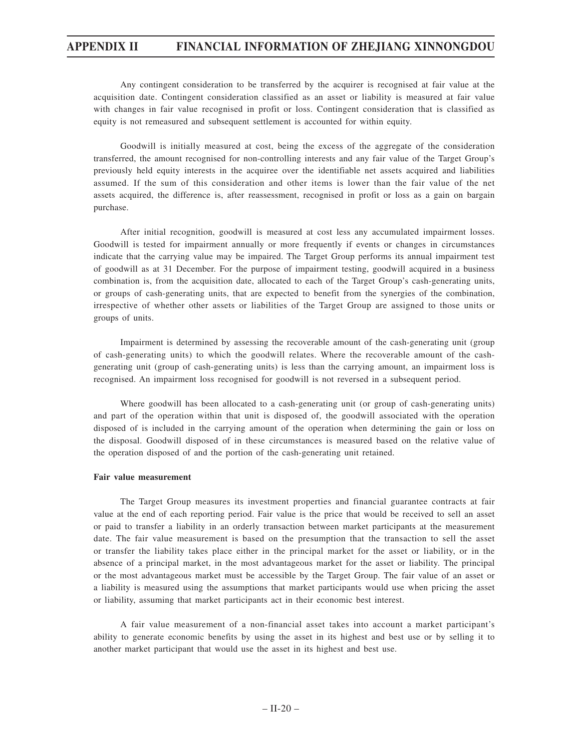Any contingent consideration to be transferred by the acquirer is recognised at fair value at the acquisition date. Contingent consideration classified as an asset or liability is measured at fair value with changes in fair value recognised in profit or loss. Contingent consideration that is classified as equity is not remeasured and subsequent settlement is accounted for within equity.

Goodwill is initially measured at cost, being the excess of the aggregate of the consideration transferred, the amount recognised for non-controlling interests and any fair value of the Target Group's previously held equity interests in the acquiree over the identifiable net assets acquired and liabilities assumed. If the sum of this consideration and other items is lower than the fair value of the net assets acquired, the difference is, after reassessment, recognised in profit or loss as a gain on bargain purchase.

After initial recognition, goodwill is measured at cost less any accumulated impairment losses. Goodwill is tested for impairment annually or more frequently if events or changes in circumstances indicate that the carrying value may be impaired. The Target Group performs its annual impairment test of goodwill as at 31 December. For the purpose of impairment testing, goodwill acquired in a business combination is, from the acquisition date, allocated to each of the Target Group's cash-generating units, or groups of cash-generating units, that are expected to benefit from the synergies of the combination, irrespective of whether other assets or liabilities of the Target Group are assigned to those units or groups of units.

Impairment is determined by assessing the recoverable amount of the cash-generating unit (group of cash-generating units) to which the goodwill relates. Where the recoverable amount of the cash-generating unit (group of cash-generating units) is less than the carrying amount, an impairment loss is recognised. An impairment loss recognised for goodwill is not reversed in a subsequent period.

Where goodwill has been allocated to a cash-generating unit (or group of cash-generating units) and part of the operation within that unit is disposed of, the goodwill associated with the operation disposed of is included in the carrying amount of the operation when determining the gain or loss on the disposal. Goodwill disposed of in these circumstances is measured based on the relative value of the operation disposed of and the portion of the cash-generating unit retained.

**Fair value measurement**

The Target Group measures its investment properties and financial guarantee contracts at fair value at the end of each reporting period. Fair value is the price that would be received to sell an asset or paid to transfer a liability in an orderly transaction between market participants at the measurement date. The fair value measurement is based on the presumption that the transaction to sell the asset or transfer the liability takes place either in the principal market for the asset or liability, or in the absence of a principal market, in the most advantageous market for the asset or liability. The principal or the most advantageous market must be accessible by the Target Group. The fair value of an asset or a liability is measured using the assumptions that market participants would use when pricing the asset or liability, assuming that market participants act in their economic best interest.

A fair value measurement of a non-financial asset takes into account a market participant's ability to generate economic benefits by using the asset in its highest and best use or by selling it to another market participant that would use the asset in its highest and best use.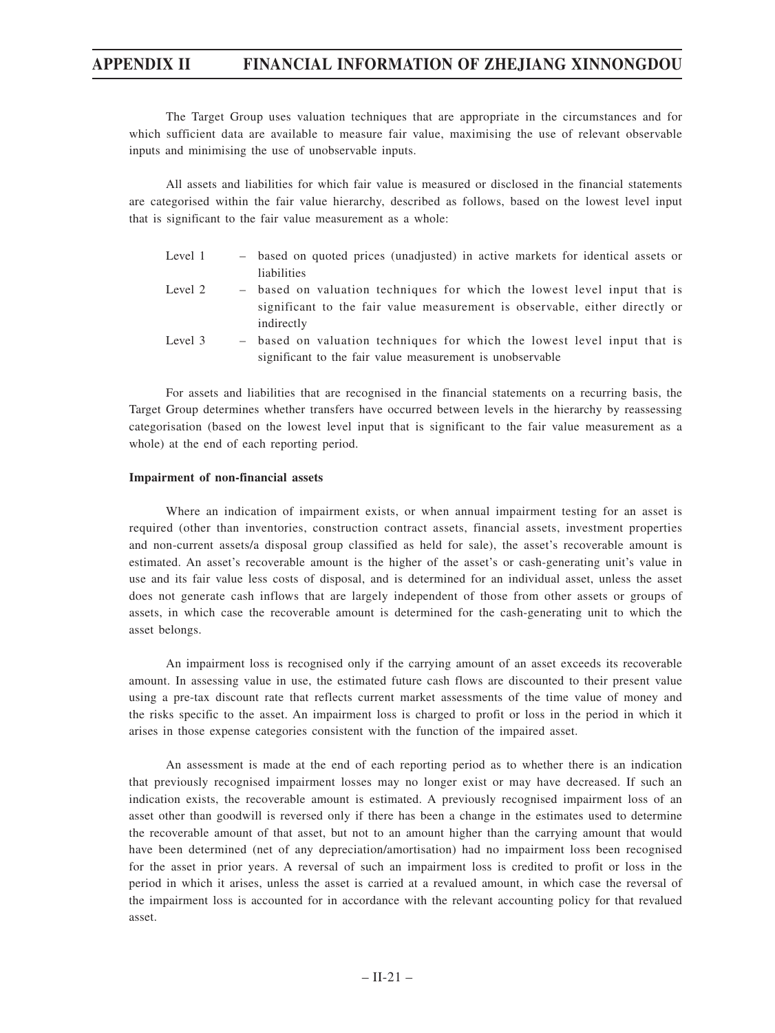The Target Group uses valuation techniques that are appropriate in the circumstances and for which sufficient data are available to measure fair value, maximising the use of relevant observable inputs and minimising the use of unobservable inputs.

All assets and liabilities for which fair value is measured or disclosed in the financial statements are categorised within the fair value hierarchy, described as follows, based on the lowest level input that is significant to the fair value measurement as a whole:

- Level 1 – based on quoted prices (unadjusted) in active markets for identical assets or liabilities
- Level 2 – based on valuation techniques for which the lowest level input that is significant to the fair value measurement is observable, either directly or indirectly
- Level 3 – based on valuation techniques for which the lowest level input that is significant to the fair value measurement is unobservable

For assets and liabilities that are recognised in the financial statements on a recurring basis, the Target Group determines whether transfers have occurred between levels in the hierarchy by reassessing categorisation (based on the lowest level input that is significant to the fair value measurement as a whole) at the end of each reporting period.

**Impairment of non-financial assets**

Where an indication of impairment exists, or when annual impairment testing for an asset is required (other than inventories, construction contract assets, financial assets, investment properties and non-current assets/a disposal group classified as held for sale), the asset's recoverable amount is estimated. An asset's recoverable amount is the higher of the asset's or cash-generating unit's value in use and its fair value less costs of disposal, and is determined for an individual asset, unless the asset does not generate cash inflows that are largely independent of those from other assets or groups of assets, in which case the recoverable amount is determined for the cash-generating unit to which the asset belongs.

An impairment loss is recognised only if the carrying amount of an asset exceeds its recoverable amount. In assessing value in use, the estimated future cash flows are discounted to their present value using a pre-tax discount rate that reflects current market assessments of the time value of money and the risks specific to the asset. An impairment loss is charged to profit or loss in the period in which it arises in those expense categories consistent with the function of the impaired asset.

An assessment is made at the end of each reporting period as to whether there is an indication that previously recognised impairment losses may no longer exist or may have decreased. If such an indication exists, the recoverable amount is estimated. A previously recognised impairment loss of an asset other than goodwill is reversed only if there has been a change in the estimates used to determine the recoverable amount of that asset, but not to an amount higher than the carrying amount that would have been determined (net of any depreciation/amortisation) had no impairment loss been recognised for the asset in prior years. A reversal of such an impairment loss is credited to profit or loss in the period in which it arises, unless the asset is carried at a revalued amount, in which case the reversal of the impairment loss is accounted for in accordance with the relevant accounting policy for that revalued asset.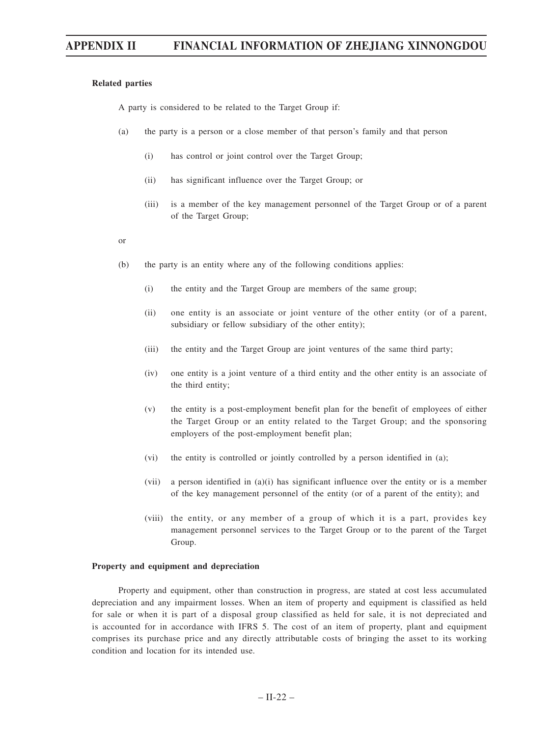**Related parties**

A party is considered to be related to the Target Group if:

(a) the party is a person or a close member of that person's family and that person

(i) has control or joint control over the Target Group;

(ii) has significant influence over the Target Group; or

(iii) is a member of the key management personnel of the Target Group or of a parent of the Target Group;

or

(b) the party is an entity where any of the following conditions applies:

(i) the entity and the Target Group are members of the same group;

(ii) one entity is an associate or joint venture of the other entity (or of a parent, subsidiary or fellow subsidiary of the other entity);

(iii) the entity and the Target Group are joint ventures of the same third party;

(iv) one entity is a joint venture of a third entity and the other entity is an associate of the third entity;

(v) the entity is a post-employment benefit plan for the benefit of employees of either the Target Group or an entity related to the Target Group; and the sponsoring employers of the post-employment benefit plan;

(vi) the entity is controlled or jointly controlled by a person identified in (a);

(vii) a person identified in (a)(i) has significant influence over the entity or is a member of the key management personnel of the entity (or of a parent of the entity); and

(viii) the entity, or any member of a group of which it is a part, provides key management personnel services to the Target Group or to the parent of the Target Group.

**Property and equipment and depreciation**

Property and equipment, other than construction in progress, are stated at cost less accumulated depreciation and any impairment losses. When an item of property and equipment is classified as held for sale or when it is part of a disposal group classified as held for sale, it is not depreciated and is accounted for in accordance with IFRS 5. The cost of an item of property, plant and equipment comprises its purchase price and any directly attributable costs of bringing the asset to its working condition and location for its intended use.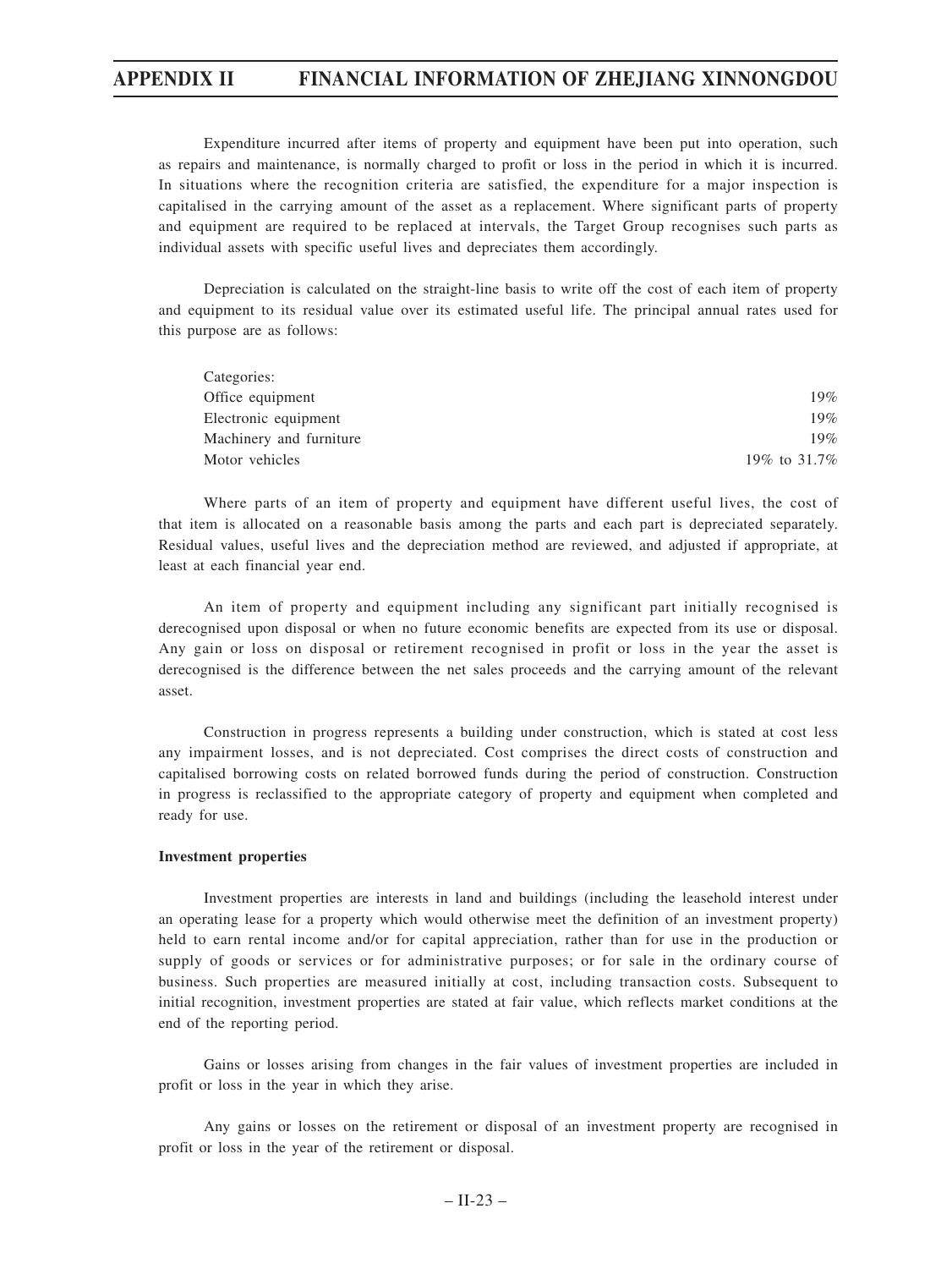Expenditure incurred after items of property and equipment have been put into operation, such as repairs and maintenance, is normally charged to profit or loss in the period in which it is incurred. In situations where the recognition criteria are satisfied, the expenditure for a major inspection is capitalised in the carrying amount of the asset as a replacement. Where significant parts of property and equipment are required to be replaced at intervals, the Target Group recognises such parts as individual assets with specific useful lives and depreciates them accordingly.

Depreciation is calculated on the straight-line basis to write off the cost of each item of property and equipment to its residual value over its estimated useful life. The principal annual rates used for this purpose are as follows:

| Categories: | |
|---|---|
| Office equipment | 19% |
| Electronic equipment | 19% |
| Machinery and furniture | 19% |
| Motor vehicles | 19% to 31.7% |

Where parts of an item of property and equipment have different useful lives, the cost of that item is allocated on a reasonable basis among the parts and each part is depreciated separately. Residual values, useful lives and the depreciation method are reviewed, and adjusted if appropriate, at least at each financial year end.

An item of property and equipment including any significant part initially recognised is derecognised upon disposal or when no future economic benefits are expected from its use or disposal. Any gain or loss on disposal or retirement recognised in profit or loss in the year the asset is derecognised is the difference between the net sales proceeds and the carrying amount of the relevant asset.

Construction in progress represents a building under construction, which is stated at cost less any impairment losses, and is not depreciated. Cost comprises the direct costs of construction and capitalised borrowing costs on related borrowed funds during the period of construction. Construction in progress is reclassified to the appropriate category of property and equipment when completed and ready for use.

**Investment properties**

Investment properties are interests in land and buildings (including the leasehold interest under an operating lease for a property which would otherwise meet the definition of an investment property) held to earn rental income and/or for capital appreciation, rather than for use in the production or supply of goods or services or for administrative purposes; or for sale in the ordinary course of business. Such properties are measured initially at cost, including transaction costs. Subsequent to initial recognition, investment properties are stated at fair value, which reflects market conditions at the end of the reporting period.

Gains or losses arising from changes in the fair values of investment properties are included in profit or loss in the year in which they arise.

Any gains or losses on the retirement or disposal of an investment property are recognised in profit or loss in the year of the retirement or disposal.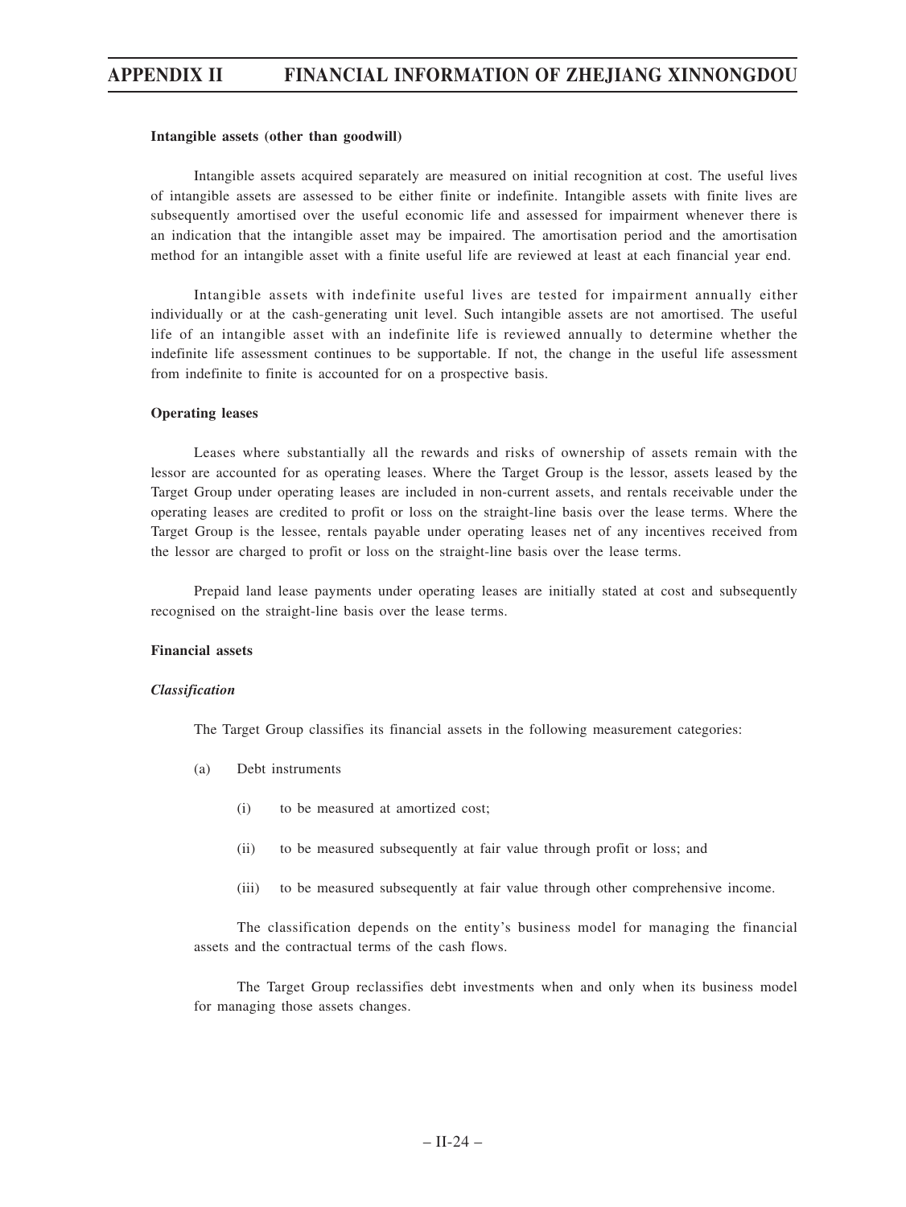**Intangible assets (other than goodwill)**

Intangible assets acquired separately are measured on initial recognition at cost. The useful lives of intangible assets are assessed to be either finite or indefinite. Intangible assets with finite lives are subsequently amortised over the useful economic life and assessed for impairment whenever there is an indication that the intangible asset may be impaired. The amortisation period and the amortisation method for an intangible asset with a finite useful life are reviewed at least at each financial year end.

Intangible assets with indefinite useful lives are tested for impairment annually either individually or at the cash-generating unit level. Such intangible assets are not amortised. The useful life of an intangible asset with an indefinite life is reviewed annually to determine whether the indefinite life assessment continues to be supportable. If not, the change in the useful life assessment from indefinite to finite is accounted for on a prospective basis.

**Operating leases**

Leases where substantially all the rewards and risks of ownership of assets remain with the lessor are accounted for as operating leases. Where the Target Group is the lessor, assets leased by the Target Group under operating leases are included in non-current assets, and rentals receivable under the operating leases are credited to profit or loss on the straight-line basis over the lease terms. Where the Target Group is the lessee, rentals payable under operating leases net of any incentives received from the lessor are charged to profit or loss on the straight-line basis over the lease terms.

Prepaid land lease payments under operating leases are initially stated at cost and subsequently recognised on the straight-line basis over the lease terms.

**Financial assets**

***Classification***

The Target Group classifies its financial assets in the following measurement categories:

(a) Debt instruments

(i) to be measured at amortized cost;

(ii) to be measured subsequently at fair value through profit or loss; and

(iii) to be measured subsequently at fair value through other comprehensive income.

The classification depends on the entity's business model for managing the financial assets and the contractual terms of the cash flows.

The Target Group reclassifies debt investments when and only when its business model for managing those assets changes.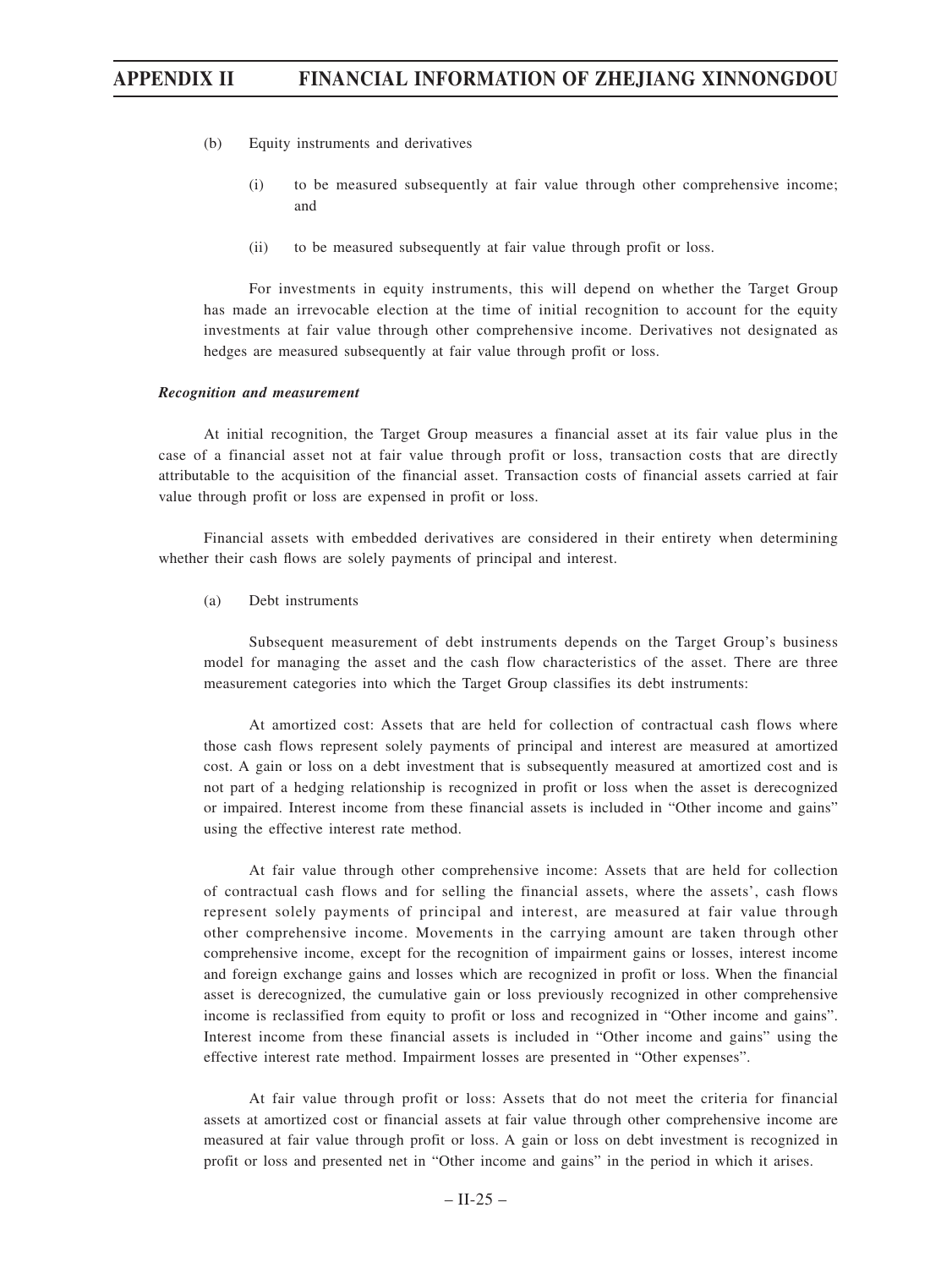(b) Equity instruments and derivatives

(i) to be measured subsequently at fair value through other comprehensive income; and

(ii) to be measured subsequently at fair value through profit or loss.

For investments in equity instruments, this will depend on whether the Target Group has made an irrevocable election at the time of initial recognition to account for the equity investments at fair value through other comprehensive income. Derivatives not designated as hedges are measured subsequently at fair value through profit or loss.

***Recognition and measurement***

At initial recognition, the Target Group measures a financial asset at its fair value plus in the case of a financial asset not at fair value through profit or loss, transaction costs that are directly attributable to the acquisition of the financial asset. Transaction costs of financial assets carried at fair value through profit or loss are expensed in profit or loss.

Financial assets with embedded derivatives are considered in their entirety when determining whether their cash flows are solely payments of principal and interest.

(a) Debt instruments

Subsequent measurement of debt instruments depends on the Target Group's business model for managing the asset and the cash flow characteristics of the asset. There are three measurement categories into which the Target Group classifies its debt instruments:

At amortized cost: Assets that are held for collection of contractual cash flows where those cash flows represent solely payments of principal and interest are measured at amortized cost. A gain or loss on a debt investment that is subsequently measured at amortized cost and is not part of a hedging relationship is recognized in profit or loss when the asset is derecognized or impaired. Interest income from these financial assets is included in "Other income and gains" using the effective interest rate method.

At fair value through other comprehensive income: Assets that are held for collection of contractual cash flows and for selling the financial assets, where the assets', cash flows represent solely payments of principal and interest, are measured at fair value through other comprehensive income. Movements in the carrying amount are taken through other comprehensive income, except for the recognition of impairment gains or losses, interest income and foreign exchange gains and losses which are recognized in profit or loss. When the financial asset is derecognized, the cumulative gain or loss previously recognized in other comprehensive income is reclassified from equity to profit or loss and recognized in "Other income and gains". Interest income from these financial assets is included in "Other income and gains" using the effective interest rate method. Impairment losses are presented in "Other expenses".

At fair value through profit or loss: Assets that do not meet the criteria for financial assets at amortized cost or financial assets at fair value through other comprehensive income are measured at fair value through profit or loss. A gain or loss on debt investment is recognized in profit or loss and presented net in "Other income and gains" in the period in which it arises.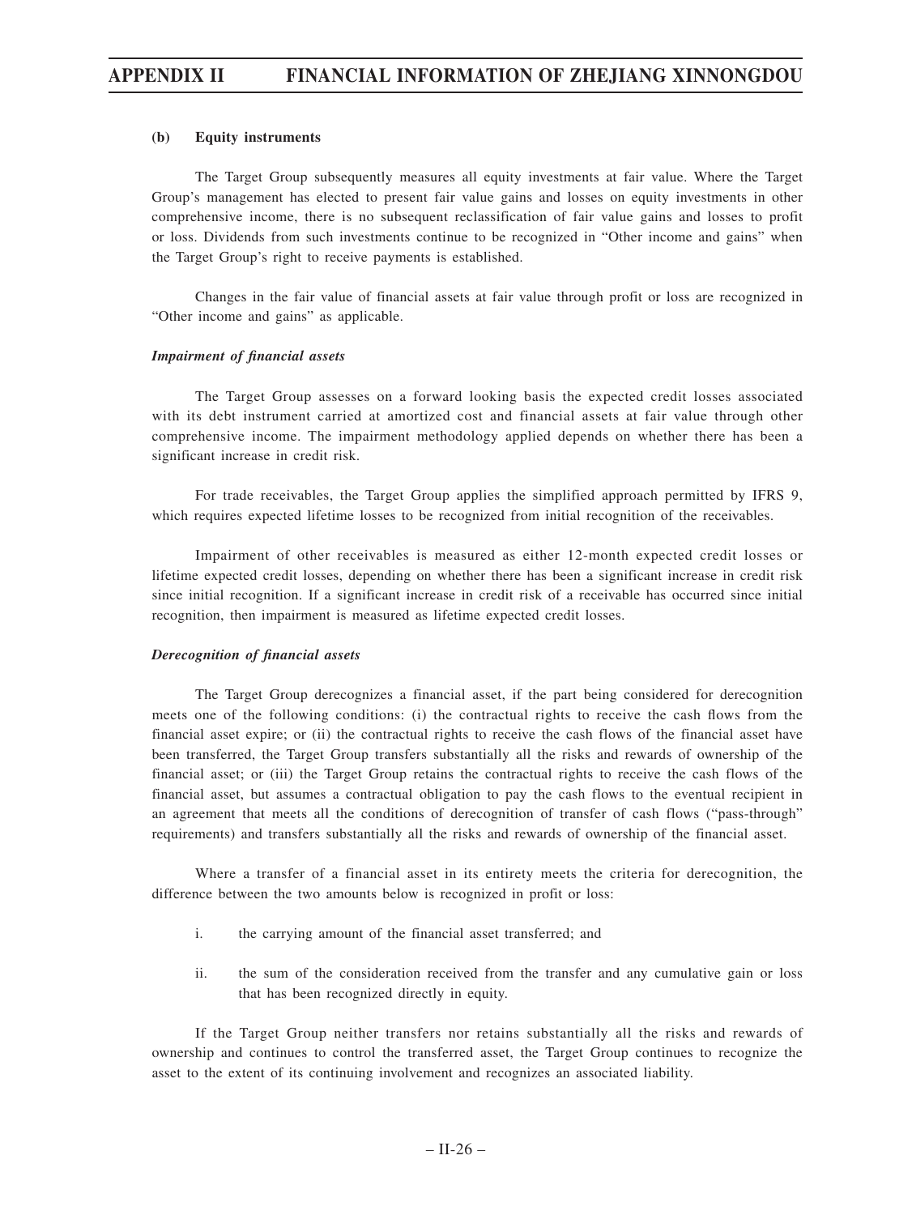**(b) Equity instruments**

The Target Group subsequently measures all equity investments at fair value. Where the Target Group's management has elected to present fair value gains and losses on equity investments in other comprehensive income, there is no subsequent reclassification of fair value gains and losses to profit or loss. Dividends from such investments continue to be recognized in "Other income and gains" when the Target Group's right to receive payments is established.

Changes in the fair value of financial assets at fair value through profit or loss are recognized in "Other income and gains" as applicable.

***Impairment of financial assets***

The Target Group assesses on a forward looking basis the expected credit losses associated with its debt instrument carried at amortized cost and financial assets at fair value through other comprehensive income. The impairment methodology applied depends on whether there has been a significant increase in credit risk.

For trade receivables, the Target Group applies the simplified approach permitted by IFRS 9, which requires expected lifetime losses to be recognized from initial recognition of the receivables.

Impairment of other receivables is measured as either 12-month expected credit losses or lifetime expected credit losses, depending on whether there has been a significant increase in credit risk since initial recognition. If a significant increase in credit risk of a receivable has occurred since initial recognition, then impairment is measured as lifetime expected credit losses.

***Derecognition of financial assets***

The Target Group derecognizes a financial asset, if the part being considered for derecognition meets one of the following conditions: (i) the contractual rights to receive the cash flows from the financial asset expire; or (ii) the contractual rights to receive the cash flows of the financial asset have been transferred, the Target Group transfers substantially all the risks and rewards of ownership of the financial asset; or (iii) the Target Group retains the contractual rights to receive the cash flows of the financial asset, but assumes a contractual obligation to pay the cash flows to the eventual recipient in an agreement that meets all the conditions of derecognition of transfer of cash flows ("pass-through" requirements) and transfers substantially all the risks and rewards of ownership of the financial asset.

Where a transfer of a financial asset in its entirety meets the criteria for derecognition, the difference between the two amounts below is recognized in profit or loss:

i. the carrying amount of the financial asset transferred; and

ii. the sum of the consideration received from the transfer and any cumulative gain or loss that has been recognized directly in equity.

If the Target Group neither transfers nor retains substantially all the risks and rewards of ownership and continues to control the transferred asset, the Target Group continues to recognize the asset to the extent of its continuing involvement and recognizes an associated liability.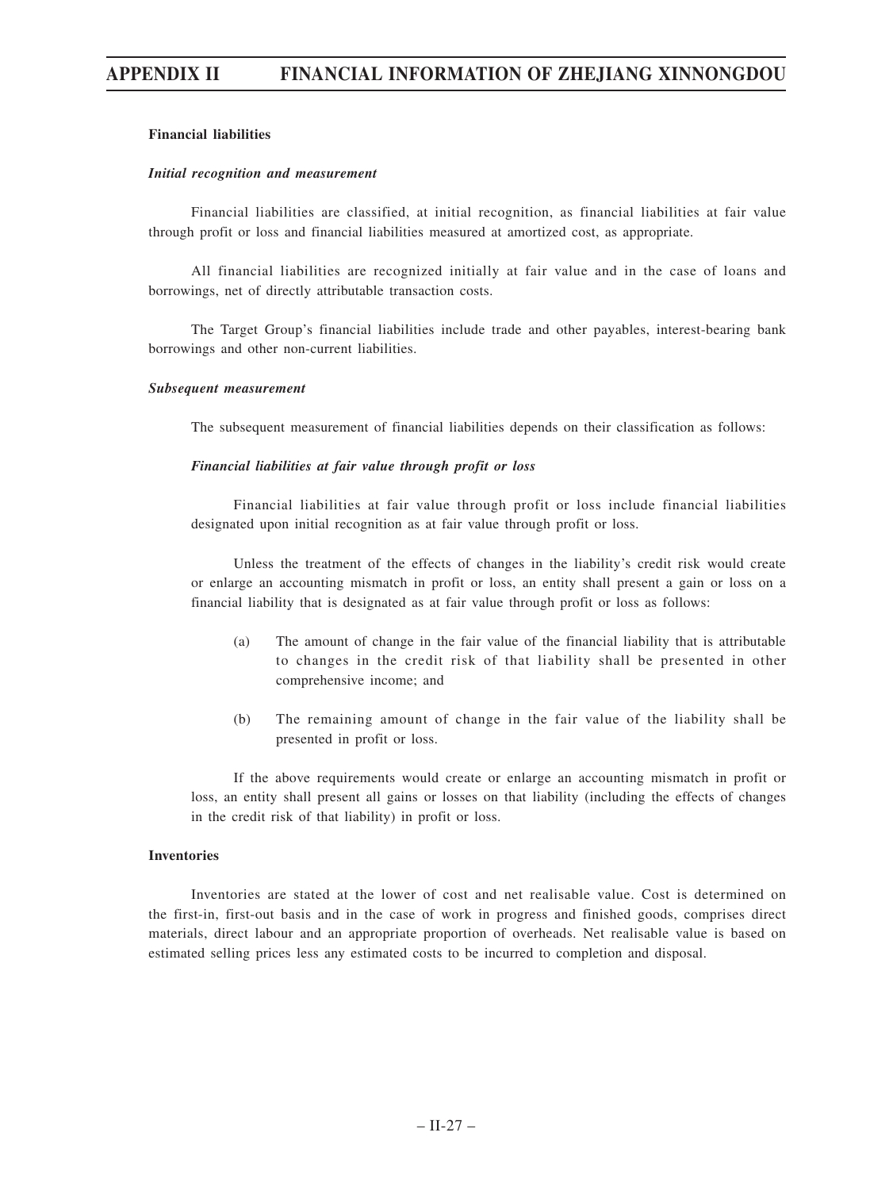**Financial liabilities**

***Initial recognition and measurement***

Financial liabilities are classified, at initial recognition, as financial liabilities at fair value through profit or loss and financial liabilities measured at amortized cost, as appropriate.

All financial liabilities are recognized initially at fair value and in the case of loans and borrowings, net of directly attributable transaction costs.

The Target Group's financial liabilities include trade and other payables, interest-bearing bank borrowings and other non-current liabilities.

***Subsequent measurement***

The subsequent measurement of financial liabilities depends on their classification as follows:

***Financial liabilities at fair value through profit or loss***

Financial liabilities at fair value through profit or loss include financial liabilities designated upon initial recognition as at fair value through profit or loss.

Unless the treatment of the effects of changes in the liability's credit risk would create or enlarge an accounting mismatch in profit or loss, an entity shall present a gain or loss on a financial liability that is designated as at fair value through profit or loss as follows:

(a) The amount of change in the fair value of the financial liability that is attributable to changes in the credit risk of that liability shall be presented in other comprehensive income; and

(b) The remaining amount of change in the fair value of the liability shall be presented in profit or loss.

If the above requirements would create or enlarge an accounting mismatch in profit or loss, an entity shall present all gains or losses on that liability (including the effects of changes in the credit risk of that liability) in profit or loss.

**Inventories**

Inventories are stated at the lower of cost and net realisable value. Cost is determined on the first-in, first-out basis and in the case of work in progress and finished goods, comprises direct materials, direct labour and an appropriate proportion of overheads. Net realisable value is based on estimated selling prices less any estimated costs to be incurred to completion and disposal.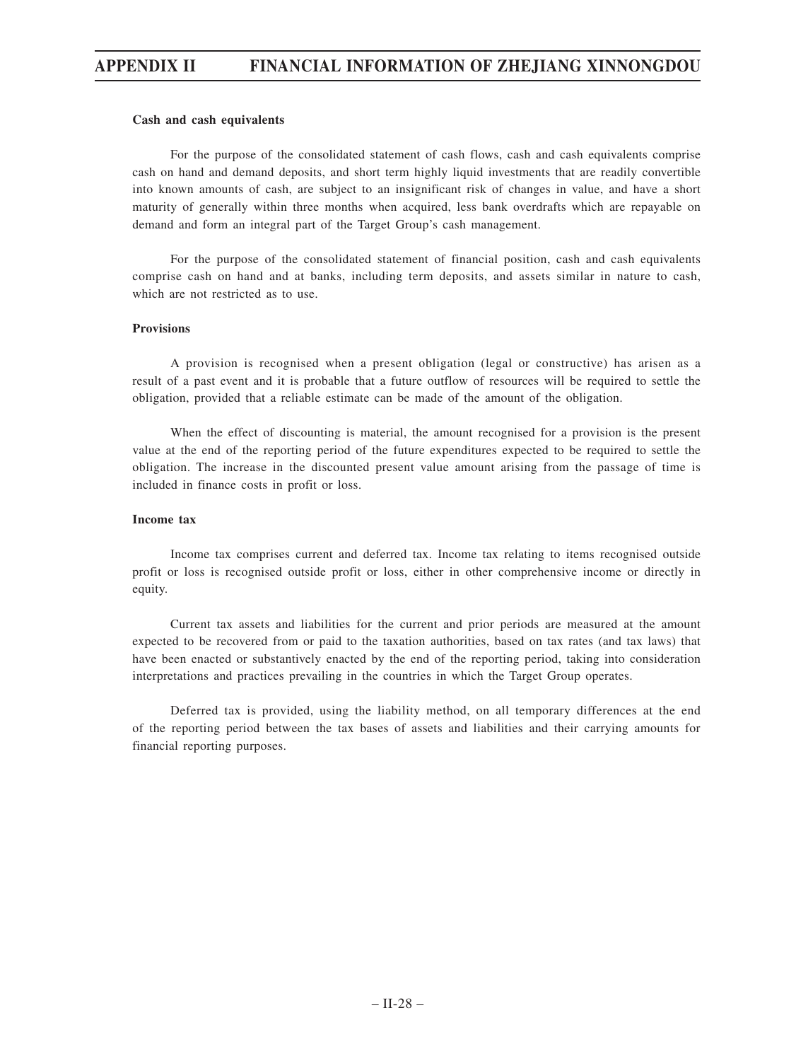**Cash and cash equivalents**

For the purpose of the consolidated statement of cash flows, cash and cash equivalents comprise cash on hand and demand deposits, and short term highly liquid investments that are readily convertible into known amounts of cash, are subject to an insignificant risk of changes in value, and have a short maturity of generally within three months when acquired, less bank overdrafts which are repayable on demand and form an integral part of the Target Group's cash management.

For the purpose of the consolidated statement of financial position, cash and cash equivalents comprise cash on hand and at banks, including term deposits, and assets similar in nature to cash, which are not restricted as to use.

**Provisions**

A provision is recognised when a present obligation (legal or constructive) has arisen as a result of a past event and it is probable that a future outflow of resources will be required to settle the obligation, provided that a reliable estimate can be made of the amount of the obligation.

When the effect of discounting is material, the amount recognised for a provision is the present value at the end of the reporting period of the future expenditures expected to be required to settle the obligation. The increase in the discounted present value amount arising from the passage of time is included in finance costs in profit or loss.

**Income tax**

Income tax comprises current and deferred tax. Income tax relating to items recognised outside profit or loss is recognised outside profit or loss, either in other comprehensive income or directly in equity.

Current tax assets and liabilities for the current and prior periods are measured at the amount expected to be recovered from or paid to the taxation authorities, based on tax rates (and tax laws) that have been enacted or substantively enacted by the end of the reporting period, taking into consideration interpretations and practices prevailing in the countries in which the Target Group operates.

Deferred tax is provided, using the liability method, on all temporary differences at the end of the reporting period between the tax bases of assets and liabilities and their carrying amounts for financial reporting purposes.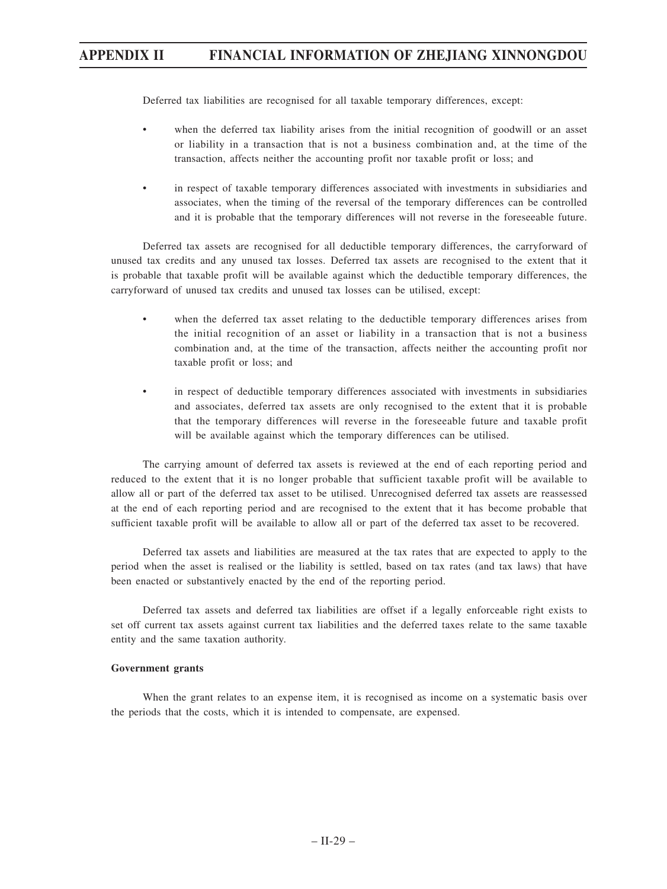Deferred tax liabilities are recognised for all taxable temporary differences, except:

- when the deferred tax liability arises from the initial recognition of goodwill or an asset or liability in a transaction that is not a business combination and, at the time of the transaction, affects neither the accounting profit nor taxable profit or loss; and
- in respect of taxable temporary differences associated with investments in subsidiaries and associates, when the timing of the reversal of the temporary differences can be controlled and it is probable that the temporary differences will not reverse in the foreseeable future.

Deferred tax assets are recognised for all deductible temporary differences, the carryforward of unused tax credits and any unused tax losses. Deferred tax assets are recognised to the extent that it is probable that taxable profit will be available against which the deductible temporary differences, the carryforward of unused tax credits and unused tax losses can be utilised, except:

- when the deferred tax asset relating to the deductible temporary differences arises from the initial recognition of an asset or liability in a transaction that is not a business combination and, at the time of the transaction, affects neither the accounting profit nor taxable profit or loss; and
- in respect of deductible temporary differences associated with investments in subsidiaries and associates, deferred tax assets are only recognised to the extent that it is probable that the temporary differences will reverse in the foreseeable future and taxable profit will be available against which the temporary differences can be utilised.

The carrying amount of deferred tax assets is reviewed at the end of each reporting period and reduced to the extent that it is no longer probable that sufficient taxable profit will be available to allow all or part of the deferred tax asset to be utilised. Unrecognised deferred tax assets are reassessed at the end of each reporting period and are recognised to the extent that it has become probable that sufficient taxable profit will be available to allow all or part of the deferred tax asset to be recovered.

Deferred tax assets and liabilities are measured at the tax rates that are expected to apply to the period when the asset is realised or the liability is settled, based on tax rates (and tax laws) that have been enacted or substantively enacted by the end of the reporting period.

Deferred tax assets and deferred tax liabilities are offset if a legally enforceable right exists to set off current tax assets against current tax liabilities and the deferred taxes relate to the same taxable entity and the same taxation authority.

**Government grants**

When the grant relates to an expense item, it is recognised as income on a systematic basis over the periods that the costs, which it is intended to compensate, are expensed.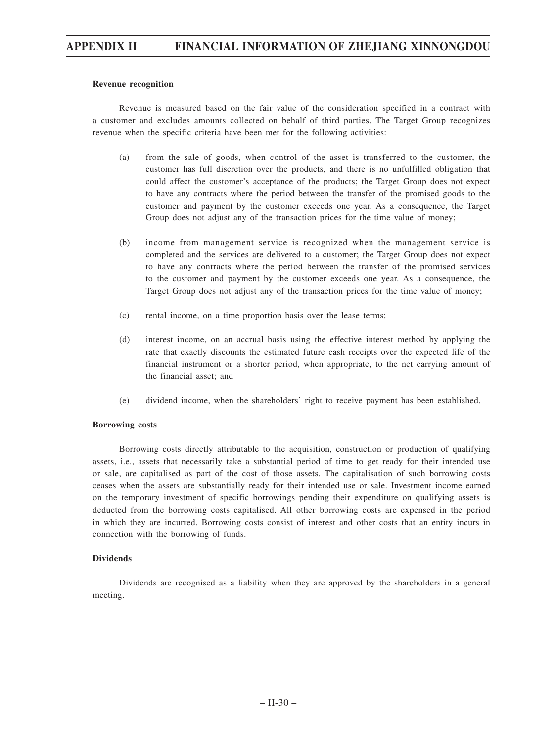**Revenue recognition**

Revenue is measured based on the fair value of the consideration specified in a contract with a customer and excludes amounts collected on behalf of third parties. The Target Group recognizes revenue when the specific criteria have been met for the following activities:

(a) from the sale of goods, when control of the asset is transferred to the customer, the customer has full discretion over the products, and there is no unfulfilled obligation that could affect the customer's acceptance of the products; the Target Group does not expect to have any contracts where the period between the transfer of the promised goods to the customer and payment by the customer exceeds one year. As a consequence, the Target Group does not adjust any of the transaction prices for the time value of money;

(b) income from management service is recognized when the management service is completed and the services are delivered to a customer; the Target Group does not expect to have any contracts where the period between the transfer of the promised services to the customer and payment by the customer exceeds one year. As a consequence, the Target Group does not adjust any of the transaction prices for the time value of money;

(c) rental income, on a time proportion basis over the lease terms;

(d) interest income, on an accrual basis using the effective interest method by applying the rate that exactly discounts the estimated future cash receipts over the expected life of the financial instrument or a shorter period, when appropriate, to the net carrying amount of the financial asset; and

(e) dividend income, when the shareholders' right to receive payment has been established.

**Borrowing costs**

Borrowing costs directly attributable to the acquisition, construction or production of qualifying assets, i.e., assets that necessarily take a substantial period of time to get ready for their intended use or sale, are capitalised as part of the cost of those assets. The capitalisation of such borrowing costs ceases when the assets are substantially ready for their intended use or sale. Investment income earned on the temporary investment of specific borrowings pending their expenditure on qualifying assets is deducted from the borrowing costs capitalised. All other borrowing costs are expensed in the period in which they are incurred. Borrowing costs consist of interest and other costs that an entity incurs in connection with the borrowing of funds.

**Dividends**

Dividends are recognised as a liability when they are approved by the shareholders in a general meeting.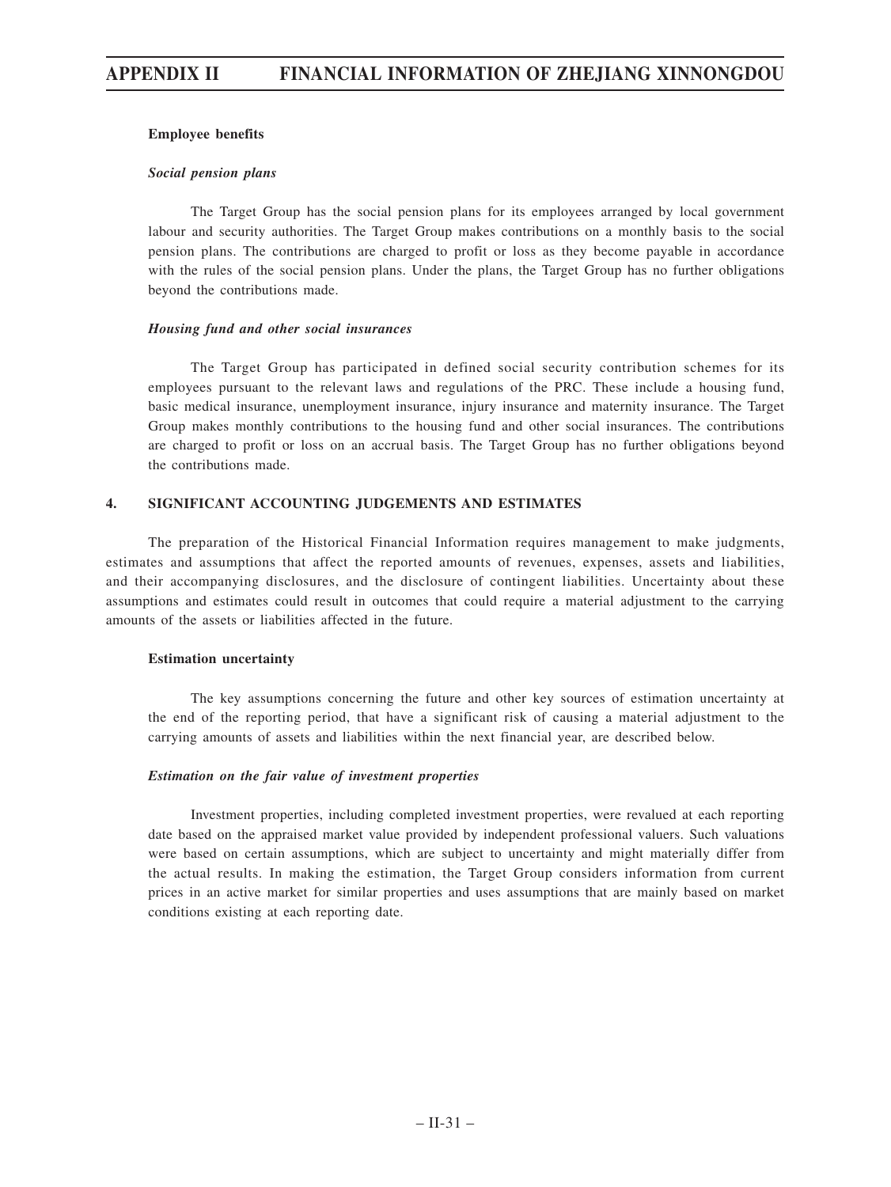**Employee benefits**

***Social pension plans***

The Target Group has the social pension plans for its employees arranged by local government labour and security authorities. The Target Group makes contributions on a monthly basis to the social pension plans. The contributions are charged to profit or loss as they become payable in accordance with the rules of the social pension plans. Under the plans, the Target Group has no further obligations beyond the contributions made.

***Housing fund and other social insurances***

The Target Group has participated in defined social security contribution schemes for its employees pursuant to the relevant laws and regulations of the PRC. These include a housing fund, basic medical insurance, unemployment insurance, injury insurance and maternity insurance. The Target Group makes monthly contributions to the housing fund and other social insurances. The contributions are charged to profit or loss on an accrual basis. The Target Group has no further obligations beyond the contributions made.

## 4. SIGNIFICANT ACCOUNTING JUDGEMENTS AND ESTIMATES

The preparation of the Historical Financial Information requires management to make judgments, estimates and assumptions that affect the reported amounts of revenues, expenses, assets and liabilities, and their accompanying disclosures, and the disclosure of contingent liabilities. Uncertainty about these assumptions and estimates could result in outcomes that could require a material adjustment to the carrying amounts of the assets or liabilities affected in the future.

**Estimation uncertainty**

The key assumptions concerning the future and other key sources of estimation uncertainty at the end of the reporting period, that have a significant risk of causing a material adjustment to the carrying amounts of assets and liabilities within the next financial year, are described below.

***Estimation on the fair value of investment properties***

Investment properties, including completed investment properties, were revalued at each reporting date based on the appraised market value provided by independent professional valuers. Such valuations were based on certain assumptions, which are subject to uncertainty and might materially differ from the actual results. In making the estimation, the Target Group considers information from current prices in an active market for similar properties and uses assumptions that are mainly based on market conditions existing at each reporting date.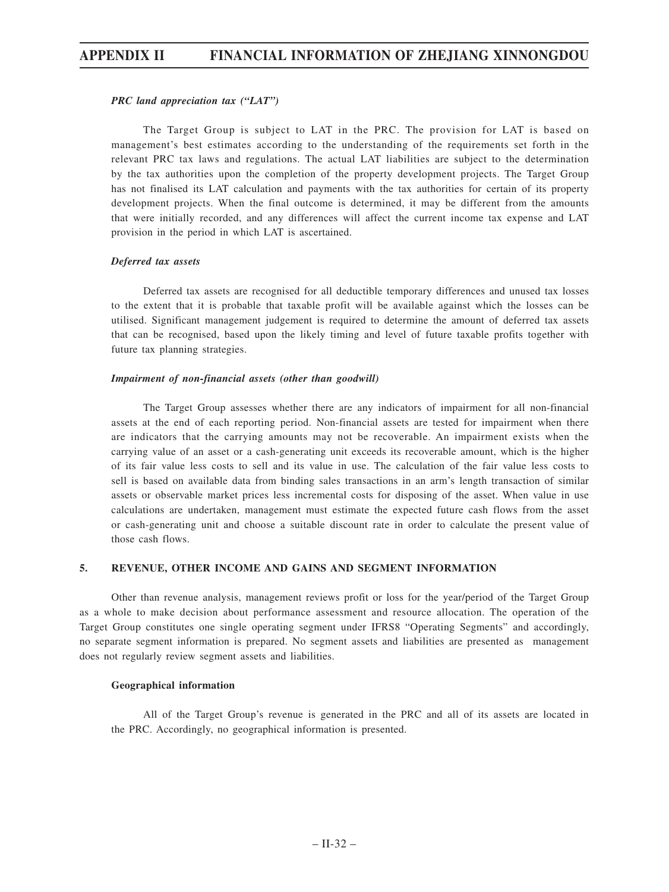***PRC land appreciation tax ("LAT")***

The Target Group is subject to LAT in the PRC. The provision for LAT is based on management's best estimates according to the understanding of the requirements set forth in the relevant PRC tax laws and regulations. The actual LAT liabilities are subject to the determination by the tax authorities upon the completion of the property development projects. The Target Group has not finalised its LAT calculation and payments with the tax authorities for certain of its property development projects. When the final outcome is determined, it may be different from the amounts that were initially recorded, and any differences will affect the current income tax expense and LAT provision in the period in which LAT is ascertained.

***Deferred tax assets***

Deferred tax assets are recognised for all deductible temporary differences and unused tax losses to the extent that it is probable that taxable profit will be available against which the losses can be utilised. Significant management judgement is required to determine the amount of deferred tax assets that can be recognised, based upon the likely timing and level of future taxable profits together with future tax planning strategies.

***Impairment of non-financial assets (other than goodwill)***

The Target Group assesses whether there are any indicators of impairment for all non-financial assets at the end of each reporting period. Non-financial assets are tested for impairment when there are indicators that the carrying amounts may not be recoverable. An impairment exists when the carrying value of an asset or a cash-generating unit exceeds its recoverable amount, which is the higher of its fair value less costs to sell and its value in use. The calculation of the fair value less costs to sell is based on available data from binding sales transactions in an arm's length transaction of similar assets or observable market prices less incremental costs for disposing of the asset. When value in use calculations are undertaken, management must estimate the expected future cash flows from the asset or cash-generating unit and choose a suitable discount rate in order to calculate the present value of those cash flows.

## 5. REVENUE, OTHER INCOME AND GAINS AND SEGMENT INFORMATION

Other than revenue analysis, management reviews profit or loss for the year/period of the Target Group as a whole to make decision about performance assessment and resource allocation. The operation of the Target Group constitutes one single operating segment under IFRS8 "Operating Segments" and accordingly, no separate segment information is prepared. No segment assets and liabilities are presented as management does not regularly review segment assets and liabilities.

**Geographical information**

All of the Target Group's revenue is generated in the PRC and all of its assets are located in the PRC. Accordingly, no geographical information is presented.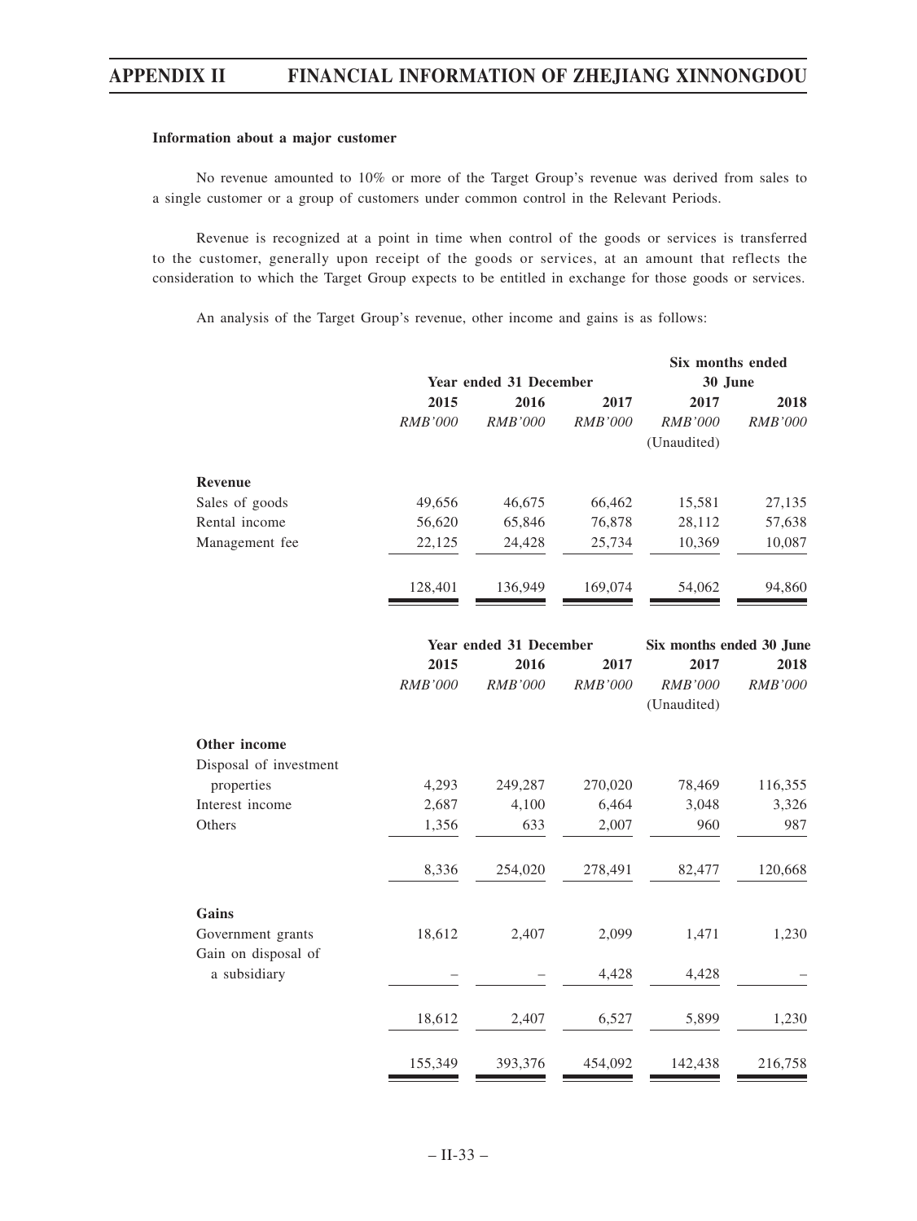**Information about a major customer**

No revenue amounted to 10% or more of the Target Group's revenue was derived from sales to a single customer or a group of customers under common control in the Relevant Periods.

Revenue is recognized at a point in time when control of the goods or services is transferred to the customer, generally upon receipt of the goods or services, at an amount that reflects the consideration to which the Target Group expects to be entitled in exchange for those goods or services.

An analysis of the Target Group's revenue, other income and gains is as follows:

| | Year ended 31 December | | | Six months ended 30 June | |
|---|---|---|---|---|---|
| | 2015 | 2016 | 2017 | 2017 | 2018 |
| | *RMB'000* | *RMB'000* | *RMB'000* | *RMB'000* (Unaudited) | *RMB'000* |
| **Revenue** | | | | | |
| Sales of goods | 49,656 | 46,675 | 66,462 | 15,581 | 27,135 |
| Rental income | 56,620 | 65,846 | 76,878 | 28,112 | 57,638 |
| Management fee | 22,125 | 24,428 | 25,734 | 10,369 | 10,087 |
| | 128,401 | 136,949 | 169,074 | 54,062 | 94,860 |

| | Year ended 31 December | | | Six months ended 30 June | |
|---|---|---|---|---|---|
| | 2015 | 2016 | 2017 | 2017 | 2018 |
| | *RMB'000* | *RMB'000* | *RMB'000* | *RMB'000* (Unaudited) | *RMB'000* |
| **Other income** | | | | | |
| Disposal of investment properties | 4,293 | 249,287 | 270,020 | 78,469 | 116,355 |
| Interest income | 2,687 | 4,100 | 6,464 | 3,048 | 3,326 |
| Others | 1,356 | 633 | 2,007 | 960 | 987 |
| | 8,336 | 254,020 | 278,491 | 82,477 | 120,668 |
| **Gains** | | | | | |
| Government grants | 18,612 | 2,407 | 2,099 | 1,471 | 1,230 |
| Gain on disposal of a subsidiary | – | – | 4,428 | 4,428 | – |
| | 18,612 | 2,407 | 6,527 | 5,899 | 1,230 |
| | 155,349 | 393,376 | 454,092 | 142,438 | 216,758 |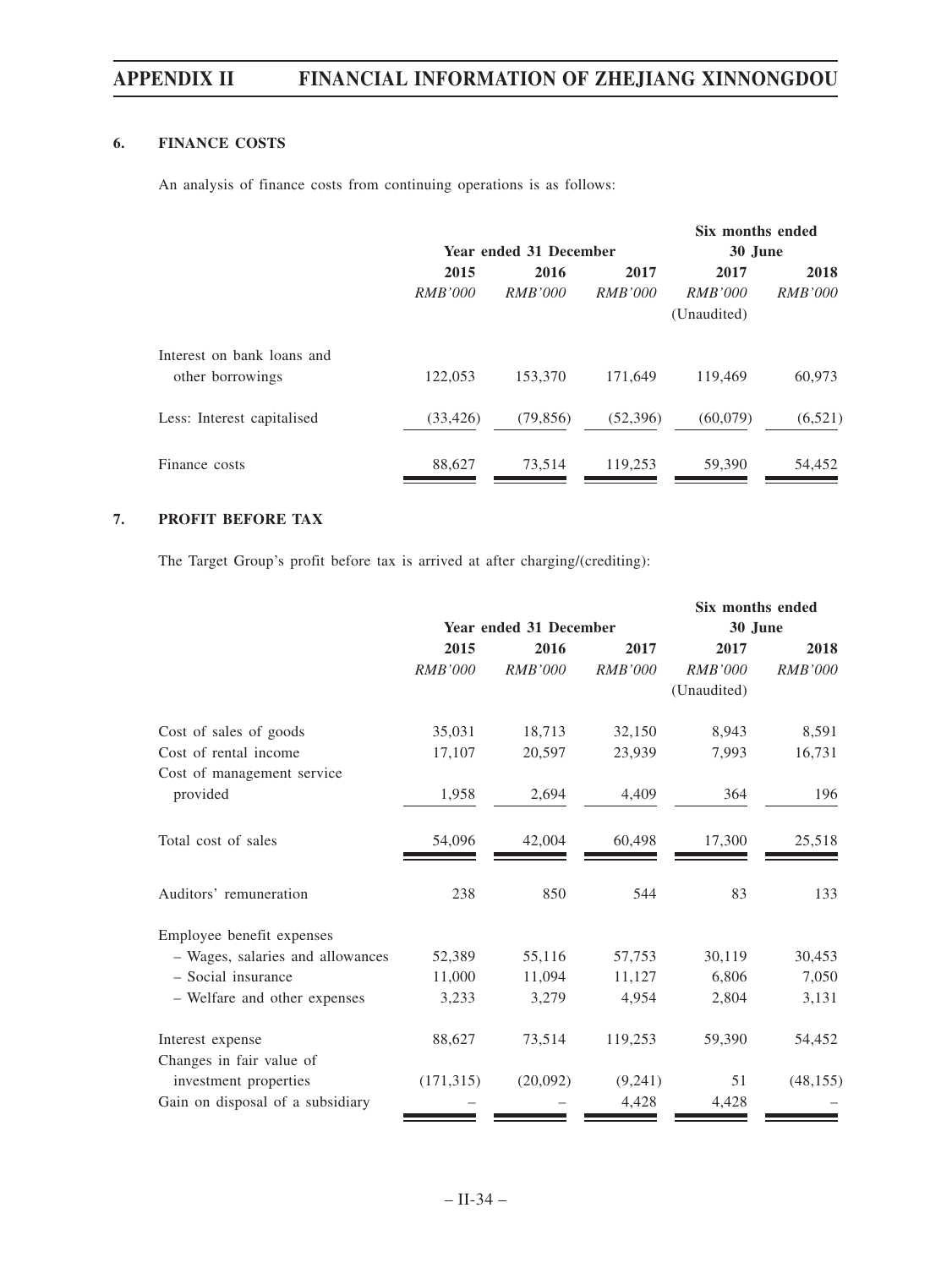### 6. FINANCE COSTS

An analysis of finance costs from continuing operations is as follows:

| | Year ended 31 December | | | Six months ended 30 June | |
|---|---|---|---|---|---|
| | 2015 | 2016 | 2017 | 2017 | 2018 |
| | *RMB'000* | *RMB'000* | *RMB'000* | *RMB'000* | *RMB'000* |
| | | | | (Unaudited) | |
| Interest on bank loans and other borrowings | 122,053 | 153,370 | 171,649 | 119,469 | 60,973 |
| Less: Interest capitalised | (33,426) | (79,856) | (52,396) | (60,079) | (6,521) |
| Finance costs | 88,627 | 73,514 | 119,253 | 59,390 | 54,452 |

### 7. PROFIT BEFORE TAX

The Target Group's profit before tax is arrived at after charging/(crediting):

| | Year ended 31 December | | | Six months ended 30 June | |
|---|---|---|---|---|---|
| | 2015 | 2016 | 2017 | 2017 | 2018 |
| | *RMB'000* | *RMB'000* | *RMB'000* | *RMB'000* | *RMB'000* |
| | | | | (Unaudited) | |
| Cost of sales of goods | 35,031 | 18,713 | 32,150 | 8,943 | 8,591 |
| Cost of rental income | 17,107 | 20,597 | 23,939 | 7,993 | 16,731 |
| Cost of management service provided | 1,958 | 2,694 | 4,409 | 364 | 196 |
| Total cost of sales | 54,096 | 42,004 | 60,498 | 17,300 | 25,518 |
| Auditors' remuneration | 238 | 850 | 544 | 83 | 133 |
| Employee benefit expenses | | | | | |
| – Wages, salaries and allowances | 52,389 | 55,116 | 57,753 | 30,119 | 30,453 |
| – Social insurance | 11,000 | 11,094 | 11,127 | 6,806 | 7,050 |
| – Welfare and other expenses | 3,233 | 3,279 | 4,954 | 2,804 | 3,131 |
| Interest expense | 88,627 | 73,514 | 119,253 | 59,390 | 54,452 |
| Changes in fair value of investment properties | (171,315) | (20,092) | (9,241) | 51 | (48,155) |
| Gain on disposal of a subsidiary | – | – | 4,428 | 4,428 | – |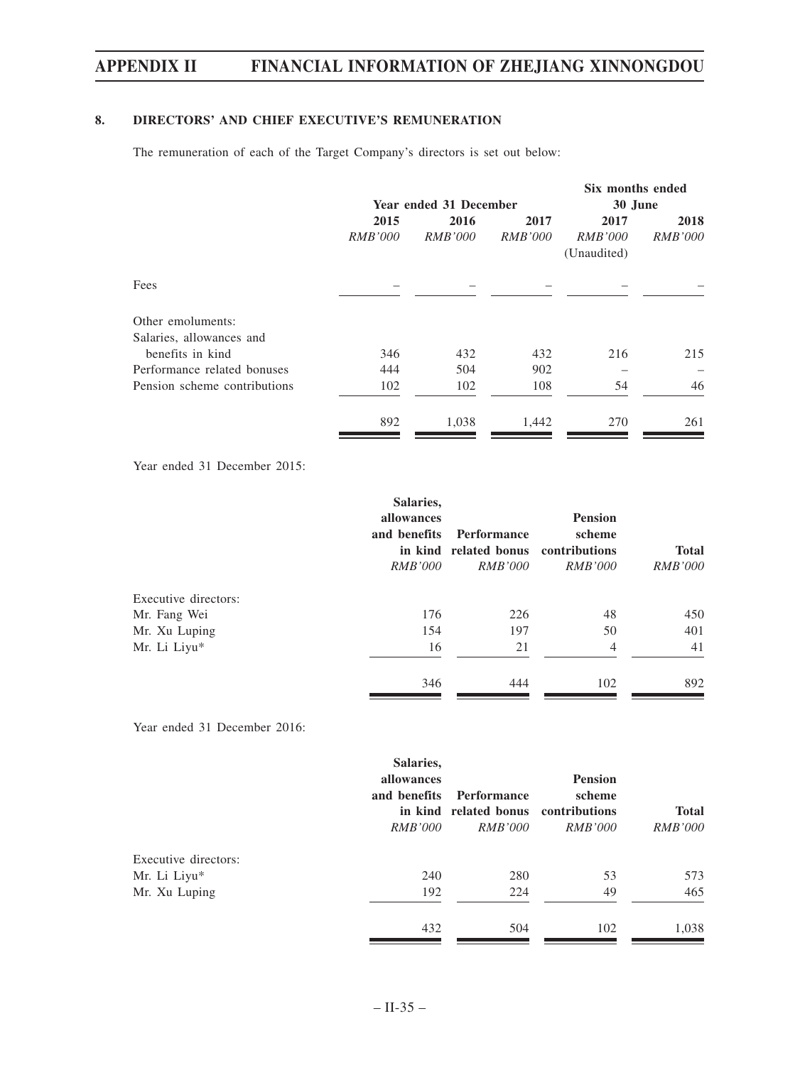## 8. DIRECTORS' AND CHIEF EXECUTIVE'S REMUNERATION

The remuneration of each of the Target Company's directors is set out below:

| | Year ended 31 December | | | Six months ended 30 June | |
|---|---|---|---|---|---|
| | 2015 | 2016 | 2017 | 2017 | 2018 |
| | *RMB'000* | *RMB'000* | *RMB'000* | *RMB'000* (Unaudited) | *RMB'000* |
| Fees | – | – | – | – | – |
| Other emoluments: | | | | | |
| Salaries, allowances and benefits in kind | 346 | 432 | 432 | 216 | 215 |
| Performance related bonuses | 444 | 504 | 902 | – | – |
| Pension scheme contributions | 102 | 102 | 108 | 54 | 46 |
| | 892 | 1,038 | 1,442 | 270 | 261 |

Year ended 31 December 2015:

| | Salaries, allowances and benefits in kind | Performance related bonus | Pension scheme contributions | Total |
|---|---|---|---|---|
| | *RMB'000* | *RMB'000* | *RMB'000* | *RMB'000* |
| Executive directors: | | | | |
| Mr. Fang Wei | 176 | 226 | 48 | 450 |
| Mr. Xu Luping | 154 | 197 | 50 | 401 |
| Mr. Li Liyu* | 16 | 21 | 4 | 41 |
| | 346 | 444 | 102 | 892 |

Year ended 31 December 2016:

| | Salaries, allowances and benefits in kind | Performance related bonus | Pension scheme contributions | Total |
|---|---|---|---|---|
| | *RMB'000* | *RMB'000* | *RMB'000* | *RMB'000* |
| Executive directors: | | | | |
| Mr. Li Liyu* | 240 | 280 | 53 | 573 |
| Mr. Xu Luping | 192 | 224 | 49 | 465 |
| | 432 | 504 | 102 | 1,038 |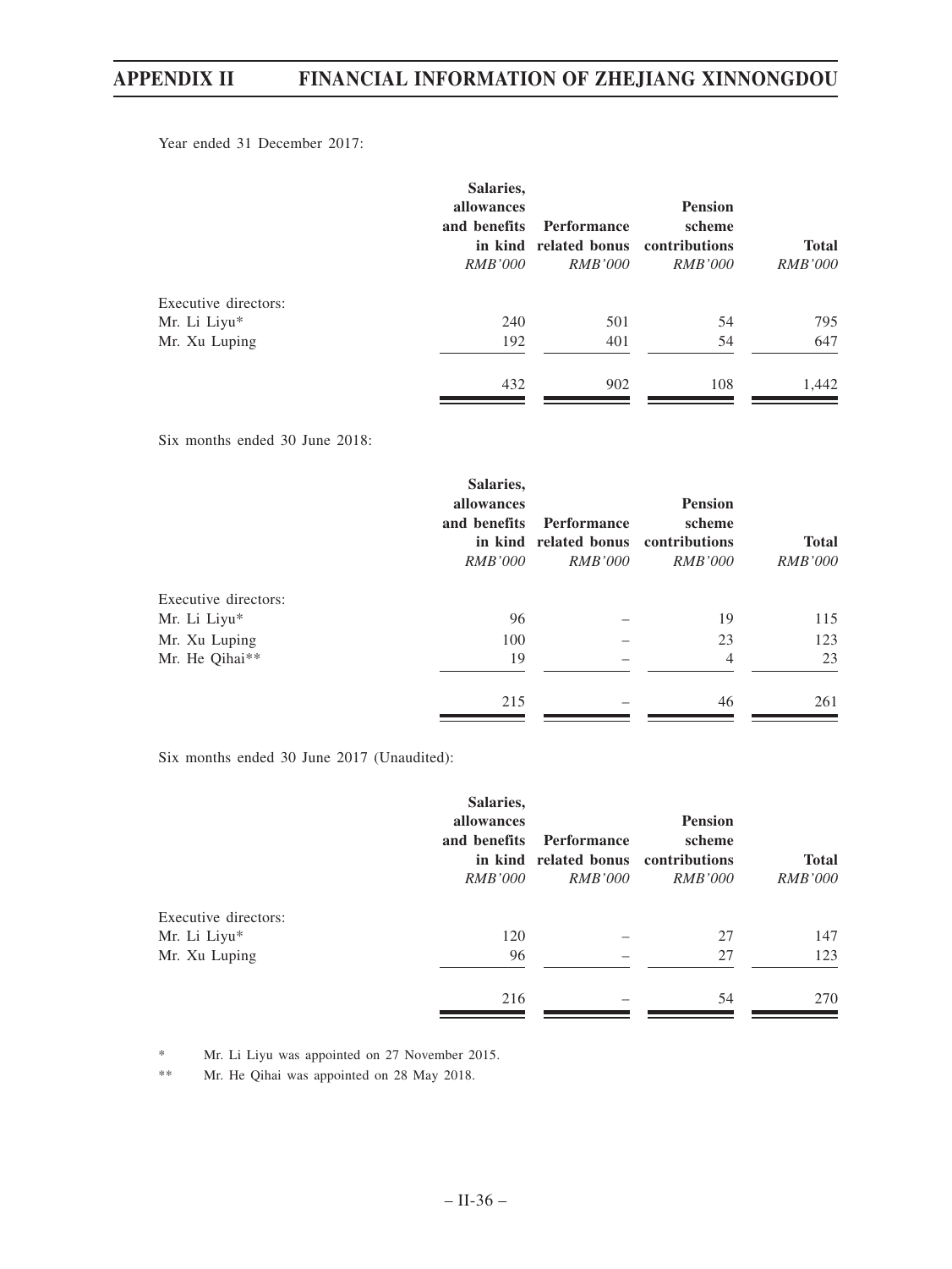Year ended 31 December 2017:

| | Salaries, allowances and benefits in kind | Performance related bonus | Pension scheme contributions | Total |
|---|---|---|---|---|
| | *RMB'000* | *RMB'000* | *RMB'000* | *RMB'000* |
| Executive directors: | | | | |
| Mr. Li Liyu* | 240 | 501 | 54 | 795 |
| Mr. Xu Luping | 192 | 401 | 54 | 647 |
| | 432 | 902 | 108 | 1,442 |

Six months ended 30 June 2018:

| | Salaries, allowances and benefits in kind | Performance related bonus | Pension scheme contributions | Total |
|---|---|---|---|---|
| | *RMB'000* | *RMB'000* | *RMB'000* | *RMB'000* |
| Executive directors: | | | | |
| Mr. Li Liyu* | 96 | – | 19 | 115 |
| Mr. Xu Luping | 100 | – | 23 | 123 |
| Mr. He Qihai** | 19 | – | 4 | 23 |
| | 215 | – | 46 | 261 |

Six months ended 30 June 2017 (Unaudited):

| | Salaries, allowances and benefits in kind | Performance related bonus | Pension scheme contributions | Total |
|---|---|---|---|---|
| | *RMB'000* | *RMB'000* | *RMB'000* | *RMB'000* |
| Executive directors: | | | | |
| Mr. Li Liyu* | 120 | – | 27 | 147 |
| Mr. Xu Luping | 96 | – | 27 | 123 |
| | 216 | – | 54 | 270 |

\* Mr. Li Liyu was appointed on 27 November 2015.

\*\* Mr. He Qihai was appointed on 28 May 2018.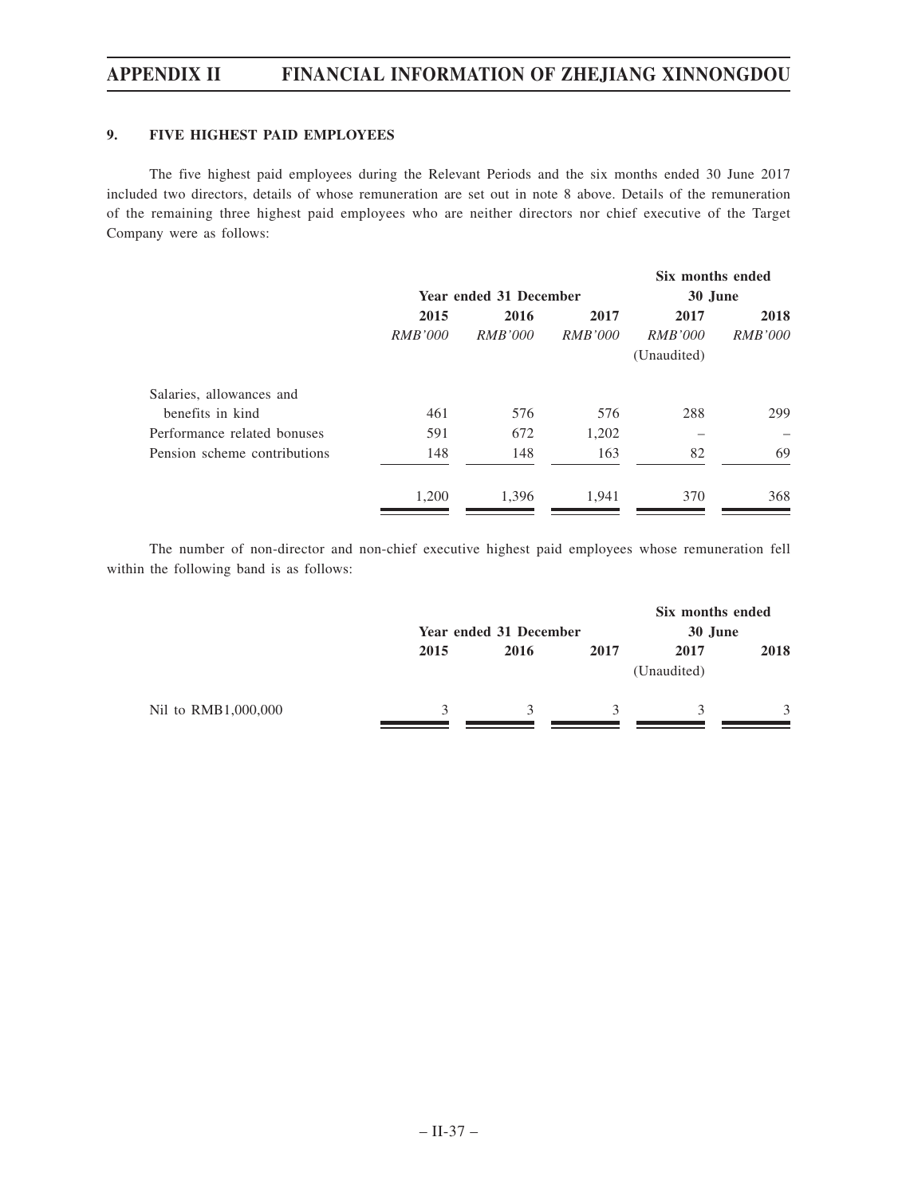## 9. FIVE HIGHEST PAID EMPLOYEES

The five highest paid employees during the Relevant Periods and the six months ended 30 June 2017 included two directors, details of whose remuneration are set out in note 8 above. Details of the remuneration of the remaining three highest paid employees who are neither directors nor chief executive of the Target Company were as follows:

| | Year ended 31 December | | | Six months ended 30 June | |
|---|---|---|---|---|---|
| | 2015 | 2016 | 2017 | 2017 | 2018 |
| | *RMB'000* | *RMB'000* | *RMB'000* | *RMB'000* (Unaudited) | *RMB'000* |
| Salaries, allowances and benefits in kind | 461 | 576 | 576 | 288 | 299 |
| Performance related bonuses | 591 | 672 | 1,202 | – | – |
| Pension scheme contributions | 148 | 148 | 163 | 82 | 69 |
| | 1,200 | 1,396 | 1,941 | 370 | 368 |

The number of non-director and non-chief executive highest paid employees whose remuneration fell within the following band is as follows:

| | Year ended 31 December | | | Six months ended 30 June | |
|---|---|---|---|---|---|
| | 2015 | 2016 | 2017 | 2017 (Unaudited) | 2018 |
| Nil to RMB1,000,000 | 3 | 3 | 3 | 3 | 3 |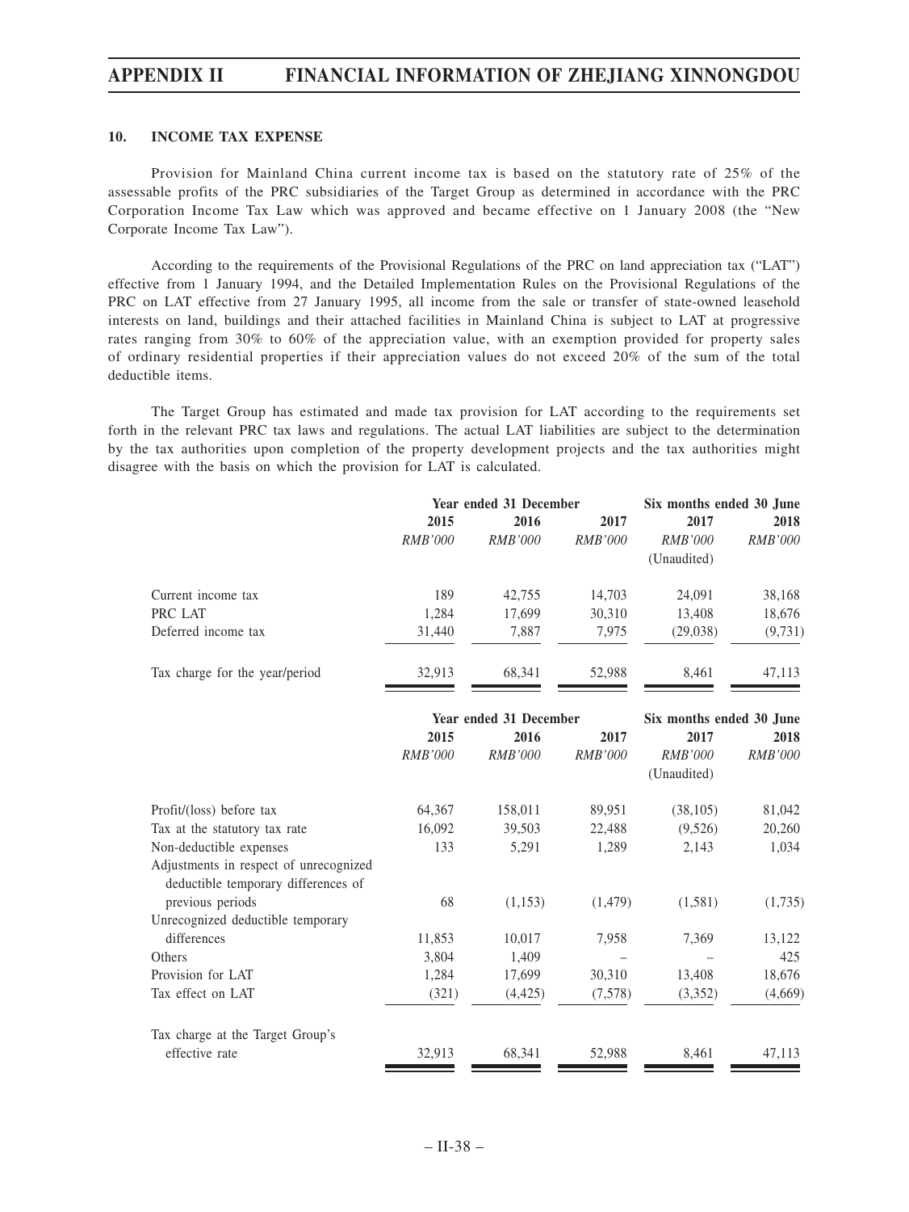## 10. INCOME TAX EXPENSE

Provision for Mainland China current income tax is based on the statutory rate of 25% of the assessable profits of the PRC subsidiaries of the Target Group as determined in accordance with the PRC Corporation Income Tax Law which was approved and became effective on 1 January 2008 (the "New Corporate Income Tax Law").

According to the requirements of the Provisional Regulations of the PRC on land appreciation tax ("LAT") effective from 1 January 1994, and the Detailed Implementation Rules on the Provisional Regulations of the PRC on LAT effective from 27 January 1995, all income from the sale or transfer of state-owned leasehold interests on land, buildings and their attached facilities in Mainland China is subject to LAT at progressive rates ranging from 30% to 60% of the appreciation value, with an exemption provided for property sales of ordinary residential properties if their appreciation values do not exceed 20% of the sum of the total deductible items.

The Target Group has estimated and made tax provision for LAT according to the requirements set forth in the relevant PRC tax laws and regulations. The actual LAT liabilities are subject to the determination by the tax authorities upon completion of the property development projects and the tax authorities might disagree with the basis on which the provision for LAT is calculated.

| | Year ended 31 December | | | Six months ended 30 June | |
|---|---|---|---|---|---|
| | 2015 | 2016 | 2017 | 2017 | 2018 |
| | *RMB'000* | *RMB'000* | *RMB'000* | *RMB'000* (Unaudited) | *RMB'000* |
| Current income tax | 189 | 42,755 | 14,703 | 24,091 | 38,168 |
| PRC LAT | 1,284 | 17,699 | 30,310 | 13,408 | 18,676 |
| Deferred income tax | 31,440 | 7,887 | 7,975 | (29,038) | (9,731) |
| Tax charge for the year/period | 32,913 | 68,341 | 52,988 | 8,461 | 47,113 |

| | Year ended 31 December | | | Six months ended 30 June | |
|---|---|---|---|---|---|
| | 2015 | 2016 | 2017 | 2017 | 2018 |
| | *RMB'000* | *RMB'000* | *RMB'000* | *RMB'000* (Unaudited) | *RMB'000* |
| Profit/(loss) before tax | 64,367 | 158,011 | 89,951 | (38,105) | 81,042 |
| Tax at the statutory tax rate | 16,092 | 39,503 | 22,488 | (9,526) | 20,260 |
| Non-deductible expenses | 133 | 5,291 | 1,289 | 2,143 | 1,034 |
| Adjustments in respect of unrecognized deductible temporary differences of previous periods | 68 | (1,153) | (1,479) | (1,581) | (1,735) |
| Unrecognized deductible temporary differences | 11,853 | 10,017 | 7,958 | 7,369 | 13,122 |
| Others | 3,804 | 1,409 | – | – | 425 |
| Provision for LAT | 1,284 | 17,699 | 30,310 | 13,408 | 18,676 |
| Tax effect on LAT | (321) | (4,425) | (7,578) | (3,352) | (4,669) |
| Tax charge at the Target Group's effective rate | 32,913 | 68,341 | 52,988 | 8,461 | 47,113 |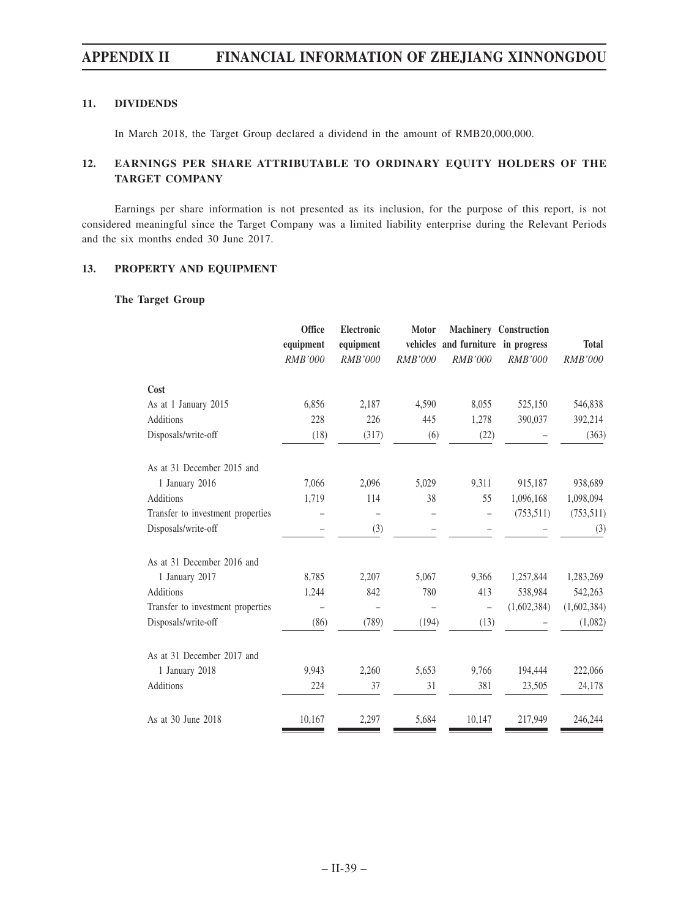## 11. DIVIDENDS

In March 2018, the Target Group declared a dividend in the amount of RMB20,000,000.

## 12. EARNINGS PER SHARE ATTRIBUTABLE TO ORDINARY EQUITY HOLDERS OF THE TARGET COMPANY

Earnings per share information is not presented as its inclusion, for the purpose of this report, is not considered meaningful since the Target Company was a limited liability enterprise during the Relevant Periods and the six months ended 30 June 2017.

## 13. PROPERTY AND EQUIPMENT

**The Target Group**

| | Office equipment | Electronic equipment | Motor vehicles | Machinery and furniture | Construction in progress | Total |
|---|---|---|---|---|---|---|
| | *RMB'000* | *RMB'000* | *RMB'000* | *RMB'000* | *RMB'000* | *RMB'000* |
| **Cost** | | | | | | |
| As at 1 January 2015 | 6,856 | 2,187 | 4,590 | 8,055 | 525,150 | 546,838 |
| Additions | 228 | 226 | 445 | 1,278 | 390,037 | 392,214 |
| Disposals/write-off | (18) | (317) | (6) | (22) | – | (363) |
| As at 31 December 2015 and 1 January 2016 | 7,066 | 2,096 | 5,029 | 9,311 | 915,187 | 938,689 |
| Additions | 1,719 | 114 | 38 | 55 | 1,096,168 | 1,098,094 |
| Transfer to investment properties | – | – | – | – | (753,511) | (753,511) |
| Disposals/write-off | – | (3) | – | – | – | (3) |
| As at 31 December 2016 and 1 January 2017 | 8,785 | 2,207 | 5,067 | 9,366 | 1,257,844 | 1,283,269 |
| Additions | 1,244 | 842 | 780 | 413 | 538,984 | 542,263 |
| Transfer to investment properties | – | – | – | – | (1,602,384) | (1,602,384) |
| Disposals/write-off | (86) | (789) | (194) | (13) | – | (1,082) |
| As at 31 December 2017 and 1 January 2018 | 9,943 | 2,260 | 5,653 | 9,766 | 194,444 | 222,066 |
| Additions | 224 | 37 | 31 | 381 | 23,505 | 24,178 |
| As at 30 June 2018 | 10,167 | 2,297 | 5,684 | 10,147 | 217,949 | 246,244 |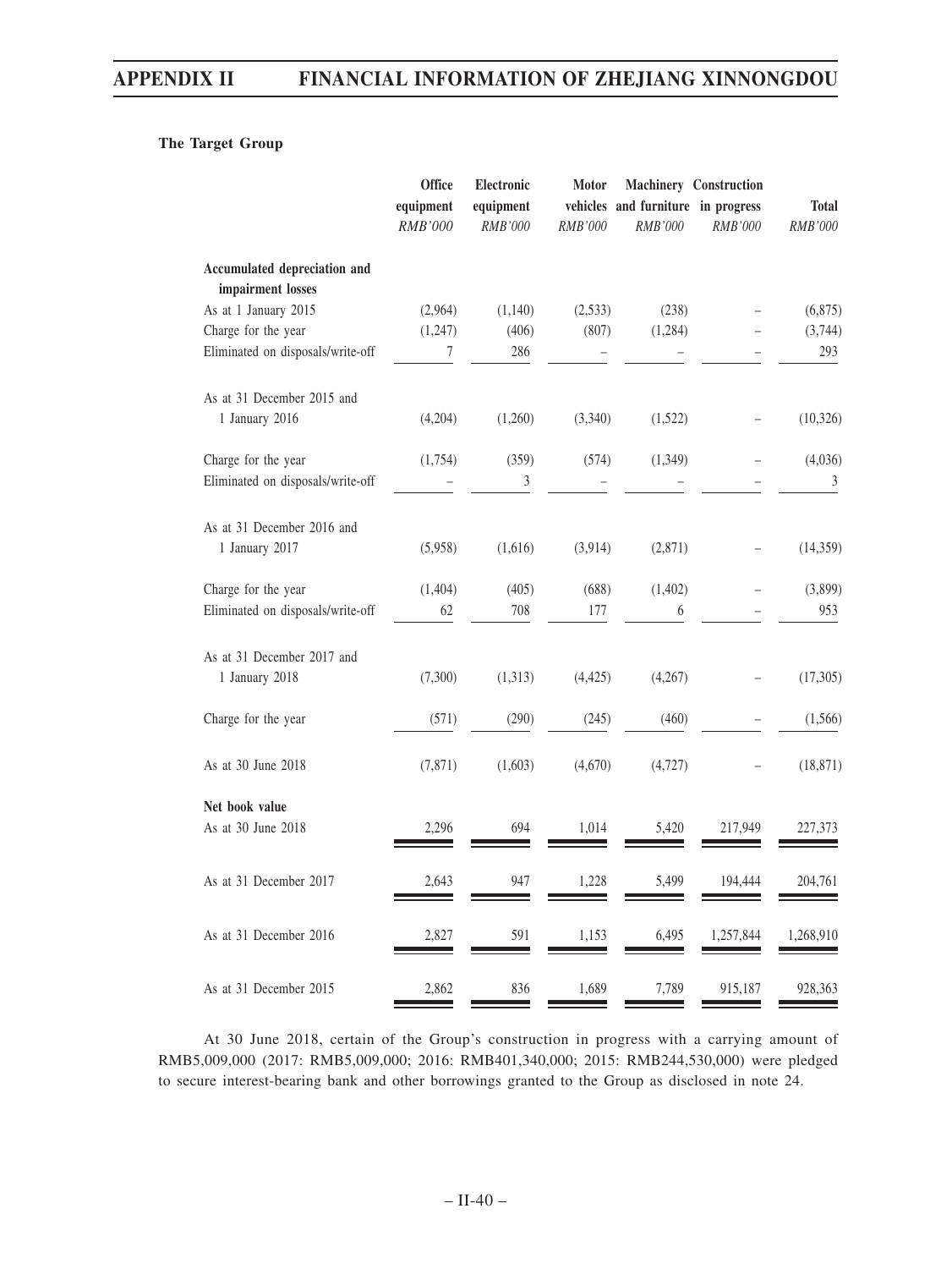**The Target Group**

| | Office equipment | Electronic equipment | Motor vehicles | Machinery and furniture | Construction in progress | Total |
|---|---|---|---|---|---|---|
| | *RMB'000* | *RMB'000* | *RMB'000* | *RMB'000* | *RMB'000* | *RMB'000* |
| **Accumulated depreciation and impairment losses** | | | | | | |
| As at 1 January 2015 | (2,964) | (1,140) | (2,533) | (238) | – | (6,875) |
| Charge for the year | (1,247) | (406) | (807) | (1,284) | – | (3,744) |
| Eliminated on disposals/write-off | 7 | 286 | – | – | – | 293 |
| As at 31 December 2015 and 1 January 2016 | (4,204) | (1,260) | (3,340) | (1,522) | – | (10,326) |
| Charge for the year | (1,754) | (359) | (574) | (1,349) | – | (4,036) |
| Eliminated on disposals/write-off | – | 3 | – | – | – | 3 |
| As at 31 December 2016 and 1 January 2017 | (5,958) | (1,616) | (3,914) | (2,871) | – | (14,359) |
| Charge for the year | (1,404) | (405) | (688) | (1,402) | – | (3,899) |
| Eliminated on disposals/write-off | 62 | 708 | 177 | 6 | – | 953 |
| As at 31 December 2017 and 1 January 2018 | (7,300) | (1,313) | (4,425) | (4,267) | – | (17,305) |
| Charge for the year | (571) | (290) | (245) | (460) | – | (1,566) |
| As at 30 June 2018 | (7,871) | (1,603) | (4,670) | (4,727) | – | (18,871) |
| **Net book value** | | | | | | |
| As at 30 June 2018 | 2,296 | 694 | 1,014 | 5,420 | 217,949 | 227,373 |
| As at 31 December 2017 | 2,643 | 947 | 1,228 | 5,499 | 194,444 | 204,761 |
| As at 31 December 2016 | 2,827 | 591 | 1,153 | 6,495 | 1,257,844 | 1,268,910 |
| As at 31 December 2015 | 2,862 | 836 | 1,689 | 7,789 | 915,187 | 928,363 |

At 30 June 2018, certain of the Group's construction in progress with a carrying amount of RMB5,009,000 (2017: RMB5,009,000; 2016: RMB401,340,000; 2015: RMB244,530,000) were pledged to secure interest-bearing bank and other borrowings granted to the Group as disclosed in note 24.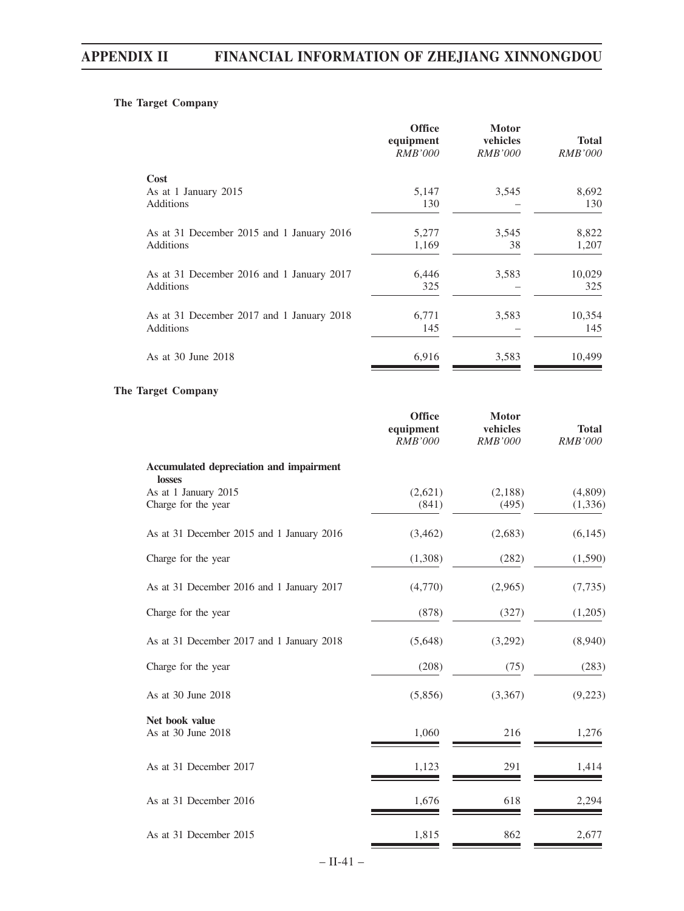**The Target Company**

| | Office equipment *RMB'000* | Motor vehicles *RMB'000* | Total *RMB'000* |
|---|---|---|---|
| **Cost** | | | |
| As at 1 January 2015 | 5,147 | 3,545 | 8,692 |
| Additions | 130 | – | 130 |
| As at 31 December 2015 and 1 January 2016 | 5,277 | 3,545 | 8,822 |
| Additions | 1,169 | 38 | 1,207 |
| As at 31 December 2016 and 1 January 2017 | 6,446 | 3,583 | 10,029 |
| Additions | 325 | – | 325 |
| As at 31 December 2017 and 1 January 2018 | 6,771 | 3,583 | 10,354 |
| Additions | 145 | – | 145 |
| As at 30 June 2018 | 6,916 | 3,583 | 10,499 |

**The Target Company**

| | Office equipment *RMB'000* | Motor vehicles *RMB'000* | Total *RMB'000* |
|---|---|---|---|
| **Accumulated depreciation and impairment losses** | | | |
| As at 1 January 2015 | (2,621) | (2,188) | (4,809) |
| Charge for the year | (841) | (495) | (1,336) |
| As at 31 December 2015 and 1 January 2016 | (3,462) | (2,683) | (6,145) |
| Charge for the year | (1,308) | (282) | (1,590) |
| As at 31 December 2016 and 1 January 2017 | (4,770) | (2,965) | (7,735) |
| Charge for the year | (878) | (327) | (1,205) |
| As at 31 December 2017 and 1 January 2018 | (5,648) | (3,292) | (8,940) |
| Charge for the year | (208) | (75) | (283) |
| As at 30 June 2018 | (5,856) | (3,367) | (9,223) |
| **Net book value** | | | |
| As at 30 June 2018 | 1,060 | 216 | 1,276 |
| As at 31 December 2017 | 1,123 | 291 | 1,414 |
| As at 31 December 2016 | 1,676 | 618 | 2,294 |
| As at 31 December 2015 | 1,815 | 862 | 2,677 |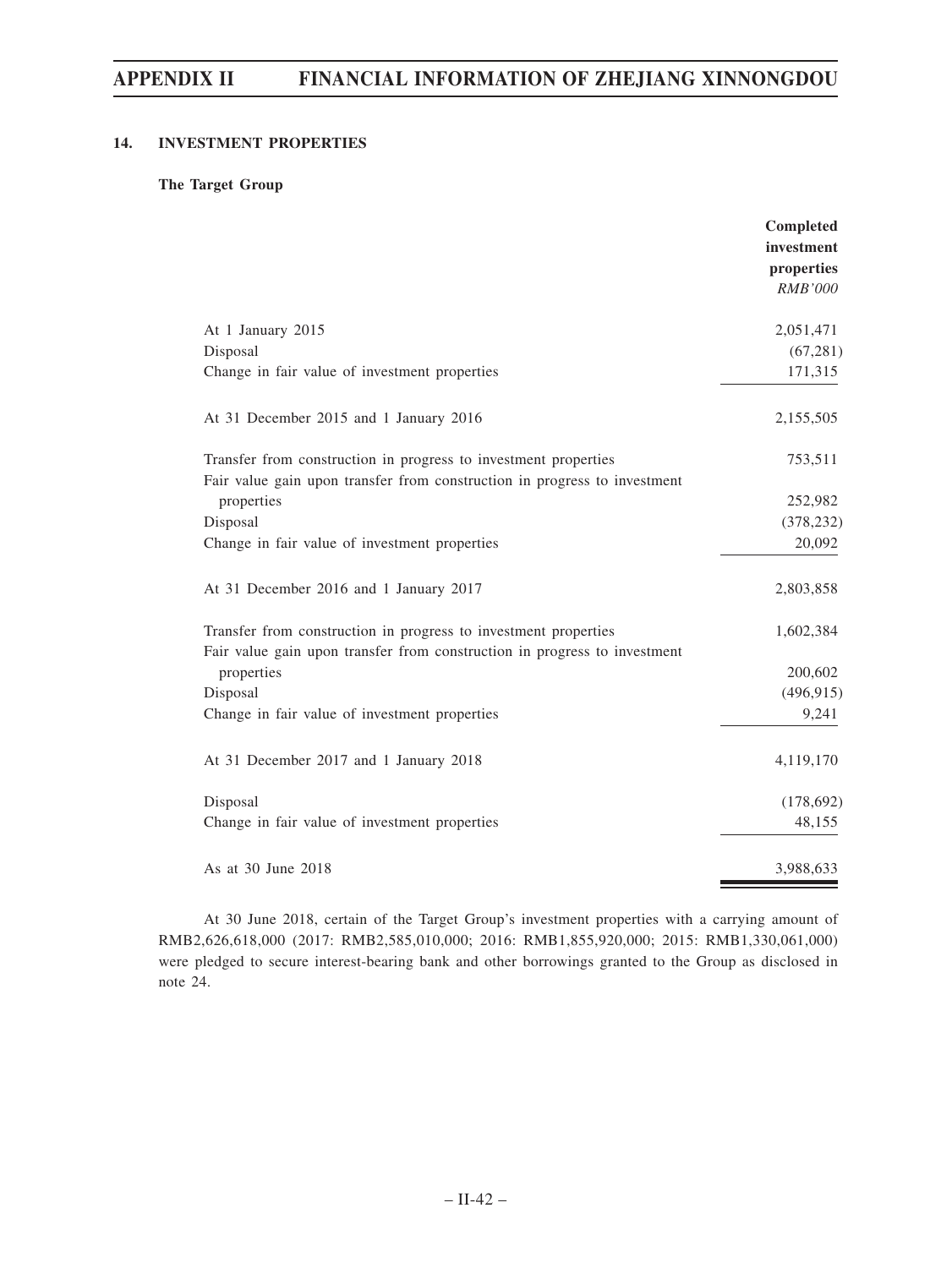## 14. INVESTMENT PROPERTIES

**The Target Group**

| | **Completed investment properties** |
|---|---|
| | *RMB'000* |
| At 1 January 2015 | 2,051,471 |
| Disposal | (67,281) |
| Change in fair value of investment properties | 171,315 |
| At 31 December 2015 and 1 January 2016 | 2,155,505 |
| Transfer from construction in progress to investment properties | 753,511 |
| Fair value gain upon transfer from construction in progress to investment properties | 252,982 |
| Disposal | (378,232) |
| Change in fair value of investment properties | 20,092 |
| At 31 December 2016 and 1 January 2017 | 2,803,858 |
| Transfer from construction in progress to investment properties | 1,602,384 |
| Fair value gain upon transfer from construction in progress to investment properties | 200,602 |
| Disposal | (496,915) |
| Change in fair value of investment properties | 9,241 |
| At 31 December 2017 and 1 January 2018 | 4,119,170 |
| Disposal | (178,692) |
| Change in fair value of investment properties | 48,155 |
| As at 30 June 2018 | 3,988,633 |

At 30 June 2018, certain of the Target Group's investment properties with a carrying amount of RMB2,626,618,000 (2017: RMB2,585,010,000; 2016: RMB1,855,920,000; 2015: RMB1,330,061,000) were pledged to secure interest-bearing bank and other borrowings granted to the Group as disclosed in note 24.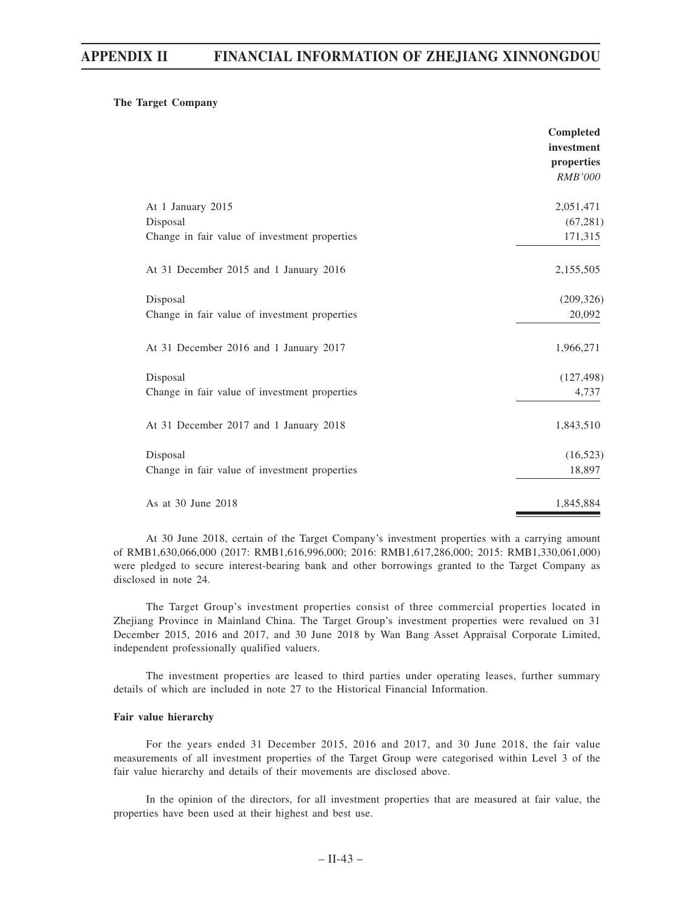**The Target Company**

| | Completed investment properties |
|---|---|
| | *RMB'000* |
| At 1 January 2015 | 2,051,471 |
| Disposal | (67,281) |
| Change in fair value of investment properties | 171,315 |
| At 31 December 2015 and 1 January 2016 | 2,155,505 |
| Disposal | (209,326) |
| Change in fair value of investment properties | 20,092 |
| At 31 December 2016 and 1 January 2017 | 1,966,271 |
| Disposal | (127,498) |
| Change in fair value of investment properties | 4,737 |
| At 31 December 2017 and 1 January 2018 | 1,843,510 |
| Disposal | (16,523) |
| Change in fair value of investment properties | 18,897 |
| As at 30 June 2018 | 1,845,884 |

At 30 June 2018, certain of the Target Company's investment properties with a carrying amount of RMB1,630,066,000 (2017: RMB1,616,996,000; 2016: RMB1,617,286,000; 2015: RMB1,330,061,000) were pledged to secure interest-bearing bank and other borrowings granted to the Target Company as disclosed in note 24.

The Target Group's investment properties consist of three commercial properties located in Zhejiang Province in Mainland China. The Target Group's investment properties were revalued on 31 December 2015, 2016 and 2017, and 30 June 2018 by Wan Bang Asset Appraisal Corporate Limited, independent professionally qualified valuers.

The investment properties are leased to third parties under operating leases, further summary details of which are included in note 27 to the Historical Financial Information.

**Fair value hierarchy**

For the years ended 31 December 2015, 2016 and 2017, and 30 June 2018, the fair value measurements of all investment properties of the Target Group were categorised within Level 3 of the fair value hierarchy and details of their movements are disclosed above.

In the opinion of the directors, for all investment properties that are measured at fair value, the properties have been used at their highest and best use.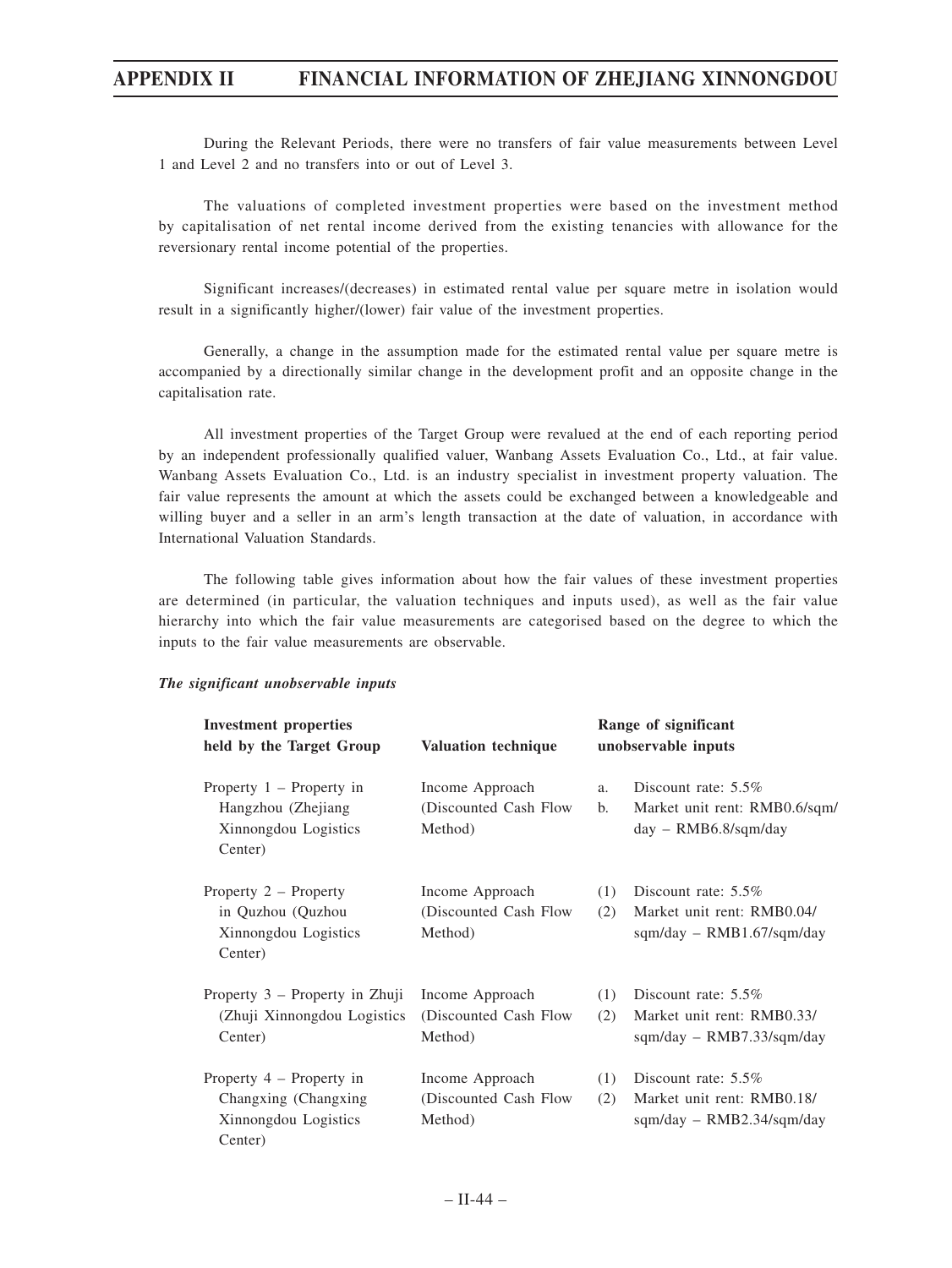During the Relevant Periods, there were no transfers of fair value measurements between Level 1 and Level 2 and no transfers into or out of Level 3.

The valuations of completed investment properties were based on the investment method by capitalisation of net rental income derived from the existing tenancies with allowance for the reversionary rental income potential of the properties.

Significant increases/(decreases) in estimated rental value per square metre in isolation would result in a significantly higher/(lower) fair value of the investment properties.

Generally, a change in the assumption made for the estimated rental value per square metre is accompanied by a directionally similar change in the development profit and an opposite change in the capitalisation rate.

All investment properties of the Target Group were revalued at the end of each reporting period by an independent professionally qualified valuer, Wanbang Assets Evaluation Co., Ltd., at fair value. Wanbang Assets Evaluation Co., Ltd. is an industry specialist in investment property valuation. The fair value represents the amount at which the assets could be exchanged between a knowledgeable and willing buyer and a seller in an arm's length transaction at the date of valuation, in accordance with International Valuation Standards.

The following table gives information about how the fair values of these investment properties are determined (in particular, the valuation techniques and inputs used), as well as the fair value hierarchy into which the fair value measurements are categorised based on the degree to which the inputs to the fair value measurements are observable.

***The significant unobservable inputs***

| Investment properties held by the Target Group | Valuation technique | Range of significant unobservable inputs |
|---|---|---|
| Property 1 – Property in Hangzhou (Zhejiang Xinnongdou Logistics Center) | Income Approach (Discounted Cash Flow Method) | a. Discount rate: 5.5%<br>b. Market unit rent: RMB0.6/sqm/day – RMB6.8/sqm/day |
| Property 2 – Property in Quzhou (Quzhou Xinnongdou Logistics Center) | Income Approach (Discounted Cash Flow Method) | (1) Discount rate: 5.5%<br>(2) Market unit rent: RMB0.04/sqm/day – RMB1.67/sqm/day |
| Property 3 – Property in Zhuji (Zhuji Xinnongdou Logistics Center) | Income Approach (Discounted Cash Flow Method) | (1) Discount rate: 5.5%<br>(2) Market unit rent: RMB0.33/sqm/day – RMB7.33/sqm/day |
| Property 4 – Property in Changxing (Changxing Xinnongdou Logistics Center) | Income Approach (Discounted Cash Flow Method) | (1) Discount rate: 5.5%<br>(2) Market unit rent: RMB0.18/sqm/day – RMB2.34/sqm/day |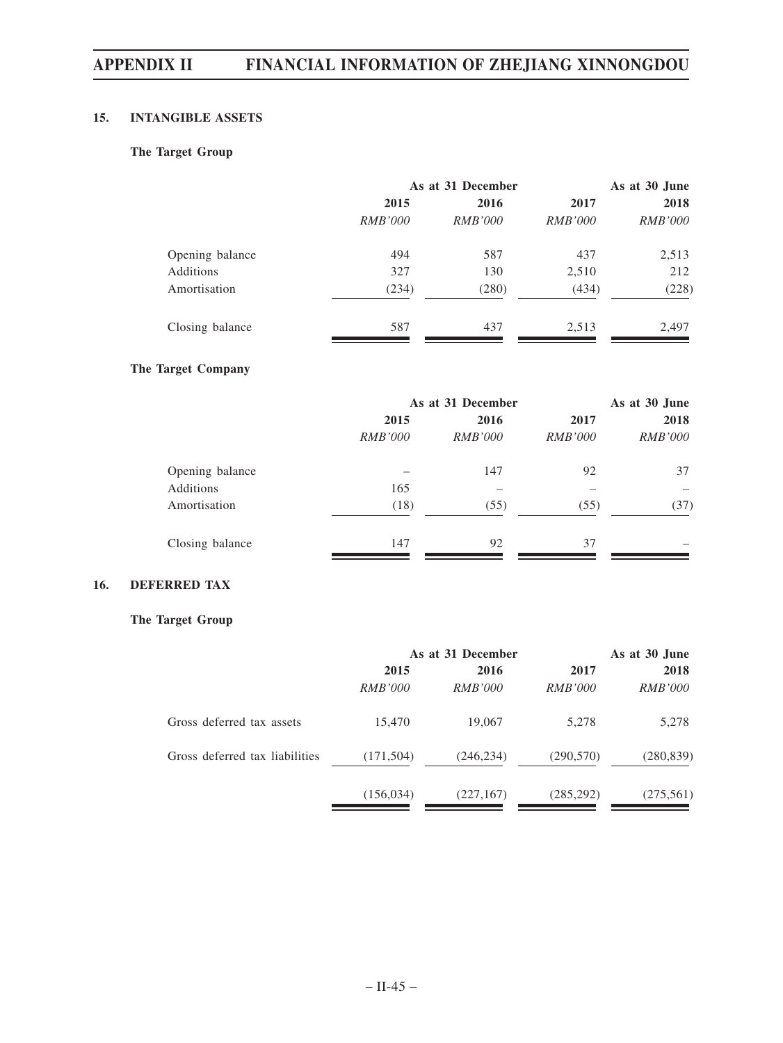## 15. INTANGIBLE ASSETS

### The Target Group

| | As at 31 December | | | As at 30 June |
|---|---|---|---|---|
| | 2015 | 2016 | 2017 | 2018 |
| | *RMB'000* | *RMB'000* | *RMB'000* | *RMB'000* |
| Opening balance | 494 | 587 | 437 | 2,513 |
| Additions | 327 | 130 | 2,510 | 212 |
| Amortisation | (234) | (280) | (434) | (228) |
| Closing balance | 587 | 437 | 2,513 | 2,497 |

### The Target Company

| | As at 31 December | | | As at 30 June |
|---|---|---|---|---|
| | 2015 | 2016 | 2017 | 2018 |
| | *RMB'000* | *RMB'000* | *RMB'000* | *RMB'000* |
| Opening balance | – | 147 | 92 | 37 |
| Additions | 165 | – | – | – |
| Amortisation | (18) | (55) | (55) | (37) |
| Closing balance | 147 | 92 | 37 | – |

## 16. DEFERRED TAX

### The Target Group

| | As at 31 December | | | As at 30 June |
|---|---|---|---|---|
| | 2015 | 2016 | 2017 | 2018 |
| | *RMB'000* | *RMB'000* | *RMB'000* | *RMB'000* |
| Gross deferred tax assets | 15,470 | 19,067 | 5,278 | 5,278 |
| Gross deferred tax liabilities | (171,504) | (246,234) | (290,570) | (280,839) |
| | (156,034) | (227,167) | (285,292) | (275,561) |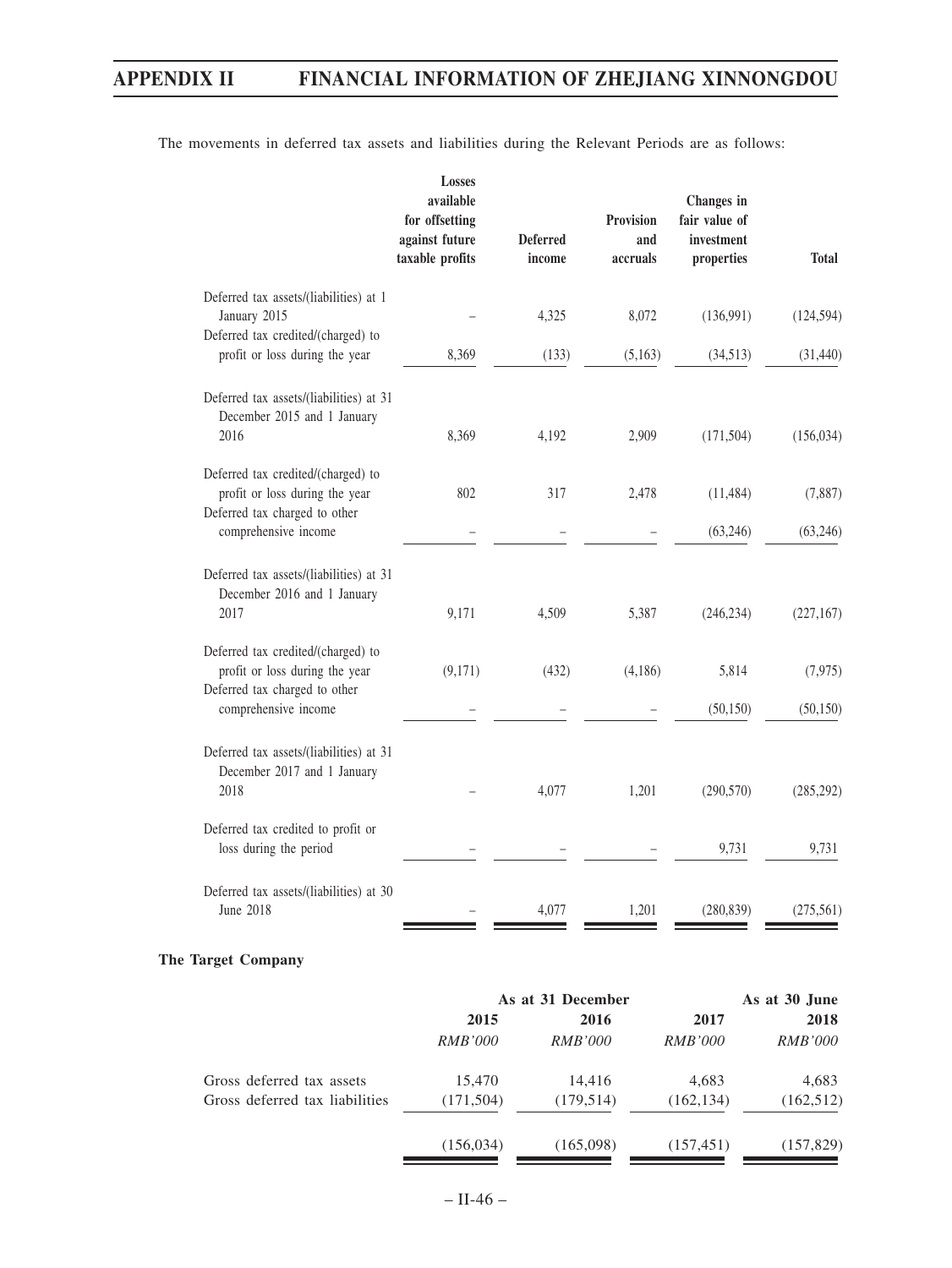The movements in deferred tax assets and liabilities during the Relevant Periods are as follows:

| | Losses available for offsetting against future taxable profits | Deferred income | Provision and accruals | Changes in fair value of investment properties | Total |
|---|---|---|---|---|---|
| Deferred tax assets/(liabilities) at 1 January 2015 | – | 4,325 | 8,072 | (136,991) | (124,594) |
| Deferred tax credited/(charged) to profit or loss during the year | 8,369 | (133) | (5,163) | (34,513) | (31,440) |
| Deferred tax assets/(liabilities) at 31 December 2015 and 1 January 2016 | 8,369 | 4,192 | 2,909 | (171,504) | (156,034) |
| Deferred tax credited/(charged) to profit or loss during the year | 802 | 317 | 2,478 | (11,484) | (7,887) |
| Deferred tax charged to other comprehensive income | – | – | – | (63,246) | (63,246) |
| Deferred tax assets/(liabilities) at 31 December 2016 and 1 January 2017 | 9,171 | 4,509 | 5,387 | (246,234) | (227,167) |
| Deferred tax credited/(charged) to profit or loss during the year | (9,171) | (432) | (4,186) | 5,814 | (7,975) |
| Deferred tax charged to other comprehensive income | – | – | – | (50,150) | (50,150) |
| Deferred tax assets/(liabilities) at 31 December 2017 and 1 January 2018 | – | 4,077 | 1,201 | (290,570) | (285,292) |
| Deferred tax credited to profit or loss during the period | – | – | – | 9,731 | 9,731 |
| Deferred tax assets/(liabilities) at 30 June 2018 | – | 4,077 | 1,201 | (280,839) | (275,561) |

**The Target Company**

| | As at 31 December | | | As at 30 June |
|---|---|---|---|---|
| | 2015 | 2016 | 2017 | 2018 |
| | *RMB'000* | *RMB'000* | *RMB'000* | *RMB'000* |
| Gross deferred tax assets | 15,470 | 14,416 | 4,683 | 4,683 |
| Gross deferred tax liabilities | (171,504) | (179,514) | (162,134) | (162,512) |
| | (156,034) | (165,098) | (157,451) | (157,829) |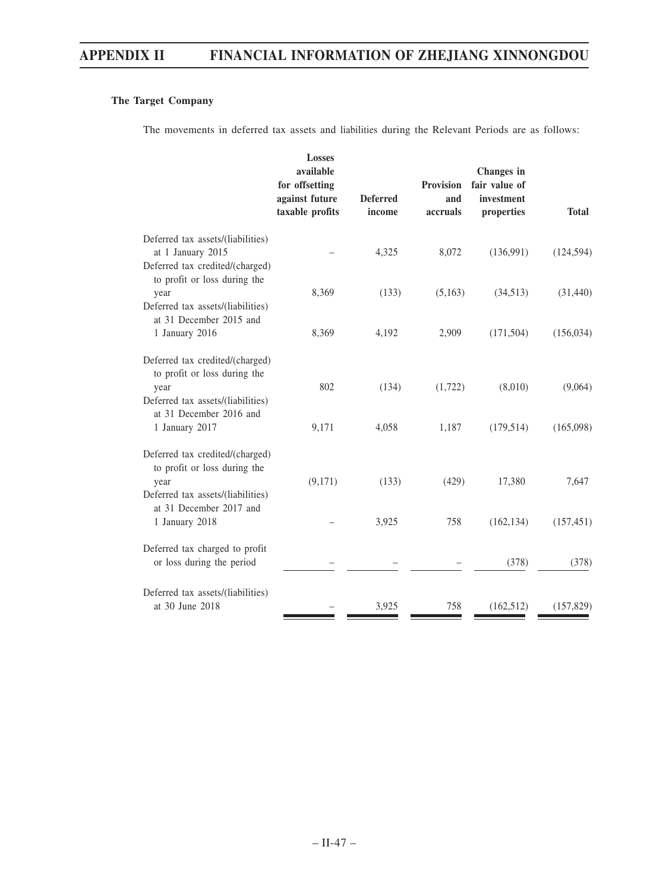**The Target Company**

The movements in deferred tax assets and liabilities during the Relevant Periods are as follows:

| | Losses available for offsetting against future taxable profits | Deferred income | Provision and accruals | Changes in fair value of investment properties | Total |
|---|---|---|---|---|---|
| Deferred tax assets/(liabilities) at 1 January 2015 | – | 4,325 | 8,072 | (136,991) | (124,594) |
| Deferred tax credited/(charged) to profit or loss during the year | 8,369 | (133) | (5,163) | (34,513) | (31,440) |
| Deferred tax assets/(liabilities) at 31 December 2015 and 1 January 2016 | 8,369 | 4,192 | 2,909 | (171,504) | (156,034) |
| Deferred tax credited/(charged) to profit or loss during the year | 802 | (134) | (1,722) | (8,010) | (9,064) |
| Deferred tax assets/(liabilities) at 31 December 2016 and 1 January 2017 | 9,171 | 4,058 | 1,187 | (179,514) | (165,098) |
| Deferred tax credited/(charged) to profit or loss during the year | (9,171) | (133) | (429) | 17,380 | 7,647 |
| Deferred tax assets/(liabilities) at 31 December 2017 and 1 January 2018 | – | 3,925 | 758 | (162,134) | (157,451) |
| Deferred tax charged to profit or loss during the period | – | – | – | (378) | (378) |
| Deferred tax assets/(liabilities) at 30 June 2018 | – | 3,925 | 758 | (162,512) | (157,829) |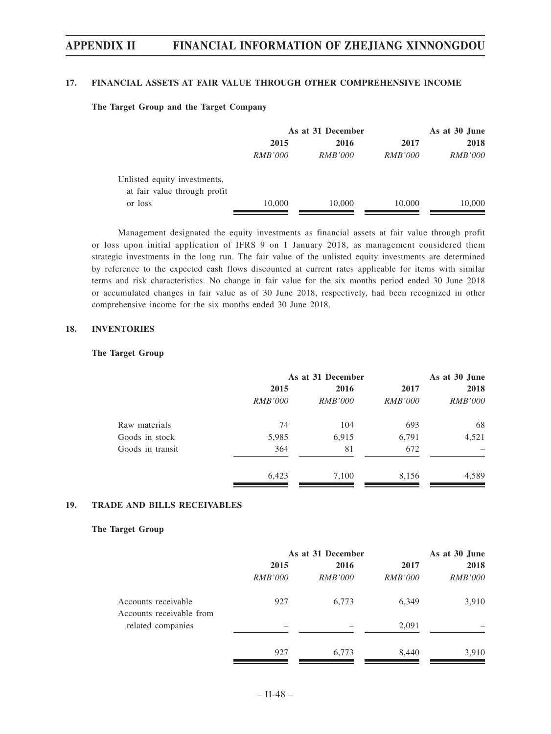## 17. FINANCIAL ASSETS AT FAIR VALUE THROUGH OTHER COMPREHENSIVE INCOME

**The Target Group and the Target Company**

| | As at 31 December | | | As at 30 June |
|---|---|---|---|---|
| | 2015 | 2016 | 2017 | 2018 |
| | *RMB'000* | *RMB'000* | *RMB'000* | *RMB'000* |
| Unlisted equity investments, at fair value through profit or loss | 10,000 | 10,000 | 10,000 | 10,000 |

Management designated the equity investments as financial assets at fair value through profit or loss upon initial application of IFRS 9 on 1 January 2018, as management considered them strategic investments in the long run. The fair value of the unlisted equity investments are determined by reference to the expected cash flows discounted at current rates applicable for items with similar terms and risk characteristics. No change in fair value for the six months period ended 30 June 2018 or accumulated changes in fair value as of 30 June 2018, respectively, had been recognized in other comprehensive income for the six months ended 30 June 2018.

## 18. INVENTORIES

**The Target Group**

| | As at 31 December | | | As at 30 June |
|---|---|---|---|---|
| | 2015 | 2016 | 2017 | 2018 |
| | *RMB'000* | *RMB'000* | *RMB'000* | *RMB'000* |
| Raw materials | 74 | 104 | 693 | 68 |
| Goods in stock | 5,985 | 6,915 | 6,791 | 4,521 |
| Goods in transit | 364 | 81 | 672 | – |
| | 6,423 | 7,100 | 8,156 | 4,589 |

## 19. TRADE AND BILLS RECEIVABLES

**The Target Group**

| | As at 31 December | | | As at 30 June |
|---|---|---|---|---|
| | 2015 | 2016 | 2017 | 2018 |
| | *RMB'000* | *RMB'000* | *RMB'000* | *RMB'000* |
| Accounts receivable | 927 | 6,773 | 6,349 | 3,910 |
| Accounts receivable from related companies | – | – | 2,091 | – |
| | 927 | 6,773 | 8,440 | 3,910 |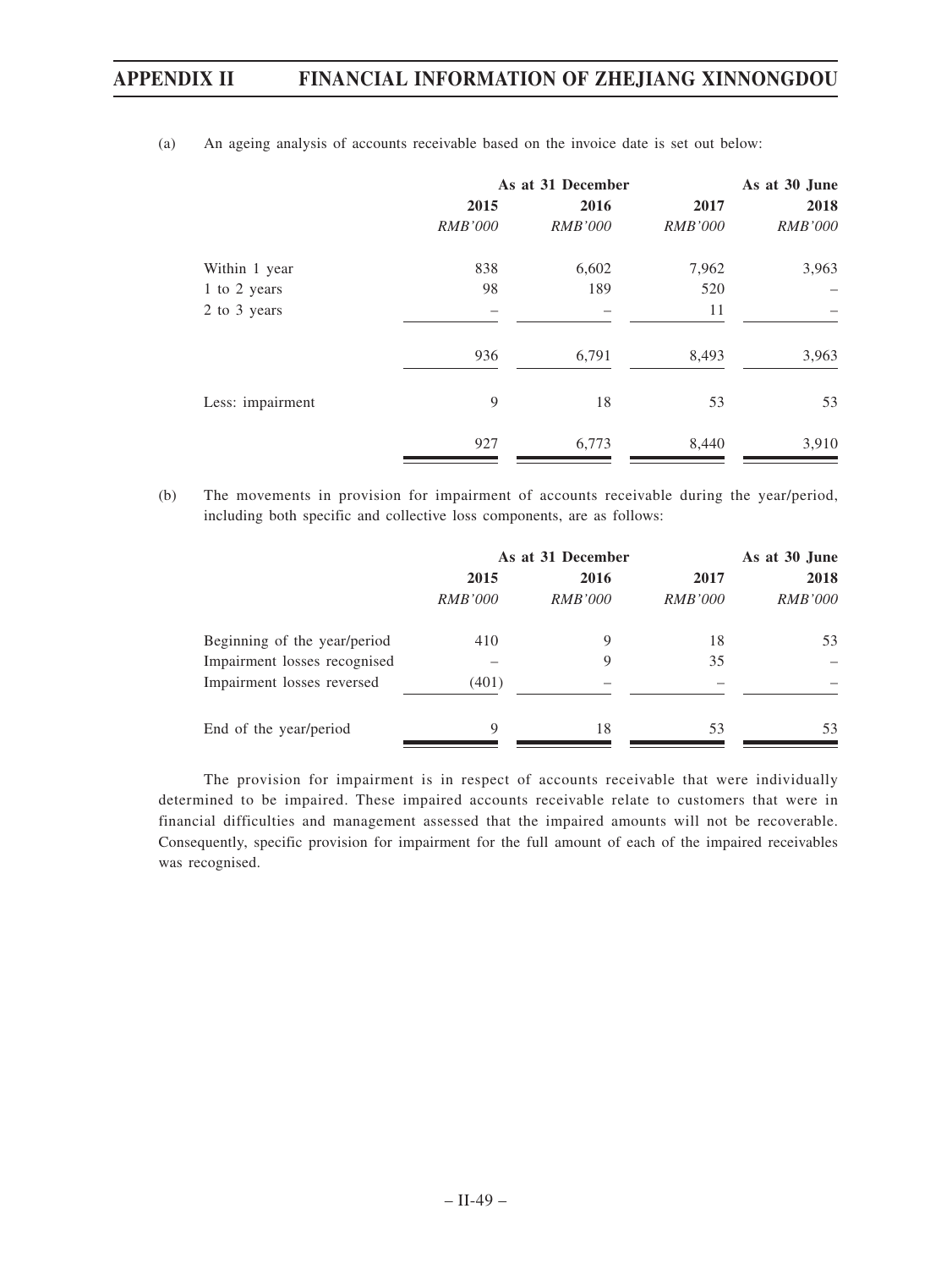(a) An ageing analysis of accounts receivable based on the invoice date is set out below:

| | As at 31 December | | | As at 30 June |
|---|---|---|---|---|
| | 2015 | 2016 | 2017 | 2018 |
| | *RMB'000* | *RMB'000* | *RMB'000* | *RMB'000* |
| Within 1 year | 838 | 6,602 | 7,962 | 3,963 |
| 1 to 2 years | 98 | 189 | 520 | – |
| 2 to 3 years | – | – | 11 | – |
| | 936 | 6,791 | 8,493 | 3,963 |
| Less: impairment | 9 | 18 | 53 | 53 |
| | 927 | 6,773 | 8,440 | 3,910 |

(b) The movements in provision for impairment of accounts receivable during the year/period, including both specific and collective loss components, are as follows:

| | As at 31 December | | | As at 30 June |
|---|---|---|---|---|
| | 2015 | 2016 | 2017 | 2018 |
| | *RMB'000* | *RMB'000* | *RMB'000* | *RMB'000* |
| Beginning of the year/period | 410 | 9 | 18 | 53 |
| Impairment losses recognised | – | 9 | 35 | – |
| Impairment losses reversed | (401) | – | – | – |
| End of the year/period | 9 | 18 | 53 | 53 |

The provision for impairment is in respect of accounts receivable that were individually determined to be impaired. These impaired accounts receivable relate to customers that were in financial difficulties and management assessed that the impaired amounts will not be recoverable. Consequently, specific provision for impairment for the full amount of each of the impaired receivables was recognised.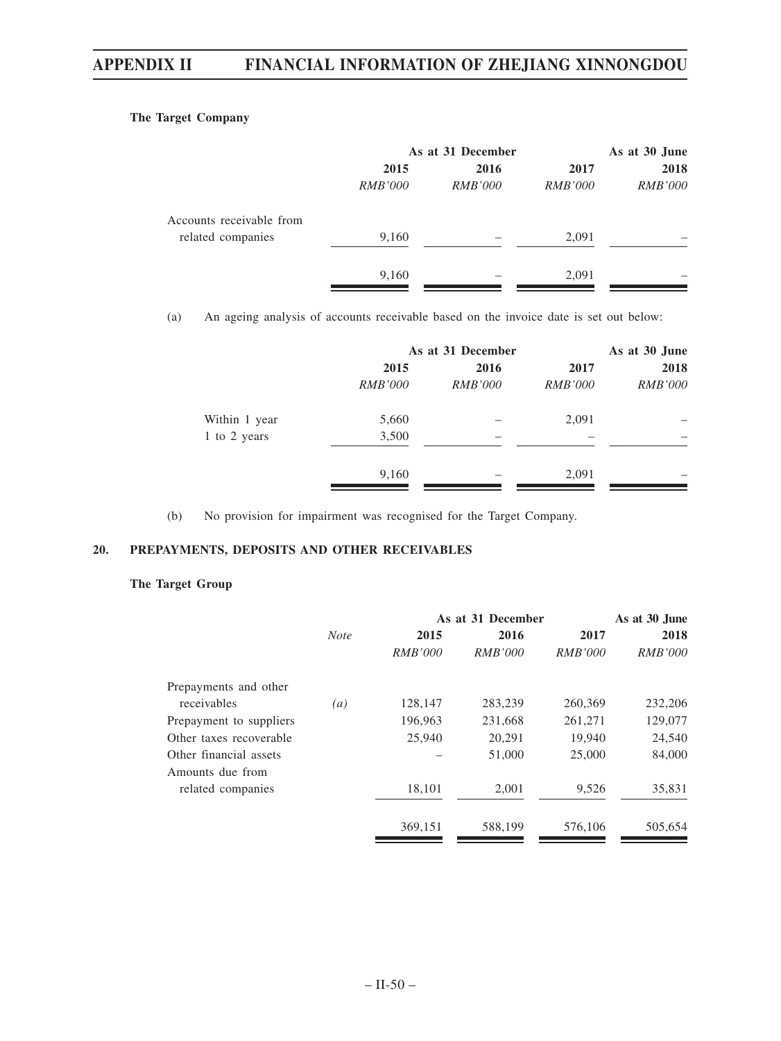**The Target Company**

| | As at 31 December | | | As at 30 June |
|---|---|---|---|---|
| | 2015 | 2016 | 2017 | 2018 |
| | *RMB'000* | *RMB'000* | *RMB'000* | *RMB'000* |
| Accounts receivable from related companies | 9,160 | – | 2,091 | – |
| | 9,160 | – | 2,091 | – |

(a) An ageing analysis of accounts receivable based on the invoice date is set out below:

| | As at 31 December | | | As at 30 June |
|---|---|---|---|---|
| | 2015 | 2016 | 2017 | 2018 |
| | *RMB'000* | *RMB'000* | *RMB'000* | *RMB'000* |
| Within 1 year | 5,660 | – | 2,091 | – |
| 1 to 2 years | 3,500 | – | – | – |
| | 9,160 | – | 2,091 | – |

(b) No provision for impairment was recognised for the Target Company.

## 20. PREPAYMENTS, DEPOSITS AND OTHER RECEIVABLES

**The Target Group**

| | *Note* | As at 31 December | | | As at 30 June |
|---|---|---|---|---|---|
| | | 2015 | 2016 | 2017 | 2018 |
| | | *RMB'000* | *RMB'000* | *RMB'000* | *RMB'000* |
| Prepayments and other receivables | *(a)* | 128,147 | 283,239 | 260,369 | 232,206 |
| Prepayment to suppliers | | 196,963 | 231,668 | 261,271 | 129,077 |
| Other taxes recoverable | | 25,940 | 20,291 | 19,940 | 24,540 |
| Other financial assets | | – | 51,000 | 25,000 | 84,000 |
| Amounts due from related companies | | 18,101 | 2,001 | 9,526 | 35,831 |
| | | 369,151 | 588,199 | 576,106 | 505,654 |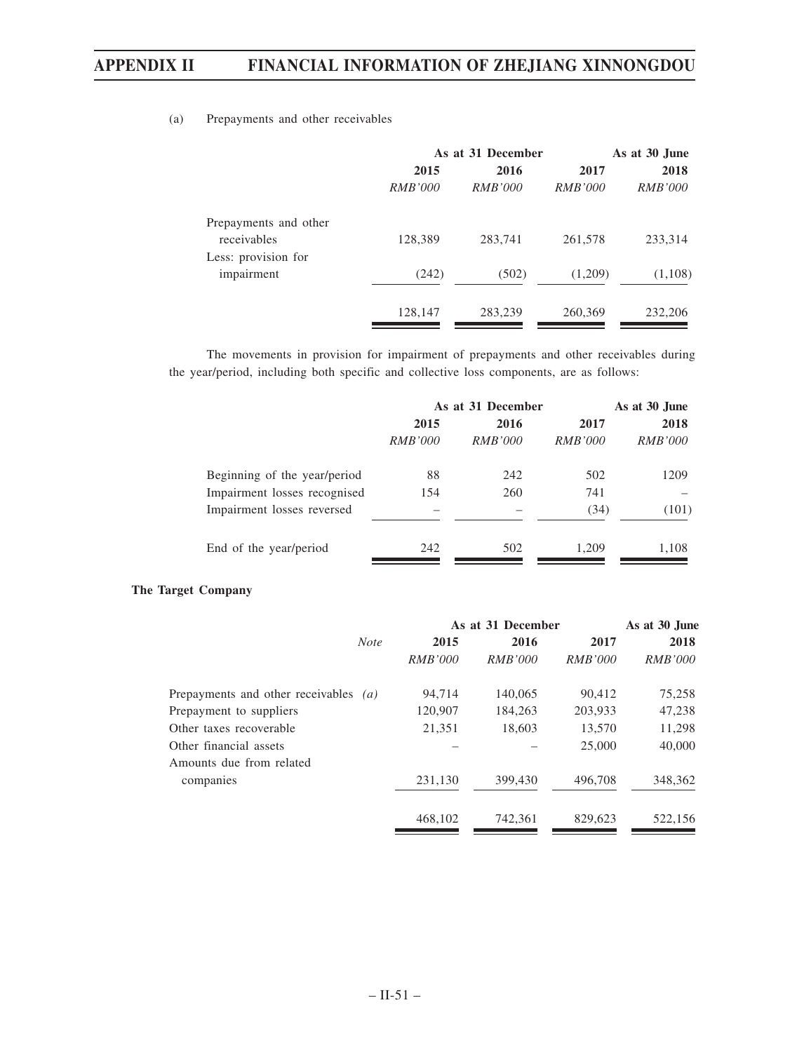(a) Prepayments and other receivables

| | As at 31 December | | | As at 30 June |
|---|---|---|---|---|
| | 2015 | 2016 | 2017 | 2018 |
| | *RMB'000* | *RMB'000* | *RMB'000* | *RMB'000* |
| Prepayments and other receivables | 128,389 | 283,741 | 261,578 | 233,314 |
| Less: provision for impairment | (242) | (502) | (1,209) | (1,108) |
| | 128,147 | 283,239 | 260,369 | 232,206 |

The movements in provision for impairment of prepayments and other receivables during the year/period, including both specific and collective loss components, are as follows:

| | As at 31 December | | | As at 30 June |
|---|---|---|---|---|
| | 2015 | 2016 | 2017 | 2018 |
| | *RMB'000* | *RMB'000* | *RMB'000* | *RMB'000* |
| Beginning of the year/period | 88 | 242 | 502 | 1209 |
| Impairment losses recognised | 154 | 260 | 741 | – |
| Impairment losses reversed | – | – | (34) | (101) |
| End of the year/period | 242 | 502 | 1,209 | 1,108 |

**The Target Company**

| | *Note* | As at 31 December | | | As at 30 June |
|---|---|---|---|---|---|
| | | 2015 | 2016 | 2017 | 2018 |
| | | *RMB'000* | *RMB'000* | *RMB'000* | *RMB'000* |
| Prepayments and other receivables | *(a)* | 94,714 | 140,065 | 90,412 | 75,258 |
| Prepayment to suppliers | | 120,907 | 184,263 | 203,933 | 47,238 |
| Other taxes recoverable | | 21,351 | 18,603 | 13,570 | 11,298 |
| Other financial assets | | – | – | 25,000 | 40,000 |
| Amounts due from related companies | | 231,130 | 399,430 | 496,708 | 348,362 |
| | | 468,102 | 742,361 | 829,623 | 522,156 |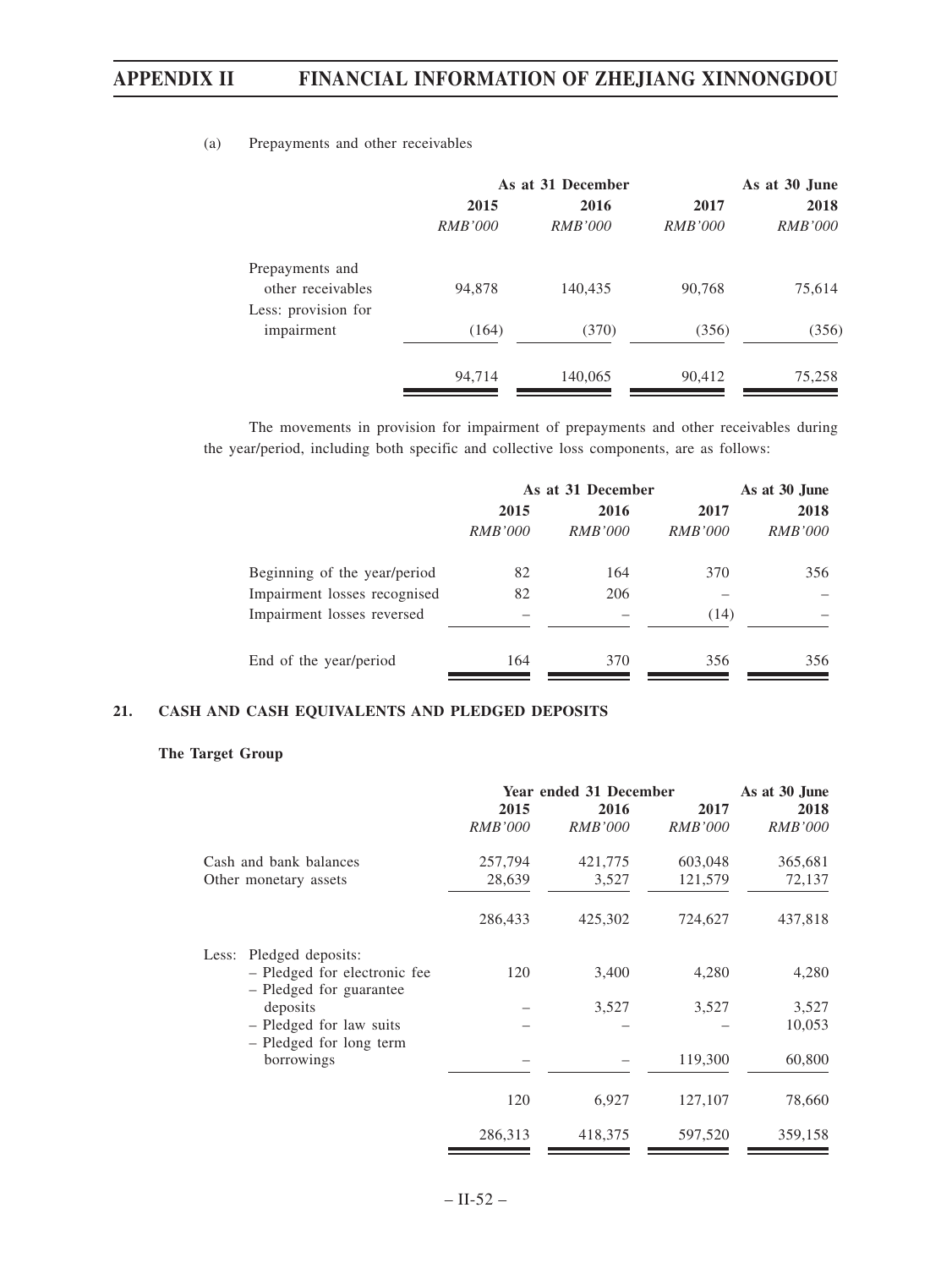(a) Prepayments and other receivables

| | As at 31 December | | | As at 30 June |
|---|---|---|---|---|
| | 2015 | 2016 | 2017 | 2018 |
| | *RMB'000* | *RMB'000* | *RMB'000* | *RMB'000* |
| Prepayments and other receivables | 94,878 | 140,435 | 90,768 | 75,614 |
| Less: provision for impairment | (164) | (370) | (356) | (356) |
| | 94,714 | 140,065 | 90,412 | 75,258 |

The movements in provision for impairment of prepayments and other receivables during the year/period, including both specific and collective loss components, are as follows:

| | As at 31 December | | | As at 30 June |
|---|---|---|---|---|
| | 2015 | 2016 | 2017 | 2018 |
| | *RMB'000* | *RMB'000* | *RMB'000* | *RMB'000* |
| Beginning of the year/period | 82 | 164 | 370 | 356 |
| Impairment losses recognised | 82 | 206 | – | – |
| Impairment losses reversed | – | – | (14) | – |
| End of the year/period | 164 | 370 | 356 | 356 |

## 21. CASH AND CASH EQUIVALENTS AND PLEDGED DEPOSITS

**The Target Group**

| | Year ended 31 December | | | As at 30 June |
|---|---|---|---|---|
| | 2015 | 2016 | 2017 | 2018 |
| | *RMB'000* | *RMB'000* | *RMB'000* | *RMB'000* |
| Cash and bank balances | 257,794 | 421,775 | 603,048 | 365,681 |
| Other monetary assets | 28,639 | 3,527 | 121,579 | 72,137 |
| | 286,433 | 425,302 | 724,627 | 437,818 |
| Less: Pledged deposits: | | | | |
| – Pledged for electronic fee | 120 | 3,400 | 4,280 | 4,280 |
| – Pledged for guarantee deposits | – | 3,527 | 3,527 | 3,527 |
| – Pledged for law suits | – | – | – | 10,053 |
| – Pledged for long term borrowings | – | – | 119,300 | 60,800 |
| | 120 | 6,927 | 127,107 | 78,660 |
| | 286,313 | 418,375 | 597,520 | 359,158 |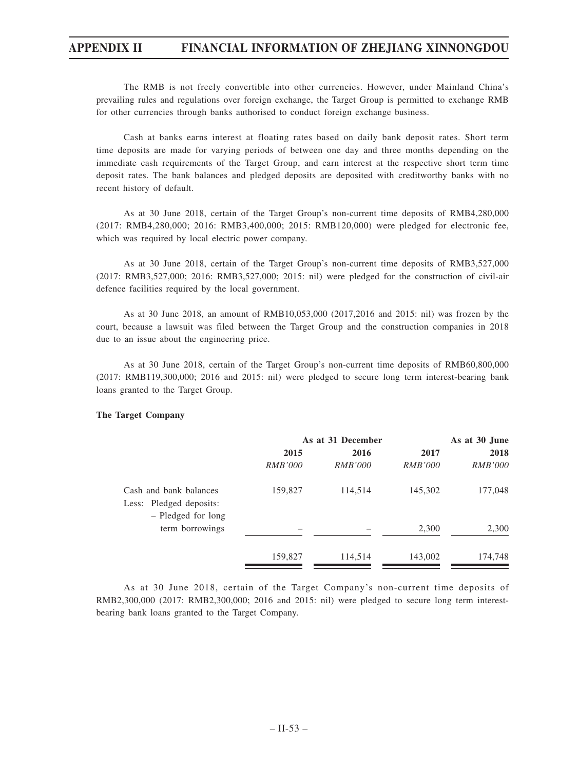The RMB is not freely convertible into other currencies. However, under Mainland China's prevailing rules and regulations over foreign exchange, the Target Group is permitted to exchange RMB for other currencies through banks authorised to conduct foreign exchange business.

Cash at banks earns interest at floating rates based on daily bank deposit rates. Short term time deposits are made for varying periods of between one day and three months depending on the immediate cash requirements of the Target Group, and earn interest at the respective short term time deposit rates. The bank balances and pledged deposits are deposited with creditworthy banks with no recent history of default.

As at 30 June 2018, certain of the Target Group's non-current time deposits of RMB4,280,000 (2017: RMB4,280,000; 2016: RMB3,400,000; 2015: RMB120,000) were pledged for electronic fee, which was required by local electric power company.

As at 30 June 2018, certain of the Target Group's non-current time deposits of RMB3,527,000 (2017: RMB3,527,000; 2016: RMB3,527,000; 2015: nil) were pledged for the construction of civil-air defence facilities required by the local government.

As at 30 June 2018, an amount of RMB10,053,000 (2017,2016 and 2015: nil) was frozen by the court, because a lawsuit was filed between the Target Group and the construction companies in 2018 due to an issue about the engineering price.

As at 30 June 2018, certain of the Target Group's non-current time deposits of RMB60,800,000 (2017: RMB119,300,000; 2016 and 2015: nil) were pledged to secure long term interest-bearing bank loans granted to the Target Group.

**The Target Company**

| | As at 31 December | | | As at 30 June |
|---|---|---|---|---|
| | 2015 | 2016 | 2017 | 2018 |
| | *RMB'000* | *RMB'000* | *RMB'000* | *RMB'000* |
| Cash and bank balances | 159,827 | 114,514 | 145,302 | 177,048 |
| Less: Pledged deposits: | | | | |
| – Pledged for long term borrowings | – | – | 2,300 | 2,300 |
| | 159,827 | 114,514 | 143,002 | 174,748 |

As at 30 June 2018, certain of the Target Company's non-current time deposits of RMB2,300,000 (2017: RMB2,300,000; 2016 and 2015: nil) were pledged to secure long term interest-bearing bank loans granted to the Target Company.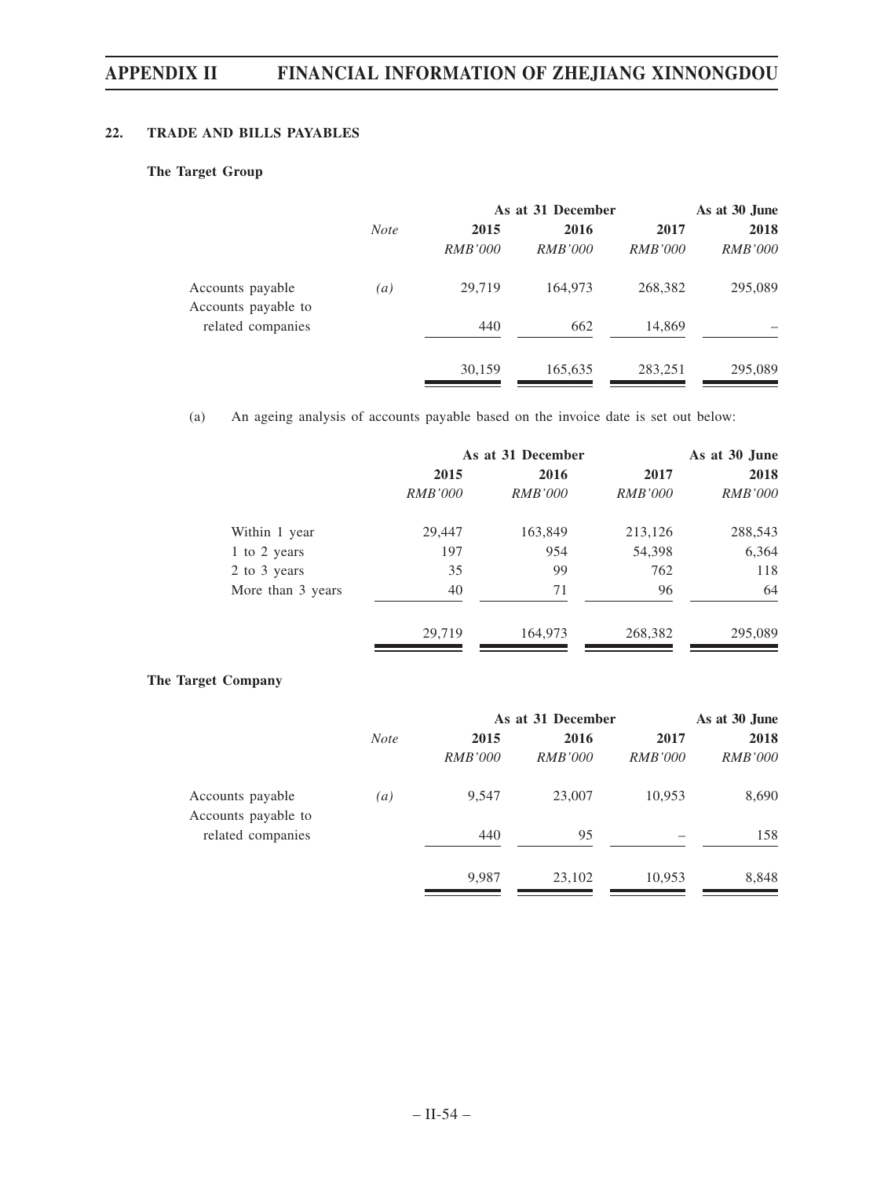## 22. TRADE AND BILLS PAYABLES

### The Target Group

| | Note | As at 31 December | | | As at 30 June |
|---|---|---|---|---|---|
| | | 2015 | 2016 | 2017 | 2018 |
| | | *RMB'000* | *RMB'000* | *RMB'000* | *RMB'000* |
| Accounts payable | *(a)* | 29,719 | 164,973 | 268,382 | 295,089 |
| Accounts payable to related companies | | 440 | 662 | 14,869 | – |
| | | 30,159 | 165,635 | 283,251 | 295,089 |

(a) An ageing analysis of accounts payable based on the invoice date is set out below:

| | As at 31 December | | | As at 30 June |
|---|---|---|---|---|
| | 2015 | 2016 | 2017 | 2018 |
| | *RMB'000* | *RMB'000* | *RMB'000* | *RMB'000* |
| Within 1 year | 29,447 | 163,849 | 213,126 | 288,543 |
| 1 to 2 years | 197 | 954 | 54,398 | 6,364 |
| 2 to 3 years | 35 | 99 | 762 | 118 |
| More than 3 years | 40 | 71 | 96 | 64 |
| | 29,719 | 164,973 | 268,382 | 295,089 |

### The Target Company

| | Note | As at 31 December | | | As at 30 June |
|---|---|---|---|---|---|
| | | 2015 | 2016 | 2017 | 2018 |
| | | *RMB'000* | *RMB'000* | *RMB'000* | *RMB'000* |
| Accounts payable | *(a)* | 9,547 | 23,007 | 10,953 | 8,690 |
| Accounts payable to related companies | | 440 | 95 | – | 158 |
| | | 9,987 | 23,102 | 10,953 | 8,848 |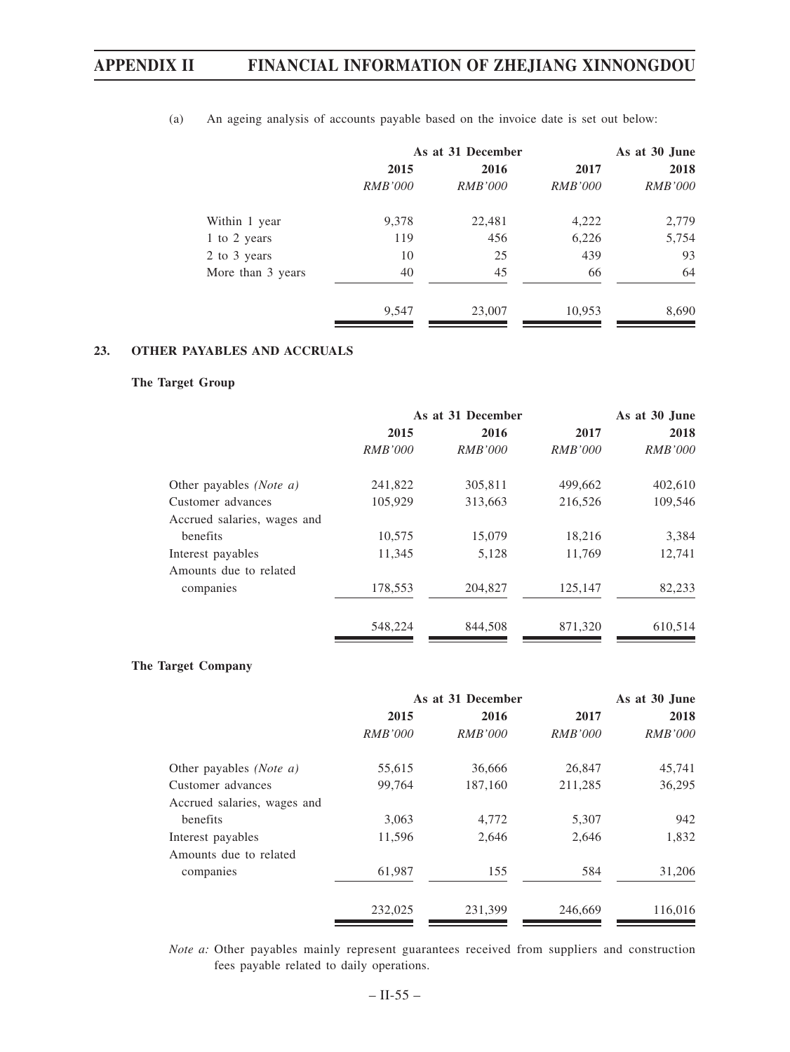(a) An ageing analysis of accounts payable based on the invoice date is set out below:

| | As at 31 December | | | As at 30 June |
|---|---|---|---|---|
| | 2015 | 2016 | 2017 | 2018 |
| | *RMB'000* | *RMB'000* | *RMB'000* | *RMB'000* |
| Within 1 year | 9,378 | 22,481 | 4,222 | 2,779 |
| 1 to 2 years | 119 | 456 | 6,226 | 5,754 |
| 2 to 3 years | 10 | 25 | 439 | 93 |
| More than 3 years | 40 | 45 | 66 | 64 |
| | 9,547 | 23,007 | 10,953 | 8,690 |

## 23. OTHER PAYABLES AND ACCRUALS

**The Target Group**

| | As at 31 December | | | As at 30 June |
|---|---|---|---|---|
| | 2015 | 2016 | 2017 | 2018 |
| | *RMB'000* | *RMB'000* | *RMB'000* | *RMB'000* |
| Other payables *(Note a)* | 241,822 | 305,811 | 499,662 | 402,610 |
| Customer advances | 105,929 | 313,663 | 216,526 | 109,546 |
| Accrued salaries, wages and benefits | 10,575 | 15,079 | 18,216 | 3,384 |
| Interest payables | 11,345 | 5,128 | 11,769 | 12,741 |
| Amounts due to related companies | 178,553 | 204,827 | 125,147 | 82,233 |
| | 548,224 | 844,508 | 871,320 | 610,514 |

**The Target Company**

| | As at 31 December | | | As at 30 June |
|---|---|---|---|---|
| | 2015 | 2016 | 2017 | 2018 |
| | *RMB'000* | *RMB'000* | *RMB'000* | *RMB'000* |
| Other payables *(Note a)* | 55,615 | 36,666 | 26,847 | 45,741 |
| Customer advances | 99,764 | 187,160 | 211,285 | 36,295 |
| Accrued salaries, wages and benefits | 3,063 | 4,772 | 5,307 | 942 |
| Interest payables | 11,596 | 2,646 | 2,646 | 1,832 |
| Amounts due to related companies | 61,987 | 155 | 584 | 31,206 |
| | 232,025 | 231,399 | 246,669 | 116,016 |

*Note a:* Other payables mainly represent guarantees received from suppliers and construction fees payable related to daily operations.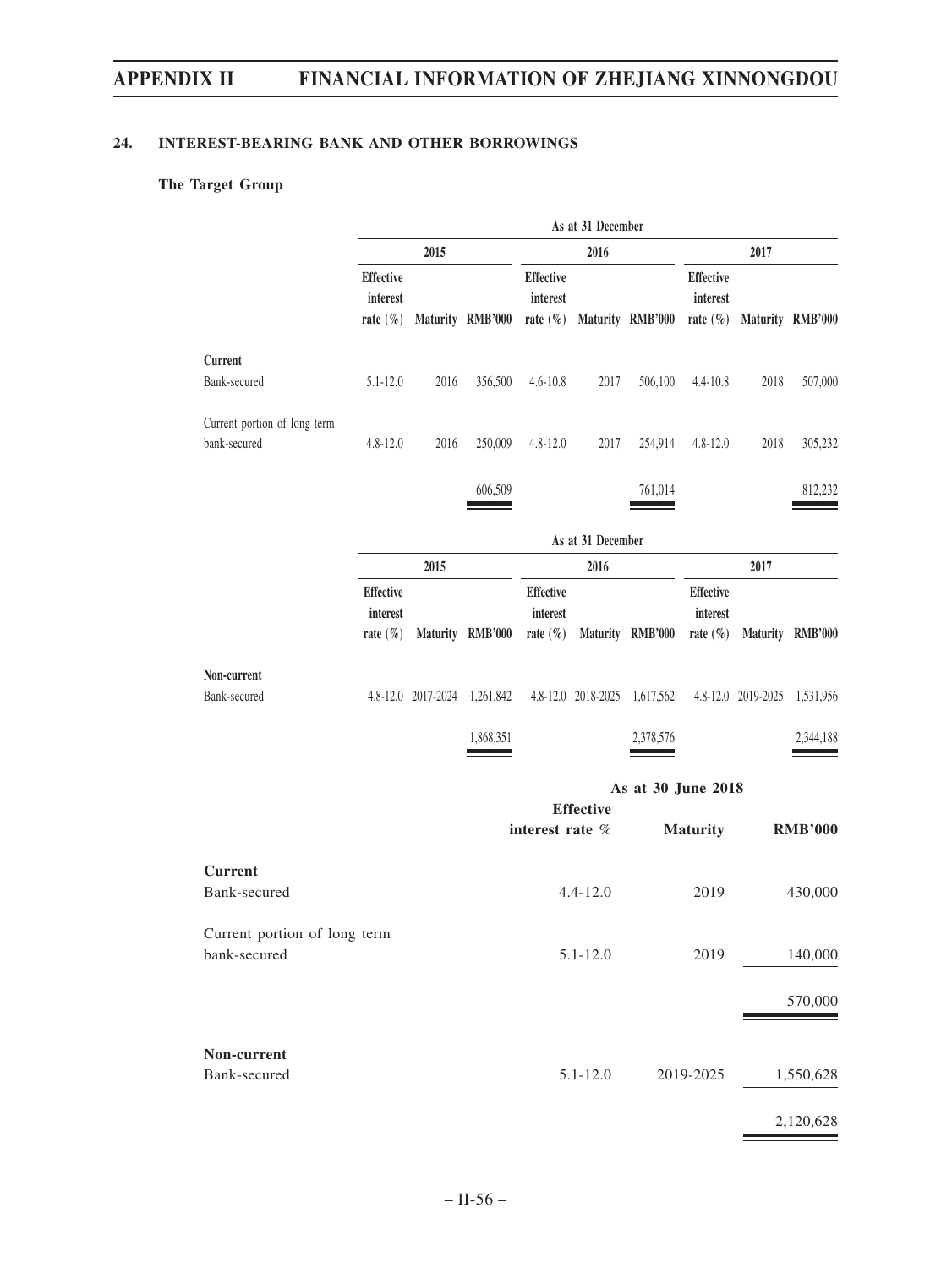## 24. INTEREST-BEARING BANK AND OTHER BORROWINGS

**The Target Group**

| | As at 31 December | | | | | | | | |
|---|---|---|---|---|---|---|---|---|---|
| | 2015 | | | 2016 | | | 2017 | | |
| | Effective interest rate (%) | Maturity | RMB'000 | Effective interest rate (%) | Maturity | RMB'000 | Effective interest rate (%) | Maturity | RMB'000 |
| **Current** | | | | | | | | | |
| Bank-secured | 5.1-12.0 | 2016 | 356,500 | 4.6-10.8 | 2017 | 506,100 | 4.4-10.8 | 2018 | 507,000 |
| Current portion of long term bank-secured | 4.8-12.0 | 2016 | 250,009 | 4.8-12.0 | 2017 | 254,914 | 4.8-12.0 | 2018 | 305,232 |
| | | | 606,509 | | | 761,014 | | | 812,232 |

| | As at 31 December | | | | | | | | |
|---|---|---|---|---|---|---|---|---|---|
| | 2015 | | | 2016 | | | 2017 | | |
| | Effective interest rate (%) | Maturity | RMB'000 | Effective interest rate (%) | Maturity | RMB'000 | Effective interest rate (%) | Maturity | RMB'000 |
| **Non-current** | | | | | | | | | |
| Bank-secured | 4.8-12.0 | 2017-2024 | 1,261,842 | 4.8-12.0 | 2018-2025 | 1,617,562 | 4.8-12.0 | 2019-2025 | 1,531,956 |
| | | | 1,868,351 | | | 2,378,576 | | | 2,344,188 |

| | As at 30 June 2018 | | |
|---|---|---|---|
| | Effective interest rate % | Maturity | RMB'000 |
| **Current** | | | |
| Bank-secured | 4.4-12.0 | 2019 | 430,000 |
| Current portion of long term bank-secured | 5.1-12.0 | 2019 | 140,000 |
| | | | 570,000 |
| **Non-current** | | | |
| Bank-secured | 5.1-12.0 | 2019-2025 | 1,550,628 |
| | | | 2,120,628 |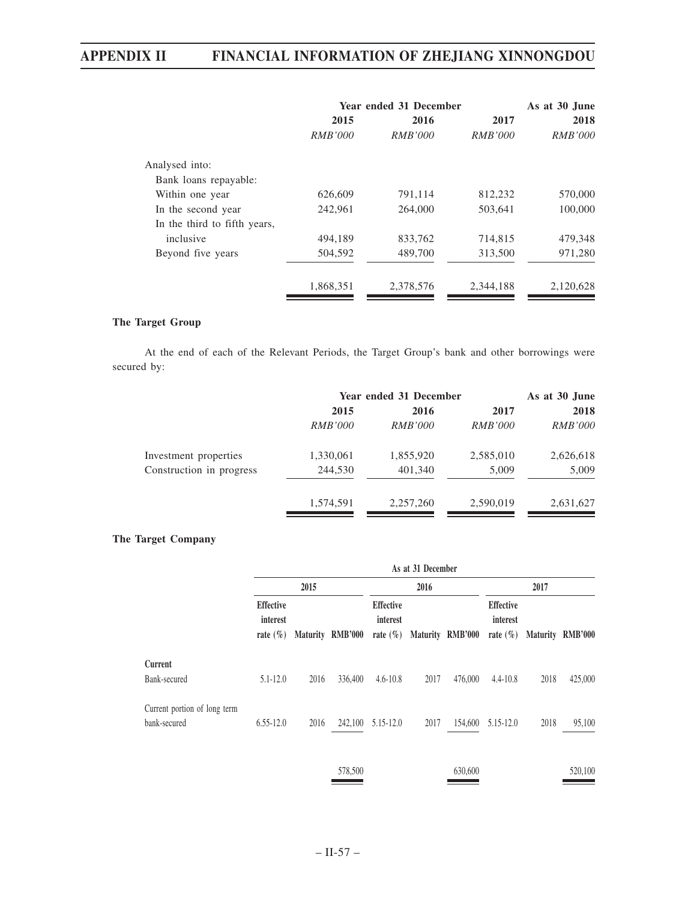| | Year ended 31 December | | | As at 30 June |
|---|---|---|---|---|
| | 2015 | 2016 | 2017 | 2018 |
| | *RMB'000* | *RMB'000* | *RMB'000* | *RMB'000* |
| Analysed into: | | | | |
| Bank loans repayable: | | | | |
| Within one year | 626,609 | 791,114 | 812,232 | 570,000 |
| In the second year | 242,961 | 264,000 | 503,641 | 100,000 |
| In the third to fifth years, inclusive | 494,189 | 833,762 | 714,815 | 479,348 |
| Beyond five years | 504,592 | 489,700 | 313,500 | 971,280 |
| | 1,868,351 | 2,378,576 | 2,344,188 | 2,120,628 |

**The Target Group**

At the end of each of the Relevant Periods, the Target Group's bank and other borrowings were secured by:

| | Year ended 31 December | | | As at 30 June |
|---|---|---|---|---|
| | 2015 | 2016 | 2017 | 2018 |
| | *RMB'000* | *RMB'000* | *RMB'000* | *RMB'000* |
| Investment properties | 1,330,061 | 1,855,920 | 2,585,010 | 2,626,618 |
| Construction in progress | 244,530 | 401,340 | 5,009 | 5,009 |
| | 1,574,591 | 2,257,260 | 2,590,019 | 2,631,627 |

**The Target Company**

| | As at 31 December | | | | | | | | |
|---|---|---|---|---|---|---|---|---|---|
| | 2015 | | | 2016 | | | 2017 | | |
| | Effective interest rate (%) | Maturity | RMB'000 | Effective interest rate (%) | Maturity | RMB'000 | Effective interest rate (%) | Maturity | RMB'000 |
| **Current** | | | | | | | | | |
| Bank-secured | 5.1-12.0 | 2016 | 336,400 | 4.6-10.8 | 2017 | 476,000 | 4.4-10.8 | 2018 | 425,000 |
| Current portion of long term bank-secured | 6.55-12.0 | 2016 | 242,100 | 5.15-12.0 | 2017 | 154,600 | 5.15-12.0 | 2018 | 95,100 |
| | | | 578,500 | | | 630,600 | | | 520,100 |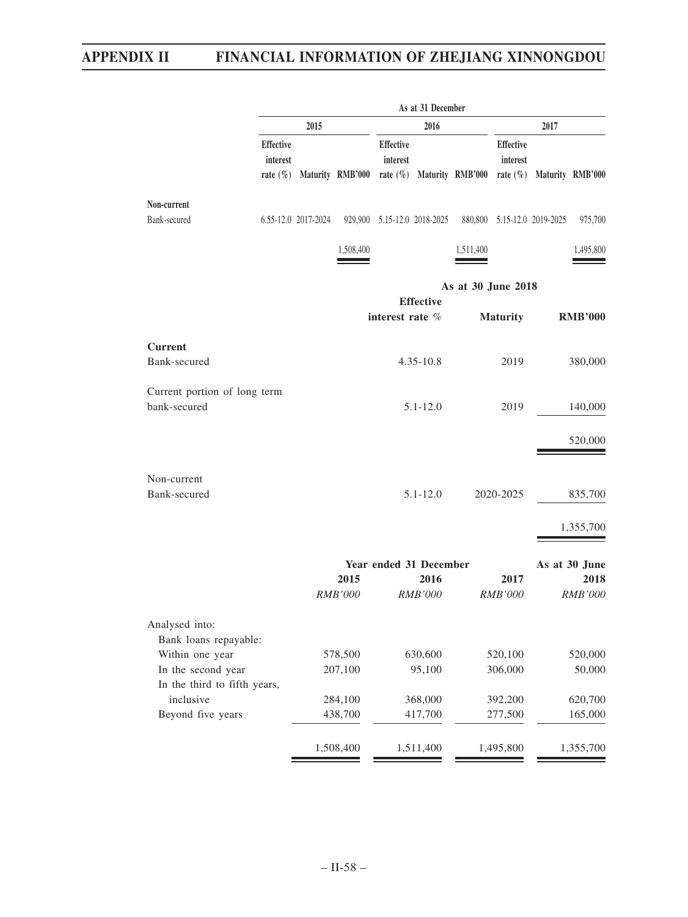| | As at 31 December | | | | | | | | |
|---|---|---|---|---|---|---|---|---|---|
| | 2015 | | | 2016 | | | 2017 | | |
| | Effective interest rate (%) | Maturity | RMB'000 | Effective interest rate (%) | Maturity | RMB'000 | Effective interest rate (%) | Maturity | RMB'000 |
| **Non-current** | | | | | | | | | |
| Bank-secured | 6.55-12.0 | 2017-2024 | 929,900 | 5.15-12.0 | 2018-2025 | 880,800 | 5.15-12.0 | 2019-2025 | 975,700 |
| | | | 1,508,400 | | | 1,511,400 | | | 1,495,800 |

| | As at 30 June 2018 | | |
|---|---|---|---|
| | Effective interest rate % | Maturity | RMB'000 |
| **Current** | | | |
| Bank-secured | 4.35-10.8 | 2019 | 380,000 |
| Current portion of long term bank-secured | 5.1-12.0 | 2019 | 140,000 |
| | | | 520,000 |
| Non-current | | | |
| Bank-secured | 5.1-12.0 | 2020-2025 | 835,700 |
| | | | 1,355,700 |

| | Year ended 31 December | | | As at 30 June |
|---|---|---|---|---|
| | 2015 | 2016 | 2017 | 2018 |
| | *RMB'000* | *RMB'000* | *RMB'000* | *RMB'000* |
| Analysed into: | | | | |
| Bank loans repayable: | | | | |
| Within one year | 578,500 | 630,600 | 520,100 | 520,000 |
| In the second year | 207,100 | 95,100 | 306,000 | 50,000 |
| In the third to fifth years, inclusive | 284,100 | 368,000 | 392,200 | 620,700 |
| Beyond five years | 438,700 | 417,700 | 277,500 | 165,000 |
| | 1,508,400 | 1,511,400 | 1,495,800 | 1,355,700 |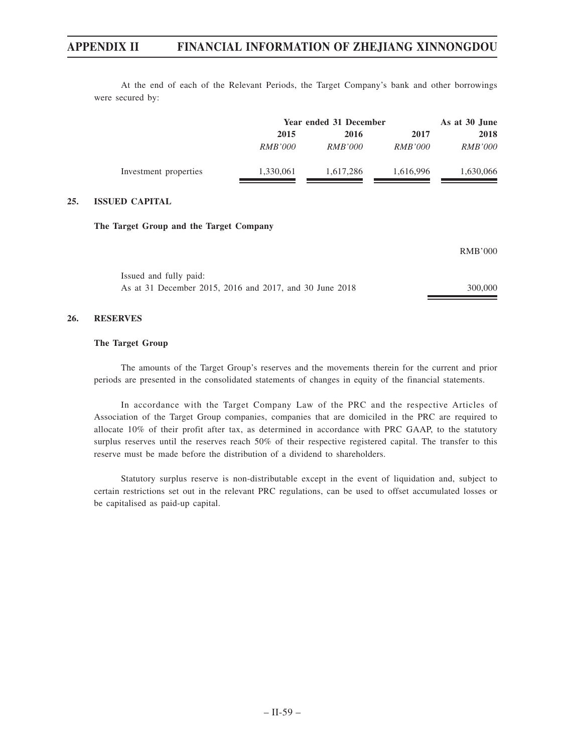At the end of each of the Relevant Periods, the Target Company's bank and other borrowings were secured by:

| | Year ended 31 December | | | As at 30 June |
|---|---|---|---|---|
| | 2015 | 2016 | 2017 | 2018 |
| | *RMB'000* | *RMB'000* | *RMB'000* | *RMB'000* |
| Investment properties | 1,330,061 | 1,617,286 | 1,616,996 | 1,630,066 |

## 25. ISSUED CAPITAL

**The Target Group and the Target Company**

| | RMB'000 |
|---|---|
| Issued and fully paid: | |
| As at 31 December 2015, 2016 and 2017, and 30 June 2018 | 300,000 |

## 26. RESERVES

**The Target Group**

The amounts of the Target Group's reserves and the movements therein for the current and prior periods are presented in the consolidated statements of changes in equity of the financial statements.

In accordance with the Target Company Law of the PRC and the respective Articles of Association of the Target Group companies, companies that are domiciled in the PRC are required to allocate 10% of their profit after tax, as determined in accordance with PRC GAAP, to the statutory surplus reserves until the reserves reach 50% of their respective registered capital. The transfer to this reserve must be made before the distribution of a dividend to shareholders.

Statutory surplus reserve is non-distributable except in the event of liquidation and, subject to certain restrictions set out in the relevant PRC regulations, can be used to offset accumulated losses or be capitalised as paid-up capital.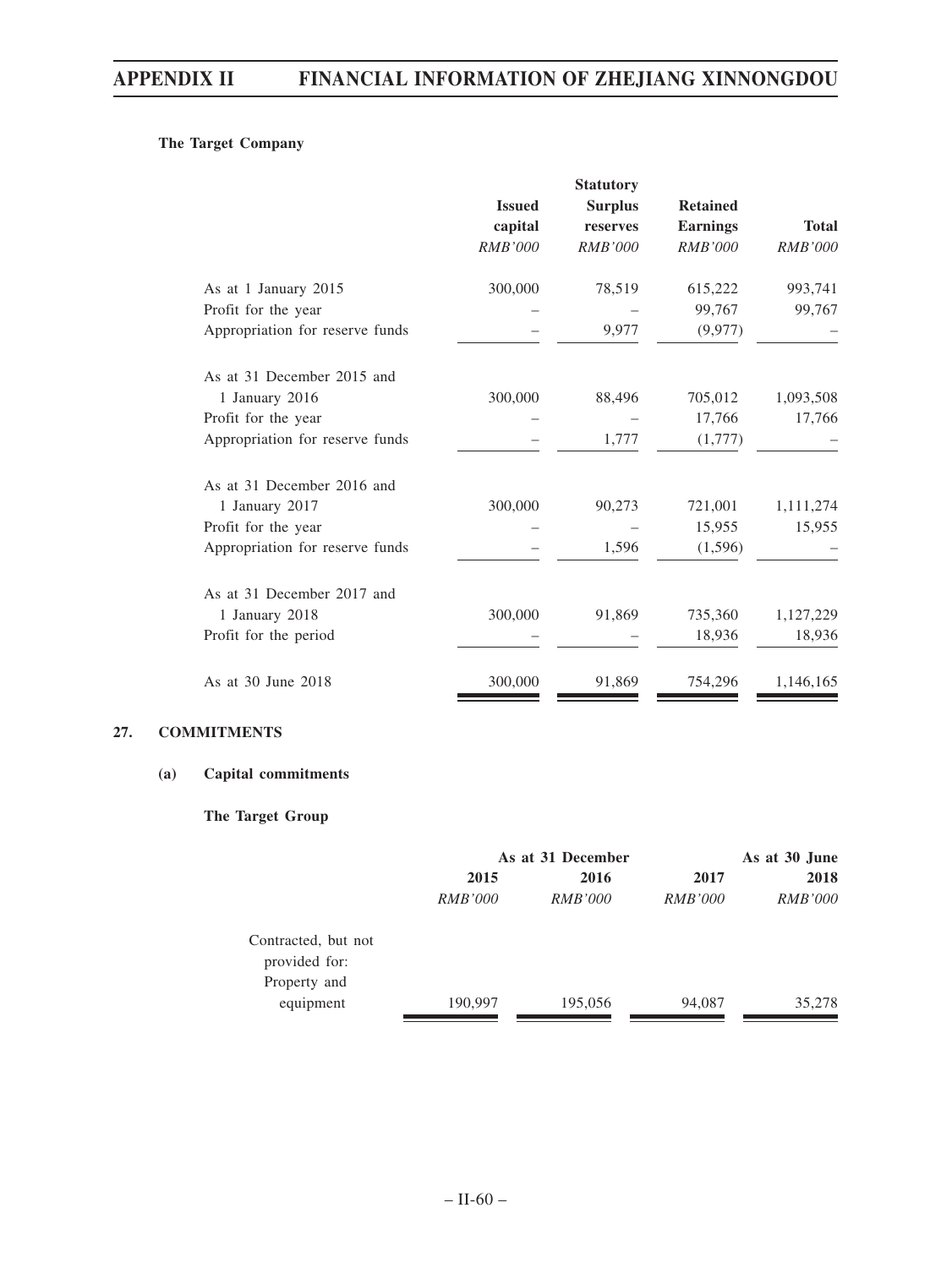**The Target Company**

| | Issued capital | Statutory Surplus reserves | Retained Earnings | Total |
|---|---|---|---|---|
| | *RMB'000* | *RMB'000* | *RMB'000* | *RMB'000* |
| As at 1 January 2015 | 300,000 | 78,519 | 615,222 | 993,741 |
| Profit for the year | – | – | 99,767 | 99,767 |
| Appropriation for reserve funds | – | 9,977 | (9,977) | – |
| As at 31 December 2015 and 1 January 2016 | 300,000 | 88,496 | 705,012 | 1,093,508 |
| Profit for the year | – | – | 17,766 | 17,766 |
| Appropriation for reserve funds | – | 1,777 | (1,777) | – |
| As at 31 December 2016 and 1 January 2017 | 300,000 | 90,273 | 721,001 | 1,111,274 |
| Profit for the year | – | – | 15,955 | 15,955 |
| Appropriation for reserve funds | – | 1,596 | (1,596) | – |
| As at 31 December 2017 and 1 January 2018 | 300,000 | 91,869 | 735,360 | 1,127,229 |
| Profit for the period | – | – | 18,936 | 18,936 |
| As at 30 June 2018 | 300,000 | 91,869 | 754,296 | 1,146,165 |

## 27. COMMITMENTS

### (a) Capital commitments

**The Target Group**

| | As at 31 December | | | As at 30 June |
|---|---|---|---|---|
| | 2015 | 2016 | 2017 | 2018 |
| | *RMB'000* | *RMB'000* | *RMB'000* | *RMB'000* |
| Contracted, but not provided for: | | | | |
| Property and equipment | 190,997 | 195,056 | 94,087 | 35,278 |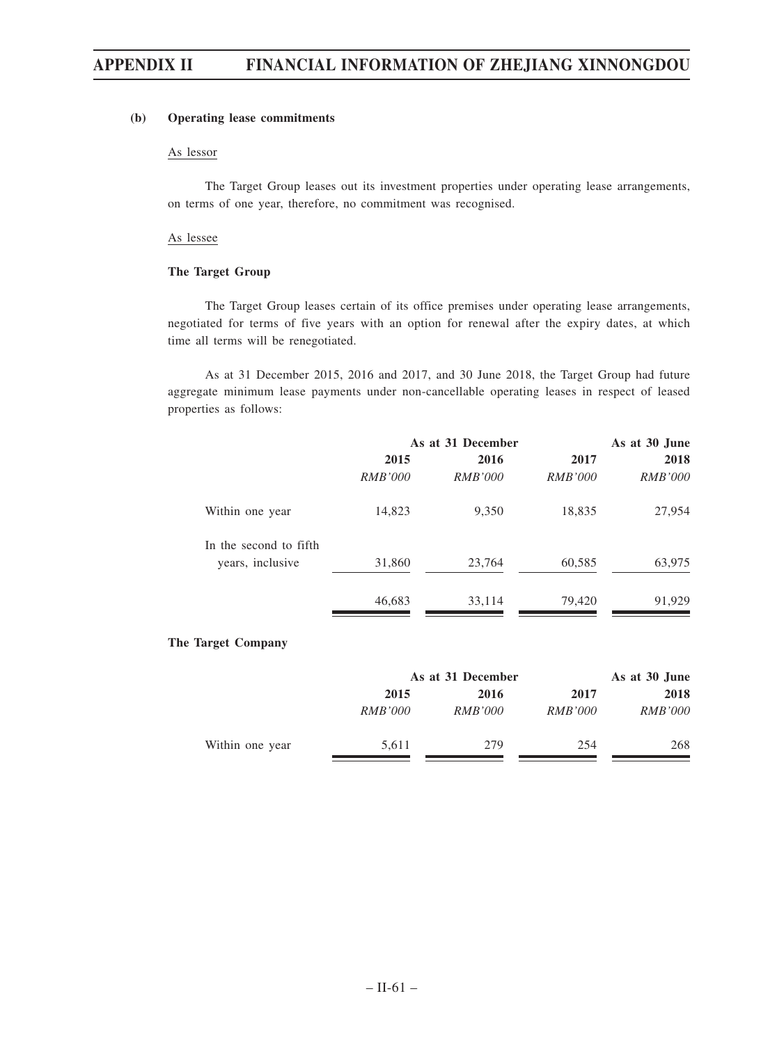#### (b) Operating lease commitments

As lessor

The Target Group leases out its investment properties under operating lease arrangements, on terms of one year, therefore, no commitment was recognised.

As lessee

**The Target Group**

The Target Group leases certain of its office premises under operating lease arrangements, negotiated for terms of five years with an option for renewal after the expiry dates, at which time all terms will be renegotiated.

As at 31 December 2015, 2016 and 2017, and 30 June 2018, the Target Group had future aggregate minimum lease payments under non-cancellable operating leases in respect of leased properties as follows:

| | As at 31 December | | | As at 30 June |
|---|---|---|---|---|
| | **2015** | **2016** | **2017** | **2018** |
| | *RMB'000* | *RMB'000* | *RMB'000* | *RMB'000* |
| Within one year | 14,823 | 9,350 | 18,835 | 27,954 |
| In the second to fifth years, inclusive | 31,860 | 23,764 | 60,585 | 63,975 |
| | 46,683 | 33,114 | 79,420 | 91,929 |

**The Target Company**

| | As at 31 December | | | As at 30 June |
|---|---|---|---|---|
| | **2015** | **2016** | **2017** | **2018** |
| | *RMB'000* | *RMB'000* | *RMB'000* | *RMB'000* |
| Within one year | 5,611 | 279 | 254 | 268 |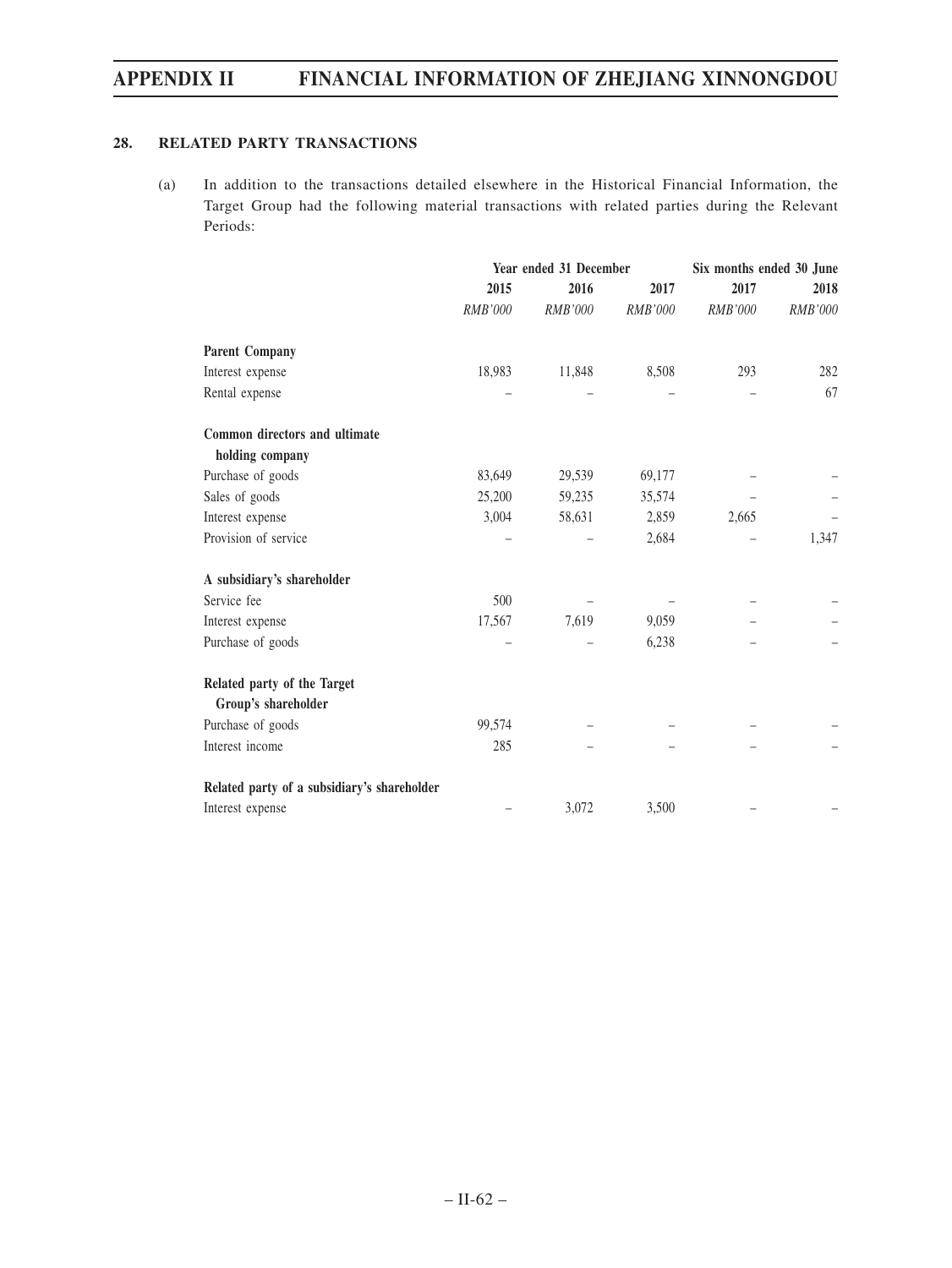## 28. RELATED PARTY TRANSACTIONS

(a) In addition to the transactions detailed elsewhere in the Historical Financial Information, the Target Group had the following material transactions with related parties during the Relevant Periods:

| | Year ended 31 December | | | Six months ended 30 June | |
|---|---|---|---|---|---|
| | 2015 | 2016 | 2017 | 2017 | 2018 |
| | *RMB'000* | *RMB'000* | *RMB'000* | *RMB'000* | *RMB'000* |
| **Parent Company** | | | | | |
| Interest expense | 18,983 | 11,848 | 8,508 | 293 | 282 |
| Rental expense | – | – | – | – | 67 |
| **Common directors and ultimate holding company** | | | | | |
| Purchase of goods | 83,649 | 29,539 | 69,177 | – | – |
| Sales of goods | 25,200 | 59,235 | 35,574 | – | – |
| Interest expense | 3,004 | 58,631 | 2,859 | 2,665 | – |
| Provision of service | – | – | 2,684 | – | 1,347 |
| **A subsidiary's shareholder** | | | | | |
| Service fee | 500 | – | – | – | – |
| Interest expense | 17,567 | 7,619 | 9,059 | – | – |
| Purchase of goods | – | – | 6,238 | – | – |
| **Related party of the Target Group's shareholder** | | | | | |
| Purchase of goods | 99,574 | – | – | – | – |
| Interest income | 285 | – | – | – | – |
| **Related party of a subsidiary's shareholder** | | | | | |
| Interest expense | – | 3,072 | 3,500 | – | – |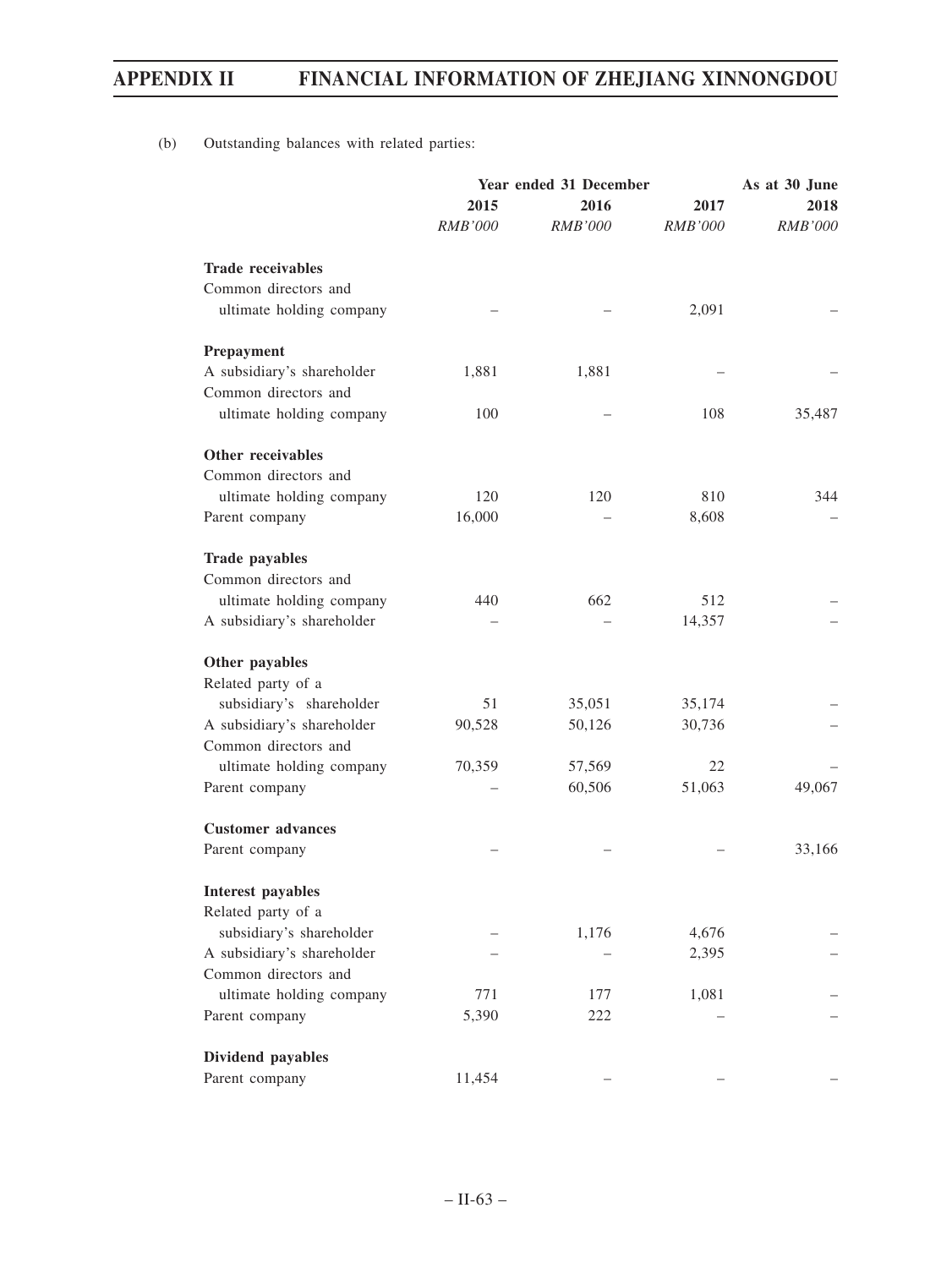(b) Outstanding balances with related parties:

| | Year ended 31 December | | | As at 30 June |
|---|---|---|---|---|
| | 2015 | 2016 | 2017 | 2018 |
| | *RMB'000* | *RMB'000* | *RMB'000* | *RMB'000* |
| **Trade receivables** | | | | |
| Common directors and ultimate holding company | – | – | 2,091 | – |
| **Prepayment** | | | | |
| A subsidiary's shareholder | 1,881 | 1,881 | – | – |
| Common directors and ultimate holding company | 100 | – | 108 | 35,487 |
| **Other receivables** | | | | |
| Common directors and ultimate holding company | 120 | 120 | 810 | 344 |
| Parent company | 16,000 | – | 8,608 | – |
| **Trade payables** | | | | |
| Common directors and ultimate holding company | 440 | 662 | 512 | – |
| A subsidiary's shareholder | – | – | 14,357 | – |
| **Other payables** | | | | |
| Related party of a subsidiary's shareholder | 51 | 35,051 | 35,174 | – |
| A subsidiary's shareholder | 90,528 | 50,126 | 30,736 | – |
| Common directors and ultimate holding company | 70,359 | 57,569 | 22 | – |
| Parent company | – | 60,506 | 51,063 | 49,067 |
| **Customer advances** | | | | |
| Parent company | – | – | – | 33,166 |
| **Interest payables** | | | | |
| Related party of a subsidiary's shareholder | – | 1,176 | 4,676 | – |
| A subsidiary's shareholder | – | – | 2,395 | – |
| Common directors and ultimate holding company | 771 | 177 | 1,081 | – |
| Parent company | 5,390 | 222 | – | – |
| **Dividend payables** | | | | |
| Parent company | 11,454 | – | – | – |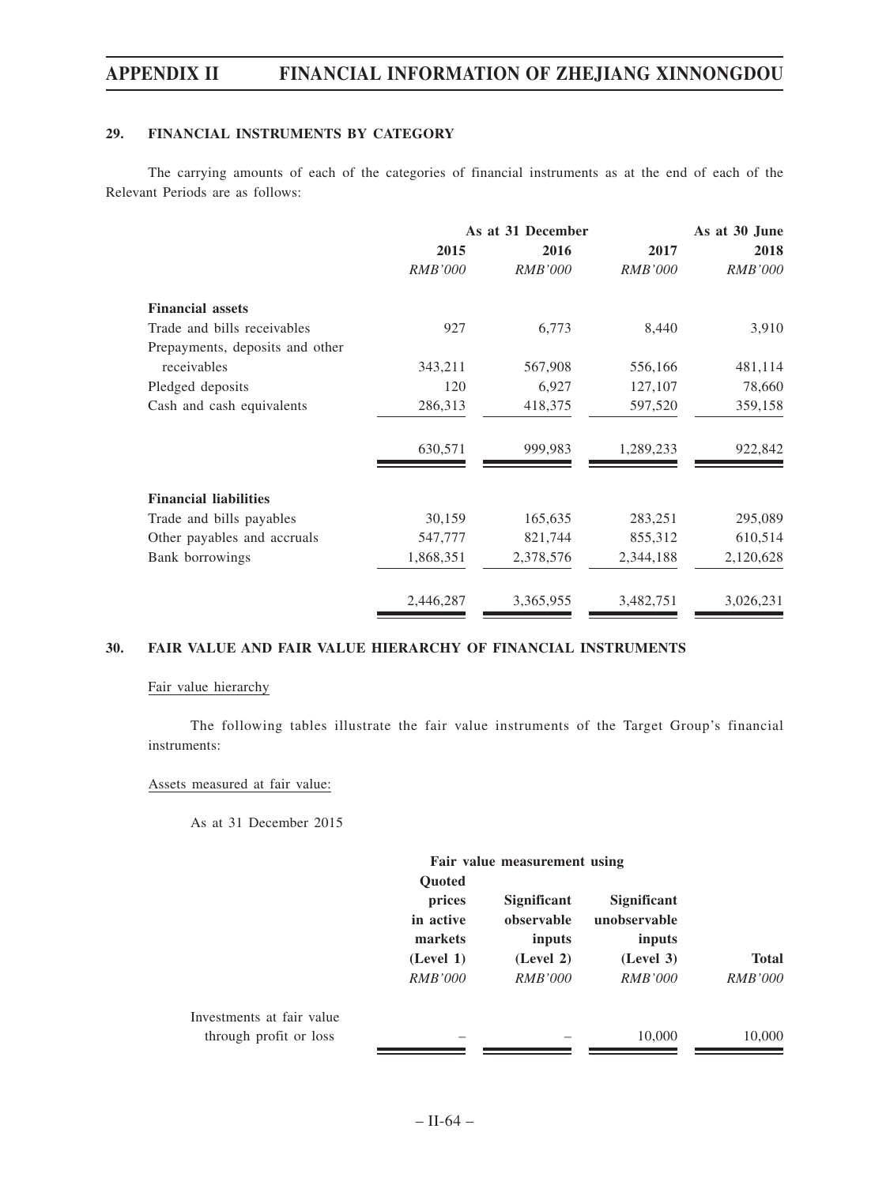## 29. FINANCIAL INSTRUMENTS BY CATEGORY

The carrying amounts of each of the categories of financial instruments as at the end of each of the Relevant Periods are as follows:

| | As at 31 December | | | As at 30 June |
|---|---|---|---|---|
| | 2015 | 2016 | 2017 | 2018 |
| | *RMB'000* | *RMB'000* | *RMB'000* | *RMB'000* |
| **Financial assets** | | | | |
| Trade and bills receivables | 927 | 6,773 | 8,440 | 3,910 |
| Prepayments, deposits and other receivables | 343,211 | 567,908 | 556,166 | 481,114 |
| Pledged deposits | 120 | 6,927 | 127,107 | 78,660 |
| Cash and cash equivalents | 286,313 | 418,375 | 597,520 | 359,158 |
| | 630,571 | 999,983 | 1,289,233 | 922,842 |
| **Financial liabilities** | | | | |
| Trade and bills payables | 30,159 | 165,635 | 283,251 | 295,089 |
| Other payables and accruals | 547,777 | 821,744 | 855,312 | 610,514 |
| Bank borrowings | 1,868,351 | 2,378,576 | 2,344,188 | 2,120,628 |
| | 2,446,287 | 3,365,955 | 3,482,751 | 3,026,231 |

## 30. FAIR VALUE AND FAIR VALUE HIERARCHY OF FINANCIAL INSTRUMENTS

Fair value hierarchy

The following tables illustrate the fair value instruments of the Target Group's financial instruments:

Assets measured at fair value:

As at 31 December 2015

| | Fair value measurement using | | | |
|---|---|---|---|---|
| | Quoted prices in active markets (Level 1) | Significant observable inputs (Level 2) | Significant unobservable inputs (Level 3) | Total |
| | *RMB'000* | *RMB'000* | *RMB'000* | *RMB'000* |
| Investments at fair value through profit or loss | – | – | 10,000 | 10,000 |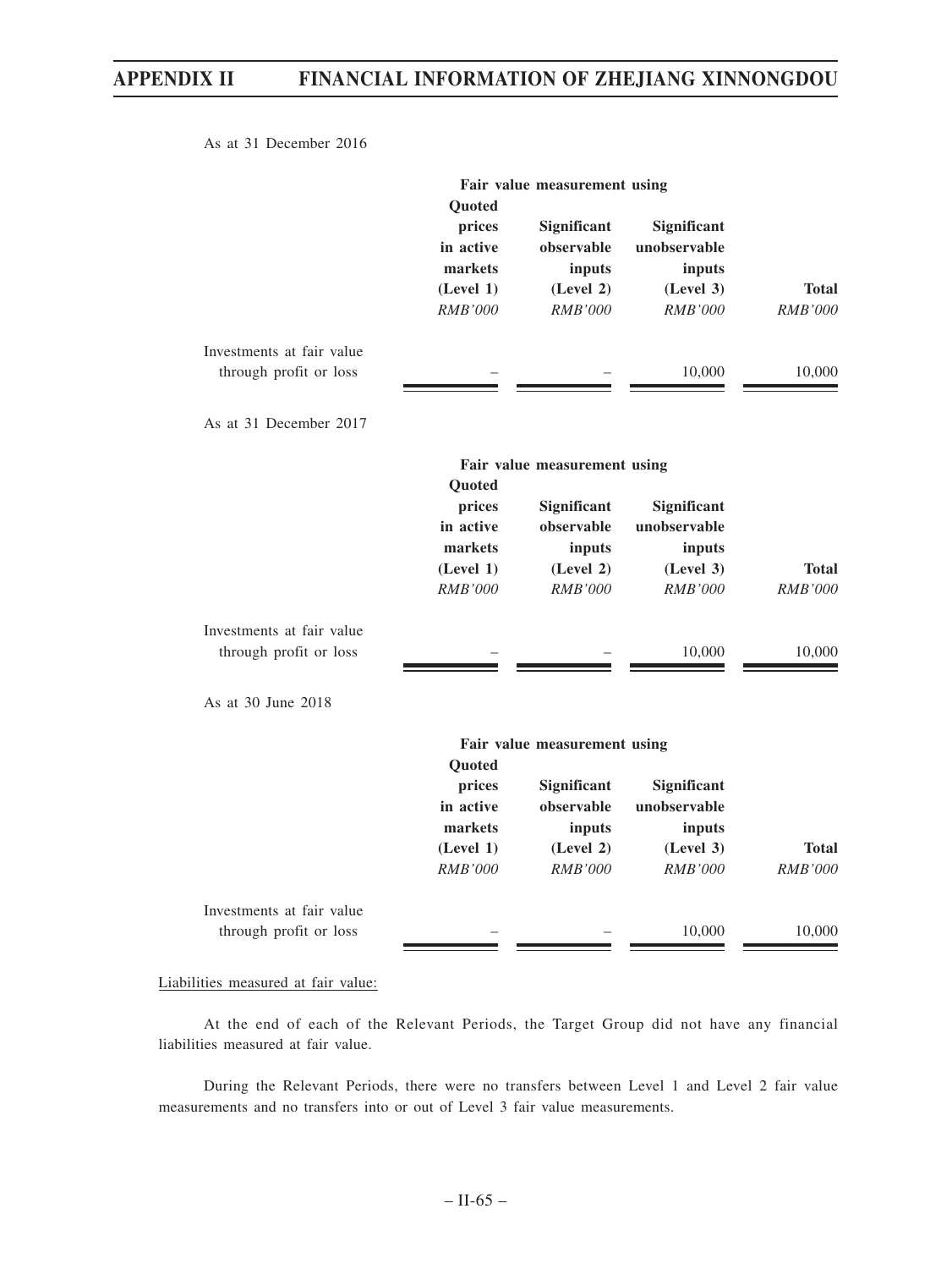As at 31 December 2016

| | Fair value measurement using | | | |
|---|---|---|---|---|
| | Quoted prices in active markets (Level 1) | Significant observable inputs (Level 2) | Significant unobservable inputs (Level 3) | Total |
| | *RMB'000* | *RMB'000* | *RMB'000* | *RMB'000* |
| Investments at fair value through profit or loss | – | – | 10,000 | 10,000 |

As at 31 December 2017

| | Fair value measurement using | | | |
|---|---|---|---|---|
| | Quoted prices in active markets (Level 1) | Significant observable inputs (Level 2) | Significant unobservable inputs (Level 3) | Total |
| | *RMB'000* | *RMB'000* | *RMB'000* | *RMB'000* |
| Investments at fair value through profit or loss | – | – | 10,000 | 10,000 |

As at 30 June 2018

| | Fair value measurement using | | | |
|---|---|---|---|---|
| | Quoted prices in active markets (Level 1) | Significant observable inputs (Level 2) | Significant unobservable inputs (Level 3) | Total |
| | *RMB'000* | *RMB'000* | *RMB'000* | *RMB'000* |
| Investments at fair value through profit or loss | – | – | 10,000 | 10,000 |

Liabilities measured at fair value:

At the end of each of the Relevant Periods, the Target Group did not have any financial liabilities measured at fair value.

During the Relevant Periods, there were no transfers between Level 1 and Level 2 fair value measurements and no transfers into or out of Level 3 fair value measurements.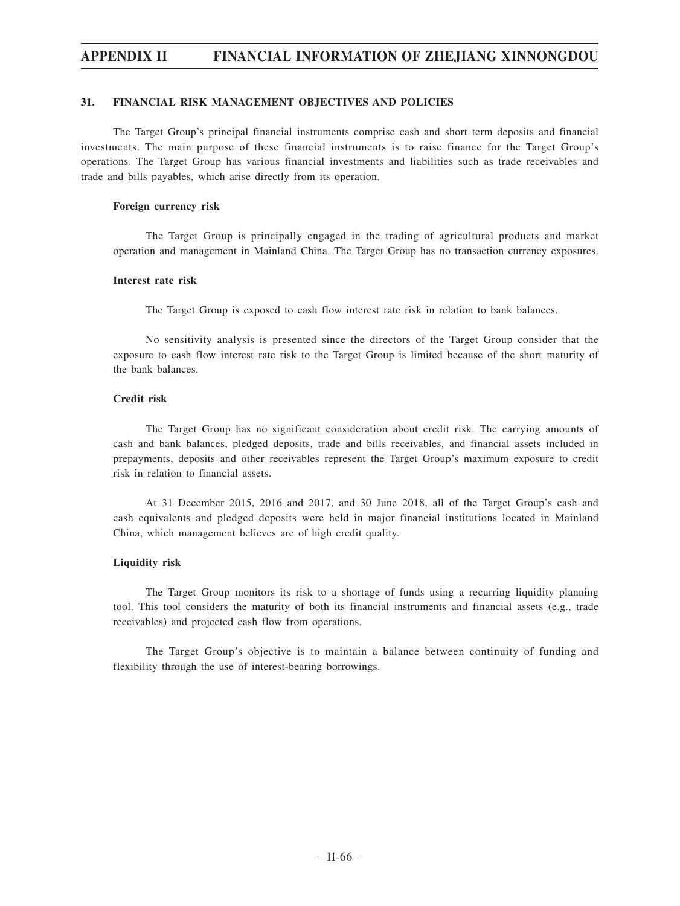### 31. FINANCIAL RISK MANAGEMENT OBJECTIVES AND POLICIES

The Target Group's principal financial instruments comprise cash and short term deposits and financial investments. The main purpose of these financial instruments is to raise finance for the Target Group's operations. The Target Group has various financial investments and liabilities such as trade receivables and trade and bills payables, which arise directly from its operation.

**Foreign currency risk**

The Target Group is principally engaged in the trading of agricultural products and market operation and management in Mainland China. The Target Group has no transaction currency exposures.

**Interest rate risk**

The Target Group is exposed to cash flow interest rate risk in relation to bank balances.

No sensitivity analysis is presented since the directors of the Target Group consider that the exposure to cash flow interest rate risk to the Target Group is limited because of the short maturity of the bank balances.

**Credit risk**

The Target Group has no significant consideration about credit risk. The carrying amounts of cash and bank balances, pledged deposits, trade and bills receivables, and financial assets included in prepayments, deposits and other receivables represent the Target Group's maximum exposure to credit risk in relation to financial assets.

At 31 December 2015, 2016 and 2017, and 30 June 2018, all of the Target Group's cash and cash equivalents and pledged deposits were held in major financial institutions located in Mainland China, which management believes are of high credit quality.

**Liquidity risk**

The Target Group monitors its risk to a shortage of funds using a recurring liquidity planning tool. This tool considers the maturity of both its financial instruments and financial assets (e.g., trade receivables) and projected cash flow from operations.

The Target Group's objective is to maintain a balance between continuity of funding and flexibility through the use of interest-bearing borrowings.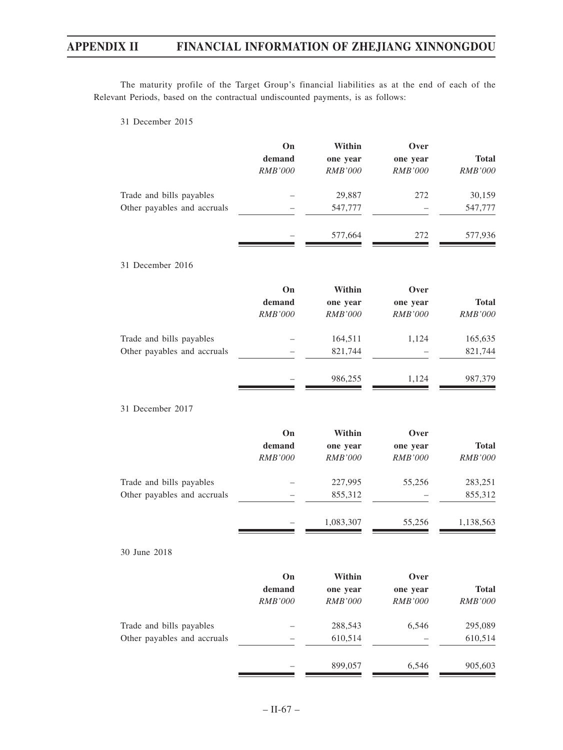The maturity profile of the Target Group's financial liabilities as at the end of each of the Relevant Periods, based on the contractual undiscounted payments, is as follows:

31 December 2015

| | On demand | Within one year | Over one year | Total |
|---|---|---|---|---|
| | *RMB'000* | *RMB'000* | *RMB'000* | *RMB'000* |
| Trade and bills payables | – | 29,887 | 272 | 30,159 |
| Other payables and accruals | – | 547,777 | – | 547,777 |
| | – | 577,664 | 272 | 577,936 |

31 December 2016

| | On demand | Within one year | Over one year | Total |
|---|---|---|---|---|
| | *RMB'000* | *RMB'000* | *RMB'000* | *RMB'000* |
| Trade and bills payables | – | 164,511 | 1,124 | 165,635 |
| Other payables and accruals | – | 821,744 | – | 821,744 |
| | – | 986,255 | 1,124 | 987,379 |

31 December 2017

| | On demand | Within one year | Over one year | Total |
|---|---|---|---|---|
| | *RMB'000* | *RMB'000* | *RMB'000* | *RMB'000* |
| Trade and bills payables | – | 227,995 | 55,256 | 283,251 |
| Other payables and accruals | – | 855,312 | – | 855,312 |
| | – | 1,083,307 | 55,256 | 1,138,563 |

30 June 2018

| | On demand | Within one year | Over one year | Total |
|---|---|---|---|---|
| | *RMB'000* | *RMB'000* | *RMB'000* | *RMB'000* |
| Trade and bills payables | – | 288,543 | 6,546 | 295,089 |
| Other payables and accruals | – | 610,514 | – | 610,514 |
| | – | 899,057 | 6,546 | 905,603 |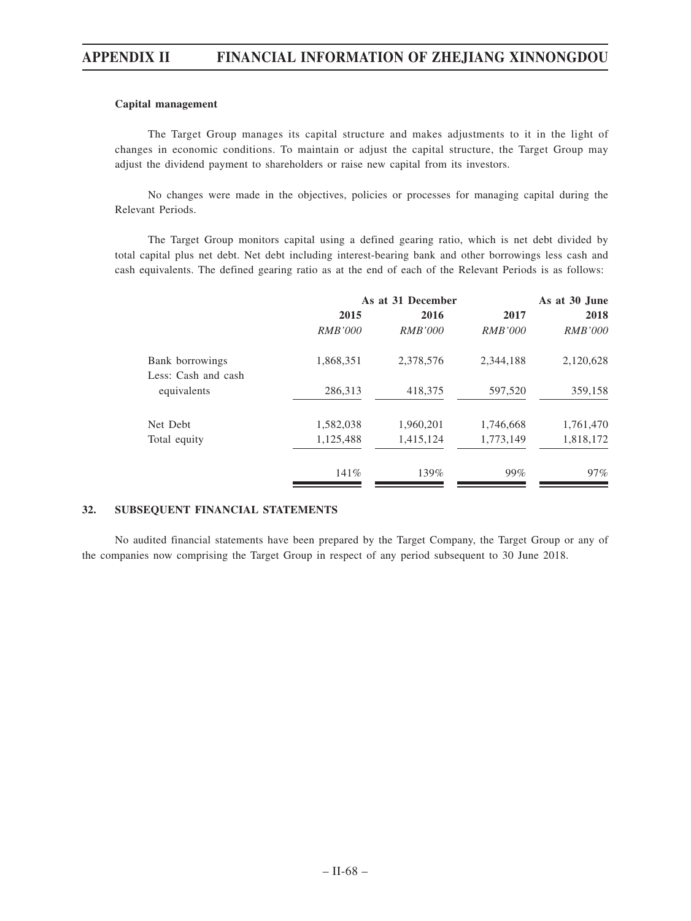**Capital management**

The Target Group manages its capital structure and makes adjustments to it in the light of changes in economic conditions. To maintain or adjust the capital structure, the Target Group may adjust the dividend payment to shareholders or raise new capital from its investors.

No changes were made in the objectives, policies or processes for managing capital during the Relevant Periods.

The Target Group monitors capital using a defined gearing ratio, which is net debt divided by total capital plus net debt. Net debt including interest-bearing bank and other borrowings less cash and cash equivalents. The defined gearing ratio as at the end of each of the Relevant Periods is as follows:

| | As at 31 December | | | As at 30 June |
|---|---|---|---|---|
| | 2015 | 2016 | 2017 | 2018 |
| | *RMB'000* | *RMB'000* | *RMB'000* | *RMB'000* |
| Bank borrowings | 1,868,351 | 2,378,576 | 2,344,188 | 2,120,628 |
| Less: Cash and cash equivalents | 286,313 | 418,375 | 597,520 | 359,158 |
| Net Debt | 1,582,038 | 1,960,201 | 1,746,668 | 1,761,470 |
| Total equity | 1,125,488 | 1,415,124 | 1,773,149 | 1,818,172 |
| | 141% | 139% | 99% | 97% |

## 32. SUBSEQUENT FINANCIAL STATEMENTS

No audited financial statements have been prepared by the Target Company, the Target Group or any of the companies now comprising the Target Group in respect of any period subsequent to 30 June 2018.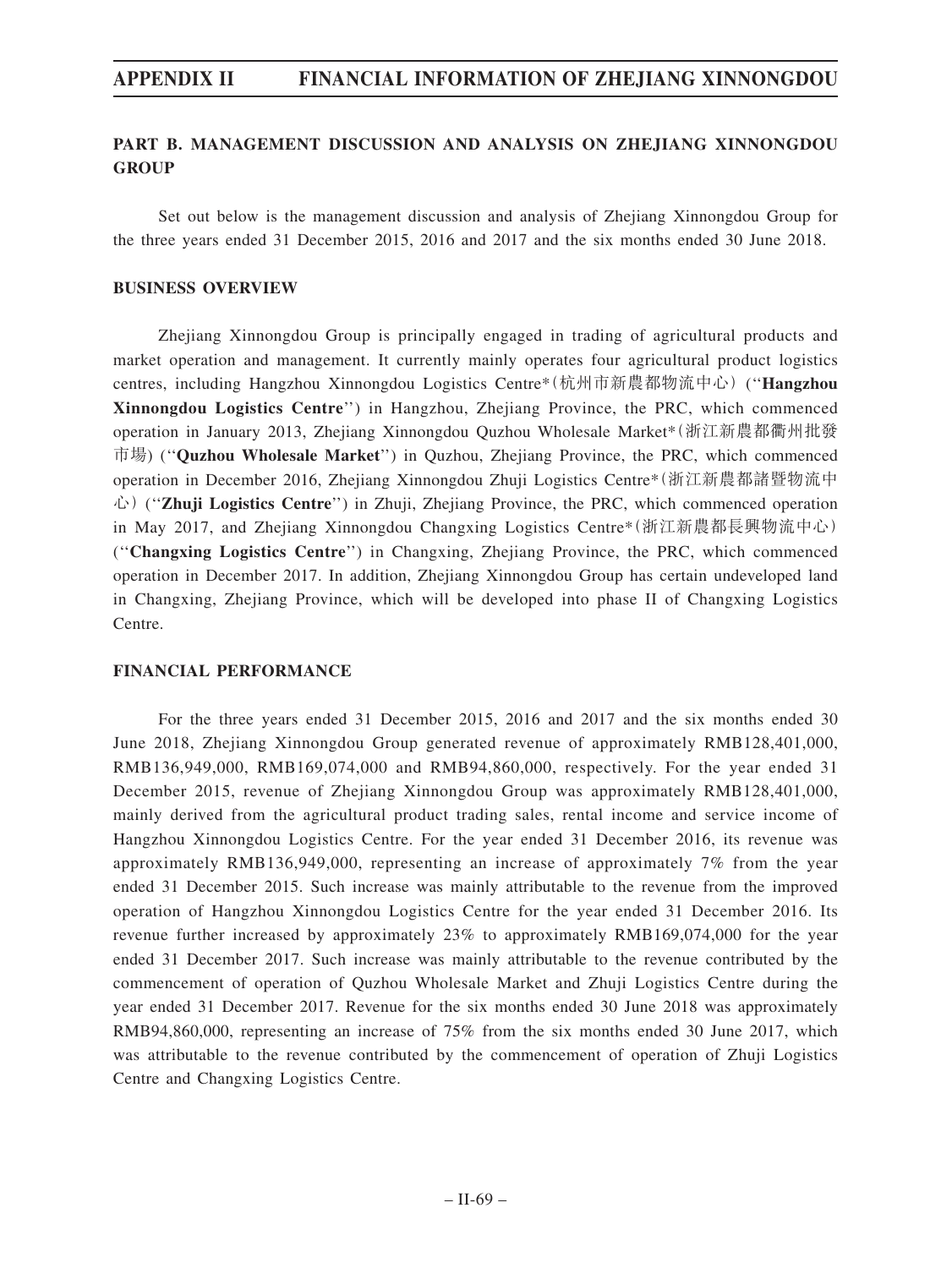## PART B. MANAGEMENT DISCUSSION AND ANALYSIS ON ZHEJIANG XINNONGDOU GROUP

Set out below is the management discussion and analysis of Zhejiang Xinnongdou Group for the three years ended 31 December 2015, 2016 and 2017 and the six months ended 30 June 2018.

### BUSINESS OVERVIEW

Zhejiang Xinnongdou Group is principally engaged in trading of agricultural products and market operation and management. It currently mainly operates four agricultural product logistics centres, including Hangzhou Xinnongdou Logistics Centre*（杭州市新農都物流中心）(''**Hangzhou Xinnongdou Logistics Centre**'') in Hangzhou, Zhejiang Province, the PRC, which commenced operation in January 2013, Zhejiang Xinnongdou Quzhou Wholesale Market*（浙江新農都衢州批發市場) (''**Quzhou Wholesale Market**'') in Quzhou, Zhejiang Province, the PRC, which commenced operation in December 2016, Zhejiang Xinnongdou Zhuji Logistics Centre*（浙江新農都諸暨物流中心）(''**Zhuji Logistics Centre**'') in Zhuji, Zhejiang Province, the PRC, which commenced operation in May 2017, and Zhejiang Xinnongdou Changxing Logistics Centre*（浙江新農都長興物流中心）(''**Changxing Logistics Centre**'') in Changxing, Zhejiang Province, the PRC, which commenced operation in December 2017. In addition, Zhejiang Xinnongdou Group has certain undeveloped land in Changxing, Zhejiang Province, which will be developed into phase II of Changxing Logistics Centre.

### FINANCIAL PERFORMANCE

For the three years ended 31 December 2015, 2016 and 2017 and the six months ended 30 June 2018, Zhejiang Xinnongdou Group generated revenue of approximately RMB128,401,000, RMB136,949,000, RMB169,074,000 and RMB94,860,000, respectively. For the year ended 31 December 2015, revenue of Zhejiang Xinnongdou Group was approximately RMB128,401,000, mainly derived from the agricultural product trading sales, rental income and service income of Hangzhou Xinnongdou Logistics Centre. For the year ended 31 December 2016, its revenue was approximately RMB136,949,000, representing an increase of approximately 7% from the year ended 31 December 2015. Such increase was mainly attributable to the revenue from the improved operation of Hangzhou Xinnongdou Logistics Centre for the year ended 31 December 2016. Its revenue further increased by approximately 23% to approximately RMB169,074,000 for the year ended 31 December 2017. Such increase was mainly attributable to the revenue contributed by the commencement of operation of Quzhou Wholesale Market and Zhuji Logistics Centre during the year ended 31 December 2017. Revenue for the six months ended 30 June 2018 was approximately RMB94,860,000, representing an increase of 75% from the six months ended 30 June 2017, which was attributable to the revenue contributed by the commencement of operation of Zhuji Logistics Centre and Changxing Logistics Centre.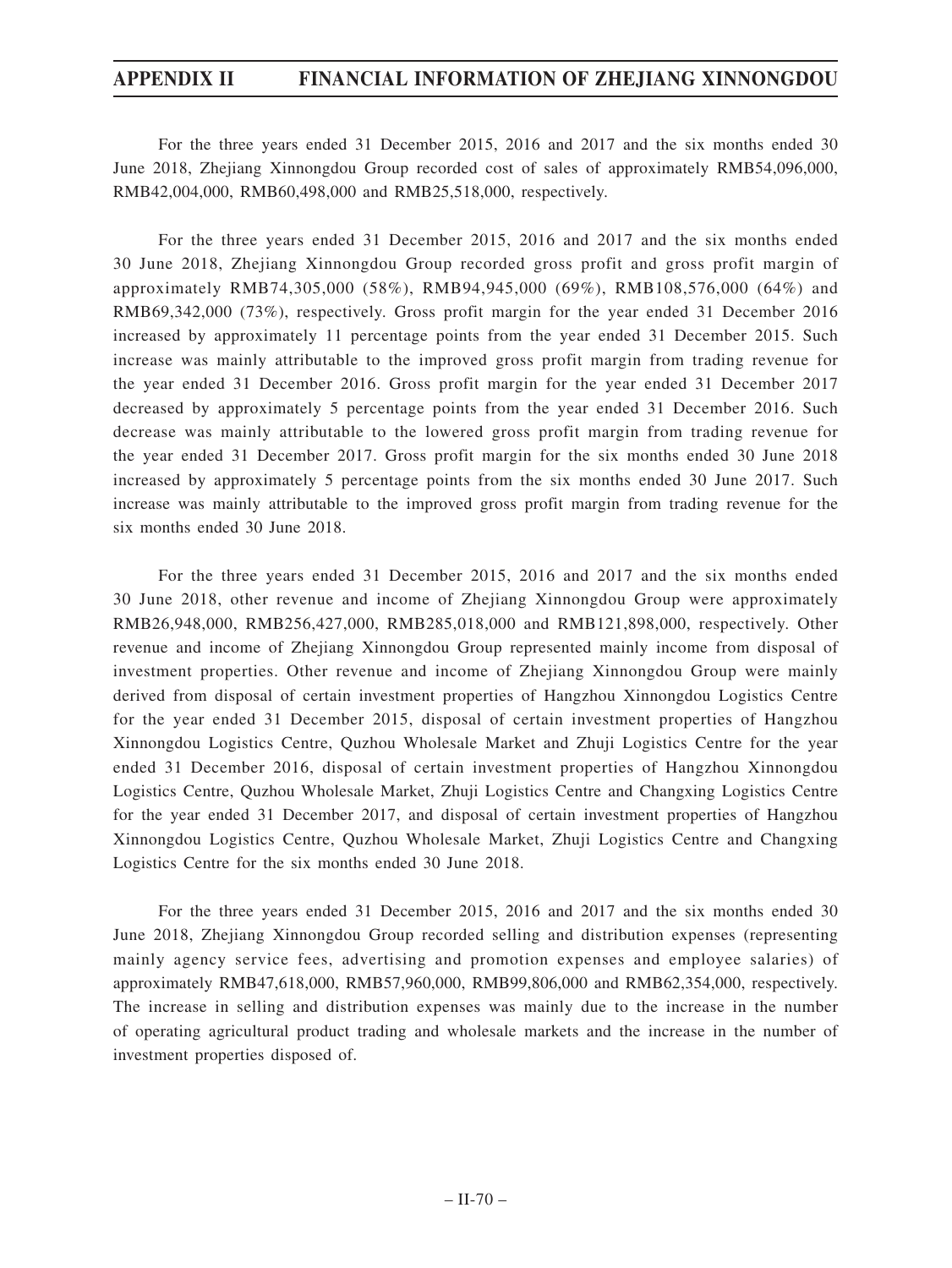For the three years ended 31 December 2015, 2016 and 2017 and the six months ended 30 June 2018, Zhejiang Xinnongdou Group recorded cost of sales of approximately RMB54,096,000, RMB42,004,000, RMB60,498,000 and RMB25,518,000, respectively.

For the three years ended 31 December 2015, 2016 and 2017 and the six months ended 30 June 2018, Zhejiang Xinnongdou Group recorded gross profit and gross profit margin of approximately RMB74,305,000 (58%), RMB94,945,000 (69%), RMB108,576,000 (64%) and RMB69,342,000 (73%), respectively. Gross profit margin for the year ended 31 December 2016 increased by approximately 11 percentage points from the year ended 31 December 2015. Such increase was mainly attributable to the improved gross profit margin from trading revenue for the year ended 31 December 2016. Gross profit margin for the year ended 31 December 2017 decreased by approximately 5 percentage points from the year ended 31 December 2016. Such decrease was mainly attributable to the lowered gross profit margin from trading revenue for the year ended 31 December 2017. Gross profit margin for the six months ended 30 June 2018 increased by approximately 5 percentage points from the six months ended 30 June 2017. Such increase was mainly attributable to the improved gross profit margin from trading revenue for the six months ended 30 June 2018.

For the three years ended 31 December 2015, 2016 and 2017 and the six months ended 30 June 2018, other revenue and income of Zhejiang Xinnongdou Group were approximately RMB26,948,000, RMB256,427,000, RMB285,018,000 and RMB121,898,000, respectively. Other revenue and income of Zhejiang Xinnongdou Group represented mainly income from disposal of investment properties. Other revenue and income of Zhejiang Xinnongdou Group were mainly derived from disposal of certain investment properties of Hangzhou Xinnongdou Logistics Centre for the year ended 31 December 2015, disposal of certain investment properties of Hangzhou Xinnongdou Logistics Centre, Quzhou Wholesale Market and Zhuji Logistics Centre for the year ended 31 December 2016, disposal of certain investment properties of Hangzhou Xinnongdou Logistics Centre, Quzhou Wholesale Market, Zhuji Logistics Centre and Changxing Logistics Centre for the year ended 31 December 2017, and disposal of certain investment properties of Hangzhou Xinnongdou Logistics Centre, Quzhou Wholesale Market, Zhuji Logistics Centre and Changxing Logistics Centre for the six months ended 30 June 2018.

For the three years ended 31 December 2015, 2016 and 2017 and the six months ended 30 June 2018, Zhejiang Xinnongdou Group recorded selling and distribution expenses (representing mainly agency service fees, advertising and promotion expenses and employee salaries) of approximately RMB47,618,000, RMB57,960,000, RMB99,806,000 and RMB62,354,000, respectively. The increase in selling and distribution expenses was mainly due to the increase in the number of operating agricultural product trading and wholesale markets and the increase in the number of investment properties disposed of.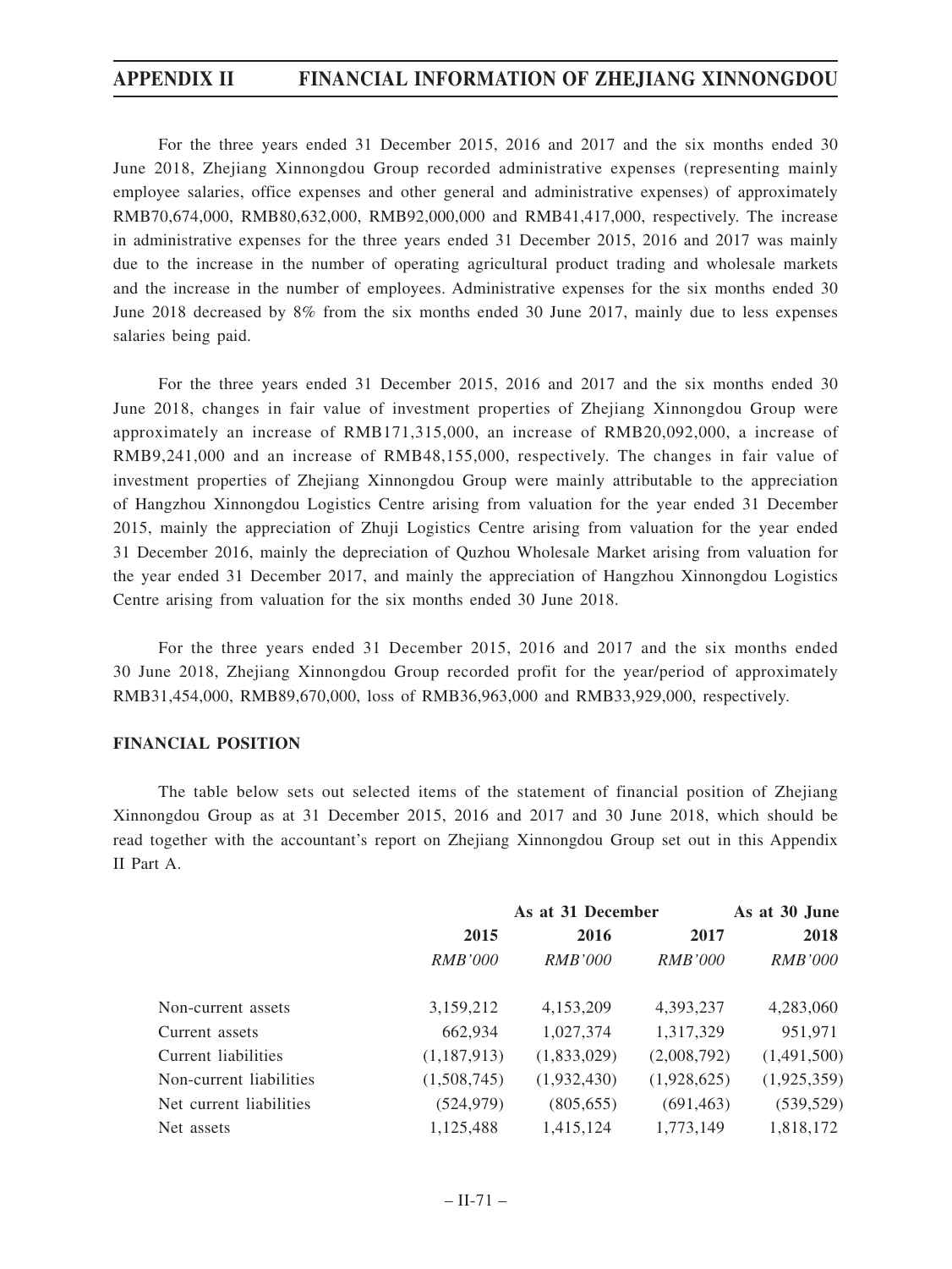For the three years ended 31 December 2015, 2016 and 2017 and the six months ended 30 June 2018, Zhejiang Xinnongdou Group recorded administrative expenses (representing mainly employee salaries, office expenses and other general and administrative expenses) of approximately RMB70,674,000, RMB80,632,000, RMB92,000,000 and RMB41,417,000, respectively. The increase in administrative expenses for the three years ended 31 December 2015, 2016 and 2017 was mainly due to the increase in the number of operating agricultural product trading and wholesale markets and the increase in the number of employees. Administrative expenses for the six months ended 30 June 2018 decreased by 8% from the six months ended 30 June 2017, mainly due to less expenses salaries being paid.

For the three years ended 31 December 2015, 2016 and 2017 and the six months ended 30 June 2018, changes in fair value of investment properties of Zhejiang Xinnongdou Group were approximately an increase of RMB171,315,000, an increase of RMB20,092,000, a increase of RMB9,241,000 and an increase of RMB48,155,000, respectively. The changes in fair value of investment properties of Zhejiang Xinnongdou Group were mainly attributable to the appreciation of Hangzhou Xinnongdou Logistics Centre arising from valuation for the year ended 31 December 2015, mainly the appreciation of Zhuji Logistics Centre arising from valuation for the year ended 31 December 2016, mainly the depreciation of Quzhou Wholesale Market arising from valuation for the year ended 31 December 2017, and mainly the appreciation of Hangzhou Xinnongdou Logistics Centre arising from valuation for the six months ended 30 June 2018.

For the three years ended 31 December 2015, 2016 and 2017 and the six months ended 30 June 2018, Zhejiang Xinnongdou Group recorded profit for the year/period of approximately RMB31,454,000, RMB89,670,000, loss of RMB36,963,000 and RMB33,929,000, respectively.

**FINANCIAL POSITION**

The table below sets out selected items of the statement of financial position of Zhejiang Xinnongdou Group as at 31 December 2015, 2016 and 2017 and 30 June 2018, which should be read together with the accountant's report on Zhejiang Xinnongdou Group set out in this Appendix II Part A.

| | As at 31 December | | | As at 30 June |
|---|---|---|---|---|
| | **2015** | **2016** | **2017** | **2018** |
| | *RMB'000* | *RMB'000* | *RMB'000* | *RMB'000* |
| Non-current assets | 3,159,212 | 4,153,209 | 4,393,237 | 4,283,060 |
| Current assets | 662,934 | 1,027,374 | 1,317,329 | 951,971 |
| Current liabilities | (1,187,913) | (1,833,029) | (2,008,792) | (1,491,500) |
| Non-current liabilities | (1,508,745) | (1,932,430) | (1,928,625) | (1,925,359) |
| Net current liabilities | (524,979) | (805,655) | (691,463) | (539,529) |
| Net assets | 1,125,488 | 1,415,124 | 1,773,149 | 1,818,172 |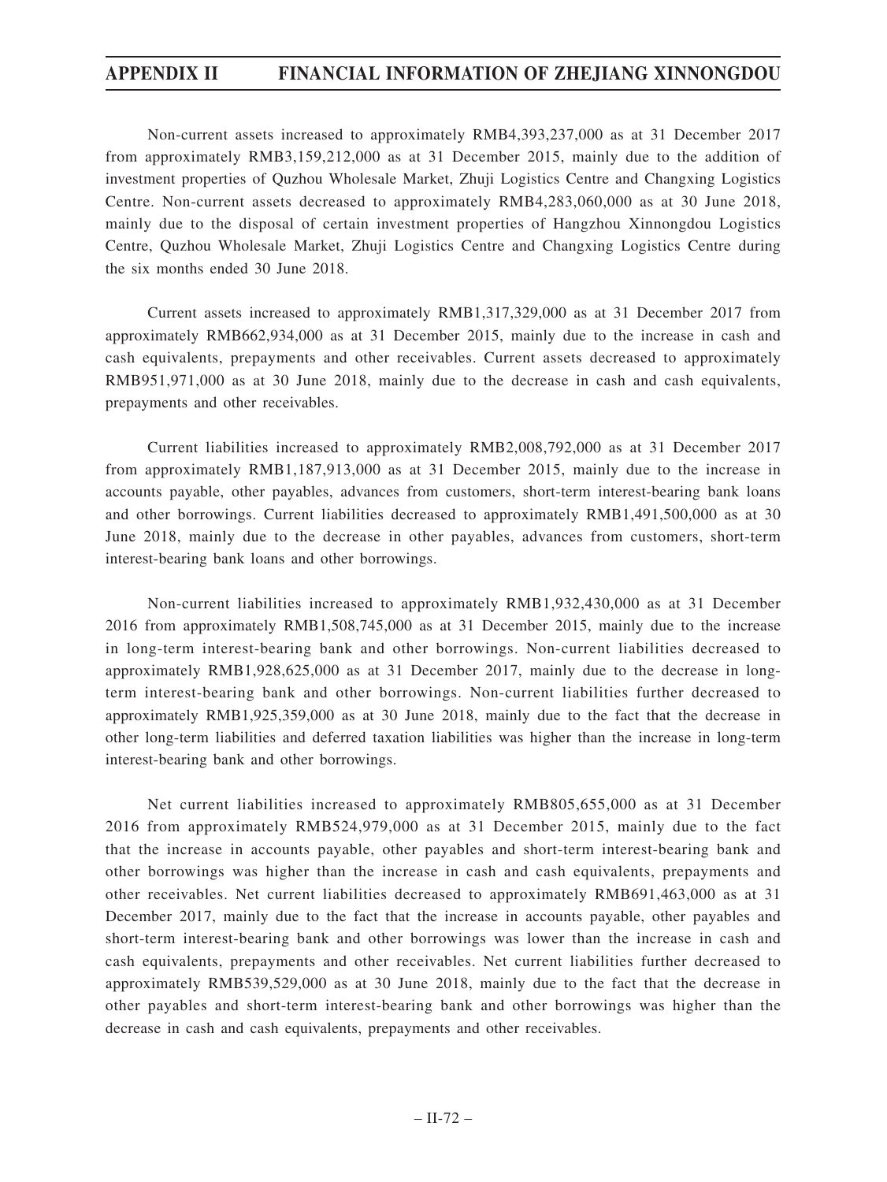Non-current assets increased to approximately RMB4,393,237,000 as at 31 December 2017 from approximately RMB3,159,212,000 as at 31 December 2015, mainly due to the addition of investment properties of Quzhou Wholesale Market, Zhuji Logistics Centre and Changxing Logistics Centre. Non-current assets decreased to approximately RMB4,283,060,000 as at 30 June 2018, mainly due to the disposal of certain investment properties of Hangzhou Xinnongdou Logistics Centre, Quzhou Wholesale Market, Zhuji Logistics Centre and Changxing Logistics Centre during the six months ended 30 June 2018.

Current assets increased to approximately RMB1,317,329,000 as at 31 December 2017 from approximately RMB662,934,000 as at 31 December 2015, mainly due to the increase in cash and cash equivalents, prepayments and other receivables. Current assets decreased to approximately RMB951,971,000 as at 30 June 2018, mainly due to the decrease in cash and cash equivalents, prepayments and other receivables.

Current liabilities increased to approximately RMB2,008,792,000 as at 31 December 2017 from approximately RMB1,187,913,000 as at 31 December 2015, mainly due to the increase in accounts payable, other payables, advances from customers, short-term interest-bearing bank loans and other borrowings. Current liabilities decreased to approximately RMB1,491,500,000 as at 30 June 2018, mainly due to the decrease in other payables, advances from customers, short-term interest-bearing bank loans and other borrowings.

Non-current liabilities increased to approximately RMB1,932,430,000 as at 31 December 2016 from approximately RMB1,508,745,000 as at 31 December 2015, mainly due to the increase in long-term interest-bearing bank and other borrowings. Non-current liabilities decreased to approximately RMB1,928,625,000 as at 31 December 2017, mainly due to the decrease in long-term interest-bearing bank and other borrowings. Non-current liabilities further decreased to approximately RMB1,925,359,000 as at 30 June 2018, mainly due to the fact that the decrease in other long-term liabilities and deferred taxation liabilities was higher than the increase in long-term interest-bearing bank and other borrowings.

Net current liabilities increased to approximately RMB805,655,000 as at 31 December 2016 from approximately RMB524,979,000 as at 31 December 2015, mainly due to the fact that the increase in accounts payable, other payables and short-term interest-bearing bank and other borrowings was higher than the increase in cash and cash equivalents, prepayments and other receivables. Net current liabilities decreased to approximately RMB691,463,000 as at 31 December 2017, mainly due to the fact that the increase in accounts payable, other payables and short-term interest-bearing bank and other borrowings was lower than the increase in cash and cash equivalents, prepayments and other receivables. Net current liabilities further decreased to approximately RMB539,529,000 as at 30 June 2018, mainly due to the fact that the decrease in other payables and short-term interest-bearing bank and other borrowings was higher than the decrease in cash and cash equivalents, prepayments and other receivables.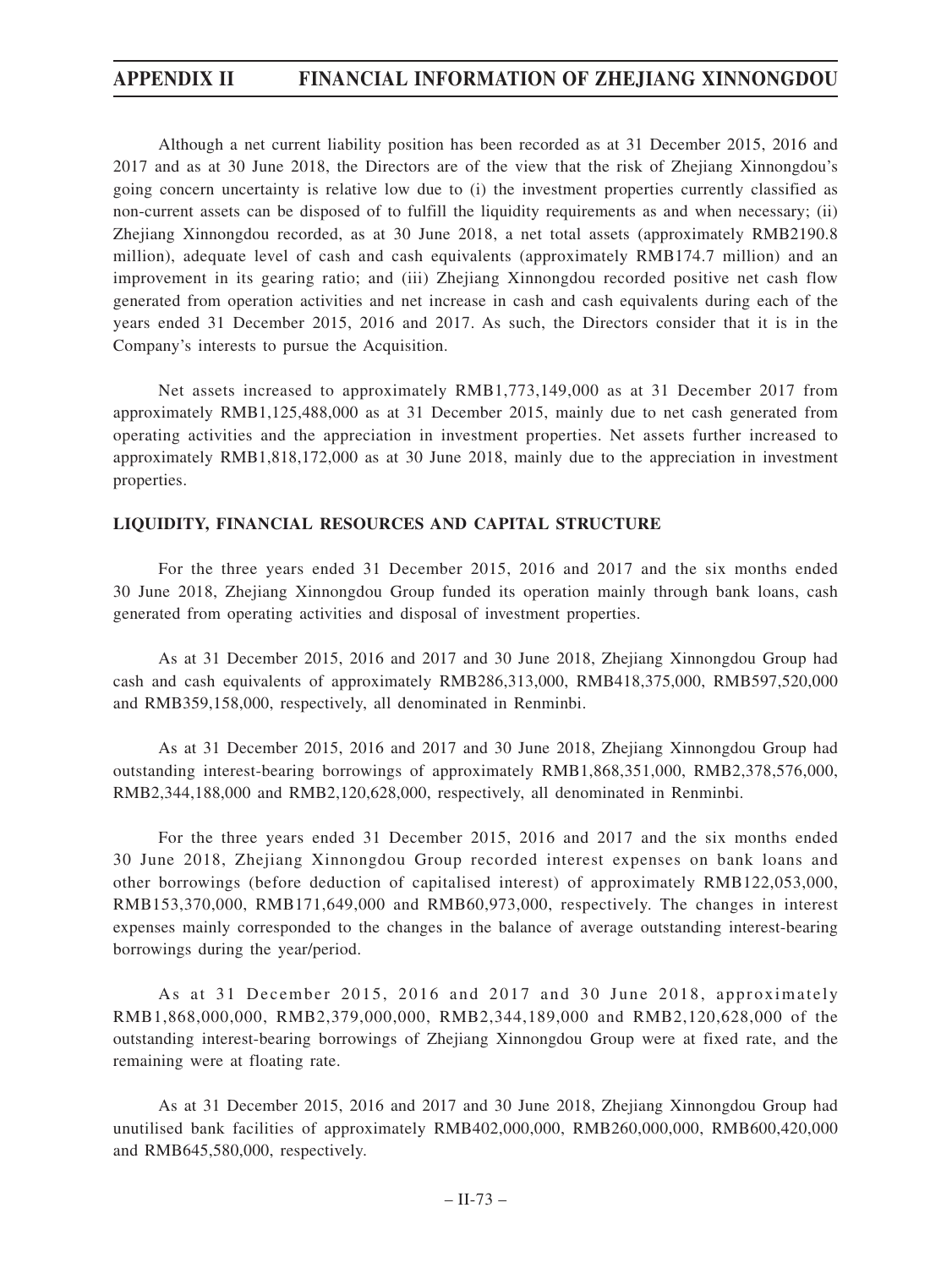Although a net current liability position has been recorded as at 31 December 2015, 2016 and 2017 and as at 30 June 2018, the Directors are of the view that the risk of Zhejiang Xinnongdou's going concern uncertainty is relative low due to (i) the investment properties currently classified as non-current assets can be disposed of to fulfill the liquidity requirements as and when necessary; (ii) Zhejiang Xinnongdou recorded, as at 30 June 2018, a net total assets (approximately RMB2190.8 million), adequate level of cash and cash equivalents (approximately RMB174.7 million) and an improvement in its gearing ratio; and (iii) Zhejiang Xinnongdou recorded positive net cash flow generated from operation activities and net increase in cash and cash equivalents during each of the years ended 31 December 2015, 2016 and 2017. As such, the Directors consider that it is in the Company's interests to pursue the Acquisition.

Net assets increased to approximately RMB1,773,149,000 as at 31 December 2017 from approximately RMB1,125,488,000 as at 31 December 2015, mainly due to net cash generated from operating activities and the appreciation in investment properties. Net assets further increased to approximately RMB1,818,172,000 as at 30 June 2018, mainly due to the appreciation in investment properties.

**LIQUIDITY, FINANCIAL RESOURCES AND CAPITAL STRUCTURE**

For the three years ended 31 December 2015, 2016 and 2017 and the six months ended 30 June 2018, Zhejiang Xinnongdou Group funded its operation mainly through bank loans, cash generated from operating activities and disposal of investment properties.

As at 31 December 2015, 2016 and 2017 and 30 June 2018, Zhejiang Xinnongdou Group had cash and cash equivalents of approximately RMB286,313,000, RMB418,375,000, RMB597,520,000 and RMB359,158,000, respectively, all denominated in Renminbi.

As at 31 December 2015, 2016 and 2017 and 30 June 2018, Zhejiang Xinnongdou Group had outstanding interest-bearing borrowings of approximately RMB1,868,351,000, RMB2,378,576,000, RMB2,344,188,000 and RMB2,120,628,000, respectively, all denominated in Renminbi.

For the three years ended 31 December 2015, 2016 and 2017 and the six months ended 30 June 2018, Zhejiang Xinnongdou Group recorded interest expenses on bank loans and other borrowings (before deduction of capitalised interest) of approximately RMB122,053,000, RMB153,370,000, RMB171,649,000 and RMB60,973,000, respectively. The changes in interest expenses mainly corresponded to the changes in the balance of average outstanding interest-bearing borrowings during the year/period.

As at 31 December 2015, 2016 and 2017 and 30 June 2018, approximately RMB1,868,000,000, RMB2,379,000,000, RMB2,344,189,000 and RMB2,120,628,000 of the outstanding interest-bearing borrowings of Zhejiang Xinnongdou Group were at fixed rate, and the remaining were at floating rate.

As at 31 December 2015, 2016 and 2017 and 30 June 2018, Zhejiang Xinnongdou Group had unutilised bank facilities of approximately RMB402,000,000, RMB260,000,000, RMB600,420,000 and RMB645,580,000, respectively.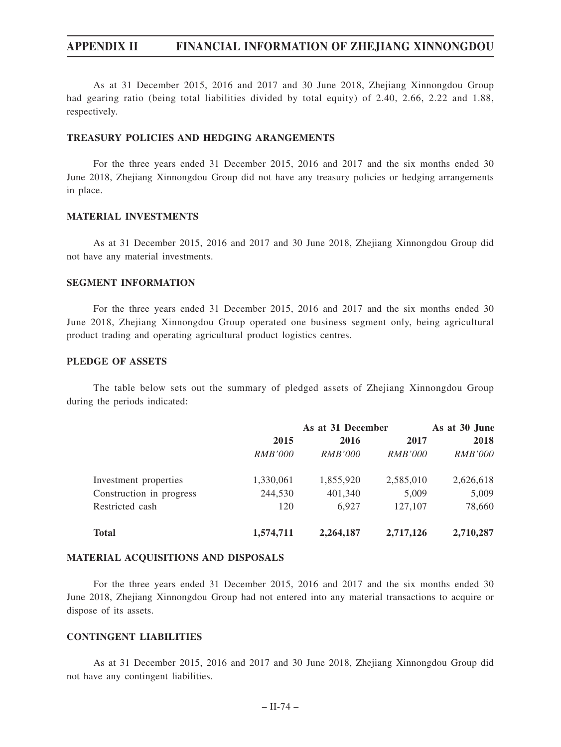As at 31 December 2015, 2016 and 2017 and 30 June 2018, Zhejiang Xinnongdou Group had gearing ratio (being total liabilities divided by total equity) of 2.40, 2.66, 2.22 and 1.88, respectively.

## TREASURY POLICIES AND HEDGING ARANGEMENTS

For the three years ended 31 December 2015, 2016 and 2017 and the six months ended 30 June 2018, Zhejiang Xinnongdou Group did not have any treasury policies or hedging arrangements in place.

## MATERIAL INVESTMENTS

As at 31 December 2015, 2016 and 2017 and 30 June 2018, Zhejiang Xinnongdou Group did not have any material investments.

## SEGMENT INFORMATION

For the three years ended 31 December 2015, 2016 and 2017 and the six months ended 30 June 2018, Zhejiang Xinnongdou Group operated one business segment only, being agricultural product trading and operating agricultural product logistics centres.

## PLEDGE OF ASSETS

The table below sets out the summary of pledged assets of Zhejiang Xinnongdou Group during the periods indicated:

| | As at 31 December | | | As at 30 June |
|---|---|---|---|---|
| | **2015** | **2016** | **2017** | **2018** |
| | *RMB'000* | *RMB'000* | *RMB'000* | *RMB'000* |
| Investment properties | 1,330,061 | 1,855,920 | 2,585,010 | 2,626,618 |
| Construction in progress | 244,530 | 401,340 | 5,009 | 5,009 |
| Restricted cash | 120 | 6,927 | 127,107 | 78,660 |
| **Total** | **1,574,711** | **2,264,187** | **2,717,126** | **2,710,287** |

## MATERIAL ACQUISITIONS AND DISPOSALS

For the three years ended 31 December 2015, 2016 and 2017 and the six months ended 30 June 2018, Zhejiang Xinnongdou Group had not entered into any material transactions to acquire or dispose of its assets.

## CONTINGENT LIABILITIES

As at 31 December 2015, 2016 and 2017 and 30 June 2018, Zhejiang Xinnongdou Group did not have any contingent liabilities.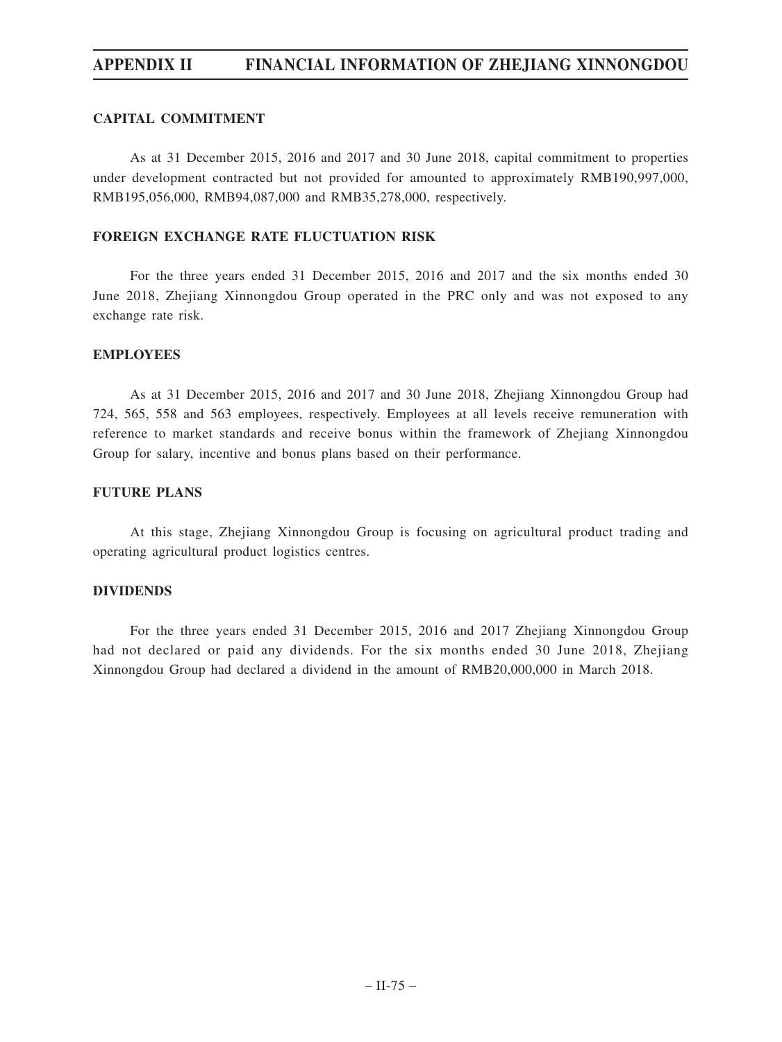## CAPITAL COMMITMENT

As at 31 December 2015, 2016 and 2017 and 30 June 2018, capital commitment to properties under development contracted but not provided for amounted to approximately RMB190,997,000, RMB195,056,000, RMB94,087,000 and RMB35,278,000, respectively.

## FOREIGN EXCHANGE RATE FLUCTUATION RISK

For the three years ended 31 December 2015, 2016 and 2017 and the six months ended 30 June 2018, Zhejiang Xinnongdou Group operated in the PRC only and was not exposed to any exchange rate risk.

## EMPLOYEES

As at 31 December 2015, 2016 and 2017 and 30 June 2018, Zhejiang Xinnongdou Group had 724, 565, 558 and 563 employees, respectively. Employees at all levels receive remuneration with reference to market standards and receive bonus within the framework of Zhejiang Xinnongdou Group for salary, incentive and bonus plans based on their performance.

## FUTURE PLANS

At this stage, Zhejiang Xinnongdou Group is focusing on agricultural product trading and operating agricultural product logistics centres.

## DIVIDENDS

For the three years ended 31 December 2015, 2016 and 2017 Zhejiang Xinnongdou Group had not declared or paid any dividends. For the six months ended 30 June 2018, Zhejiang Xinnongdou Group had declared a dividend in the amount of RMB20,000,000 in March 2018.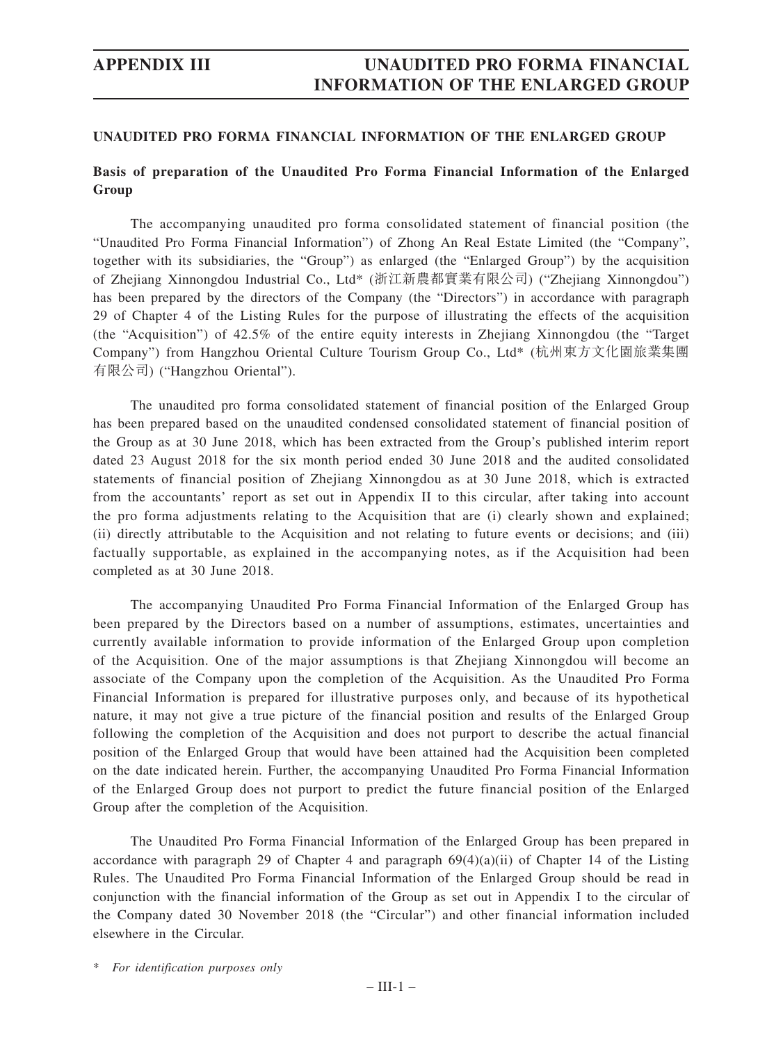## UNAUDITED PRO FORMA FINANCIAL INFORMATION OF THE ENLARGED GROUP

### Basis of preparation of the Unaudited Pro Forma Financial Information of the Enlarged Group

The accompanying unaudited pro forma consolidated statement of financial position (the "Unaudited Pro Forma Financial Information") of Zhong An Real Estate Limited (the "Company", together with its subsidiaries, the "Group") as enlarged (the "Enlarged Group") by the acquisition of Zhejiang Xinnongdou Industrial Co., Ltd* (浙江新農都實業有限公司) ("Zhejiang Xinnongdou") has been prepared by the directors of the Company (the "Directors") in accordance with paragraph 29 of Chapter 4 of the Listing Rules for the purpose of illustrating the effects of the acquisition (the "Acquisition") of 42.5% of the entire equity interests in Zhejiang Xinnongdou (the "Target Company") from Hangzhou Oriental Culture Tourism Group Co., Ltd* (杭州東方文化園旅業集團有限公司) ("Hangzhou Oriental").

The unaudited pro forma consolidated statement of financial position of the Enlarged Group has been prepared based on the unaudited condensed consolidated statement of financial position of the Group as at 30 June 2018, which has been extracted from the Group's published interim report dated 23 August 2018 for the six month period ended 30 June 2018 and the audited consolidated statements of financial position of Zhejiang Xinnongdou as at 30 June 2018, which is extracted from the accountants' report as set out in Appendix II to this circular, after taking into account the pro forma adjustments relating to the Acquisition that are (i) clearly shown and explained; (ii) directly attributable to the Acquisition and not relating to future events or decisions; and (iii) factually supportable, as explained in the accompanying notes, as if the Acquisition had been completed as at 30 June 2018.

The accompanying Unaudited Pro Forma Financial Information of the Enlarged Group has been prepared by the Directors based on a number of assumptions, estimates, uncertainties and currently available information to provide information of the Enlarged Group upon completion of the Acquisition. One of the major assumptions is that Zhejiang Xinnongdou will become an associate of the Company upon the completion of the Acquisition. As the Unaudited Pro Forma Financial Information is prepared for illustrative purposes only, and because of its hypothetical nature, it may not give a true picture of the financial position and results of the Enlarged Group following the completion of the Acquisition and does not purport to describe the actual financial position of the Enlarged Group that would have been attained had the Acquisition been completed on the date indicated herein. Further, the accompanying Unaudited Pro Forma Financial Information of the Enlarged Group does not purport to predict the future financial position of the Enlarged Group after the completion of the Acquisition.

The Unaudited Pro Forma Financial Information of the Enlarged Group has been prepared in accordance with paragraph 29 of Chapter 4 and paragraph 69(4)(a)(ii) of Chapter 14 of the Listing Rules. The Unaudited Pro Forma Financial Information of the Enlarged Group should be read in conjunction with the financial information of the Group as set out in Appendix I to the circular of the Company dated 30 November 2018 (the "Circular") and other financial information included elsewhere in the Circular.

\* *For identification purposes only*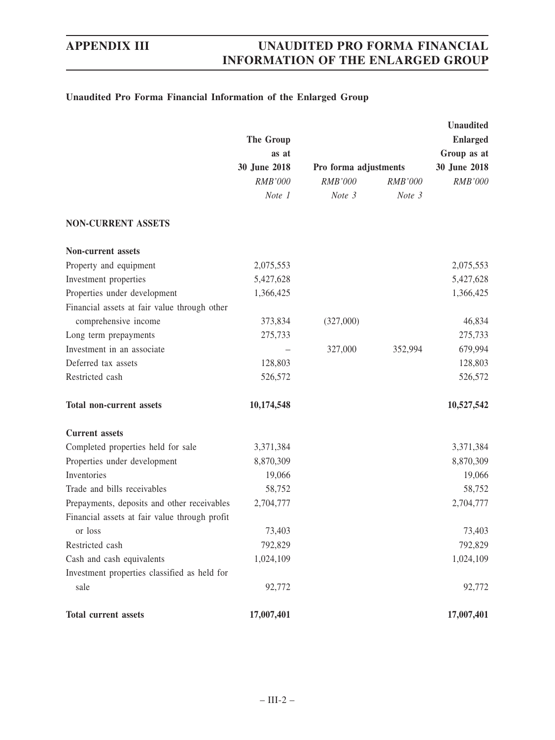### Unaudited Pro Forma Financial Information of the Enlarged Group

| | The Group as at 30 June 2018 | Pro forma adjustments | | Unaudited Enlarged Group as at 30 June 2018 |
|---|---|---|---|---|
| | *RMB'000* | *RMB'000* | *RMB'000* | *RMB'000* |
| | *Note 1* | *Note 3* | *Note 3* | |
| **NON-CURRENT ASSETS** | | | | |
| **Non-current assets** | | | | |
| Property and equipment | 2,075,553 | | | 2,075,553 |
| Investment properties | 5,427,628 | | | 5,427,628 |
| Properties under development | 1,366,425 | | | 1,366,425 |
| Financial assets at fair value through other comprehensive income | 373,834 | (327,000) | | 46,834 |
| Long term prepayments | 275,733 | | | 275,733 |
| Investment in an associate | – | 327,000 | 352,994 | 679,994 |
| Deferred tax assets | 128,803 | | | 128,803 |
| Restricted cash | 526,572 | | | 526,572 |
| **Total non-current assets** | **10,174,548** | | | **10,527,542** |
| **Current assets** | | | | |
| Completed properties held for sale | 3,371,384 | | | 3,371,384 |
| Properties under development | 8,870,309 | | | 8,870,309 |
| Inventories | 19,066 | | | 19,066 |
| Trade and bills receivables | 58,752 | | | 58,752 |
| Prepayments, deposits and other receivables | 2,704,777 | | | 2,704,777 |
| Financial assets at fair value through profit or loss | 73,403 | | | 73,403 |
| Restricted cash | 792,829 | | | 792,829 |
| Cash and cash equivalents | 1,024,109 | | | 1,024,109 |
| Investment properties classified as held for sale | 92,772 | | | 92,772 |
| **Total current assets** | **17,007,401** | | | **17,007,401** |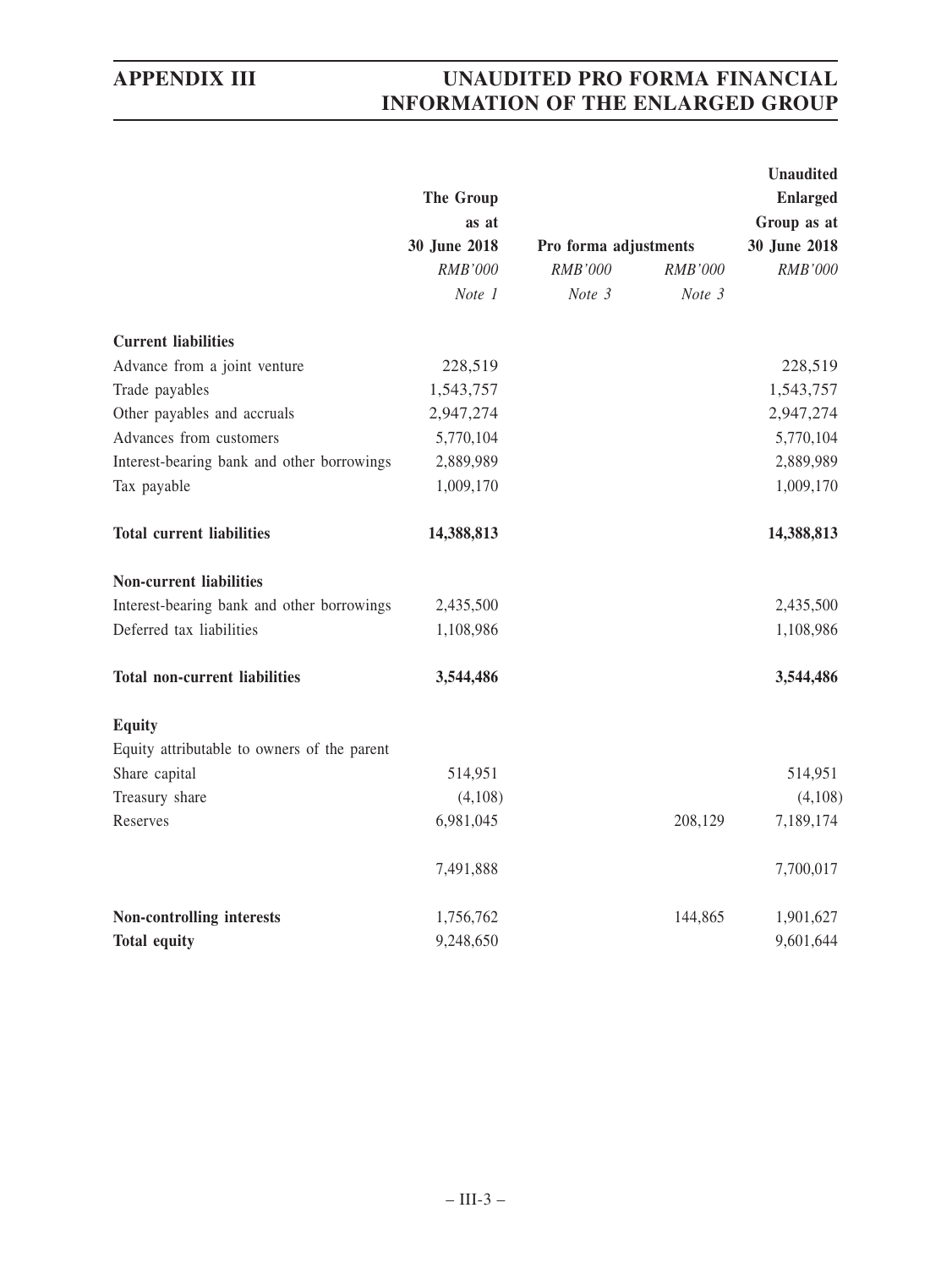| | The Group as at 30 June 2018 | Pro forma adjustments | | Unaudited Enlarged Group as at 30 June 2018 |
|---|---|---|---|---|
| | *RMB'000* | *RMB'000* | *RMB'000* | *RMB'000* |
| | *Note 1* | *Note 3* | *Note 3* | |
| **Current liabilities** | | | | |
| Advance from a joint venture | 228,519 | | | 228,519 |
| Trade payables | 1,543,757 | | | 1,543,757 |
| Other payables and accruals | 2,947,274 | | | 2,947,274 |
| Advances from customers | 5,770,104 | | | 5,770,104 |
| Interest-bearing bank and other borrowings | 2,889,989 | | | 2,889,989 |
| Tax payable | 1,009,170 | | | 1,009,170 |
| **Total current liabilities** | **14,388,813** | | | **14,388,813** |
| **Non-current liabilities** | | | | |
| Interest-bearing bank and other borrowings | 2,435,500 | | | 2,435,500 |
| Deferred tax liabilities | 1,108,986 | | | 1,108,986 |
| **Total non-current liabilities** | **3,544,486** | | | **3,544,486** |
| **Equity** | | | | |
| Equity attributable to owners of the parent | | | | |
| Share capital | 514,951 | | | 514,951 |
| Treasury share | (4,108) | | | (4,108) |
| Reserves | 6,981,045 | | 208,129 | 7,189,174 |
| | 7,491,888 | | | 7,700,017 |
| **Non-controlling interests** | 1,756,762 | | 144,865 | 1,901,627 |
| **Total equity** | 9,248,650 | | | 9,601,644 |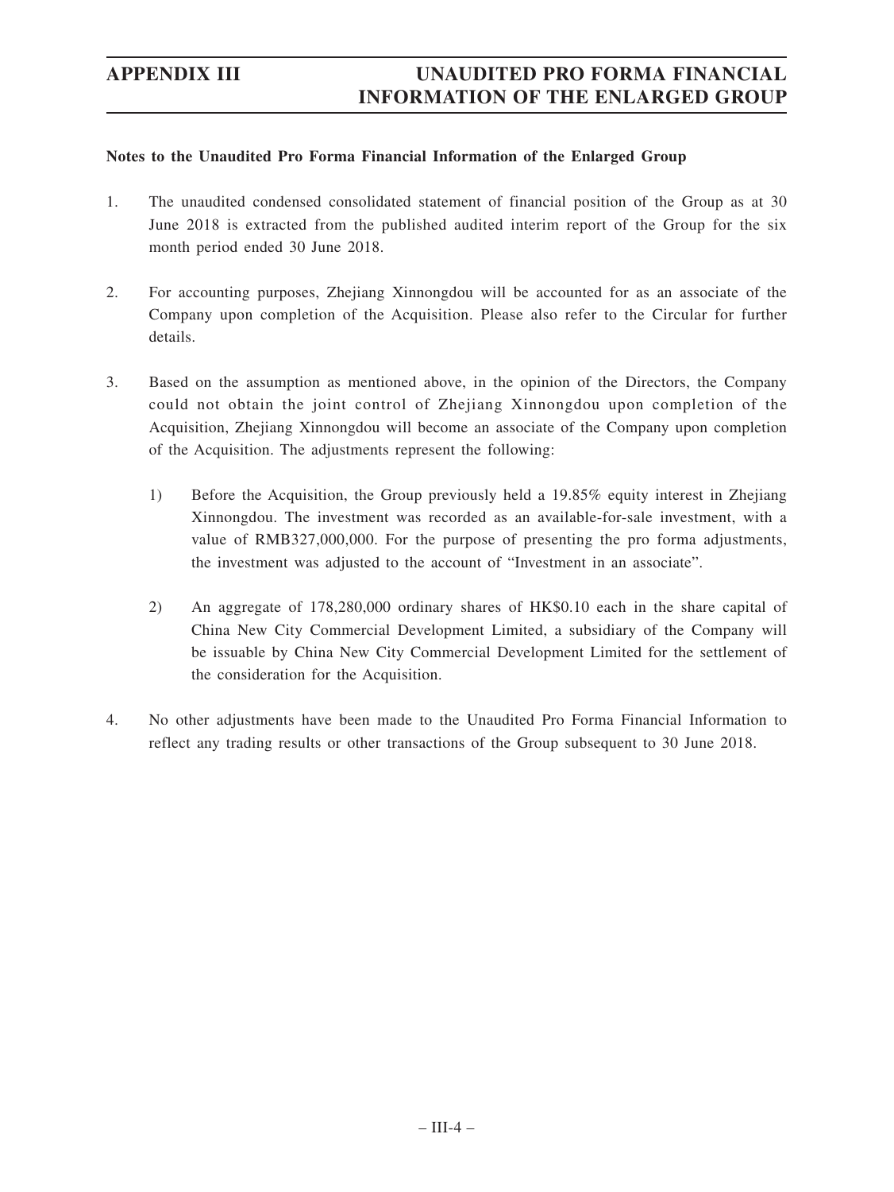**Notes to the Unaudited Pro Forma Financial Information of the Enlarged Group**

1. The unaudited condensed consolidated statement of financial position of the Group as at 30 June 2018 is extracted from the published audited interim report of the Group for the six month period ended 30 June 2018.

2. For accounting purposes, Zhejiang Xinnongdou will be accounted for as an associate of the Company upon completion of the Acquisition. Please also refer to the Circular for further details.

3. Based on the assumption as mentioned above, in the opinion of the Directors, the Company could not obtain the joint control of Zhejiang Xinnongdou upon completion of the Acquisition, Zhejiang Xinnongdou will become an associate of the Company upon completion of the Acquisition. The adjustments represent the following:

   1) Before the Acquisition, the Group previously held a 19.85% equity interest in Zhejiang Xinnongdou. The investment was recorded as an available-for-sale investment, with a value of RMB327,000,000. For the purpose of presenting the pro forma adjustments, the investment was adjusted to the account of "Investment in an associate".

   2) An aggregate of 178,280,000 ordinary shares of HK$0.10 each in the share capital of China New City Commercial Development Limited, a subsidiary of the Company will be issuable by China New City Commercial Development Limited for the settlement of the consideration for the Acquisition.

4. No other adjustments have been made to the Unaudited Pro Forma Financial Information to reflect any trading results or other transactions of the Group subsequent to 30 June 2018.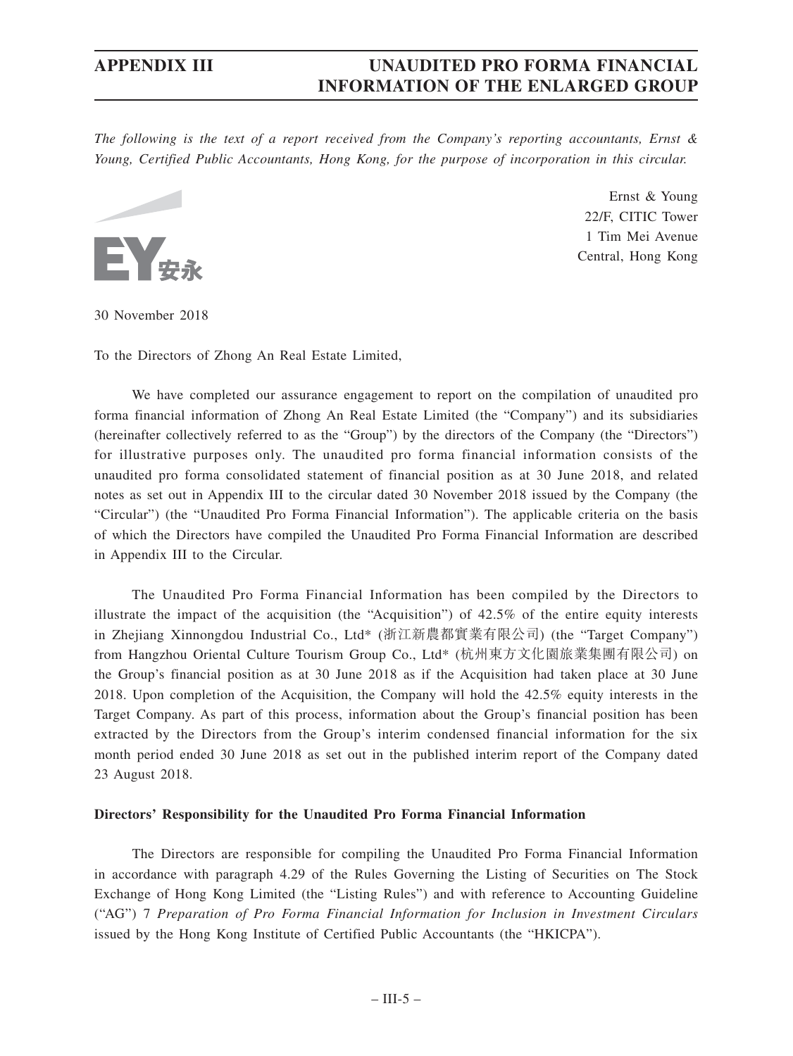*The following is the text of a report received from the Company's reporting accountants, Ernst & Young, Certified Public Accountants, Hong Kong, for the purpose of incorporation in this circular.*

Ernst & Young
22/F, CITIC Tower
1 Tim Mei Avenue
Central, Hong Kong

30 November 2018

To the Directors of Zhong An Real Estate Limited,

We have completed our assurance engagement to report on the compilation of unaudited pro forma financial information of Zhong An Real Estate Limited (the "Company") and its subsidiaries (hereinafter collectively referred to as the "Group") by the directors of the Company (the "Directors") for illustrative purposes only. The unaudited pro forma financial information consists of the unaudited pro forma consolidated statement of financial position as at 30 June 2018, and related notes as set out in Appendix III to the circular dated 30 November 2018 issued by the Company (the "Circular") (the "Unaudited Pro Forma Financial Information"). The applicable criteria on the basis of which the Directors have compiled the Unaudited Pro Forma Financial Information are described in Appendix III to the Circular.

The Unaudited Pro Forma Financial Information has been compiled by the Directors to illustrate the impact of the acquisition (the "Acquisition") of 42.5% of the entire equity interests in Zhejiang Xinnongdou Industrial Co., Ltd* (浙江新農都實業有限公司) (the "Target Company") from Hangzhou Oriental Culture Tourism Group Co., Ltd* (杭州東方文化園旅業集團有限公司) on the Group's financial position as at 30 June 2018 as if the Acquisition had taken place at 30 June 2018. Upon completion of the Acquisition, the Company will hold the 42.5% equity interests in the Target Company. As part of this process, information about the Group's financial position has been extracted by the Directors from the Group's interim condensed financial information for the six month period ended 30 June 2018 as set out in the published interim report of the Company dated 23 August 2018.

**Directors' Responsibility for the Unaudited Pro Forma Financial Information**

The Directors are responsible for compiling the Unaudited Pro Forma Financial Information in accordance with paragraph 4.29 of the Rules Governing the Listing of Securities on The Stock Exchange of Hong Kong Limited (the "Listing Rules") and with reference to Accounting Guideline ("AG") 7 *Preparation of Pro Forma Financial Information for Inclusion in Investment Circulars* issued by the Hong Kong Institute of Certified Public Accountants (the "HKICPA").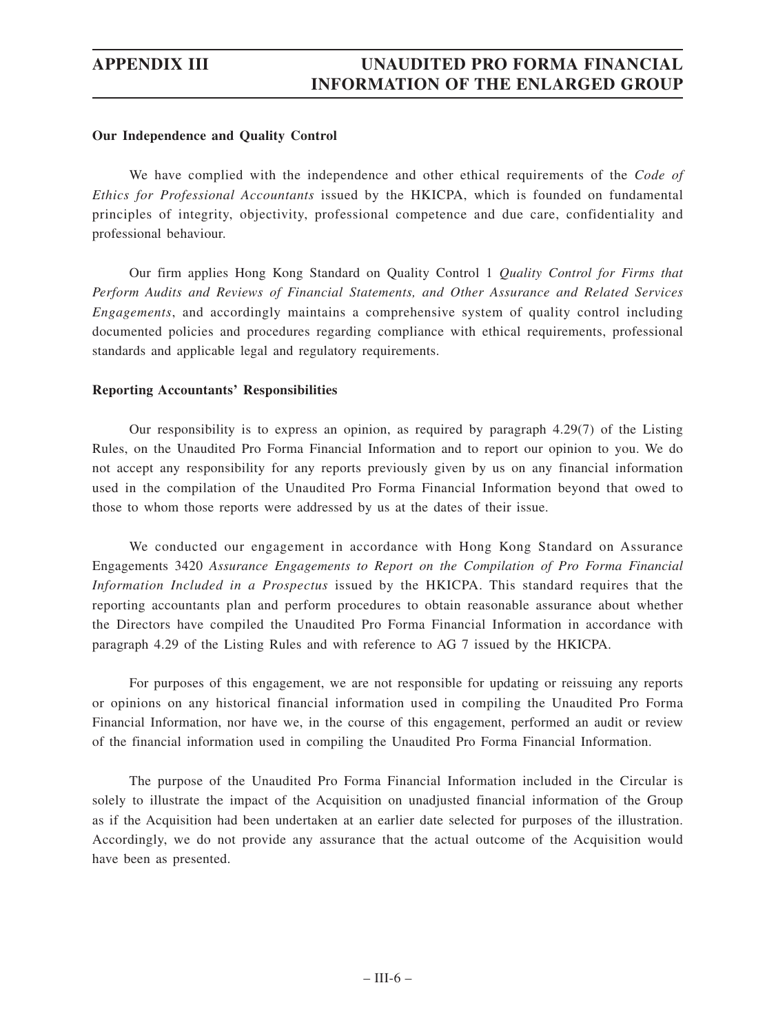**Our Independence and Quality Control**

We have complied with the independence and other ethical requirements of the *Code of Ethics for Professional Accountants* issued by the HKICPA, which is founded on fundamental principles of integrity, objectivity, professional competence and due care, confidentiality and professional behaviour.

Our firm applies Hong Kong Standard on Quality Control 1 *Quality Control for Firms that Perform Audits and Reviews of Financial Statements, and Other Assurance and Related Services Engagements*, and accordingly maintains a comprehensive system of quality control including documented policies and procedures regarding compliance with ethical requirements, professional standards and applicable legal and regulatory requirements.

**Reporting Accountants' Responsibilities**

Our responsibility is to express an opinion, as required by paragraph 4.29(7) of the Listing Rules, on the Unaudited Pro Forma Financial Information and to report our opinion to you. We do not accept any responsibility for any reports previously given by us on any financial information used in the compilation of the Unaudited Pro Forma Financial Information beyond that owed to those to whom those reports were addressed by us at the dates of their issue.

We conducted our engagement in accordance with Hong Kong Standard on Assurance Engagements 3420 *Assurance Engagements to Report on the Compilation of Pro Forma Financial Information Included in a Prospectus* issued by the HKICPA. This standard requires that the reporting accountants plan and perform procedures to obtain reasonable assurance about whether the Directors have compiled the Unaudited Pro Forma Financial Information in accordance with paragraph 4.29 of the Listing Rules and with reference to AG 7 issued by the HKICPA.

For purposes of this engagement, we are not responsible for updating or reissuing any reports or opinions on any historical financial information used in compiling the Unaudited Pro Forma Financial Information, nor have we, in the course of this engagement, performed an audit or review of the financial information used in compiling the Unaudited Pro Forma Financial Information.

The purpose of the Unaudited Pro Forma Financial Information included in the Circular is solely to illustrate the impact of the Acquisition on unadjusted financial information of the Group as if the Acquisition had been undertaken at an earlier date selected for purposes of the illustration. Accordingly, we do not provide any assurance that the actual outcome of the Acquisition would have been as presented.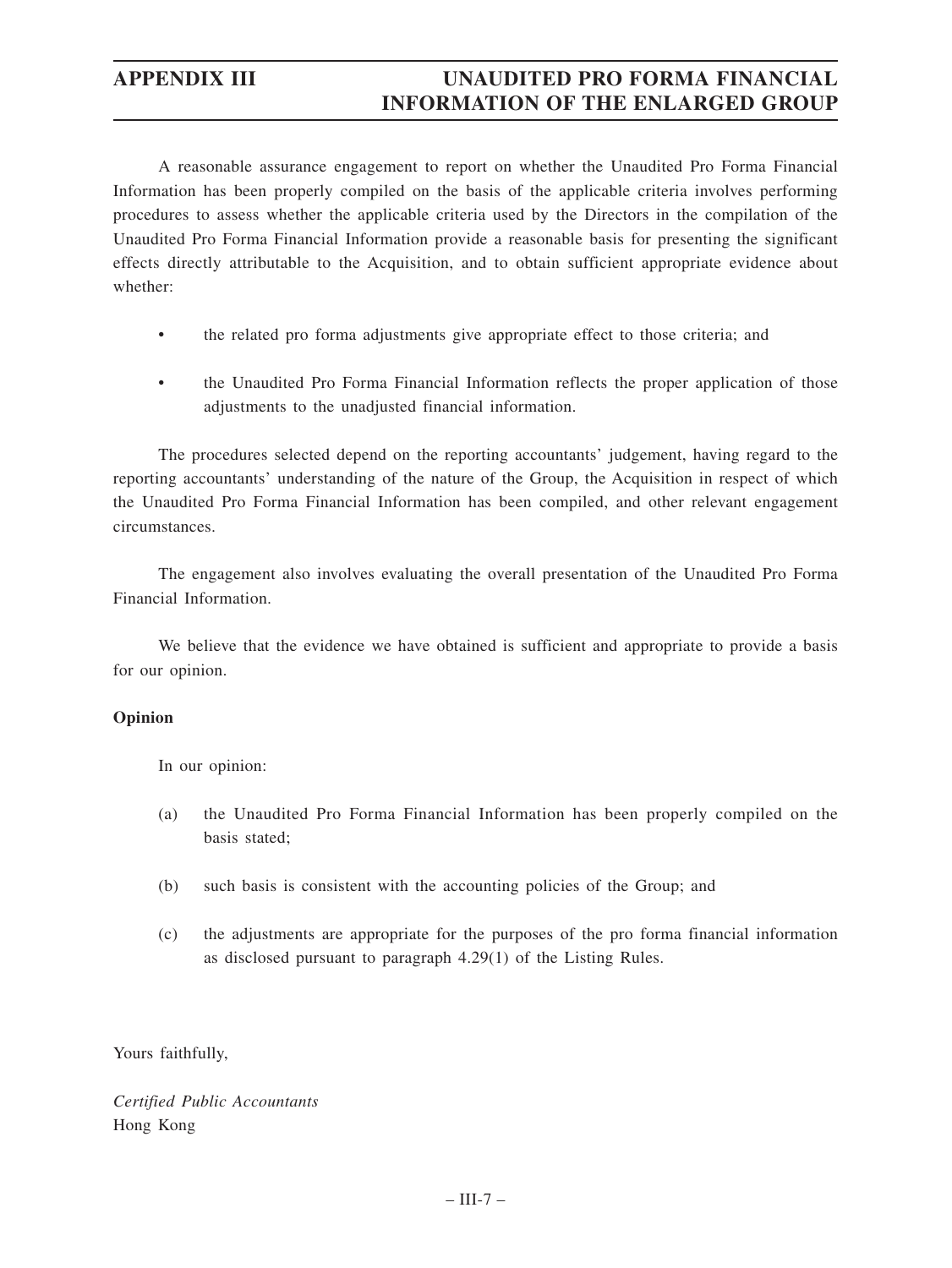A reasonable assurance engagement to report on whether the Unaudited Pro Forma Financial Information has been properly compiled on the basis of the applicable criteria involves performing procedures to assess whether the applicable criteria used by the Directors in the compilation of the Unaudited Pro Forma Financial Information provide a reasonable basis for presenting the significant effects directly attributable to the Acquisition, and to obtain sufficient appropriate evidence about whether:

- the related pro forma adjustments give appropriate effect to those criteria; and
- the Unaudited Pro Forma Financial Information reflects the proper application of those adjustments to the unadjusted financial information.

The procedures selected depend on the reporting accountants' judgement, having regard to the reporting accountants' understanding of the nature of the Group, the Acquisition in respect of which the Unaudited Pro Forma Financial Information has been compiled, and other relevant engagement circumstances.

The engagement also involves evaluating the overall presentation of the Unaudited Pro Forma Financial Information.

We believe that the evidence we have obtained is sufficient and appropriate to provide a basis for our opinion.

**Opinion**

In our opinion:

(a) the Unaudited Pro Forma Financial Information has been properly compiled on the basis stated;

(b) such basis is consistent with the accounting policies of the Group; and

(c) the adjustments are appropriate for the purposes of the pro forma financial information as disclosed pursuant to paragraph 4.29(1) of the Listing Rules.

Yours faithfully,

*Certified Public Accountants*
Hong Kong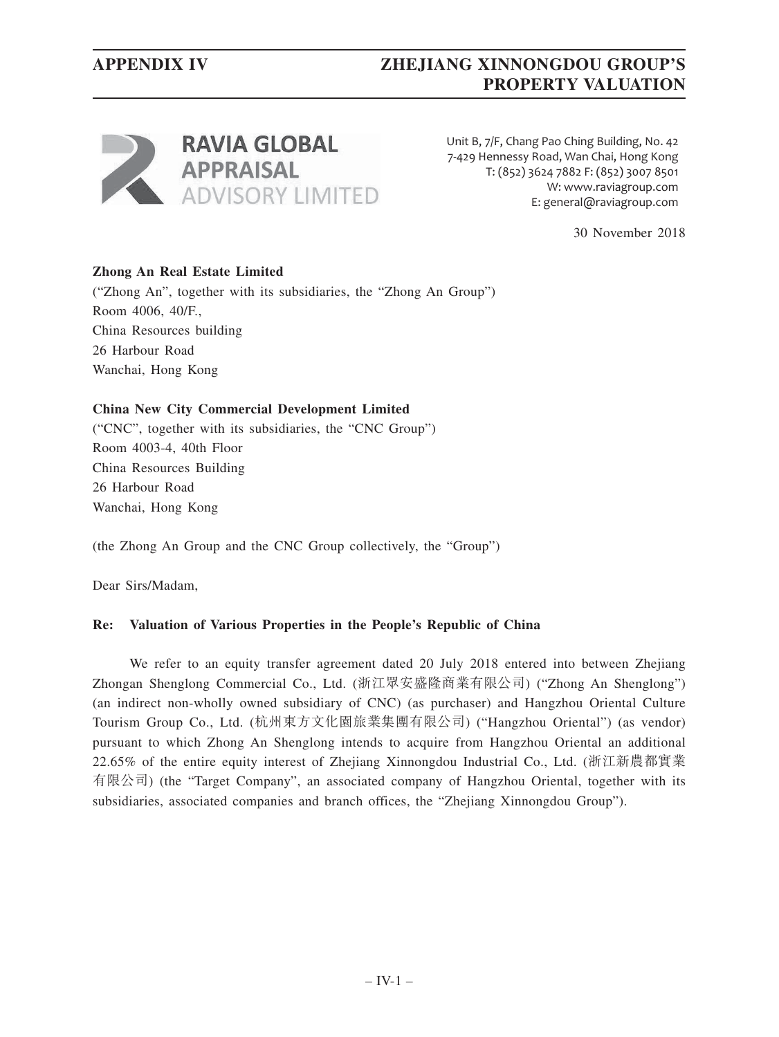**RAVIA GLOBAL APPRAISAL ADVISORY LIMITED**

Unit B, 7/F, Chang Pao Ching Building, No. 42
7-429 Hennessy Road, Wan Chai, Hong Kong
T: (852) 3624 7882 F: (852) 3007 8501
W: www.raviagroup.com
E: general@raviagroup.com

30 November 2018

**Zhong An Real Estate Limited**
("Zhong An", together with its subsidiaries, the "Zhong An Group")
Room 4006, 40/F.,
China Resources building
26 Harbour Road
Wanchai, Hong Kong

**China New City Commercial Development Limited**
("CNC", together with its subsidiaries, the "CNC Group")
Room 4003-4, 40th Floor
China Resources Building
26 Harbour Road
Wanchai, Hong Kong

(the Zhong An Group and the CNC Group collectively, the "Group")

Dear Sirs/Madam,

**Re: Valuation of Various Properties in the People's Republic of China**

We refer to an equity transfer agreement dated 20 July 2018 entered into between Zhejiang Zhongan Shenglong Commercial Co., Ltd. (浙江眾安盛隆商業有限公司) ("Zhong An Shenglong") (an indirect non-wholly owned subsidiary of CNC) (as purchaser) and Hangzhou Oriental Culture Tourism Group Co., Ltd. (杭州東方文化園旅業集團有限公司) ("Hangzhou Oriental") (as vendor) pursuant to which Zhong An Shenglong intends to acquire from Hangzhou Oriental an additional 22.65% of the entire equity interest of Zhejiang Xinnongdou Industrial Co., Ltd. (浙江新農都實業有限公司) (the "Target Company", an associated company of Hangzhou Oriental, together with its subsidiaries, associated companies and branch offices, the "Zhejiang Xinnongdou Group").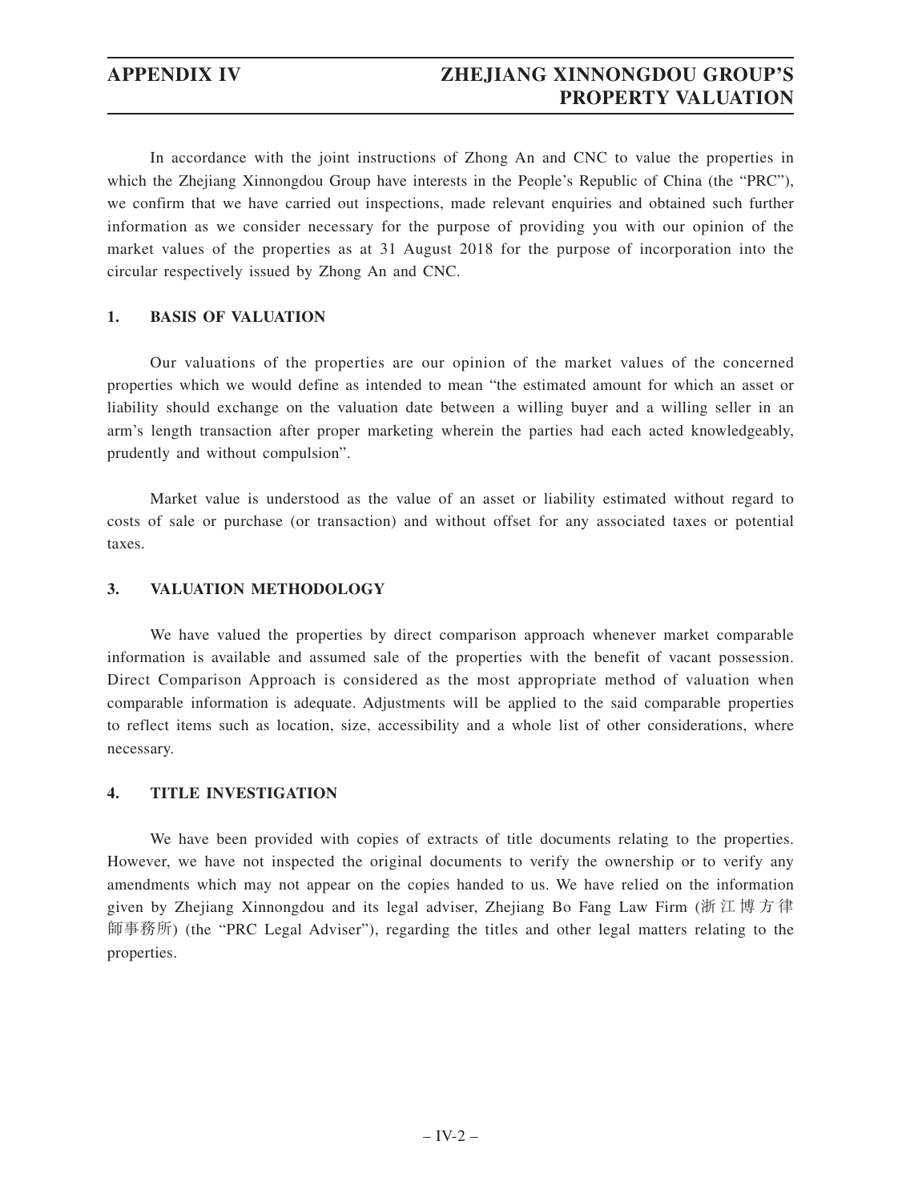In accordance with the joint instructions of Zhong An and CNC to value the properties in which the Zhejiang Xinnongdou Group have interests in the People's Republic of China (the "PRC"), we confirm that we have carried out inspections, made relevant enquiries and obtained such further information as we consider necessary for the purpose of providing you with our opinion of the market values of the properties as at 31 August 2018 for the purpose of incorporation into the circular respectively issued by Zhong An and CNC.

## 1. BASIS OF VALUATION

Our valuations of the properties are our opinion of the market values of the concerned properties which we would define as intended to mean "the estimated amount for which an asset or liability should exchange on the valuation date between a willing buyer and a willing seller in an arm's length transaction after proper marketing wherein the parties had each acted knowledgeably, prudently and without compulsion".

Market value is understood as the value of an asset or liability estimated without regard to costs of sale or purchase (or transaction) and without offset for any associated taxes or potential taxes.

## 3. VALUATION METHODOLOGY

We have valued the properties by direct comparison approach whenever market comparable information is available and assumed sale of the properties with the benefit of vacant possession. Direct Comparison Approach is considered as the most appropriate method of valuation when comparable information is adequate. Adjustments will be applied to the said comparable properties to reflect items such as location, size, accessibility and a whole list of other considerations, where necessary.

## 4. TITLE INVESTIGATION

We have been provided with copies of extracts of title documents relating to the properties. However, we have not inspected the original documents to verify the ownership or to verify any amendments which may not appear on the copies handed to us. We have relied on the information given by Zhejiang Xinnongdou and its legal adviser, Zhejiang Bo Fang Law Firm (浙江博方律師事務所) (the "PRC Legal Adviser"), regarding the titles and other legal matters relating to the properties.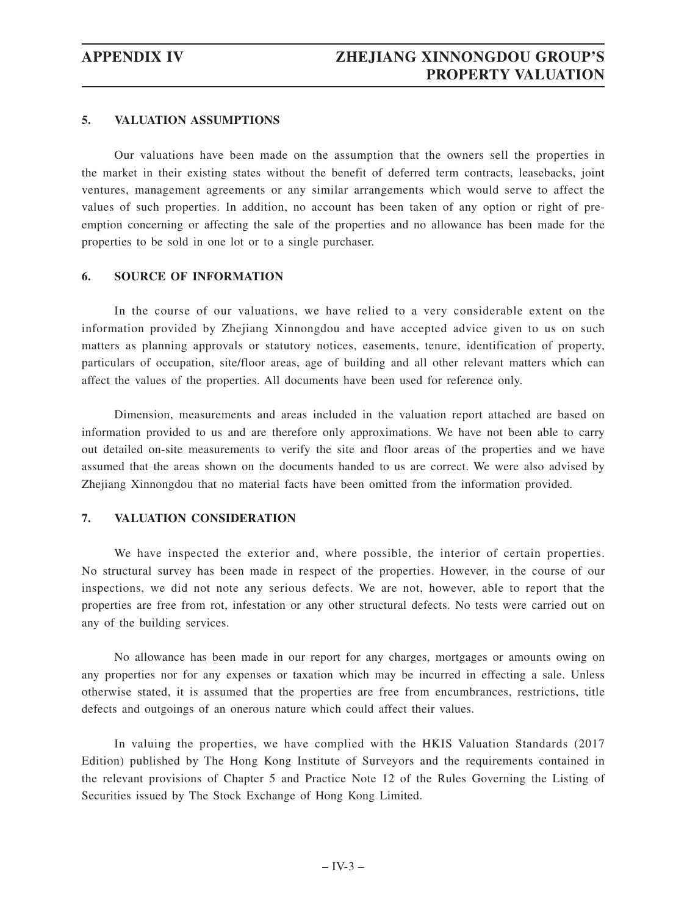## 5. VALUATION ASSUMPTIONS

Our valuations have been made on the assumption that the owners sell the properties in the market in their existing states without the benefit of deferred term contracts, leasebacks, joint ventures, management agreements or any similar arrangements which would serve to affect the values of such properties. In addition, no account has been taken of any option or right of pre-emption concerning or affecting the sale of the properties and no allowance has been made for the properties to be sold in one lot or to a single purchaser.

## 6. SOURCE OF INFORMATION

In the course of our valuations, we have relied to a very considerable extent on the information provided by Zhejiang Xinnongdou and have accepted advice given to us on such matters as planning approvals or statutory notices, easements, tenure, identification of property, particulars of occupation, site/floor areas, age of building and all other relevant matters which can affect the values of the properties. All documents have been used for reference only.

Dimension, measurements and areas included in the valuation report attached are based on information provided to us and are therefore only approximations. We have not been able to carry out detailed on-site measurements to verify the site and floor areas of the properties and we have assumed that the areas shown on the documents handed to us are correct. We were also advised by Zhejiang Xinnongdou that no material facts have been omitted from the information provided.

## 7. VALUATION CONSIDERATION

We have inspected the exterior and, where possible, the interior of certain properties. No structural survey has been made in respect of the properties. However, in the course of our inspections, we did not note any serious defects. We are not, however, able to report that the properties are free from rot, infestation or any other structural defects. No tests were carried out on any of the building services.

No allowance has been made in our report for any charges, mortgages or amounts owing on any properties nor for any expenses or taxation which may be incurred in effecting a sale. Unless otherwise stated, it is assumed that the properties are free from encumbrances, restrictions, title defects and outgoings of an onerous nature which could affect their values.

In valuing the properties, we have complied with the HKIS Valuation Standards (2017 Edition) published by The Hong Kong Institute of Surveyors and the requirements contained in the relevant provisions of Chapter 5 and Practice Note 12 of the Rules Governing the Listing of Securities issued by The Stock Exchange of Hong Kong Limited.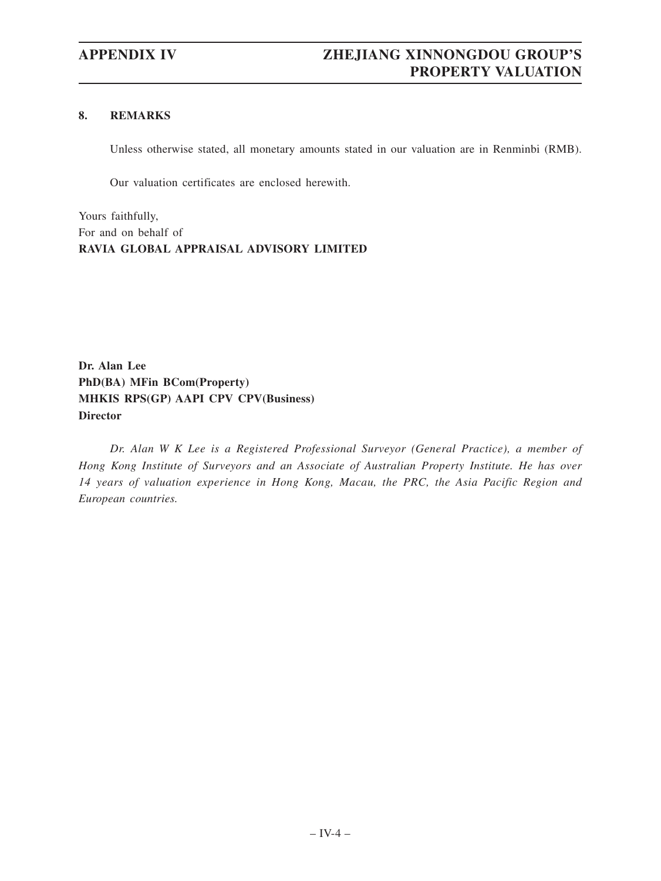## 8. REMARKS

Unless otherwise stated, all monetary amounts stated in our valuation are in Renminbi (RMB).

Our valuation certificates are enclosed herewith.

Yours faithfully,
For and on behalf of
**RAVIA GLOBAL APPRAISAL ADVISORY LIMITED**

**Dr. Alan Lee**
**PhD(BA) MFin BCom(Property)**
**MHKIS RPS(GP) AAPI CPV CPV(Business)**
**Director**

*Dr. Alan W K Lee is a Registered Professional Surveyor (General Practice), a member of Hong Kong Institute of Surveyors and an Associate of Australian Property Institute. He has over 14 years of valuation experience in Hong Kong, Macau, the PRC, the Asia Pacific Region and European countries.*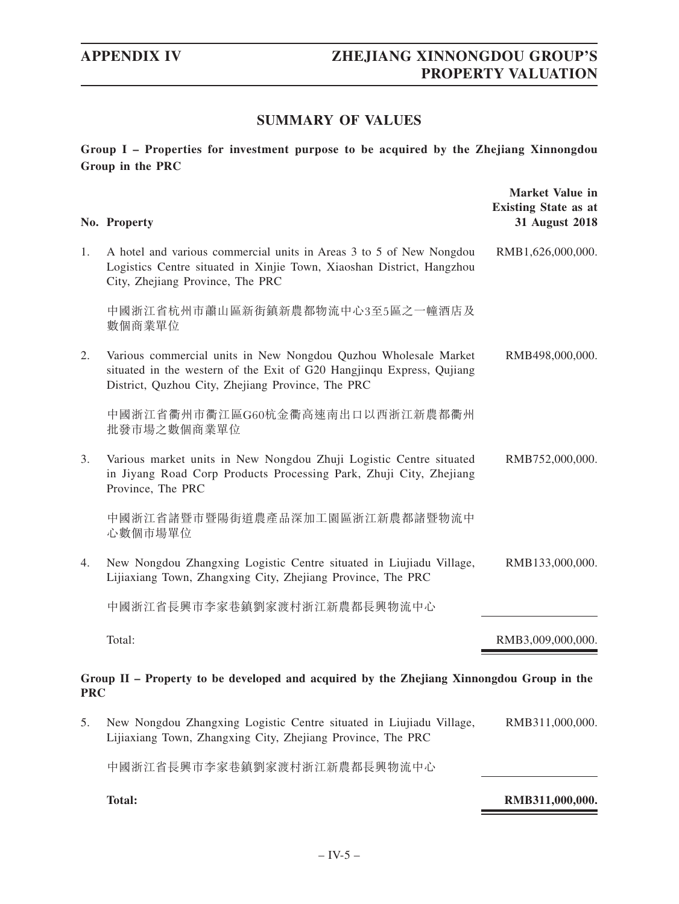## SUMMARY OF VALUES

**Group I – Properties for investment purpose to be acquired by the Zhejiang Xinnongdou Group in the PRC**

| No. | Property | Market Value in Existing State as at 31 August 2018 |
|---|---|---|
| 1. | A hotel and various commercial units in Areas 3 to 5 of New Nongdou Logistics Centre situated in Xinjie Town, Xiaoshan District, Hangzhou City, Zhejiang Province, The PRC<br><br>中國浙江省杭州市蕭山區新街鎮新農都物流中心3至5區之一幢酒店及數個商業單位 | RMB1,626,000,000. |
| 2. | Various commercial units in New Nongdou Quzhou Wholesale Market situated in the western of the Exit of G20 Hangjinqu Express, Qujiang District, Quzhou City, Zhejiang Province, The PRC<br><br>中國浙江省衢州市衢江區G60杭金衢高速南出口以西浙江新農都衢州批發市場之數個商業單位 | RMB498,000,000. |
| 3. | Various market units in New Nongdou Zhuji Logistic Centre situated in Jiyang Road Corp Products Processing Park, Zhuji City, Zhejiang Province, The PRC<br><br>中國浙江省諸暨市暨陽街道農產品深加工園區浙江新農都諸暨物流中心數個市場單位 | RMB752,000,000. |
| 4. | New Nongdou Zhangxing Logistic Centre situated in Liujiadu Village, Lijiaxiang Town, Zhangxing City, Zhejiang Province, The PRC<br><br>中國浙江省長興市李家巷鎮劉家渡村浙江新農都長興物流中心 | RMB133,000,000. |
| | Total: | RMB3,009,000,000. |

**Group II – Property to be developed and acquired by the Zhejiang Xinnongdou Group in the PRC**

| No. | Property | Market Value in Existing State as at 31 August 2018 |
|---|---|---|
| 5. | New Nongdou Zhangxing Logistic Centre situated in Liujiadu Village, Lijiaxiang Town, Zhangxing City, Zhejiang Province, The PRC<br><br>中國浙江省長興市李家巷鎮劉家渡村浙江新農都長興物流中心 | RMB311,000,000. |
| | **Total:** | **RMB311,000,000.** |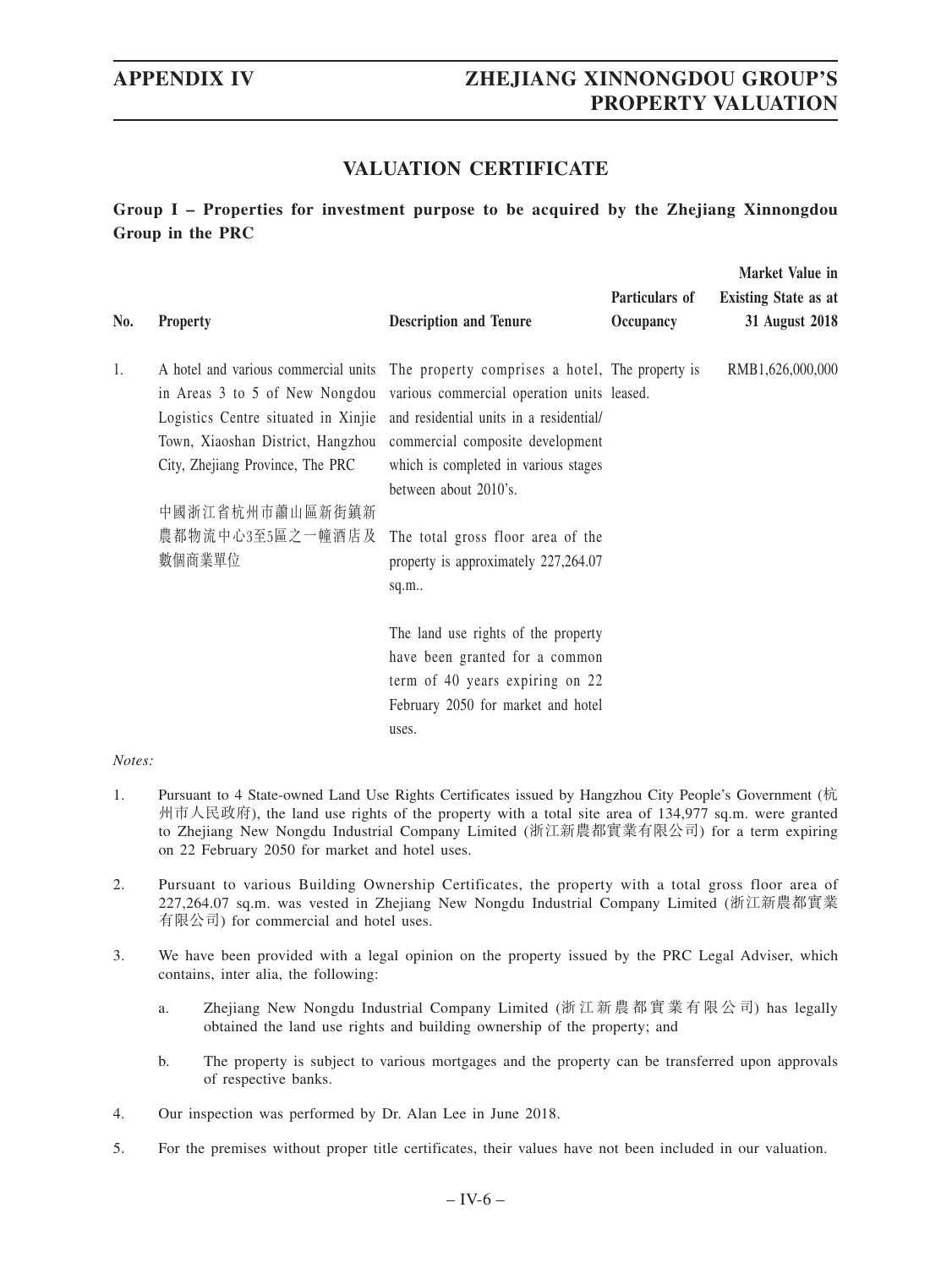## VALUATION CERTIFICATE

**Group I – Properties for investment purpose to be acquired by the Zhejiang Xinnongdou Group in the PRC**

| No. | Property | Description and Tenure | Particulars of Occupancy | Market Value in Existing State as at 31 August 2018 |
|---|---|---|---|---|
| 1. | A hotel and various commercial units in Areas 3 to 5 of New Nongdou Logistics Centre situated in Xinjie Town, Xiaoshan District, Hangzhou City, Zhejiang Province, The PRC<br><br>中國浙江省杭州市蕭山區新街鎮新農都物流中心3至5區之一幢酒店及數個商業單位 | The property comprises a hotel, various commercial operation units and residential units in a residential/commercial composite development which is completed in various stages between about 2010's.<br><br>The total gross floor area of the property is approximately 227,264.07 sq.m..<br><br>The land use rights of the property have been granted for a common term of 40 years expiring on 22 February 2050 for market and hotel uses. | The property is leased. | RMB1,626,000,000 |

*Notes:*

1. Pursuant to 4 State-owned Land Use Rights Certificates issued by Hangzhou City People's Government (杭州市人民政府), the land use rights of the property with a total site area of 134,977 sq.m. were granted to Zhejiang New Nongdu Industrial Company Limited (浙江新農都實業有限公司) for a term expiring on 22 February 2050 for market and hotel uses.

2. Pursuant to various Building Ownership Certificates, the property with a total gross floor area of 227,264.07 sq.m. was vested in Zhejiang New Nongdu Industrial Company Limited (浙江新農都實業有限公司) for commercial and hotel uses.

3. We have been provided with a legal opinion on the property issued by the PRC Legal Adviser, which contains, inter alia, the following:

   a. Zhejiang New Nongdu Industrial Company Limited (浙江新農都實業有限公司) has legally obtained the land use rights and building ownership of the property; and

   b. The property is subject to various mortgages and the property can be transferred upon approvals of respective banks.

4. Our inspection was performed by Dr. Alan Lee in June 2018.

5. For the premises without proper title certificates, their values have not been included in our valuation.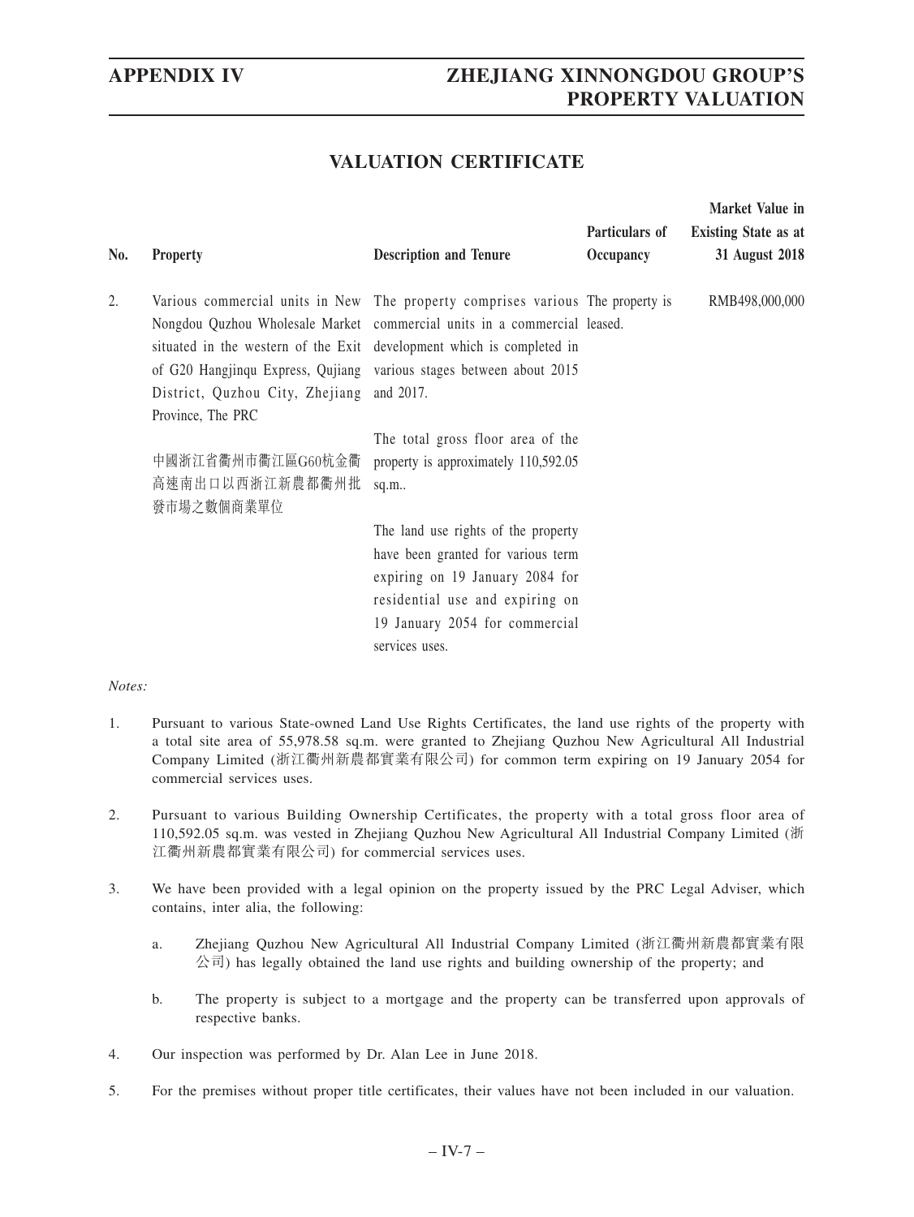## VALUATION CERTIFICATE

| No. | Property | Description and Tenure | Particulars of Occupancy | Market Value in Existing State as at 31 August 2018 |
|---|---|---|---|---|
| 2. | Various commercial units in New Nongdou Quzhou Wholesale Market situated in the western of the Exit of G20 Hangjinqu Express, Qujiang District, Quzhou City, Zhejiang Province, The PRC<br><br>中國浙江省衢州市衢江區G60杭金衢高速南出口以西浙江新農都衢州批發市場之數個商業單位 | The property comprises various commercial units in a commercial development which is completed in various stages between about 2015 and 2017.<br><br>The total gross floor area of the property is approximately 110,592.05 sq.m..<br><br>The land use rights of the property have been granted for various term expiring on 19 January 2084 for residential use and expiring on 19 January 2054 for commercial services uses. | The property is leased. | RMB498,000,000 |

*Notes:*

1. Pursuant to various State-owned Land Use Rights Certificates, the land use rights of the property with a total site area of 55,978.58 sq.m. were granted to Zhejiang Quzhou New Agricultural All Industrial Company Limited (浙江衢州新農都實業有限公司) for common term expiring on 19 January 2054 for commercial services uses.

2. Pursuant to various Building Ownership Certificates, the property with a total gross floor area of 110,592.05 sq.m. was vested in Zhejiang Quzhou New Agricultural All Industrial Company Limited (浙江衢州新農都實業有限公司) for commercial services uses.

3. We have been provided with a legal opinion on the property issued by the PRC Legal Adviser, which contains, inter alia, the following:

   a. Zhejiang Quzhou New Agricultural All Industrial Company Limited (浙江衢州新農都實業有限公司) has legally obtained the land use rights and building ownership of the property; and

   b. The property is subject to a mortgage and the property can be transferred upon approvals of respective banks.

4. Our inspection was performed by Dr. Alan Lee in June 2018.

5. For the premises without proper title certificates, their values have not been included in our valuation.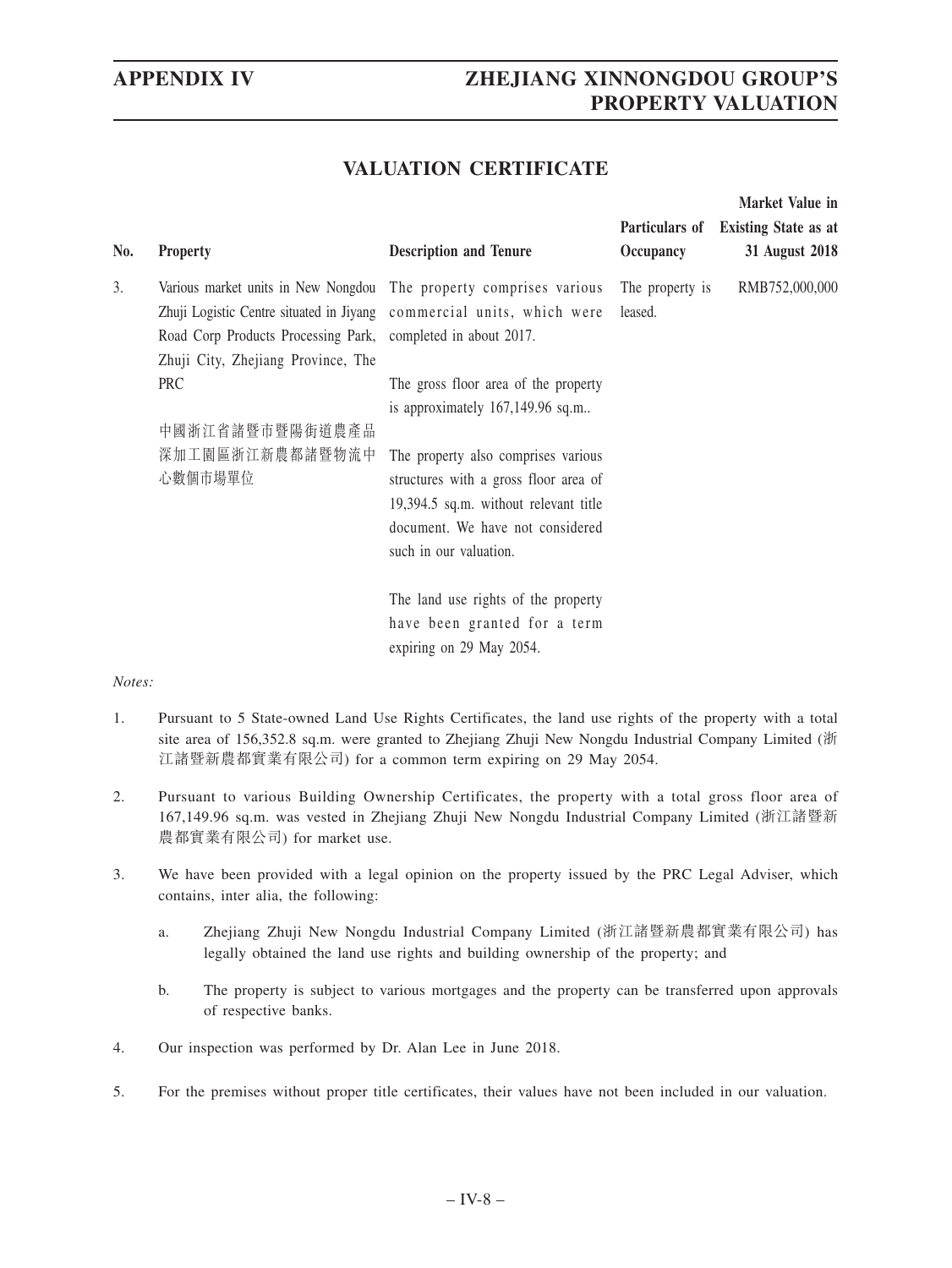## VALUATION CERTIFICATE

| No. | Property | Description and Tenure | Particulars of Occupancy | Market Value in Existing State as at 31 August 2018 |
|---|---|---|---|---|
| 3. | Various market units in New Nongdou Zhuji Logistic Centre situated in Jiyang Road Corp Products Processing Park, Zhuji City, Zhejiang Province, The PRC<br><br>中國浙江省諸暨市暨陽街道農產品深加工園區浙江新農都諸暨物流中心數個市場單位 | The property comprises various commercial units, which were completed in about 2017.<br><br>The gross floor area of the property is approximately 167,149.96 sq.m..<br><br>The property also comprises various structures with a gross floor area of 19,394.5 sq.m. without relevant title document. We have not considered such in our valuation.<br><br>The land use rights of the property have been granted for a term expiring on 29 May 2054. | The property is leased. | RMB752,000,000 |

*Notes:*

1. Pursuant to 5 State-owned Land Use Rights Certificates, the land use rights of the property with a total site area of 156,352.8 sq.m. were granted to Zhejiang Zhuji New Nongdu Industrial Company Limited (浙江諸暨新農都實業有限公司) for a common term expiring on 29 May 2054.

2. Pursuant to various Building Ownership Certificates, the property with a total gross floor area of 167,149.96 sq.m. was vested in Zhejiang Zhuji New Nongdu Industrial Company Limited (浙江諸暨新農都實業有限公司) for market use.

3. We have been provided with a legal opinion on the property issued by the PRC Legal Adviser, which contains, inter alia, the following:

   a. Zhejiang Zhuji New Nongdu Industrial Company Limited (浙江諸暨新農都實業有限公司) has legally obtained the land use rights and building ownership of the property; and

   b. The property is subject to various mortgages and the property can be transferred upon approvals of respective banks.

4. Our inspection was performed by Dr. Alan Lee in June 2018.

5. For the premises without proper title certificates, their values have not been included in our valuation.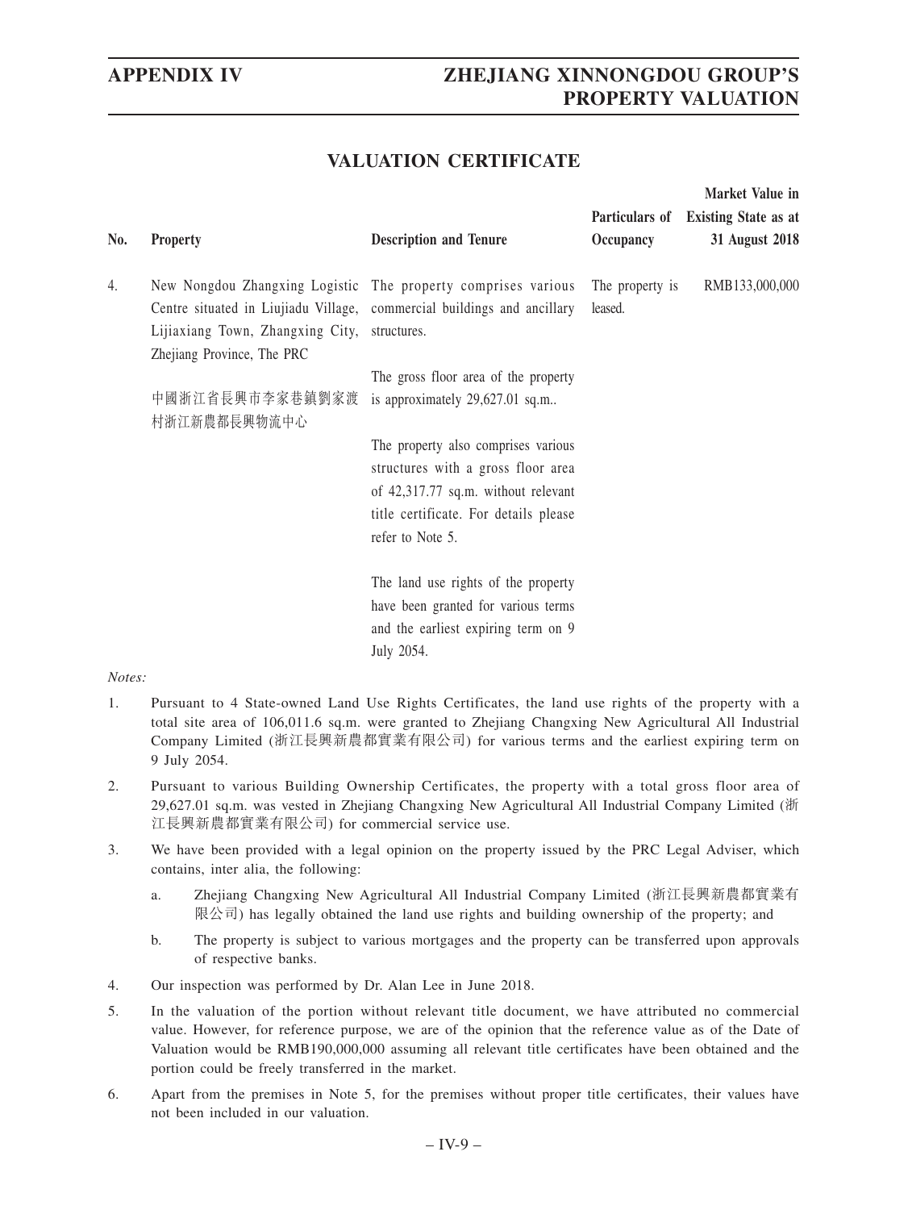## VALUATION CERTIFICATE

| No. | Property | Description and Tenure | Particulars of Occupancy | Market Value in Existing State as at 31 August 2018 |
|---|---|---|---|---|
| 4. | New Nongdou Zhangxing Logistic Centre situated in Liujiadu Village, Lijiaxiang Town, Zhangxing City, Zhejiang Province, The PRC<br><br>中國浙江省長興市李家巷鎮劉家渡村浙江新農都長興物流中心 | The property comprises various commercial buildings and ancillary structures.<br><br>The gross floor area of the property is approximately 29,627.01 sq.m..<br><br>The property also comprises various structures with a gross floor area of 42,317.77 sq.m. without relevant title certificate. For details please refer to Note 5.<br><br>The land use rights of the property have been granted for various terms and the earliest expiring term on 9 July 2054. | The property is leased. | RMB133,000,000 |

*Notes:*

1. Pursuant to 4 State-owned Land Use Rights Certificates, the land use rights of the property with a total site area of 106,011.6 sq.m. were granted to Zhejiang Changxing New Agricultural All Industrial Company Limited (浙江長興新農都實業有限公司) for various terms and the earliest expiring term on 9 July 2054.

2. Pursuant to various Building Ownership Certificates, the property with a total gross floor area of 29,627.01 sq.m. was vested in Zhejiang Changxing New Agricultural All Industrial Company Limited (浙江長興新農都實業有限公司) for commercial service use.

3. We have been provided with a legal opinion on the property issued by the PRC Legal Adviser, which contains, inter alia, the following:

   a. Zhejiang Changxing New Agricultural All Industrial Company Limited (浙江長興新農都實業有限公司) has legally obtained the land use rights and building ownership of the property; and

   b. The property is subject to various mortgages and the property can be transferred upon approvals of respective banks.

4. Our inspection was performed by Dr. Alan Lee in June 2018.

5. In the valuation of the portion without relevant title document, we have attributed no commercial value. However, for reference purpose, we are of the opinion that the reference value as of the Date of Valuation would be RMB190,000,000 assuming all relevant title certificates have been obtained and the portion could be freely transferred in the market.

6. Apart from the premises in Note 5, for the premises without proper title certificates, their values have not been included in our valuation.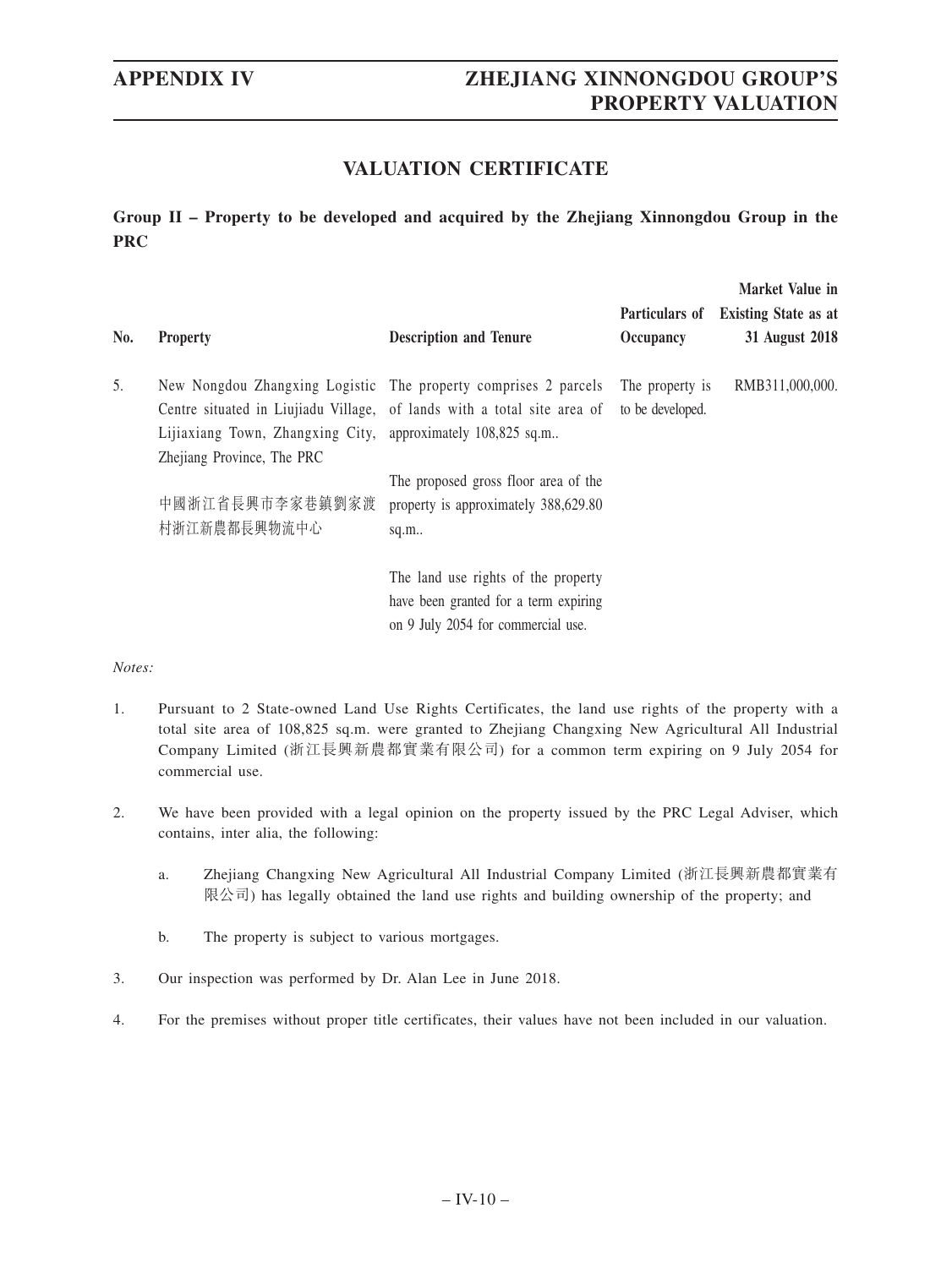## VALUATION CERTIFICATE

**Group II – Property to be developed and acquired by the Zhejiang Xinnongdou Group in the PRC**

| No. | Property | Description and Tenure | Particulars of Occupancy | Market Value in Existing State as at 31 August 2018 |
|---|---|---|---|---|
| 5. | New Nongdou Zhangxing Logistic Centre situated in Liujiadu Village, Lijiaxiang Town, Zhangxing City, Zhejiang Province, The PRC<br><br>中國浙江省長興市李家巷鎮劉家渡村浙江新農都長興物流中心 | The property comprises 2 parcels of lands with a total site area of approximately 108,825 sq.m..<br><br>The proposed gross floor area of the property is approximately 388,629.80 sq.m..<br><br>The land use rights of the property have been granted for a term expiring on 9 July 2054 for commercial use. | The property is to be developed. | RMB311,000,000. |

*Notes:*

1. Pursuant to 2 State-owned Land Use Rights Certificates, the land use rights of the property with a total site area of 108,825 sq.m. were granted to Zhejiang Changxing New Agricultural All Industrial Company Limited (浙江長興新農都實業有限公司) for a common term expiring on 9 July 2054 for commercial use.

2. We have been provided with a legal opinion on the property issued by the PRC Legal Adviser, which contains, inter alia, the following:

   a. Zhejiang Changxing New Agricultural All Industrial Company Limited (浙江長興新農都實業有限公司) has legally obtained the land use rights and building ownership of the property; and

   b. The property is subject to various mortgages.

3. Our inspection was performed by Dr. Alan Lee in June 2018.

4. For the premises without proper title certificates, their values have not been included in our valuation.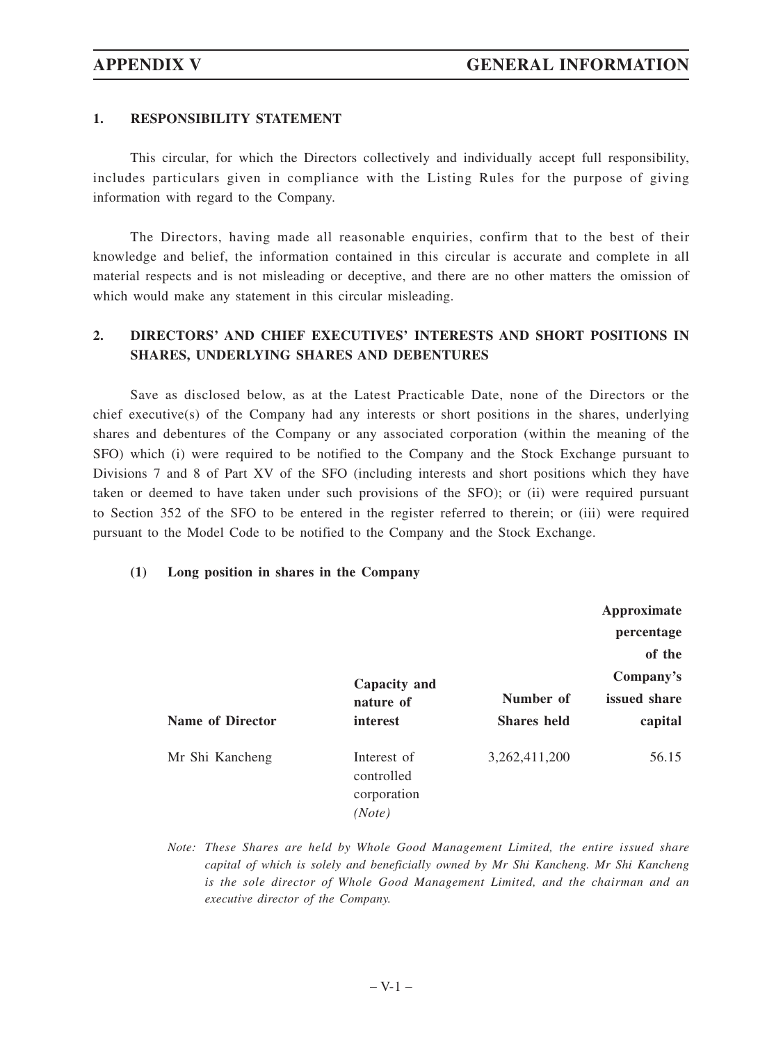## 1. RESPONSIBILITY STATEMENT

This circular, for which the Directors collectively and individually accept full responsibility, includes particulars given in compliance with the Listing Rules for the purpose of giving information with regard to the Company.

The Directors, having made all reasonable enquiries, confirm that to the best of their knowledge and belief, the information contained in this circular is accurate and complete in all material respects and is not misleading or deceptive, and there are no other matters the omission of which would make any statement in this circular misleading.

## 2. DIRECTORS' AND CHIEF EXECUTIVES' INTERESTS AND SHORT POSITIONS IN SHARES, UNDERLYING SHARES AND DEBENTURES

Save as disclosed below, as at the Latest Practicable Date, none of the Directors or the chief executive(s) of the Company had any interests or short positions in the shares, underlying shares and debentures of the Company or any associated corporation (within the meaning of the SFO) which (i) were required to be notified to the Company and the Stock Exchange pursuant to Divisions 7 and 8 of Part XV of the SFO (including interests and short positions which they have taken or deemed to have taken under such provisions of the SFO); or (ii) were required pursuant to Section 352 of the SFO to be entered in the register referred to therein; or (iii) were required pursuant to the Model Code to be notified to the Company and the Stock Exchange.

### (1) Long position in shares in the Company

| Name of Director | Capacity and nature of interest | Number of Shares held | Approximate percentage of the Company's issued share capital |
|---|---|---|---|
| Mr Shi Kancheng | Interest of controlled corporation *(Note)* | 3,262,411,200 | 56.15 |

*Note: These Shares are held by Whole Good Management Limited, the entire issued share capital of which is solely and beneficially owned by Mr Shi Kancheng. Mr Shi Kancheng is the sole director of Whole Good Management Limited, and the chairman and an executive director of the Company.*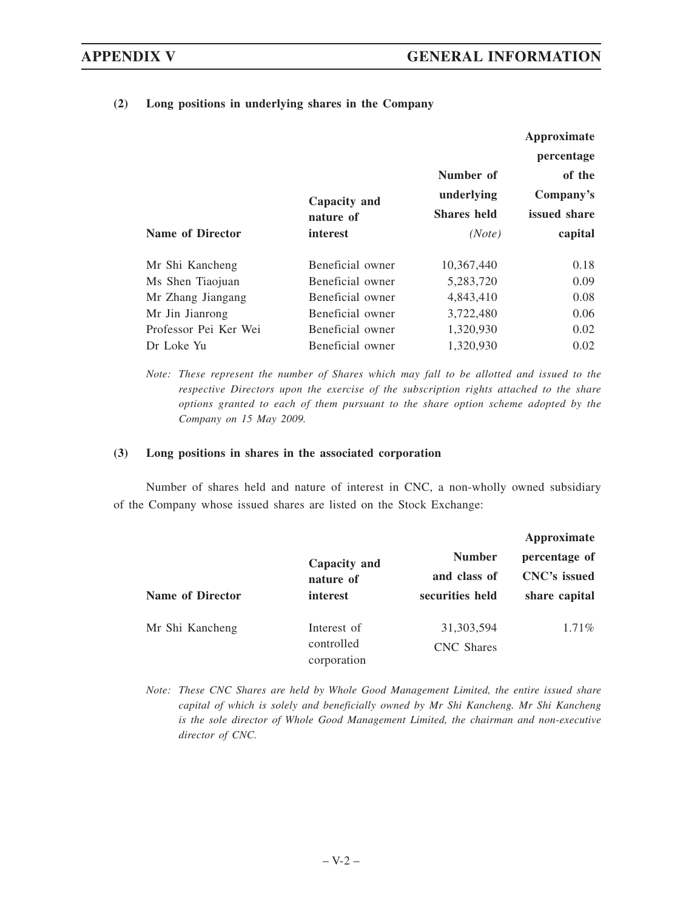**(2) Long positions in underlying shares in the Company**

| Name of Director | Capacity and nature of interest | Number of underlying Shares held *(Note)* | Approximate percentage of the Company's issued share capital |
|---|---|---|---|
| Mr Shi Kancheng | Beneficial owner | 10,367,440 | 0.18 |
| Ms Shen Tiaojuan | Beneficial owner | 5,283,720 | 0.09 |
| Mr Zhang Jiangang | Beneficial owner | 4,843,410 | 0.08 |
| Mr Jin Jianrong | Beneficial owner | 3,722,480 | 0.06 |
| Professor Pei Ker Wei | Beneficial owner | 1,320,930 | 0.02 |
| Dr Loke Yu | Beneficial owner | 1,320,930 | 0.02 |

*Note: These represent the number of Shares which may fall to be allotted and issued to the respective Directors upon the exercise of the subscription rights attached to the share options granted to each of them pursuant to the share option scheme adopted by the Company on 15 May 2009.*

**(3) Long positions in shares in the associated corporation**

Number of shares held and nature of interest in CNC, a non-wholly owned subsidiary of the Company whose issued shares are listed on the Stock Exchange:

| Name of Director | Capacity and nature of interest | Number and class of securities held | Approximate percentage of CNC's issued share capital |
|---|---|---|---|
| Mr Shi Kancheng | Interest of controlled corporation | 31,303,594 CNC Shares | 1.71% |

*Note: These CNC Shares are held by Whole Good Management Limited, the entire issued share capital of which is solely and beneficially owned by Mr Shi Kancheng. Mr Shi Kancheng is the sole director of Whole Good Management Limited, the chairman and non-executive director of CNC.*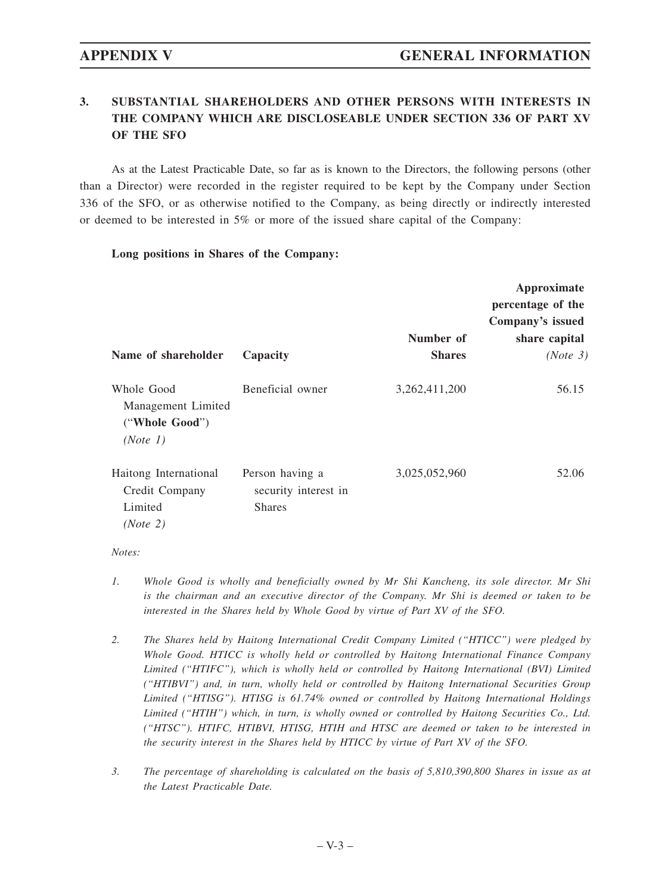## 3. SUBSTANTIAL SHAREHOLDERS AND OTHER PERSONS WITH INTERESTS IN THE COMPANY WHICH ARE DISCLOSEABLE UNDER SECTION 336 OF PART XV OF THE SFO

As at the Latest Practicable Date, so far as is known to the Directors, the following persons (other than a Director) were recorded in the register required to be kept by the Company under Section 336 of the SFO, or as otherwise notified to the Company, as being directly or indirectly interested or deemed to be interested in 5% or more of the issued share capital of the Company:

**Long positions in Shares of the Company:**

| Name of shareholder | Capacity | Number of Shares | Approximate percentage of the Company's issued share capital *(Note 3)* |
|---|---|---|---|
| Whole Good Management Limited ("**Whole Good**") *(Note 1)* | Beneficial owner | 3,262,411,200 | 56.15 |
| Haitong International Credit Company Limited *(Note 2)* | Person having a security interest in Shares | 3,025,052,960 | 52.06 |

*Notes:*

1. *Whole Good is wholly and beneficially owned by Mr Shi Kancheng, its sole director. Mr Shi is the chairman and an executive director of the Company. Mr Shi is deemed or taken to be interested in the Shares held by Whole Good by virtue of Part XV of the SFO.*

2. *The Shares held by Haitong International Credit Company Limited ("HTICC") were pledged by Whole Good. HTICC is wholly held or controlled by Haitong International Finance Company Limited ("HTIFC"), which is wholly held or controlled by Haitong International (BVI) Limited ("HTIBVI") and, in turn, wholly held or controlled by Haitong International Securities Group Limited ("HTISG"). HTISG is 61.74% owned or controlled by Haitong International Holdings Limited ("HTIH") which, in turn, is wholly owned or controlled by Haitong Securities Co., Ltd. ("HTSC"). HTIFC, HTIBVI, HTISG, HTIH and HTSC are deemed or taken to be interested in the security interest in the Shares held by HTICC by virtue of Part XV of the SFO.*

3. *The percentage of shareholding is calculated on the basis of 5,810,390,800 Shares in issue as at the Latest Practicable Date.*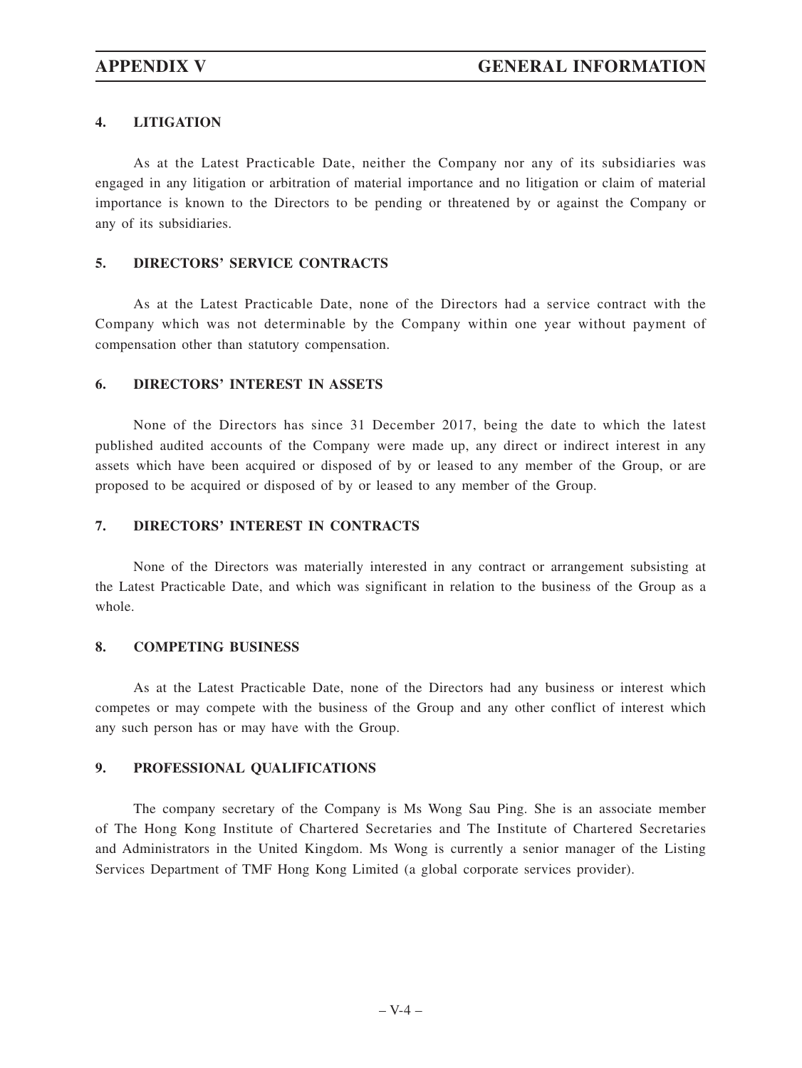## 4. LITIGATION

As at the Latest Practicable Date, neither the Company nor any of its subsidiaries was engaged in any litigation or arbitration of material importance and no litigation or claim of material importance is known to the Directors to be pending or threatened by or against the Company or any of its subsidiaries.

## 5. DIRECTORS' SERVICE CONTRACTS

As at the Latest Practicable Date, none of the Directors had a service contract with the Company which was not determinable by the Company within one year without payment of compensation other than statutory compensation.

## 6. DIRECTORS' INTEREST IN ASSETS

None of the Directors has since 31 December 2017, being the date to which the latest published audited accounts of the Company were made up, any direct or indirect interest in any assets which have been acquired or disposed of by or leased to any member of the Group, or are proposed to be acquired or disposed of by or leased to any member of the Group.

## 7. DIRECTORS' INTEREST IN CONTRACTS

None of the Directors was materially interested in any contract or arrangement subsisting at the Latest Practicable Date, and which was significant in relation to the business of the Group as a whole.

## 8. COMPETING BUSINESS

As at the Latest Practicable Date, none of the Directors had any business or interest which competes or may compete with the business of the Group and any other conflict of interest which any such person has or may have with the Group.

## 9. PROFESSIONAL QUALIFICATIONS

The company secretary of the Company is Ms Wong Sau Ping. She is an associate member of The Hong Kong Institute of Chartered Secretaries and The Institute of Chartered Secretaries and Administrators in the United Kingdom. Ms Wong is currently a senior manager of the Listing Services Department of TMF Hong Kong Limited (a global corporate services provider).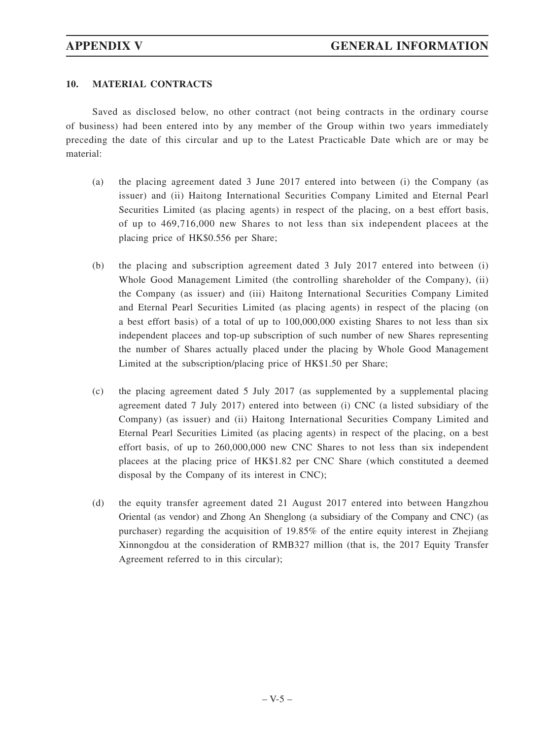## 10. MATERIAL CONTRACTS

Saved as disclosed below, no other contract (not being contracts in the ordinary course of business) had been entered into by any member of the Group within two years immediately preceding the date of this circular and up to the Latest Practicable Date which are or may be material:

(a) the placing agreement dated 3 June 2017 entered into between (i) the Company (as issuer) and (ii) Haitong International Securities Company Limited and Eternal Pearl Securities Limited (as placing agents) in respect of the placing, on a best effort basis, of up to 469,716,000 new Shares to not less than six independent placees at the placing price of HK$0.556 per Share;

(b) the placing and subscription agreement dated 3 July 2017 entered into between (i) Whole Good Management Limited (the controlling shareholder of the Company), (ii) the Company (as issuer) and (iii) Haitong International Securities Company Limited and Eternal Pearl Securities Limited (as placing agents) in respect of the placing (on a best effort basis) of a total of up to 100,000,000 existing Shares to not less than six independent placees and top-up subscription of such number of new Shares representing the number of Shares actually placed under the placing by Whole Good Management Limited at the subscription/placing price of HK$1.50 per Share;

(c) the placing agreement dated 5 July 2017 (as supplemented by a supplemental placing agreement dated 7 July 2017) entered into between (i) CNC (a listed subsidiary of the Company) (as issuer) and (ii) Haitong International Securities Company Limited and Eternal Pearl Securities Limited (as placing agents) in respect of the placing, on a best effort basis, of up to 260,000,000 new CNC Shares to not less than six independent placees at the placing price of HK$1.82 per CNC Share (which constituted a deemed disposal by the Company of its interest in CNC);

(d) the equity transfer agreement dated 21 August 2017 entered into between Hangzhou Oriental (as vendor) and Zhong An Shenglong (a subsidiary of the Company and CNC) (as purchaser) regarding the acquisition of 19.85% of the entire equity interest in Zhejiang Xinnongdou at the consideration of RMB327 million (that is, the 2017 Equity Transfer Agreement referred to in this circular);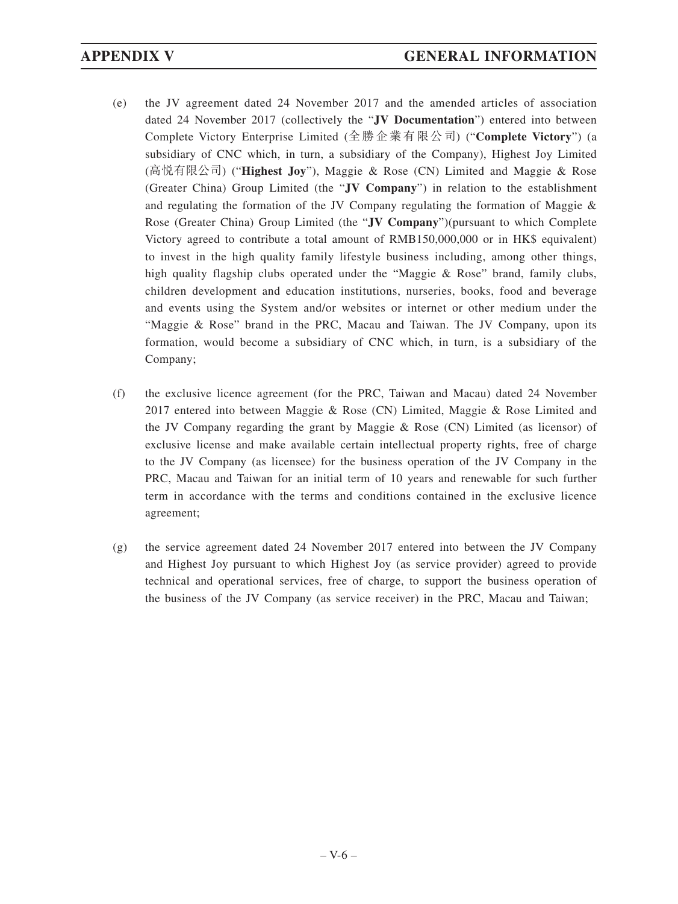(e) the JV agreement dated 24 November 2017 and the amended articles of association dated 24 November 2017 (collectively the "**JV Documentation**") entered into between Complete Victory Enterprise Limited (全勝企業有限公司) ("**Complete Victory**") (a subsidiary of CNC which, in turn, a subsidiary of the Company), Highest Joy Limited (高悦有限公司) ("**Highest Joy**"), Maggie & Rose (CN) Limited and Maggie & Rose (Greater China) Group Limited (the "**JV Company**") in relation to the establishment and regulating the formation of the JV Company regulating the formation of Maggie & Rose (Greater China) Group Limited (the "**JV Company**")(pursuant to which Complete Victory agreed to contribute a total amount of RMB150,000,000 or in HK$ equivalent) to invest in the high quality family lifestyle business including, among other things, high quality flagship clubs operated under the "Maggie & Rose" brand, family clubs, children development and education institutions, nurseries, books, food and beverage and events using the System and/or websites or internet or other medium under the "Maggie & Rose" brand in the PRC, Macau and Taiwan. The JV Company, upon its formation, would become a subsidiary of CNC which, in turn, is a subsidiary of the Company;

(f) the exclusive licence agreement (for the PRC, Taiwan and Macau) dated 24 November 2017 entered into between Maggie & Rose (CN) Limited, Maggie & Rose Limited and the JV Company regarding the grant by Maggie & Rose (CN) Limited (as licensor) of exclusive license and make available certain intellectual property rights, free of charge to the JV Company (as licensee) for the business operation of the JV Company in the PRC, Macau and Taiwan for an initial term of 10 years and renewable for such further term in accordance with the terms and conditions contained in the exclusive licence agreement;

(g) the service agreement dated 24 November 2017 entered into between the JV Company and Highest Joy pursuant to which Highest Joy (as service provider) agreed to provide technical and operational services, free of charge, to support the business operation of the business of the JV Company (as service receiver) in the PRC, Macau and Taiwan;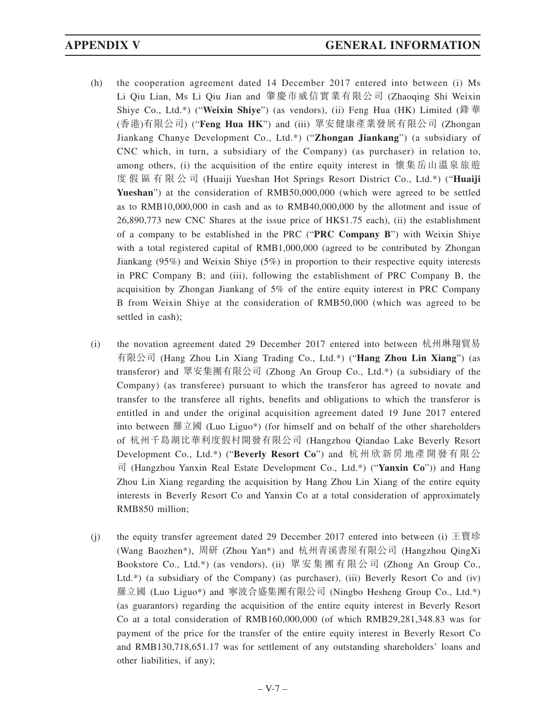(h) the cooperation agreement dated 14 December 2017 entered into between (i) Ms Li Qiu Lian, Ms Li Qiu Jian and 肇慶市威信實業有限公司 (Zhaoqing Shi Weixin Shiye Co., Ltd.*) ("**Weixin Shiye**") (as vendors), (ii) Feng Hua (HK) Limited (鋒華(香港)有限公司) ("**Feng Hua HK**") and (iii) 眾安健康產業發展有限公司 (Zhongan Jiankang Chanye Development Co., Ltd.*) ("**Zhongan Jiankang**") (a subsidiary of CNC which, in turn, a subsidiary of the Company) (as purchaser) in relation to, among others, (i) the acquisition of the entire equity interest in 懷集岳山溫泉旅遊度假區有限公司 (Huaiji Yueshan Hot Springs Resort District Co., Ltd.*) ("**Huaiji Yueshan**") at the consideration of RMB50,000,000 (which were agreed to be settled as to RMB10,000,000 in cash and as to RMB40,000,000 by the allotment and issue of 26,890,773 new CNC Shares at the issue price of HK$1.75 each), (ii) the establishment of a company to be established in the PRC ("**PRC Company B**") with Weixin Shiye with a total registered capital of RMB1,000,000 (agreed to be contributed by Zhongan Jiankang (95%) and Weixin Shiye (5%) in proportion to their respective equity interests in PRC Company B; and (iii), following the establishment of PRC Company B, the acquisition by Zhongan Jiankang of 5% of the entire equity interest in PRC Company B from Weixin Shiye at the consideration of RMB50,000 (which was agreed to be settled in cash);

(i) the novation agreement dated 29 December 2017 entered into between 杭州琳翔貿易有限公司 (Hang Zhou Lin Xiang Trading Co., Ltd.*) ("**Hang Zhou Lin Xiang**") (as transferor) and 眾安集團有限公司 (Zhong An Group Co., Ltd.*) (a subsidiary of the Company) (as transferee) pursuant to which the transferor has agreed to novate and transfer to the transferee all rights, benefits and obligations to which the transferor is entitled in and under the original acquisition agreement dated 19 June 2017 entered into between 羅立國 (Luo Liguo*) (for himself and on behalf of the other shareholders of 杭州千島湖比華利度假村開發有限公司 (Hangzhou Qiandao Lake Beverly Resort Development Co., Ltd.*) ("**Beverly Resort Co**") and 杭州欣新房地產開發有限公司 (Hangzhou Yanxin Real Estate Development Co., Ltd.*) ("**Yanxin Co**")) and Hang Zhou Lin Xiang regarding the acquisition by Hang Zhou Lin Xiang of the entire equity interests in Beverly Resort Co and Yanxin Co at a total consideration of approximately RMB850 million;

(j) the equity transfer agreement dated 29 December 2017 entered into between (i) 王寶珍 (Wang Baozhen*), 周研 (Zhou Yan*) and 杭州青溪書屋有限公司 (Hangzhou QingXi Bookstore Co., Ltd.*) (as vendors), (ii) 眾安集團有限公司 (Zhong An Group Co., Ltd.*) (a subsidiary of the Company) (as purchaser), (iii) Beverly Resort Co and (iv) 羅立國 (Luo Liguo*) and 寧波合盛集團有限公司 (Ningbo Hesheng Group Co., Ltd.*) (as guarantors) regarding the acquisition of the entire equity interest in Beverly Resort Co at a total consideration of RMB160,000,000 (of which RMB29,281,348.83 was for payment of the price for the transfer of the entire equity interest in Beverly Resort Co and RMB130,718,651.17 was for settlement of any outstanding shareholders' loans and other liabilities, if any);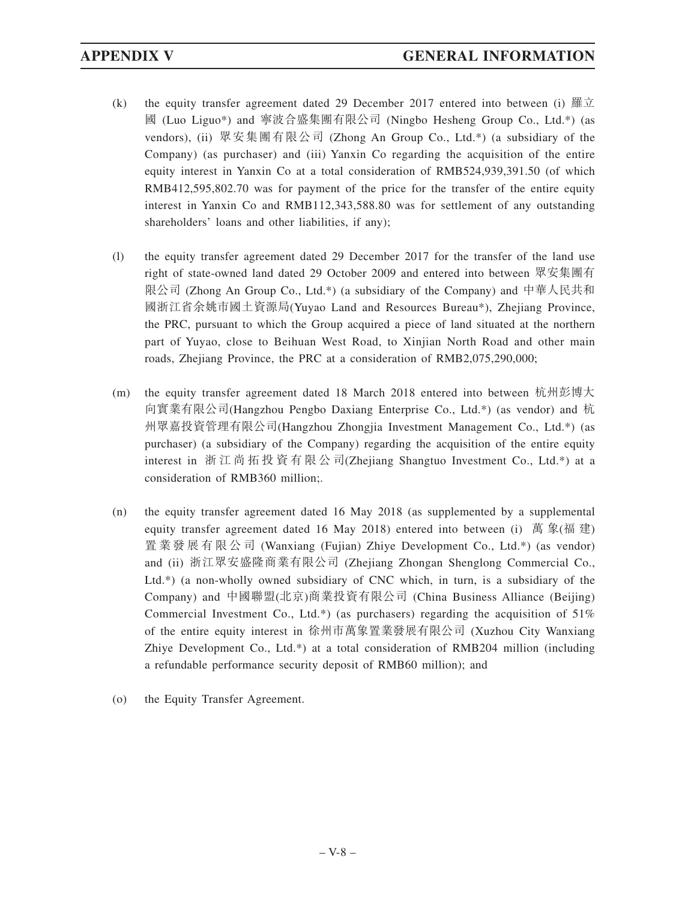(k) the equity transfer agreement dated 29 December 2017 entered into between (i) 羅立國 (Luo Liguo*) and 寧波合盛集團有限公司 (Ningbo Hesheng Group Co., Ltd.*) (as vendors), (ii) 眾安集團有限公司 (Zhong An Group Co., Ltd.*) (a subsidiary of the Company) (as purchaser) and (iii) Yanxin Co regarding the acquisition of the entire equity interest in Yanxin Co at a total consideration of RMB524,939,391.50 (of which RMB412,595,802.70 was for payment of the price for the transfer of the entire equity interest in Yanxin Co and RMB112,343,588.80 was for settlement of any outstanding shareholders' loans and other liabilities, if any);

(l) the equity transfer agreement dated 29 December 2017 for the transfer of the land use right of state-owned land dated 29 October 2009 and entered into between 眾安集團有限公司 (Zhong An Group Co., Ltd.*) (a subsidiary of the Company) and 中華人民共和國浙江省余姚市國土資源局(Yuyao Land and Resources Bureau*), Zhejiang Province, the PRC, pursuant to which the Group acquired a piece of land situated at the northern part of Yuyao, close to Beihuan West Road, to Xinjian North Road and other main roads, Zhejiang Province, the PRC at a consideration of RMB2,075,290,000;

(m) the equity transfer agreement dated 18 March 2018 entered into between 杭州彭博大向實業有限公司(Hangzhou Pengbo Daxiang Enterprise Co., Ltd.*) (as vendor) and 杭州眾嘉投資管理有限公司(Hangzhou Zhongjia Investment Management Co., Ltd.*) (as purchaser) (a subsidiary of the Company) regarding the acquisition of the entire equity interest in 浙江尚拓投資有限公司(Zhejiang Shangtuo Investment Co., Ltd.*) at a consideration of RMB360 million;.

(n) the equity transfer agreement dated 16 May 2018 (as supplemented by a supplemental equity transfer agreement dated 16 May 2018) entered into between (i) 萬象(福建)置業發展有限公司 (Wanxiang (Fujian) Zhiye Development Co., Ltd.*) (as vendor) and (ii) 浙江眾安盛隆商業有限公司 (Zhejiang Zhongan Shenglong Commercial Co., Ltd.*) (a non-wholly owned subsidiary of CNC which, in turn, is a subsidiary of the Company) and 中國聯盟(北京)商業投資有限公司 (China Business Alliance (Beijing) Commercial Investment Co., Ltd.*) (as purchasers) regarding the acquisition of 51% of the entire equity interest in 徐州市萬象置業發展有限公司 (Xuzhou City Wanxiang Zhiye Development Co., Ltd.*) at a total consideration of RMB204 million (including a refundable performance security deposit of RMB60 million); and

(o) the Equity Transfer Agreement.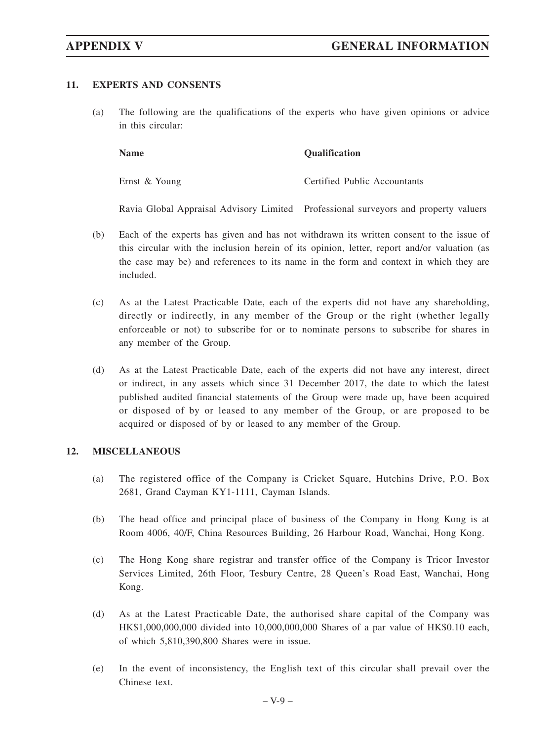## 11. EXPERTS AND CONSENTS

(a) The following are the qualifications of the experts who have given opinions or advice in this circular:

| Name | Qualification |
|---|---|
| Ernst & Young | Certified Public Accountants |
| Ravia Global Appraisal Advisory Limited | Professional surveyors and property valuers |

(b) Each of the experts has given and has not withdrawn its written consent to the issue of this circular with the inclusion herein of its opinion, letter, report and/or valuation (as the case may be) and references to its name in the form and context in which they are included.

(c) As at the Latest Practicable Date, each of the experts did not have any shareholding, directly or indirectly, in any member of the Group or the right (whether legally enforceable or not) to subscribe for or to nominate persons to subscribe for shares in any member of the Group.

(d) As at the Latest Practicable Date, each of the experts did not have any interest, direct or indirect, in any assets which since 31 December 2017, the date to which the latest published audited financial statements of the Group were made up, have been acquired or disposed of by or leased to any member of the Group, or are proposed to be acquired or disposed of by or leased to any member of the Group.

## 12. MISCELLANEOUS

(a) The registered office of the Company is Cricket Square, Hutchins Drive, P.O. Box 2681, Grand Cayman KY1-1111, Cayman Islands.

(b) The head office and principal place of business of the Company in Hong Kong is at Room 4006, 40/F, China Resources Building, 26 Harbour Road, Wanchai, Hong Kong.

(c) The Hong Kong share registrar and transfer office of the Company is Tricor Investor Services Limited, 26th Floor, Tesbury Centre, 28 Queen's Road East, Wanchai, Hong Kong.

(d) As at the Latest Practicable Date, the authorised share capital of the Company was HK$1,000,000,000 divided into 10,000,000,000 Shares of a par value of HK$0.10 each, of which 5,810,390,800 Shares were in issue.

(e) In the event of inconsistency, the English text of this circular shall prevail over the Chinese text.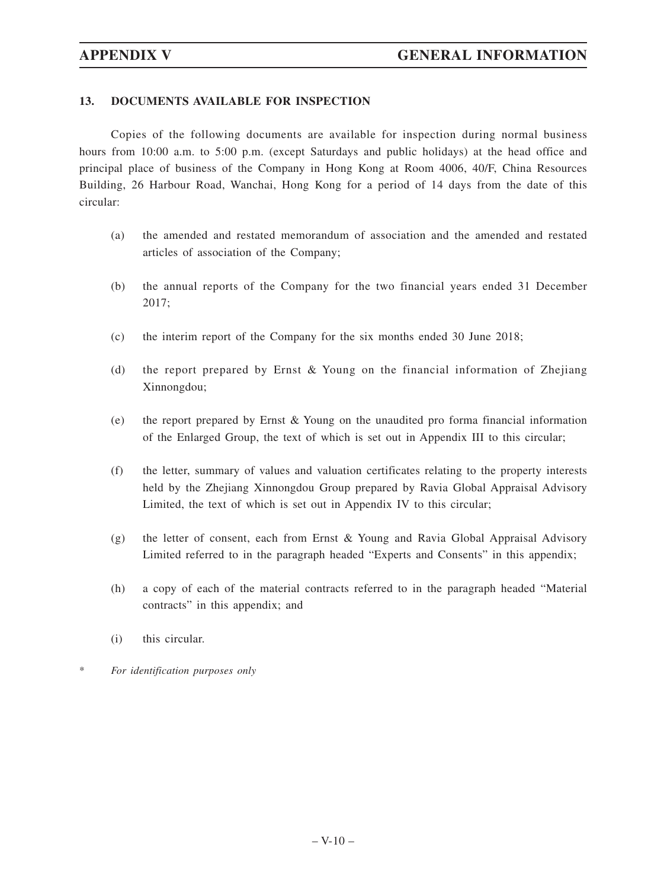## 13. DOCUMENTS AVAILABLE FOR INSPECTION

Copies of the following documents are available for inspection during normal business hours from 10:00 a.m. to 5:00 p.m. (except Saturdays and public holidays) at the head office and principal place of business of the Company in Hong Kong at Room 4006, 40/F, China Resources Building, 26 Harbour Road, Wanchai, Hong Kong for a period of 14 days from the date of this circular:

(a) the amended and restated memorandum of association and the amended and restated articles of association of the Company;

(b) the annual reports of the Company for the two financial years ended 31 December 2017;

(c) the interim report of the Company for the six months ended 30 June 2018;

(d) the report prepared by Ernst & Young on the financial information of Zhejiang Xinnongdou;

(e) the report prepared by Ernst & Young on the unaudited pro forma financial information of the Enlarged Group, the text of which is set out in Appendix III to this circular;

(f) the letter, summary of values and valuation certificates relating to the property interests held by the Zhejiang Xinnongdou Group prepared by Ravia Global Appraisal Advisory Limited, the text of which is set out in Appendix IV to this circular;

(g) the letter of consent, each from Ernst & Young and Ravia Global Appraisal Advisory Limited referred to in the paragraph headed "Experts and Consents" in this appendix;

(h) a copy of each of the material contracts referred to in the paragraph headed "Material contracts" in this appendix; and

(i) this circular.

\* *For identification purposes only*